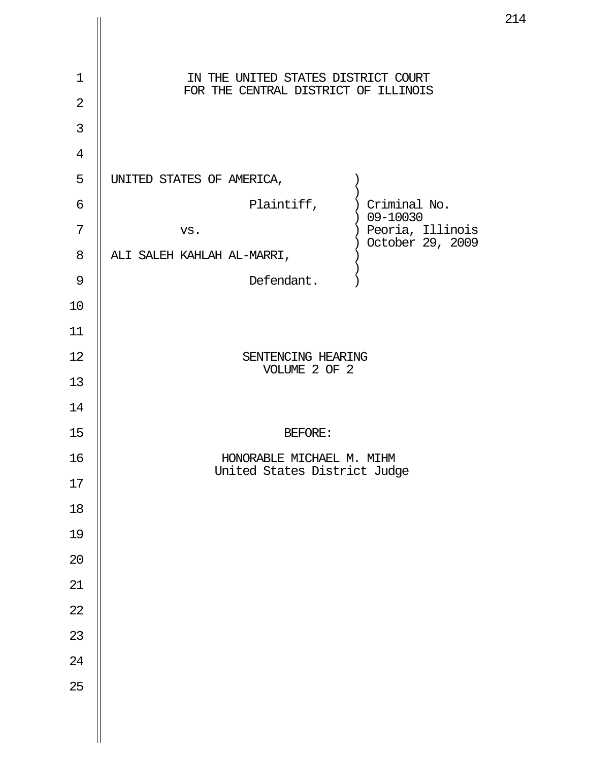IN THE UNITED STATES DISTRICT COURT
FOR THE CENTRAL DISTRICT OF ILLINOIS

UNITED STATES OF AMERICA, )
)
Plaintiff, ) Criminal No.
) 09-10030
vs. ) Peoria, Illinois
) October 29, 2009
ALI SALEH KAHLAH AL-MARRI, )
)
Defendant. )

SENTENCING HEARING
VOLUME 2 OF 2

BEFORE:

HONORABLE MICHAEL M. MIHM
United States District Judge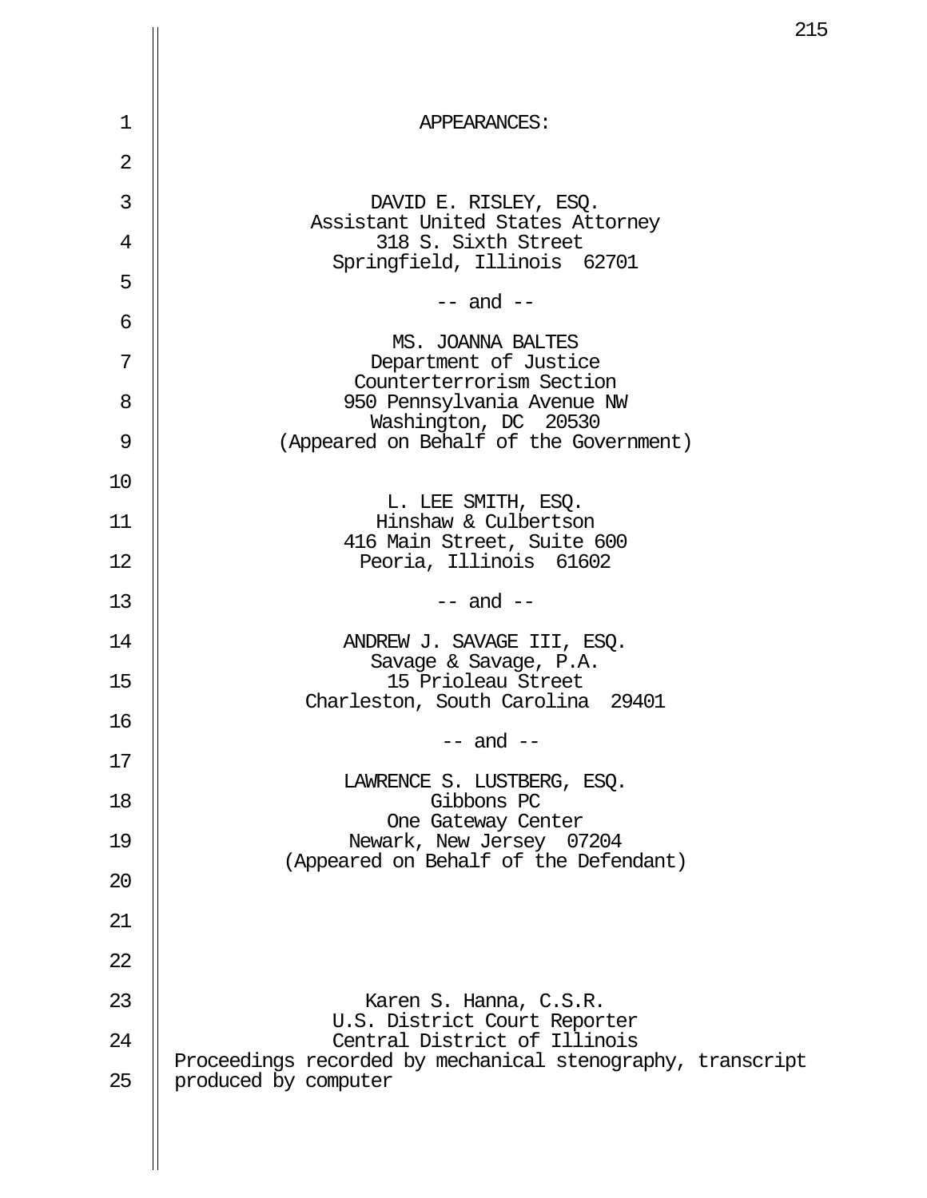APPEARANCES:

DAVID E. RISLEY, ESQ.
Assistant United States Attorney
318 S. Sixth Street
Springfield, Illinois 62701

-- and --

MS. JOANNA BALTES
Department of Justice
Counterterrorism Section
950 Pennsylvania Avenue NW
Washington, DC 20530
(Appeared on Behalf of the Government)

L. LEE SMITH, ESQ.
Hinshaw & Culbertson
416 Main Street, Suite 600
Peoria, Illinois 61602

-- and --

ANDREW J. SAVAGE III, ESQ.
Savage & Savage, P.A.
15 Prioleau Street
Charleston, South Carolina 29401

-- and --

LAWRENCE S. LUSTBERG, ESQ.
Gibbons PC
One Gateway Center
Newark, New Jersey 07204
(Appeared on Behalf of the Defendant)

Karen S. Hanna, C.S.R.
U.S. District Court Reporter
Central District of Illinois
Proceedings recorded by mechanical stenography, transcript produced by computer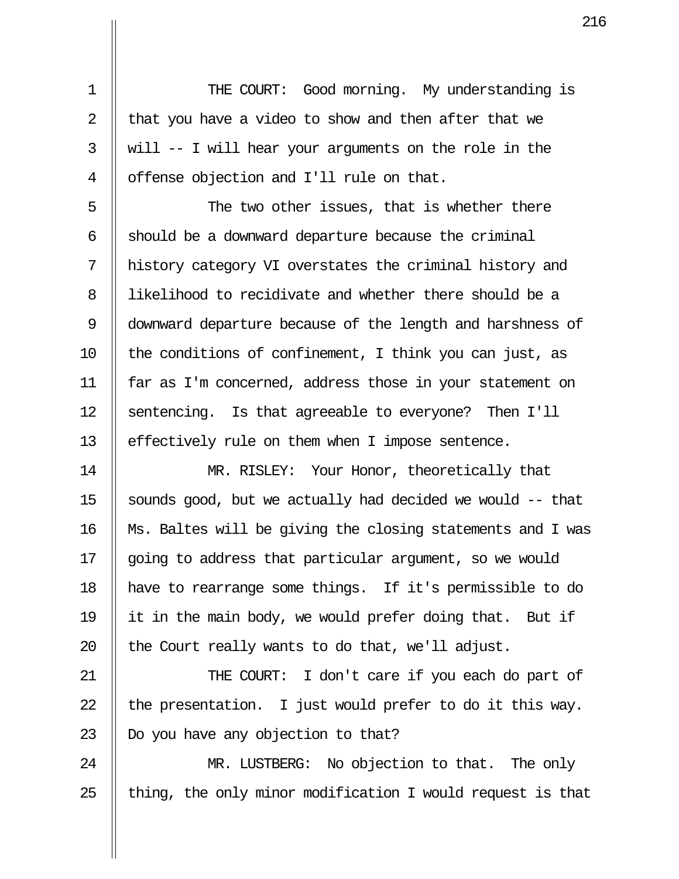THE COURT: Good morning. My understanding is that you have a video to show and then after that we will -- I will hear your arguments on the role in the offense objection and I'll rule on that.

The two other issues, that is whether there should be a downward departure because the criminal history category VI overstates the criminal history and likelihood to recidivate and whether there should be a downward departure because of the length and harshness of the conditions of confinement, I think you can just, as far as I'm concerned, address those in your statement on sentencing. Is that agreeable to everyone? Then I'll effectively rule on them when I impose sentence.

MR. RISLEY: Your Honor, theoretically that sounds good, but we actually had decided we would -- that Ms. Baltes will be giving the closing statements and I was going to address that particular argument, so we would have to rearrange some things. If it's permissible to do it in the main body, we would prefer doing that. But if the Court really wants to do that, we'll adjust.

THE COURT: I don't care if you each do part of the presentation. I just would prefer to do it this way. Do you have any objection to that?

MR. LUSTBERG: No objection to that. The only thing, the only minor modification I would request is that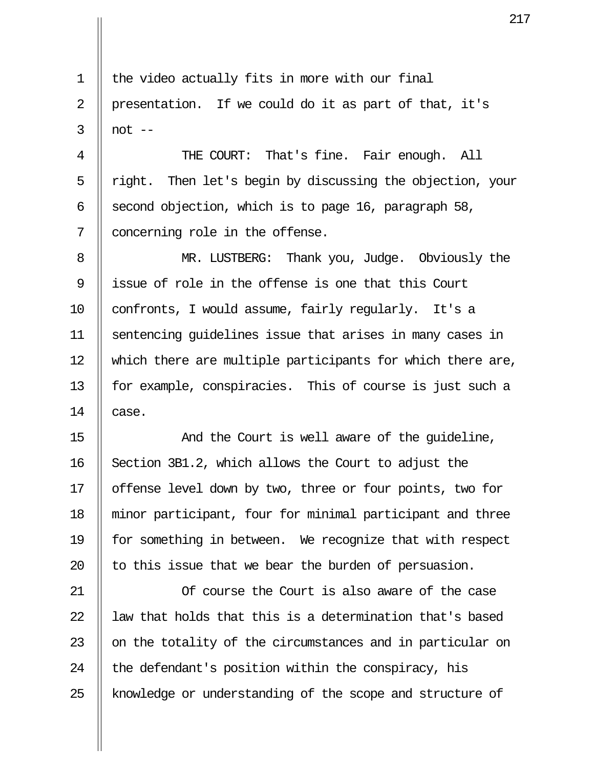the video actually fits in more with our final presentation. If we could do it as part of that, it's not --

THE COURT: That's fine. Fair enough. All right. Then let's begin by discussing the objection, your second objection, which is to page 16, paragraph 58, concerning role in the offense.

MR. LUSTBERG: Thank you, Judge. Obviously the issue of role in the offense is one that this Court confronts, I would assume, fairly regularly. It's a sentencing guidelines issue that arises in many cases in which there are multiple participants for which there are, for example, conspiracies. This of course is just such a case.

And the Court is well aware of the guideline, Section 3B1.2, which allows the Court to adjust the offense level down by two, three or four points, two for minor participant, four for minimal participant and three for something in between. We recognize that with respect to this issue that we bear the burden of persuasion.

Of course the Court is also aware of the case law that holds that this is a determination that's based on the totality of the circumstances and in particular on the defendant's position within the conspiracy, his knowledge or understanding of the scope and structure of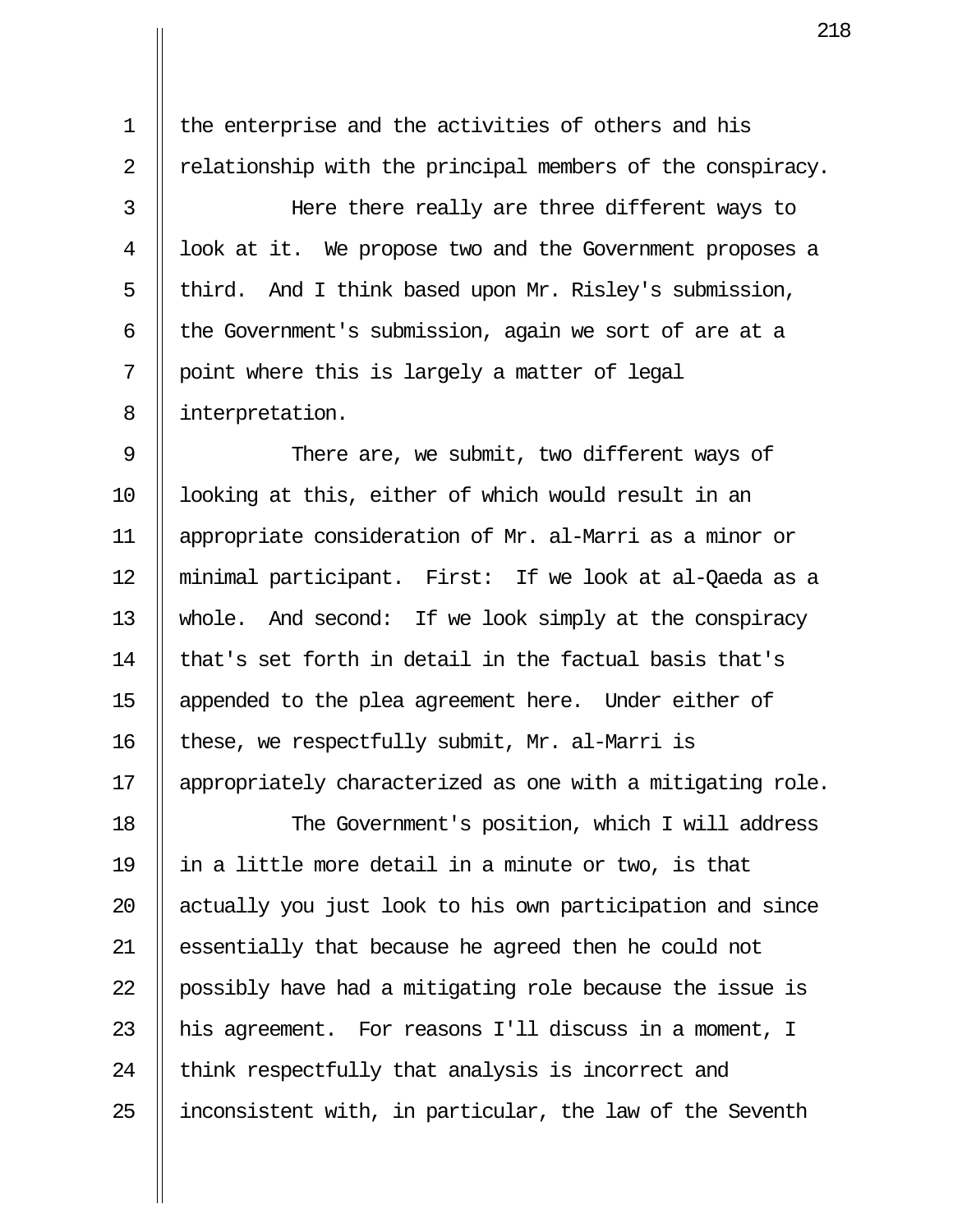the enterprise and the activities of others and his relationship with the principal members of the conspiracy.

Here there really are three different ways to look at it. We propose two and the Government proposes a third. And I think based upon Mr. Risley's submission, the Government's submission, again we sort of are at a point where this is largely a matter of legal interpretation.

There are, we submit, two different ways of looking at this, either of which would result in an appropriate consideration of Mr. al-Marri as a minor or minimal participant. First: If we look at al-Qaeda as a whole. And second: If we look simply at the conspiracy that's set forth in detail in the factual basis that's appended to the plea agreement here. Under either of these, we respectfully submit, Mr. al-Marri is appropriately characterized as one with a mitigating role.

The Government's position, which I will address in a little more detail in a minute or two, is that actually you just look to his own participation and since essentially that because he agreed then he could not possibly have had a mitigating role because the issue is his agreement. For reasons I'll discuss in a moment, I think respectfully that analysis is incorrect and inconsistent with, in particular, the law of the Seventh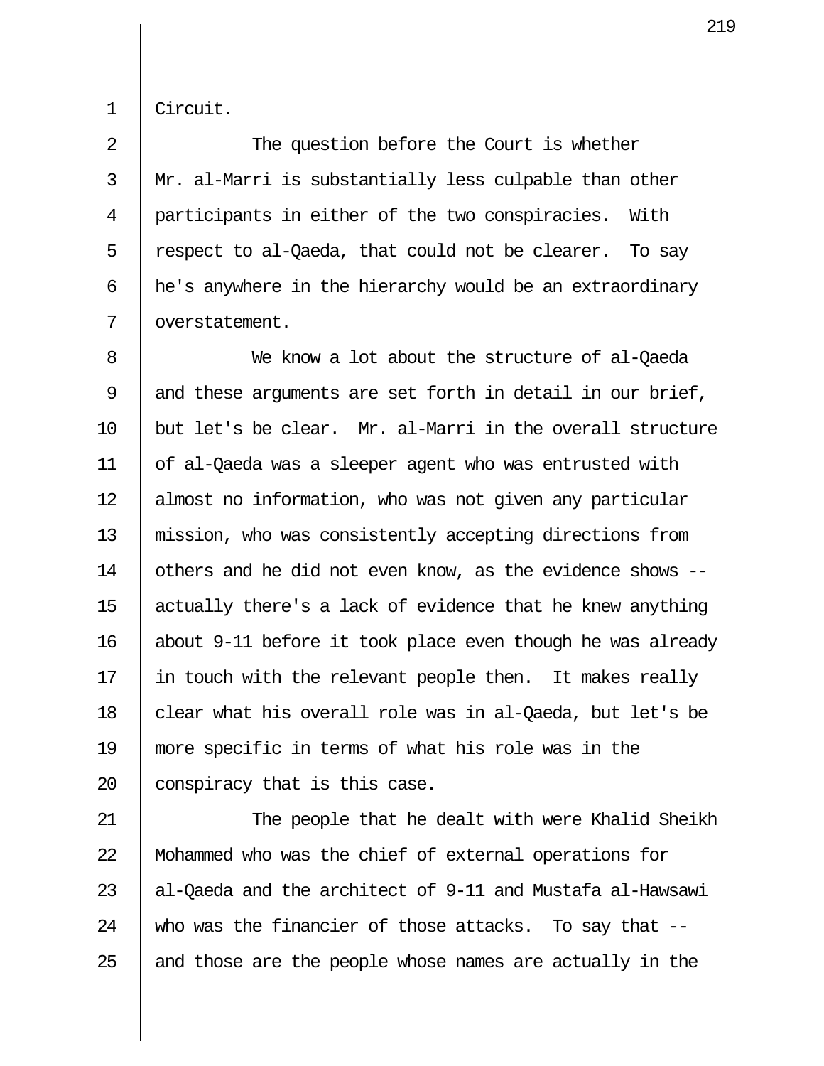Circuit.

The question before the Court is whether Mr. al-Marri is substantially less culpable than other participants in either of the two conspiracies. With respect to al-Qaeda, that could not be clearer. To say he's anywhere in the hierarchy would be an extraordinary overstatement.

We know a lot about the structure of al-Qaeda and these arguments are set forth in detail in our brief, but let's be clear. Mr. al-Marri in the overall structure of al-Qaeda was a sleeper agent who was entrusted with almost no information, who was not given any particular mission, who was consistently accepting directions from others and he did not even know, as the evidence shows -- actually there's a lack of evidence that he knew anything about 9-11 before it took place even though he was already in touch with the relevant people then. It makes really clear what his overall role was in al-Qaeda, but let's be more specific in terms of what his role was in the conspiracy that is this case.

The people that he dealt with were Khalid Sheikh Mohammed who was the chief of external operations for al-Qaeda and the architect of 9-11 and Mustafa al-Hawsawi who was the financier of those attacks. To say that -- and those are the people whose names are actually in the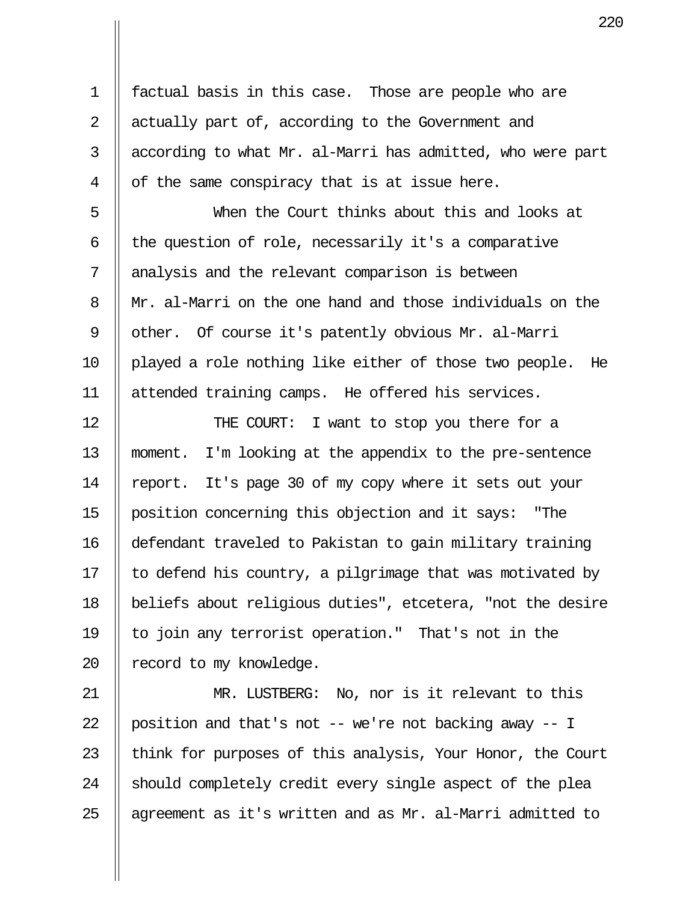factual basis in this case. Those are people who are actually part of, according to the Government and according to what Mr. al-Marri has admitted, who were part of the same conspiracy that is at issue here.

When the Court thinks about this and looks at the question of role, necessarily it's a comparative analysis and the relevant comparison is between Mr. al-Marri on the one hand and those individuals on the other. Of course it's patently obvious Mr. al-Marri played a role nothing like either of those two people. He attended training camps. He offered his services.

THE COURT: I want to stop you there for a moment. I'm looking at the appendix to the pre-sentence report. It's page 30 of my copy where it sets out your position concerning this objection and it says: "The defendant traveled to Pakistan to gain military training to defend his country, a pilgrimage that was motivated by beliefs about religious duties", etcetera, "not the desire to join any terrorist operation." That's not in the record to my knowledge.

MR. LUSTBERG: No, nor is it relevant to this position and that's not -- we're not backing away -- I think for purposes of this analysis, Your Honor, the Court should completely credit every single aspect of the plea agreement as it's written and as Mr. al-Marri admitted to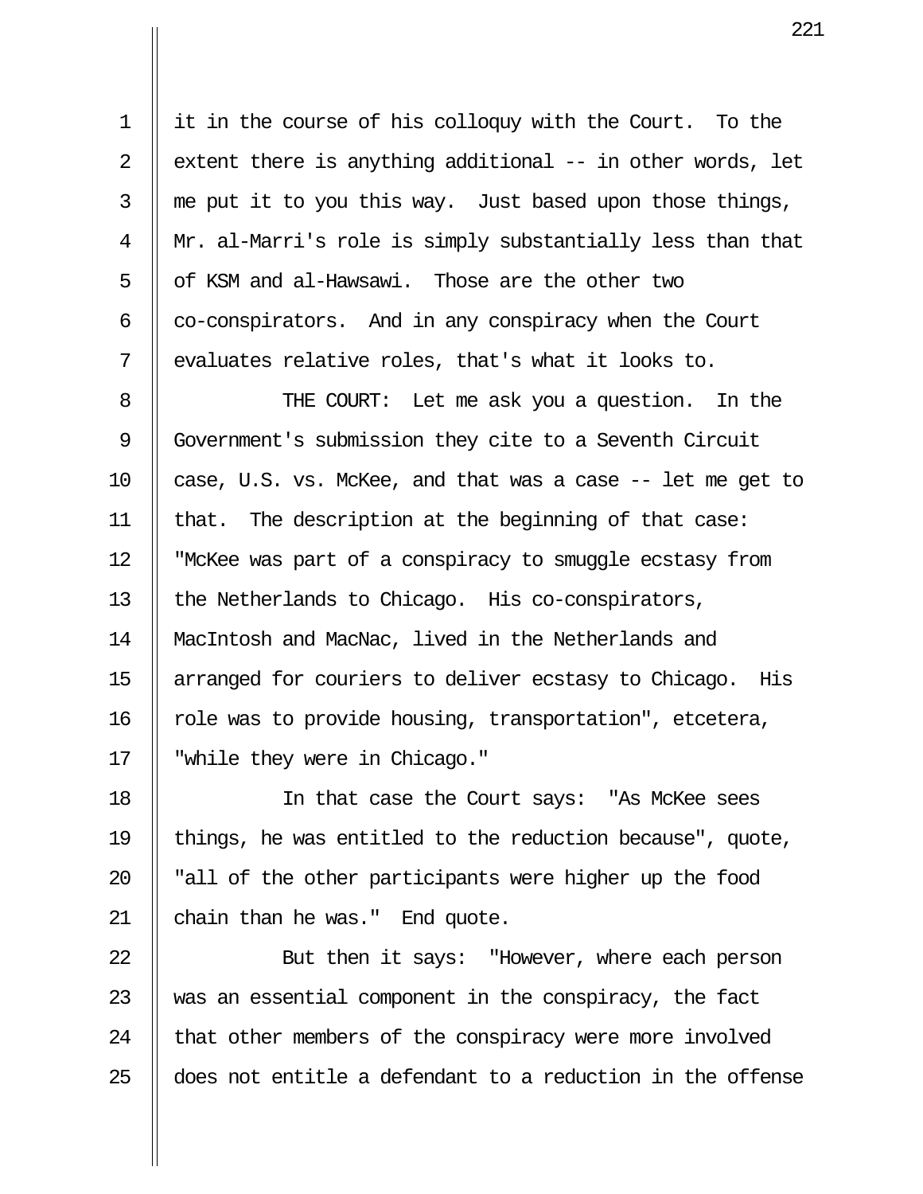it in the course of his colloquy with the Court. To the extent there is anything additional -- in other words, let me put it to you this way. Just based upon those things, Mr. al-Marri's role is simply substantially less than that of KSM and al-Hawsawi. Those are the other two co-conspirators. And in any conspiracy when the Court evaluates relative roles, that's what it looks to.

THE COURT: Let me ask you a question. In the Government's submission they cite to a Seventh Circuit case, U.S. vs. McKee, and that was a case -- let me get to that. The description at the beginning of that case: "McKee was part of a conspiracy to smuggle ecstasy from the Netherlands to Chicago. His co-conspirators, MacIntosh and MacNac, lived in the Netherlands and arranged for couriers to deliver ecstasy to Chicago. His role was to provide housing, transportation", etcetera, "while they were in Chicago."

In that case the Court says: "As McKee sees things, he was entitled to the reduction because", quote, "all of the other participants were higher up the food chain than he was." End quote.

But then it says: "However, where each person was an essential component in the conspiracy, the fact that other members of the conspiracy were more involved does not entitle a defendant to a reduction in the offense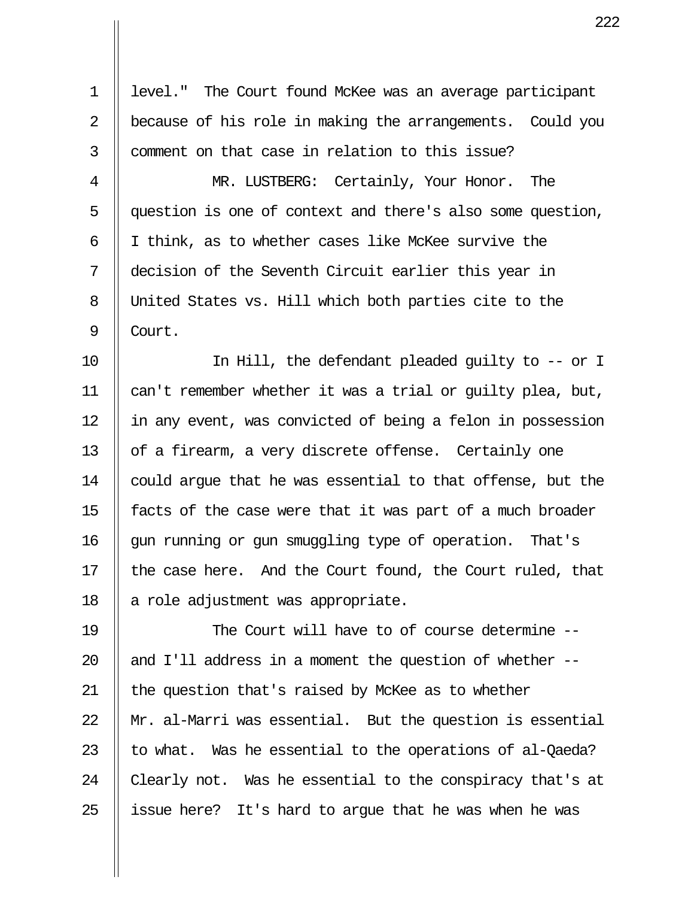level." The Court found McKee was an average participant because of his role in making the arrangements. Could you comment on that case in relation to this issue?

MR. LUSTBERG: Certainly, Your Honor. The question is one of context and there's also some question, I think, as to whether cases like McKee survive the decision of the Seventh Circuit earlier this year in United States vs. Hill which both parties cite to the Court.

In Hill, the defendant pleaded guilty to -- or I can't remember whether it was a trial or guilty plea, but, in any event, was convicted of being a felon in possession of a firearm, a very discrete offense. Certainly one could argue that he was essential to that offense, but the facts of the case were that it was part of a much broader gun running or gun smuggling type of operation. That's the case here. And the Court found, the Court ruled, that a role adjustment was appropriate.

The Court will have to of course determine -- and I'll address in a moment the question of whether -- the question that's raised by McKee as to whether Mr. al-Marri was essential. But the question is essential to what. Was he essential to the operations of al-Qaeda? Clearly not. Was he essential to the conspiracy that's at issue here? It's hard to argue that he was when he was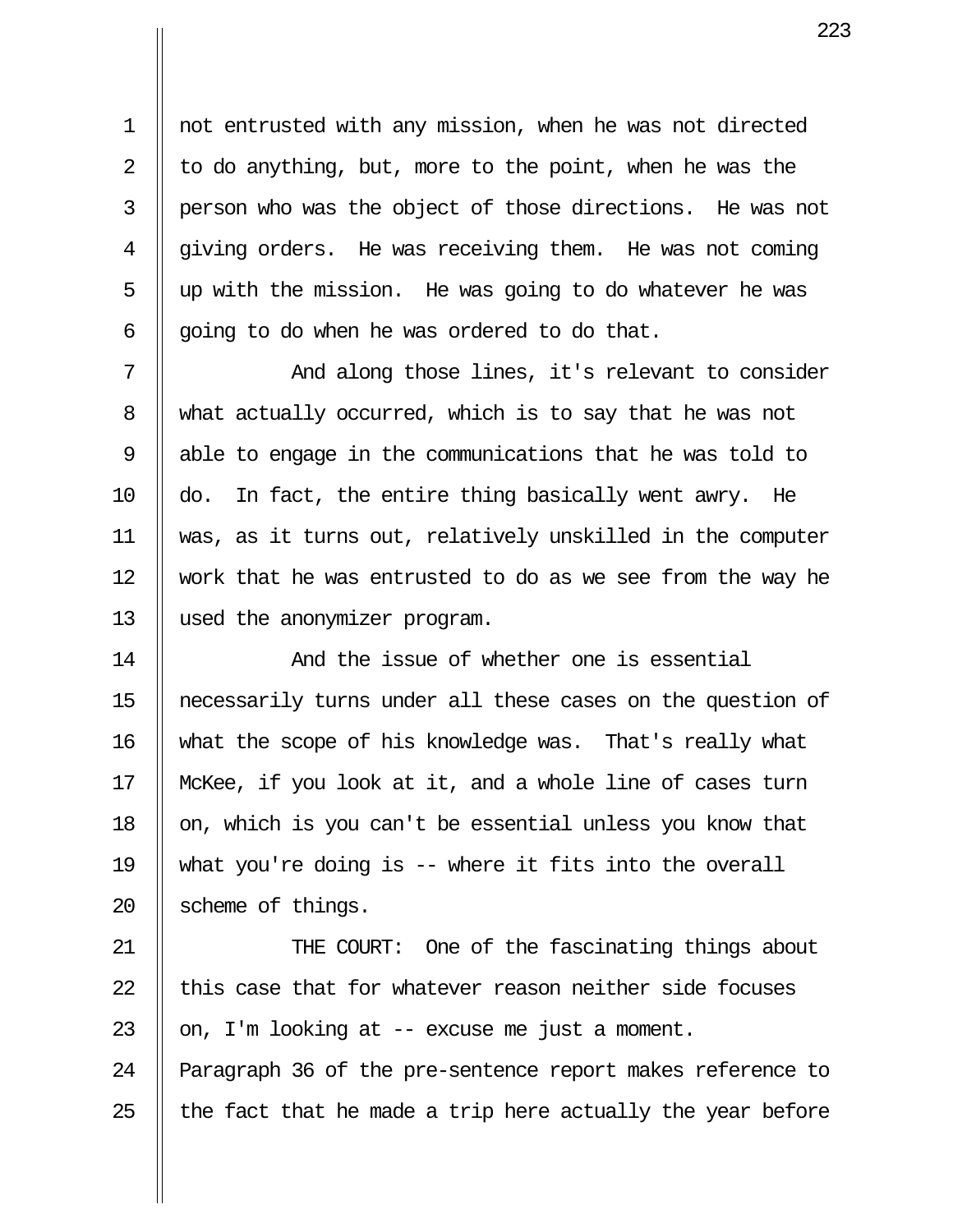not entrusted with any mission, when he was not directed to do anything, but, more to the point, when he was the person who was the object of those directions. He was not giving orders. He was receiving them. He was not coming up with the mission. He was going to do whatever he was going to do when he was ordered to do that.

And along those lines, it's relevant to consider what actually occurred, which is to say that he was not able to engage in the communications that he was told to do. In fact, the entire thing basically went awry. He was, as it turns out, relatively unskilled in the computer work that he was entrusted to do as we see from the way he used the anonymizer program.

And the issue of whether one is essential necessarily turns under all these cases on the question of what the scope of his knowledge was. That's really what McKee, if you look at it, and a whole line of cases turn on, which is you can't be essential unless you know that what you're doing is -- where it fits into the overall scheme of things.

THE COURT: One of the fascinating things about this case that for whatever reason neither side focuses on, I'm looking at -- excuse me just a moment. Paragraph 36 of the pre-sentence report makes reference to the fact that he made a trip here actually the year before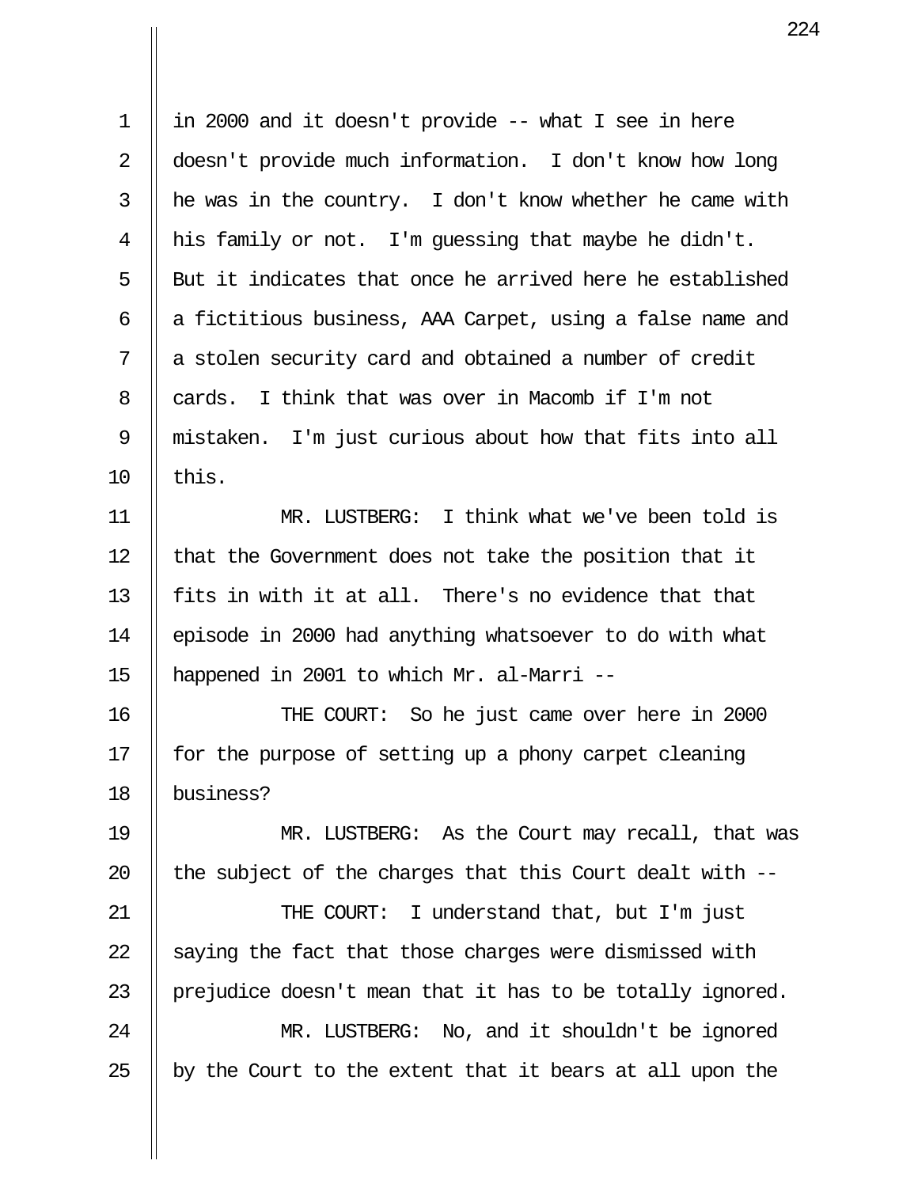in 2000 and it doesn't provide -- what I see in here doesn't provide much information. I don't know how long he was in the country. I don't know whether he came with his family or not. I'm guessing that maybe he didn't. But it indicates that once he arrived here he established a fictitious business, AAA Carpet, using a false name and a stolen security card and obtained a number of credit cards. I think that was over in Macomb if I'm not mistaken. I'm just curious about how that fits into all this.

MR. LUSTBERG: I think what we've been told is that the Government does not take the position that it fits in with it at all. There's no evidence that that episode in 2000 had anything whatsoever to do with what happened in 2001 to which Mr. al-Marri --

THE COURT: So he just came over here in 2000 for the purpose of setting up a phony carpet cleaning business?

MR. LUSTBERG: As the Court may recall, that was the subject of the charges that this Court dealt with --

THE COURT: I understand that, but I'm just saying the fact that those charges were dismissed with prejudice doesn't mean that it has to be totally ignored.

MR. LUSTBERG: No, and it shouldn't be ignored by the Court to the extent that it bears at all upon the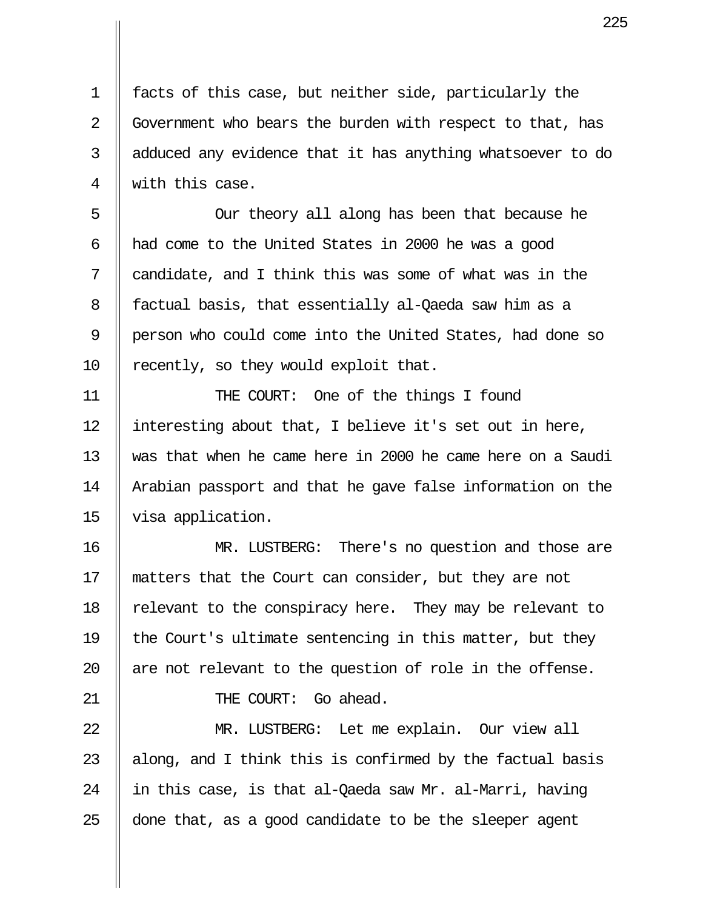facts of this case, but neither side, particularly the Government who bears the burden with respect to that, has adduced any evidence that it has anything whatsoever to do with this case.

Our theory all along has been that because he had come to the United States in 2000 he was a good candidate, and I think this was some of what was in the factual basis, that essentially al-Qaeda saw him as a person who could come into the United States, had done so recently, so they would exploit that.

THE COURT: One of the things I found interesting about that, I believe it's set out in here, was that when he came here in 2000 he came here on a Saudi Arabian passport and that he gave false information on the visa application.

MR. LUSTBERG: There's no question and those are matters that the Court can consider, but they are not relevant to the conspiracy here. They may be relevant to the Court's ultimate sentencing in this matter, but they are not relevant to the question of role in the offense.

THE COURT: Go ahead.

MR. LUSTBERG: Let me explain. Our view all along, and I think this is confirmed by the factual basis in this case, is that al-Qaeda saw Mr. al-Marri, having done that, as a good candidate to be the sleeper agent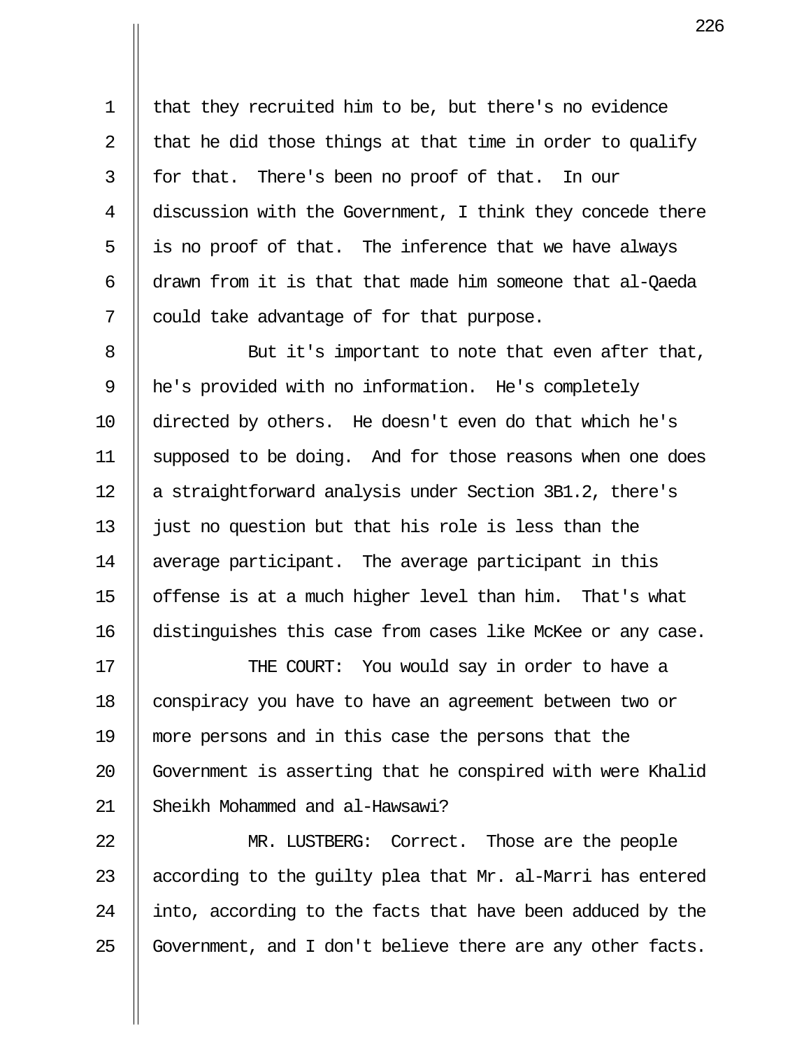that they recruited him to be, but there's no evidence that he did those things at that time in order to qualify for that. There's been no proof of that. In our discussion with the Government, I think they concede there is no proof of that. The inference that we have always drawn from it is that that made him someone that al-Qaeda could take advantage of for that purpose.

But it's important to note that even after that, he's provided with no information. He's completely directed by others. He doesn't even do that which he's supposed to be doing. And for those reasons when one does a straightforward analysis under Section 3B1.2, there's just no question but that his role is less than the average participant. The average participant in this offense is at a much higher level than him. That's what distinguishes this case from cases like McKee or any case.

THE COURT: You would say in order to have a conspiracy you have to have an agreement between two or more persons and in this case the persons that the Government is asserting that he conspired with were Khalid Sheikh Mohammed and al-Hawsawi?

MR. LUSTBERG: Correct. Those are the people according to the guilty plea that Mr. al-Marri has entered into, according to the facts that have been adduced by the Government, and I don't believe there are any other facts.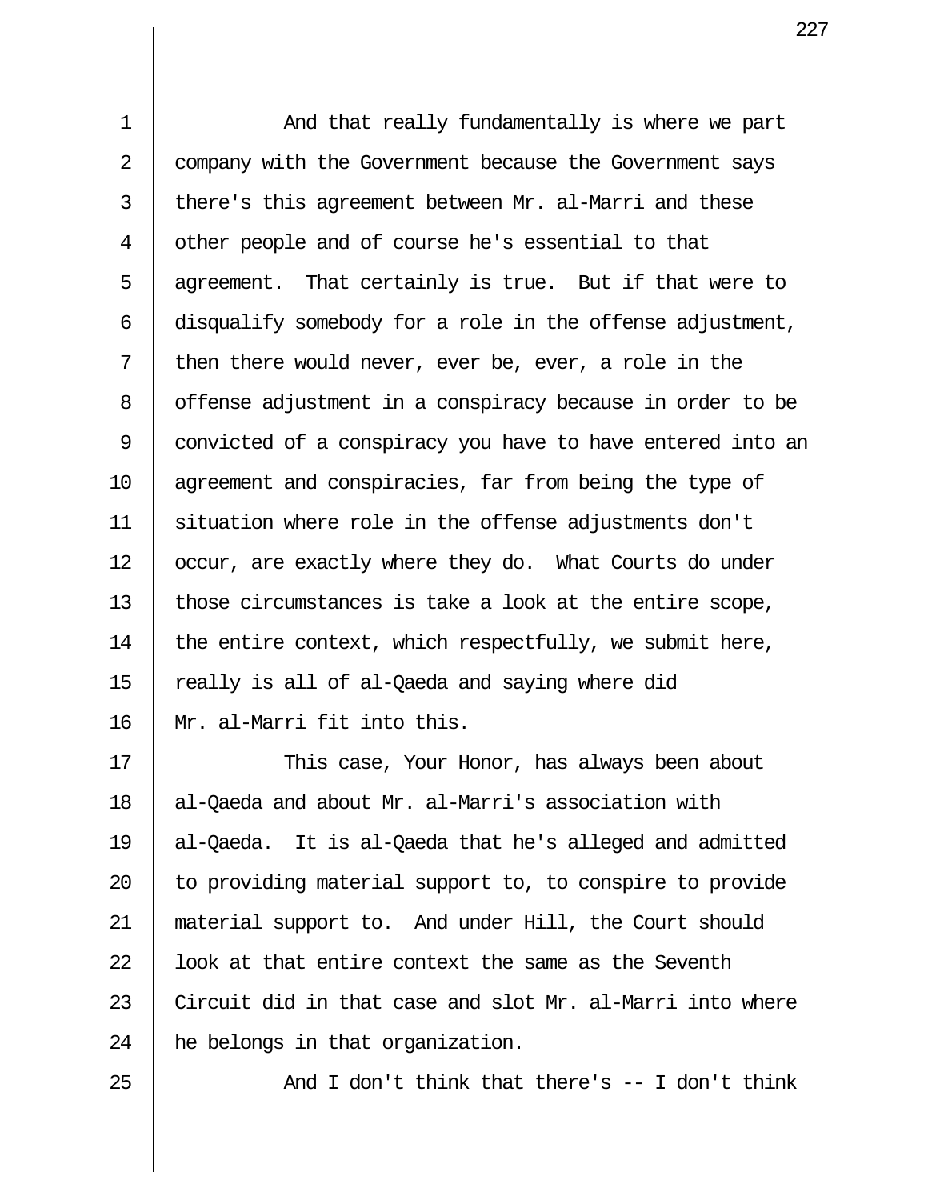And that really fundamentally is where we part company with the Government because the Government says there's this agreement between Mr. al-Marri and these other people and of course he's essential to that agreement. That certainly is true. But if that were to disqualify somebody for a role in the offense adjustment, then there would never, ever be, ever, a role in the offense adjustment in a conspiracy because in order to be convicted of a conspiracy you have to have entered into an agreement and conspiracies, far from being the type of situation where role in the offense adjustments don't occur, are exactly where they do. What Courts do under those circumstances is take a look at the entire scope, the entire context, which respectfully, we submit here, really is all of al-Qaeda and saying where did Mr. al-Marri fit into this.

This case, Your Honor, has always been about al-Qaeda and about Mr. al-Marri's association with al-Qaeda. It is al-Qaeda that he's alleged and admitted to providing material support to, to conspire to provide material support to. And under Hill, the Court should look at that entire context the same as the Seventh Circuit did in that case and slot Mr. al-Marri into where he belongs in that organization.

And I don't think that there's -- I don't think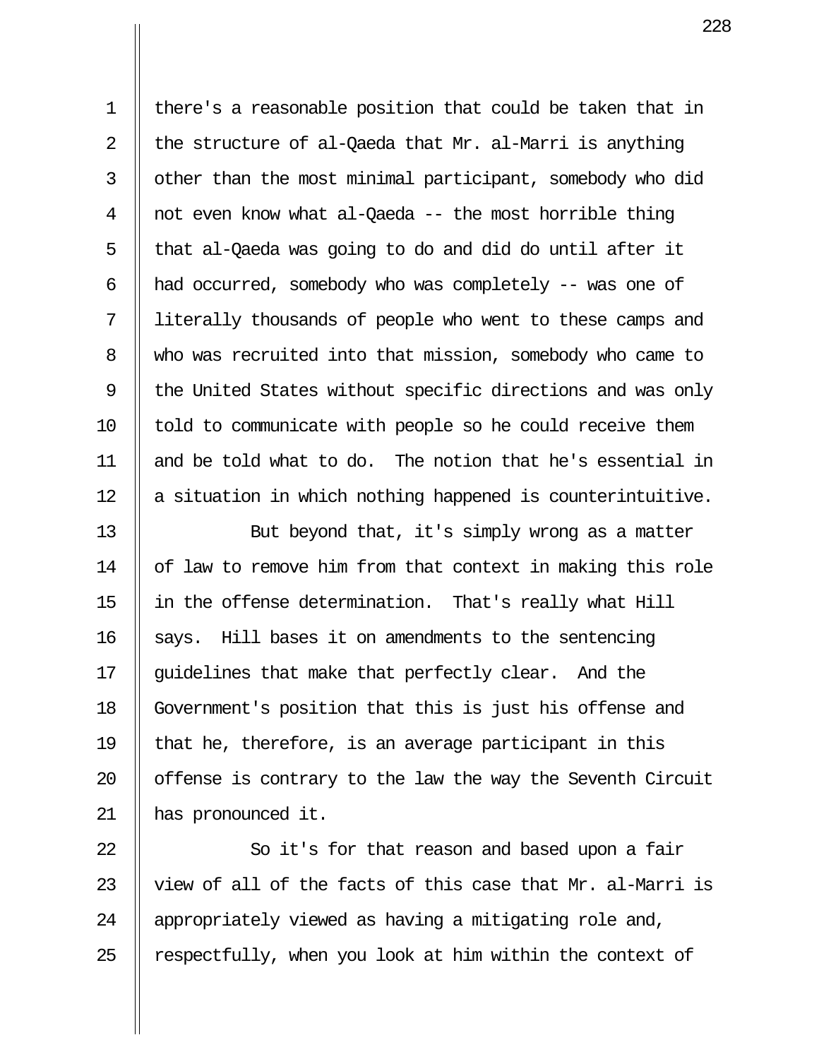there's a reasonable position that could be taken that in the structure of al-Qaeda that Mr. al-Marri is anything other than the most minimal participant, somebody who did not even know what al-Qaeda -- the most horrible thing that al-Qaeda was going to do and did do until after it had occurred, somebody who was completely -- was one of literally thousands of people who went to these camps and who was recruited into that mission, somebody who came to the United States without specific directions and was only told to communicate with people so he could receive them and be told what to do. The notion that he's essential in a situation in which nothing happened is counterintuitive.

But beyond that, it's simply wrong as a matter of law to remove him from that context in making this role in the offense determination. That's really what Hill says. Hill bases it on amendments to the sentencing guidelines that make that perfectly clear. And the Government's position that this is just his offense and that he, therefore, is an average participant in this offense is contrary to the law the way the Seventh Circuit has pronounced it.

So it's for that reason and based upon a fair view of all of the facts of this case that Mr. al-Marri is appropriately viewed as having a mitigating role and, respectfully, when you look at him within the context of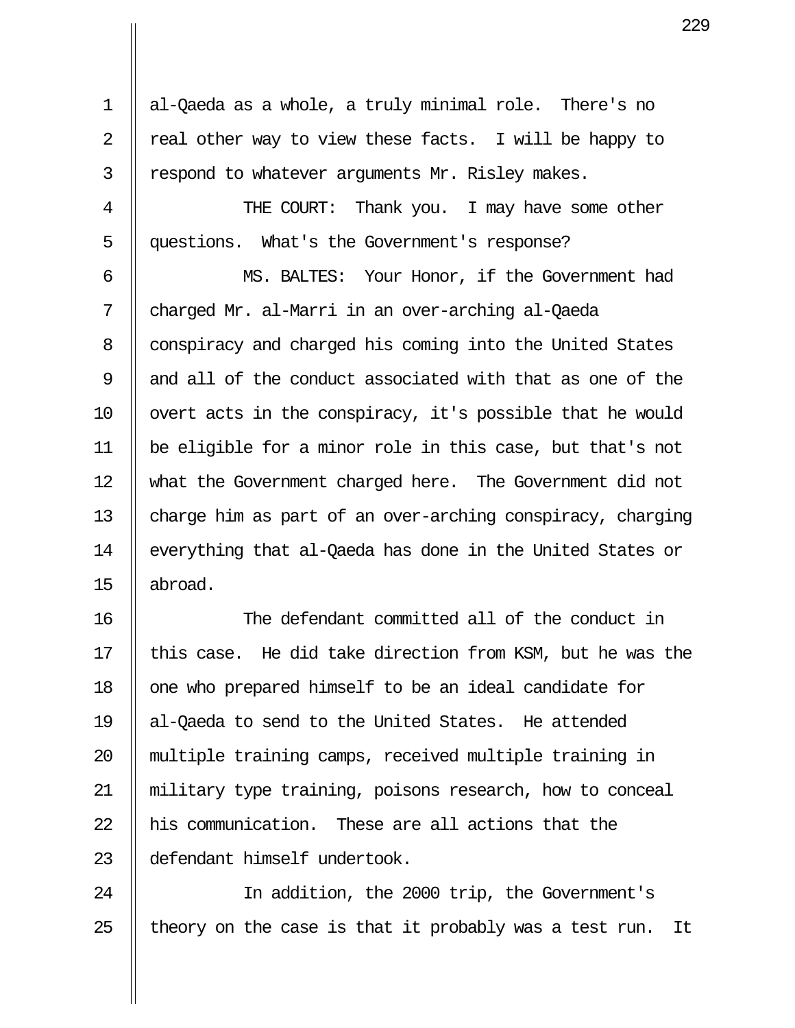al-Qaeda as a whole, a truly minimal role. There's no real other way to view these facts. I will be happy to respond to whatever arguments Mr. Risley makes.

THE COURT: Thank you. I may have some other questions. What's the Government's response?

MS. BALTES: Your Honor, if the Government had charged Mr. al-Marri in an over-arching al-Qaeda conspiracy and charged his coming into the United States and all of the conduct associated with that as one of the overt acts in the conspiracy, it's possible that he would be eligible for a minor role in this case, but that's not what the Government charged here. The Government did not charge him as part of an over-arching conspiracy, charging everything that al-Qaeda has done in the United States or abroad.

The defendant committed all of the conduct in this case. He did take direction from KSM, but he was the one who prepared himself to be an ideal candidate for al-Qaeda to send to the United States. He attended multiple training camps, received multiple training in military type training, poisons research, how to conceal his communication. These are all actions that the defendant himself undertook.

In addition, the 2000 trip, the Government's theory on the case is that it probably was a test run. It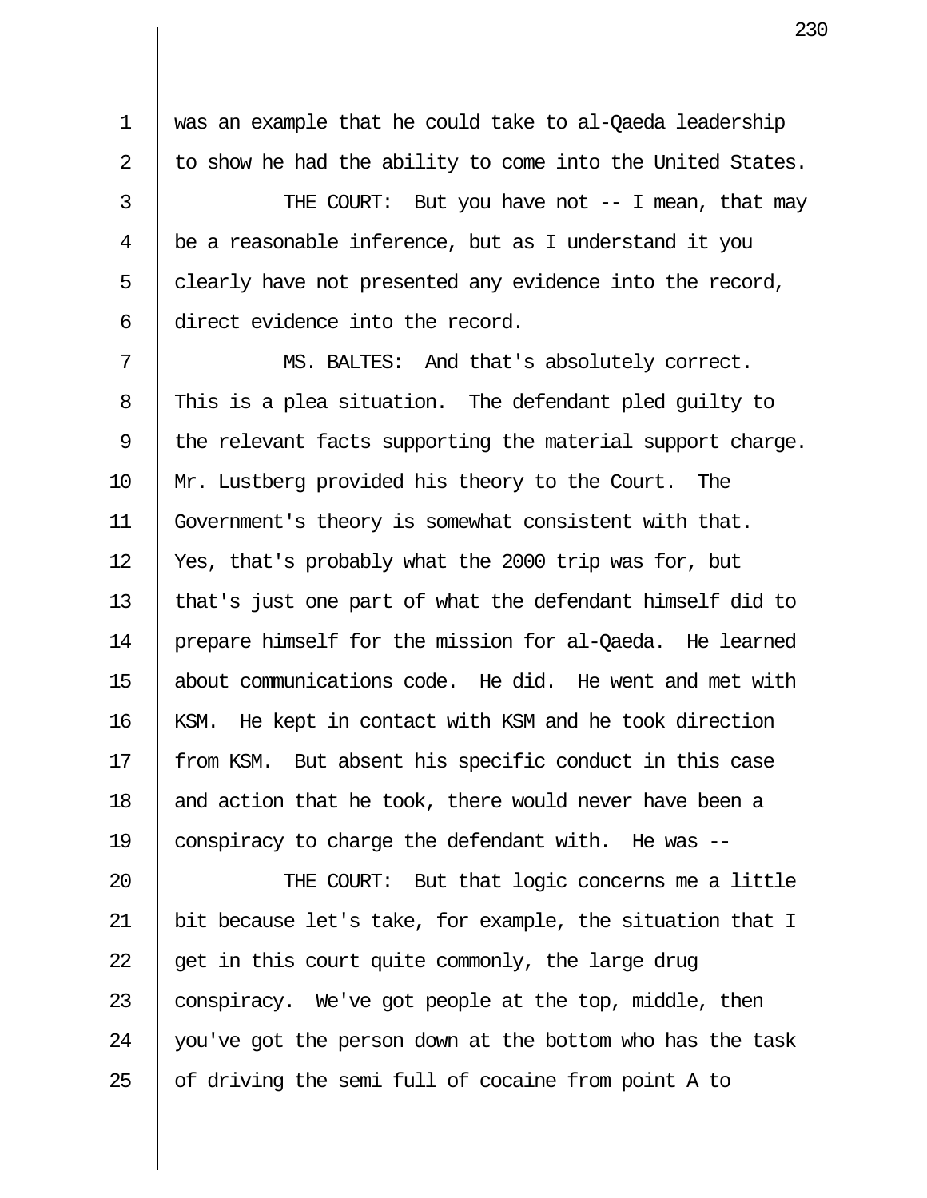was an example that he could take to al-Qaeda leadership to show he had the ability to come into the United States.

THE COURT: But you have not -- I mean, that may be a reasonable inference, but as I understand it you clearly have not presented any evidence into the record, direct evidence into the record.

MS. BALTES: And that's absolutely correct. This is a plea situation. The defendant pled guilty to the relevant facts supporting the material support charge. Mr. Lustberg provided his theory to the Court. The Government's theory is somewhat consistent with that. Yes, that's probably what the 2000 trip was for, but that's just one part of what the defendant himself did to prepare himself for the mission for al-Qaeda. He learned about communications code. He did. He went and met with KSM. He kept in contact with KSM and he took direction from KSM. But absent his specific conduct in this case and action that he took, there would never have been a conspiracy to charge the defendant with. He was --

THE COURT: But that logic concerns me a little bit because let's take, for example, the situation that I get in this court quite commonly, the large drug conspiracy. We've got people at the top, middle, then you've got the person down at the bottom who has the task of driving the semi full of cocaine from point A to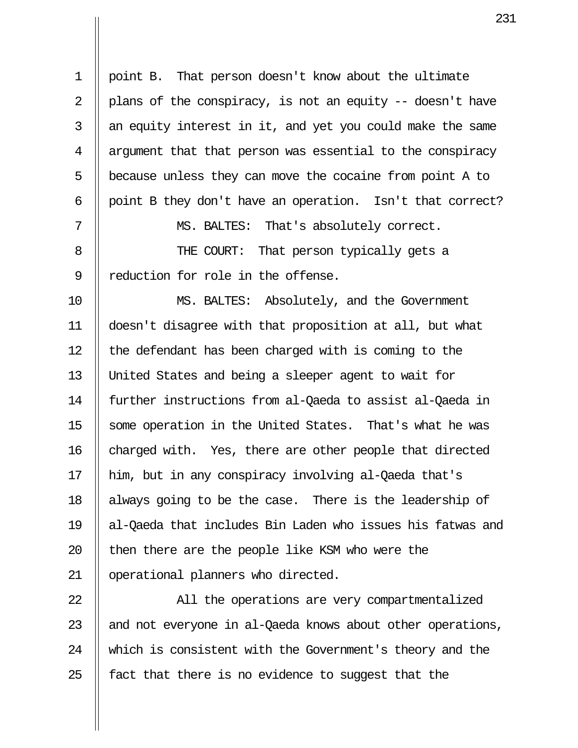point B. That person doesn't know about the ultimate plans of the conspiracy, is not an equity -- doesn't have an equity interest in it, and yet you could make the same argument that that person was essential to the conspiracy because unless they can move the cocaine from point A to point B they don't have an operation. Isn't that correct?

MS. BALTES: That's absolutely correct.

THE COURT: That person typically gets a reduction for role in the offense.

MS. BALTES: Absolutely, and the Government doesn't disagree with that proposition at all, but what the defendant has been charged with is coming to the United States and being a sleeper agent to wait for further instructions from al-Qaeda to assist al-Qaeda in some operation in the United States. That's what he was charged with. Yes, there are other people that directed him, but in any conspiracy involving al-Qaeda that's always going to be the case. There is the leadership of al-Qaeda that includes Bin Laden who issues his fatwas and then there are the people like KSM who were the operational planners who directed.

All the operations are very compartmentalized and not everyone in al-Qaeda knows about other operations, which is consistent with the Government's theory and the fact that there is no evidence to suggest that the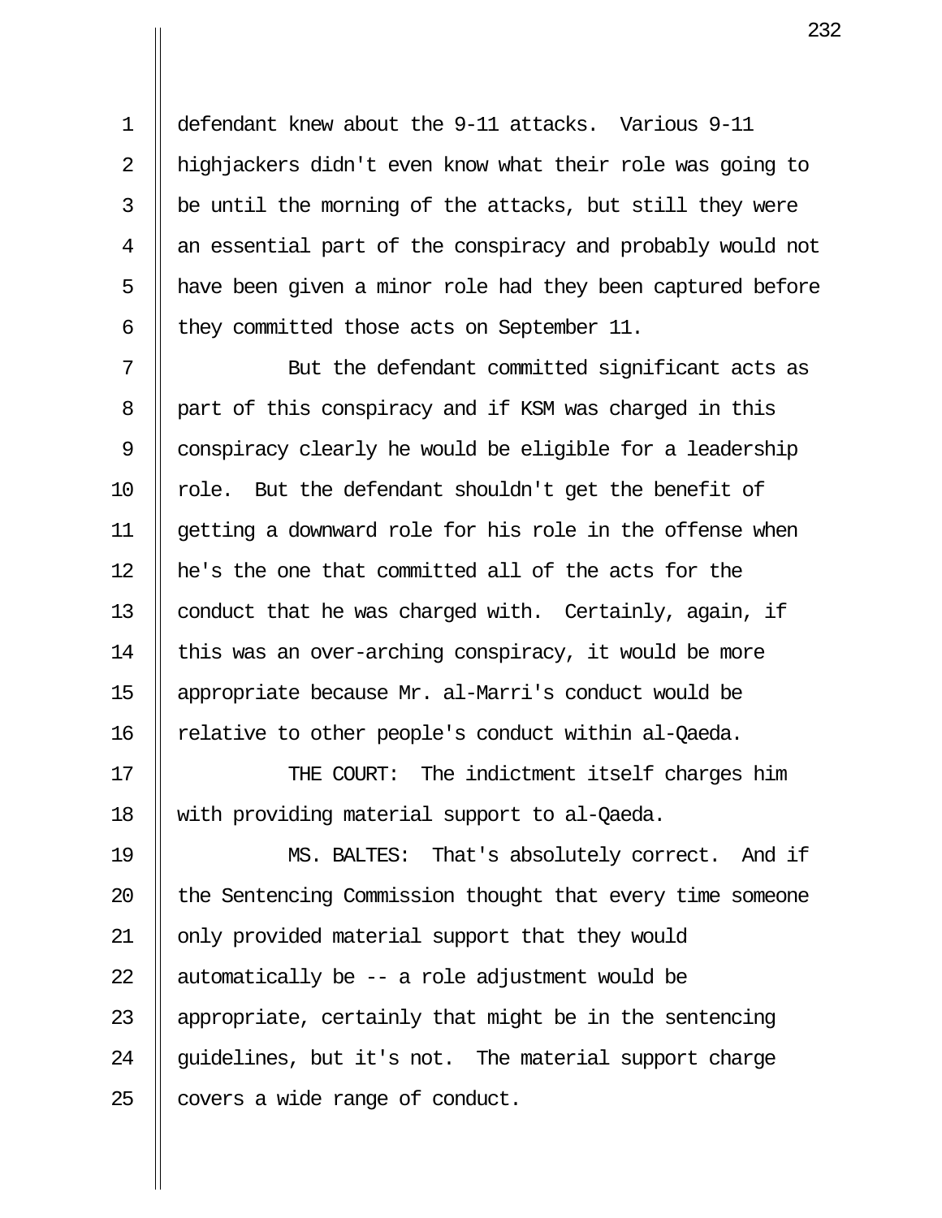defendant knew about the 9-11 attacks. Various 9-11 highjackers didn't even know what their role was going to be until the morning of the attacks, but still they were an essential part of the conspiracy and probably would not have been given a minor role had they been captured before they committed those acts on September 11.

But the defendant committed significant acts as part of this conspiracy and if KSM was charged in this conspiracy clearly he would be eligible for a leadership role. But the defendant shouldn't get the benefit of getting a downward role for his role in the offense when he's the one that committed all of the acts for the conduct that he was charged with. Certainly, again, if this was an over-arching conspiracy, it would be more appropriate because Mr. al-Marri's conduct would be relative to other people's conduct within al-Qaeda.

THE COURT: The indictment itself charges him with providing material support to al-Qaeda.

MS. BALTES: That's absolutely correct. And if the Sentencing Commission thought that every time someone only provided material support that they would automatically be -- a role adjustment would be appropriate, certainly that might be in the sentencing guidelines, but it's not. The material support charge covers a wide range of conduct.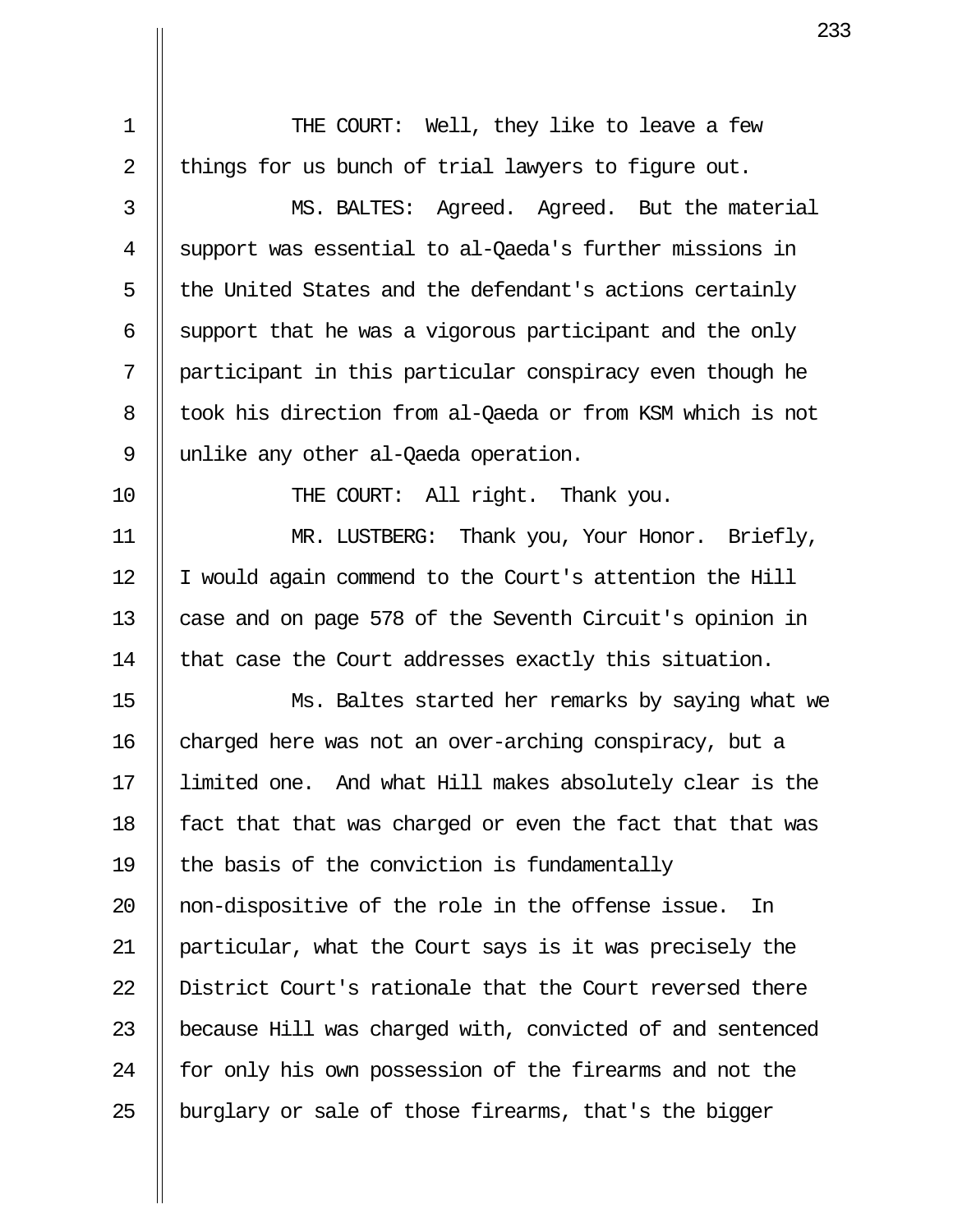THE COURT: Well, they like to leave a few things for us bunch of trial lawyers to figure out.

MS. BALTES: Agreed. Agreed. But the material support was essential to al-Qaeda's further missions in the United States and the defendant's actions certainly support that he was a vigorous participant and the only participant in this particular conspiracy even though he took his direction from al-Qaeda or from KSM which is not unlike any other al-Qaeda operation.

THE COURT: All right. Thank you.

MR. LUSTBERG: Thank you, Your Honor. Briefly, I would again commend to the Court's attention the Hill case and on page 578 of the Seventh Circuit's opinion in that case the Court addresses exactly this situation.

Ms. Baltes started her remarks by saying what we charged here was not an over-arching conspiracy, but a limited one. And what Hill makes absolutely clear is the fact that that was charged or even the fact that that was the basis of the conviction is fundamentally non-dispositive of the role in the offense issue. In particular, what the Court says is it was precisely the District Court's rationale that the Court reversed there because Hill was charged with, convicted of and sentenced for only his own possession of the firearms and not the burglary or sale of those firearms, that's the bigger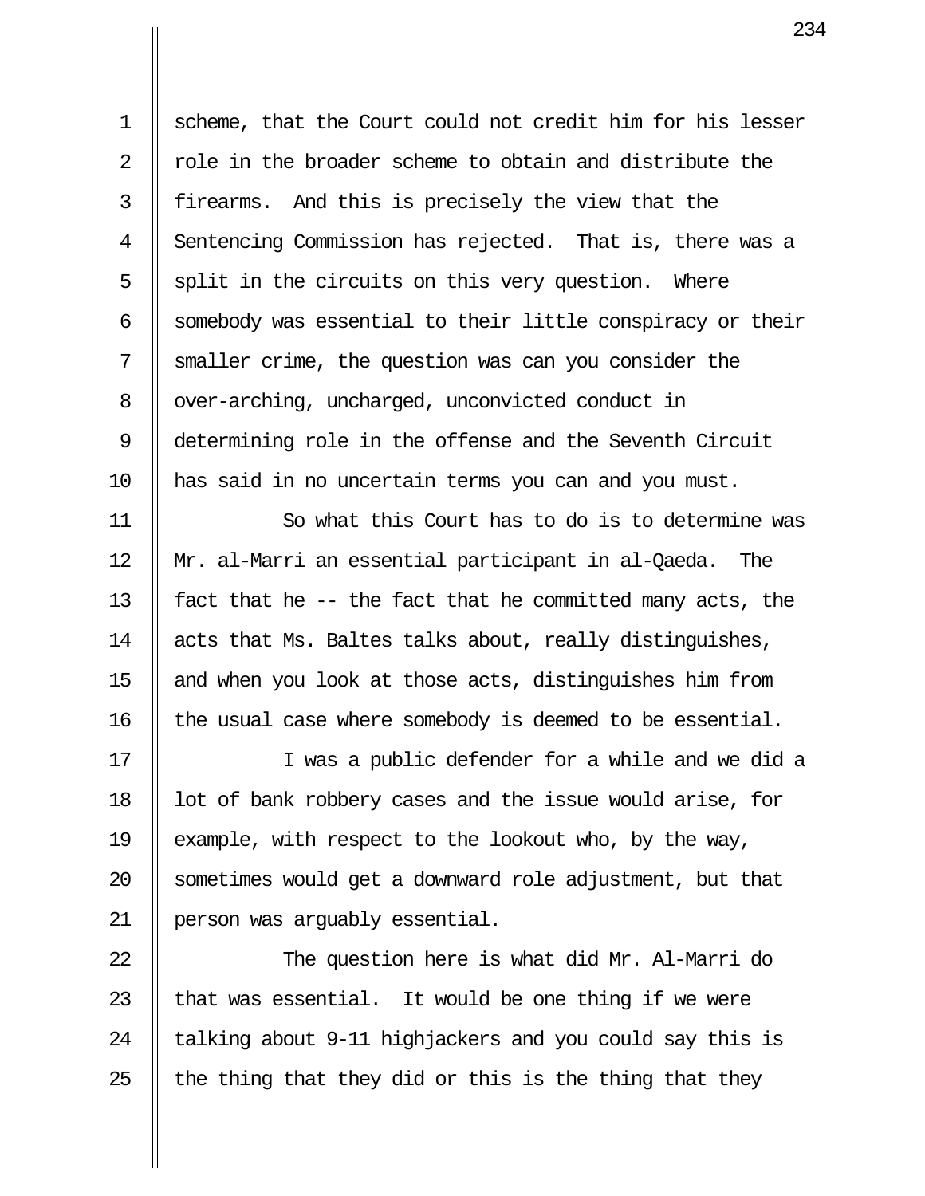scheme, that the Court could not credit him for his lesser role in the broader scheme to obtain and distribute the firearms. And this is precisely the view that the Sentencing Commission has rejected. That is, there was a split in the circuits on this very question. Where somebody was essential to their little conspiracy or their smaller crime, the question was can you consider the over-arching, uncharged, unconvicted conduct in determining role in the offense and the Seventh Circuit has said in no uncertain terms you can and you must.

So what this Court has to do is to determine was Mr. al-Marri an essential participant in al-Qaeda. The fact that he -- the fact that he committed many acts, the acts that Ms. Baltes talks about, really distinguishes, and when you look at those acts, distinguishes him from the usual case where somebody is deemed to be essential.

I was a public defender for a while and we did a lot of bank robbery cases and the issue would arise, for example, with respect to the lookout who, by the way, sometimes would get a downward role adjustment, but that person was arguably essential.

The question here is what did Mr. Al-Marri do that was essential. It would be one thing if we were talking about 9-11 highjackers and you could say this is the thing that they did or this is the thing that they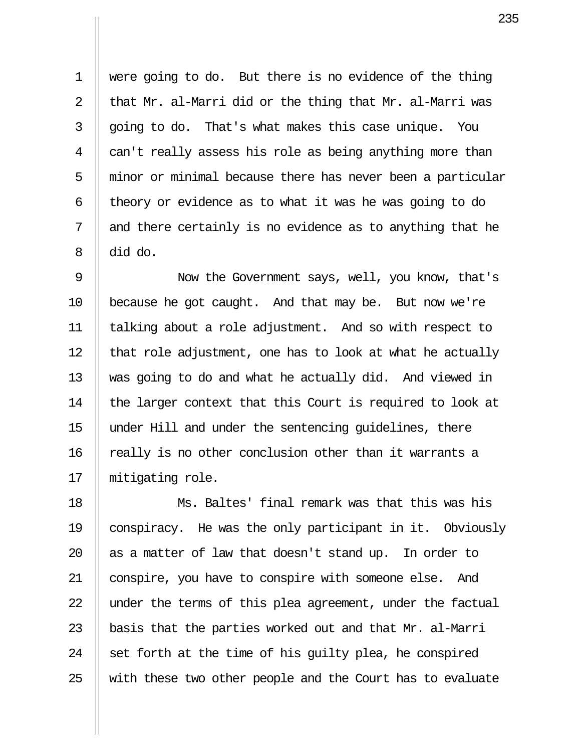were going to do. But there is no evidence of the thing that Mr. al-Marri did or the thing that Mr. al-Marri was going to do. That's what makes this case unique. You can't really assess his role as being anything more than minor or minimal because there has never been a particular theory or evidence as to what it was he was going to do and there certainly is no evidence as to anything that he did do.

Now the Government says, well, you know, that's because he got caught. And that may be. But now we're talking about a role adjustment. And so with respect to that role adjustment, one has to look at what he actually was going to do and what he actually did. And viewed in the larger context that this Court is required to look at under Hill and under the sentencing guidelines, there really is no other conclusion other than it warrants a mitigating role.

Ms. Baltes' final remark was that this was his conspiracy. He was the only participant in it. Obviously as a matter of law that doesn't stand up. In order to conspire, you have to conspire with someone else. And under the terms of this plea agreement, under the factual basis that the parties worked out and that Mr. al-Marri set forth at the time of his guilty plea, he conspired with these two other people and the Court has to evaluate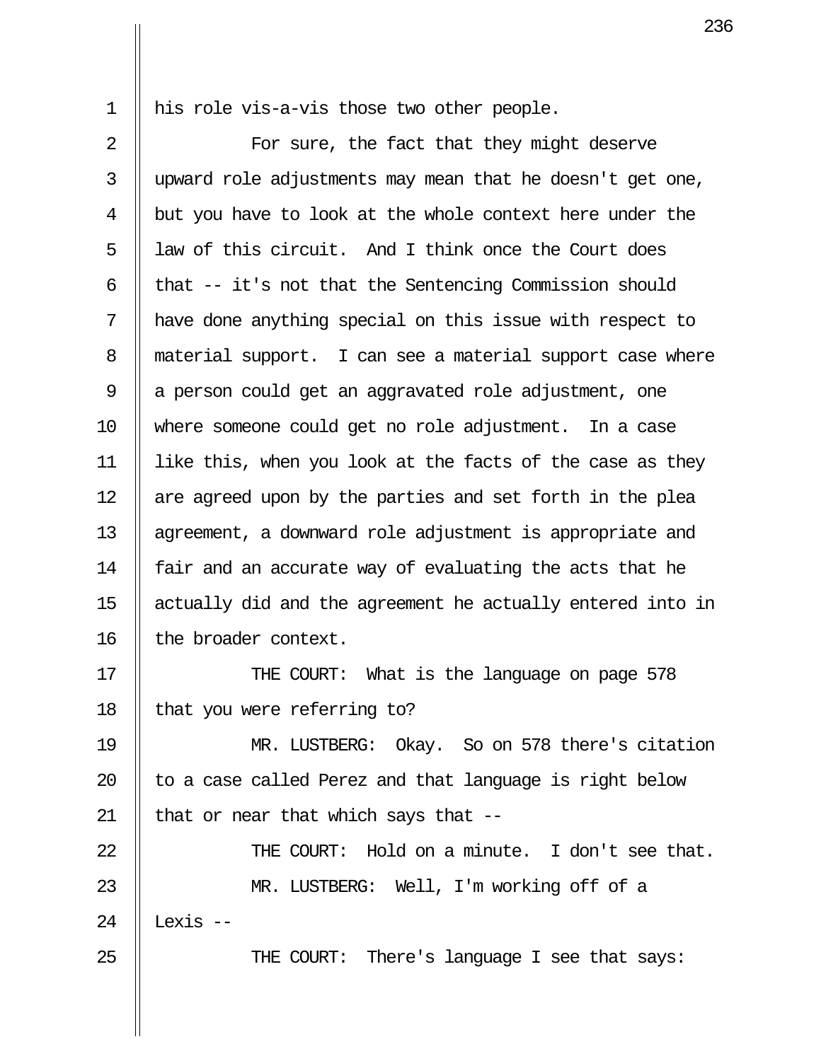his role vis-a-vis those two other people.

For sure, the fact that they might deserve upward role adjustments may mean that he doesn't get one, but you have to look at the whole context here under the law of this circuit. And I think once the Court does that -- it's not that the Sentencing Commission should have done anything special on this issue with respect to material support. I can see a material support case where a person could get an aggravated role adjustment, one where someone could get no role adjustment. In a case like this, when you look at the facts of the case as they are agreed upon by the parties and set forth in the plea agreement, a downward role adjustment is appropriate and fair and an accurate way of evaluating the acts that he actually did and the agreement he actually entered into in the broader context.

THE COURT: What is the language on page 578 that you were referring to?

MR. LUSTBERG: Okay. So on 578 there's citation to a case called Perez and that language is right below that or near that which says that --

THE COURT: Hold on a minute. I don't see that.

MR. LUSTBERG: Well, I'm working off of a Lexis --

THE COURT: There's language I see that says: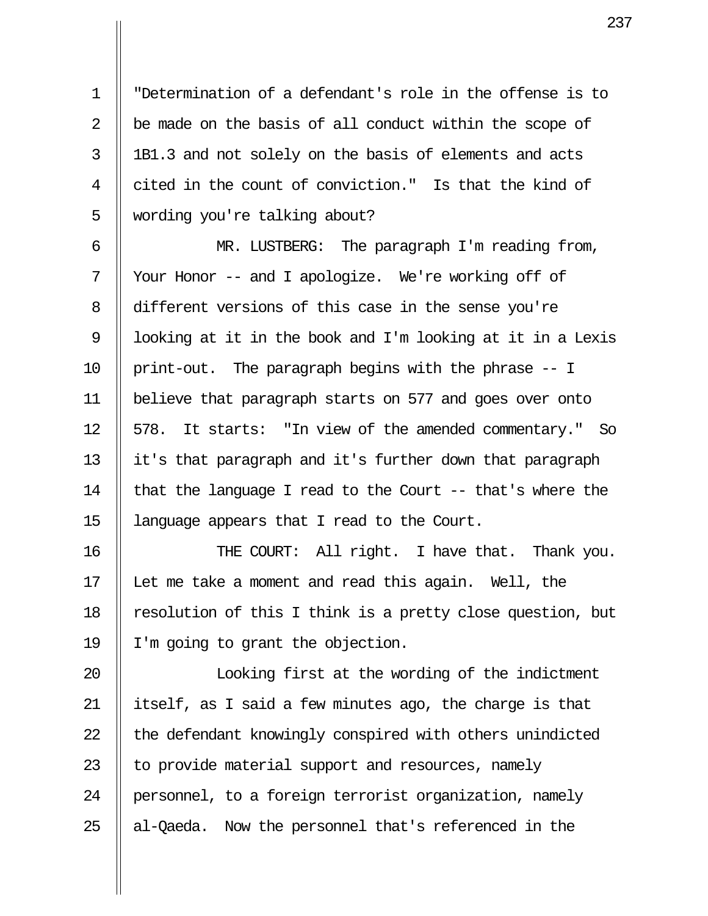"Determination of a defendant's role in the offense is to be made on the basis of all conduct within the scope of 1B1.3 and not solely on the basis of elements and acts cited in the count of conviction." Is that the kind of wording you're talking about?

MR. LUSTBERG: The paragraph I'm reading from, Your Honor -- and I apologize. We're working off of different versions of this case in the sense you're looking at it in the book and I'm looking at it in a Lexis print-out. The paragraph begins with the phrase -- I believe that paragraph starts on 577 and goes over onto 578. It starts: "In view of the amended commentary." So it's that paragraph and it's further down that paragraph that the language I read to the Court -- that's where the language appears that I read to the Court.

THE COURT: All right. I have that. Thank you. Let me take a moment and read this again. Well, the resolution of this I think is a pretty close question, but I'm going to grant the objection.

Looking first at the wording of the indictment itself, as I said a few minutes ago, the charge is that the defendant knowingly conspired with others unindicted to provide material support and resources, namely personnel, to a foreign terrorist organization, namely al-Qaeda. Now the personnel that's referenced in the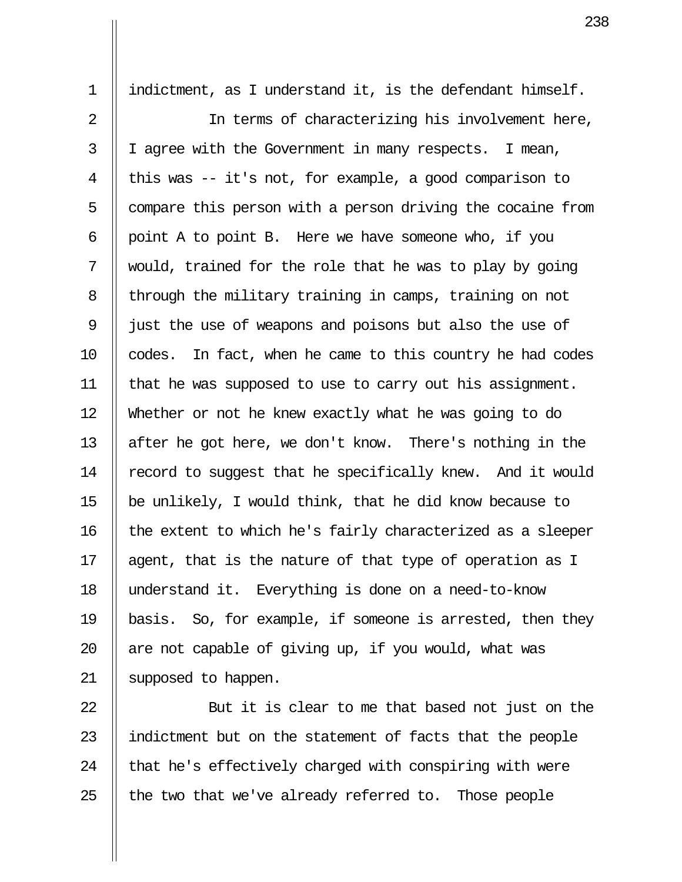indictment, as I understand it, is the defendant himself.

In terms of characterizing his involvement here, I agree with the Government in many respects. I mean, this was -- it's not, for example, a good comparison to compare this person with a person driving the cocaine from point A to point B. Here we have someone who, if you would, trained for the role that he was to play by going through the military training in camps, training on not just the use of weapons and poisons but also the use of codes. In fact, when he came to this country he had codes that he was supposed to use to carry out his assignment. Whether or not he knew exactly what he was going to do after he got here, we don't know. There's nothing in the record to suggest that he specifically knew. And it would be unlikely, I would think, that he did know because to the extent to which he's fairly characterized as a sleeper agent, that is the nature of that type of operation as I understand it. Everything is done on a need-to-know basis. So, for example, if someone is arrested, then they are not capable of giving up, if you would, what was supposed to happen.

But it is clear to me that based not just on the indictment but on the statement of facts that the people that he's effectively charged with conspiring with were the two that we've already referred to. Those people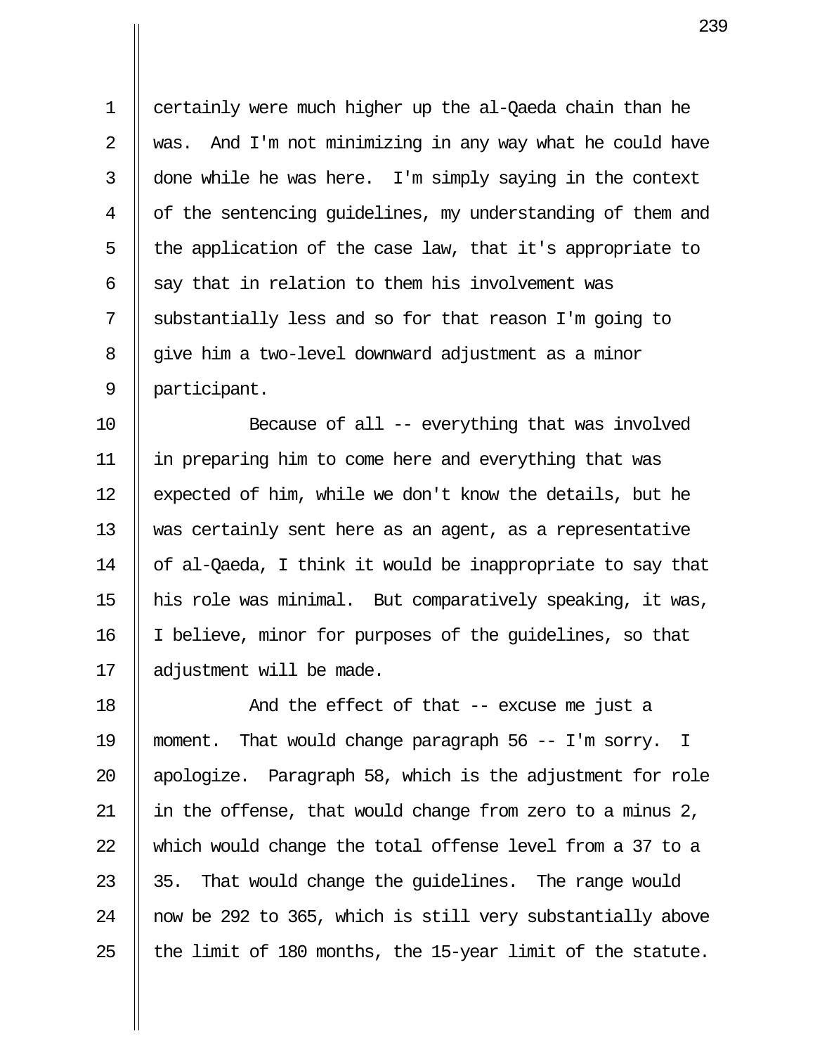certainly were much higher up the al-Qaeda chain than he was. And I'm not minimizing in any way what he could have done while he was here. I'm simply saying in the context of the sentencing guidelines, my understanding of them and the application of the case law, that it's appropriate to say that in relation to them his involvement was substantially less and so for that reason I'm going to give him a two-level downward adjustment as a minor participant.

Because of all -- everything that was involved in preparing him to come here and everything that was expected of him, while we don't know the details, but he was certainly sent here as an agent, as a representative of al-Qaeda, I think it would be inappropriate to say that his role was minimal. But comparatively speaking, it was, I believe, minor for purposes of the guidelines, so that adjustment will be made.

And the effect of that -- excuse me just a moment. That would change paragraph 56 -- I'm sorry. I apologize. Paragraph 58, which is the adjustment for role in the offense, that would change from zero to a minus 2, which would change the total offense level from a 37 to a 35. That would change the guidelines. The range would now be 292 to 365, which is still very substantially above the limit of 180 months, the 15-year limit of the statute.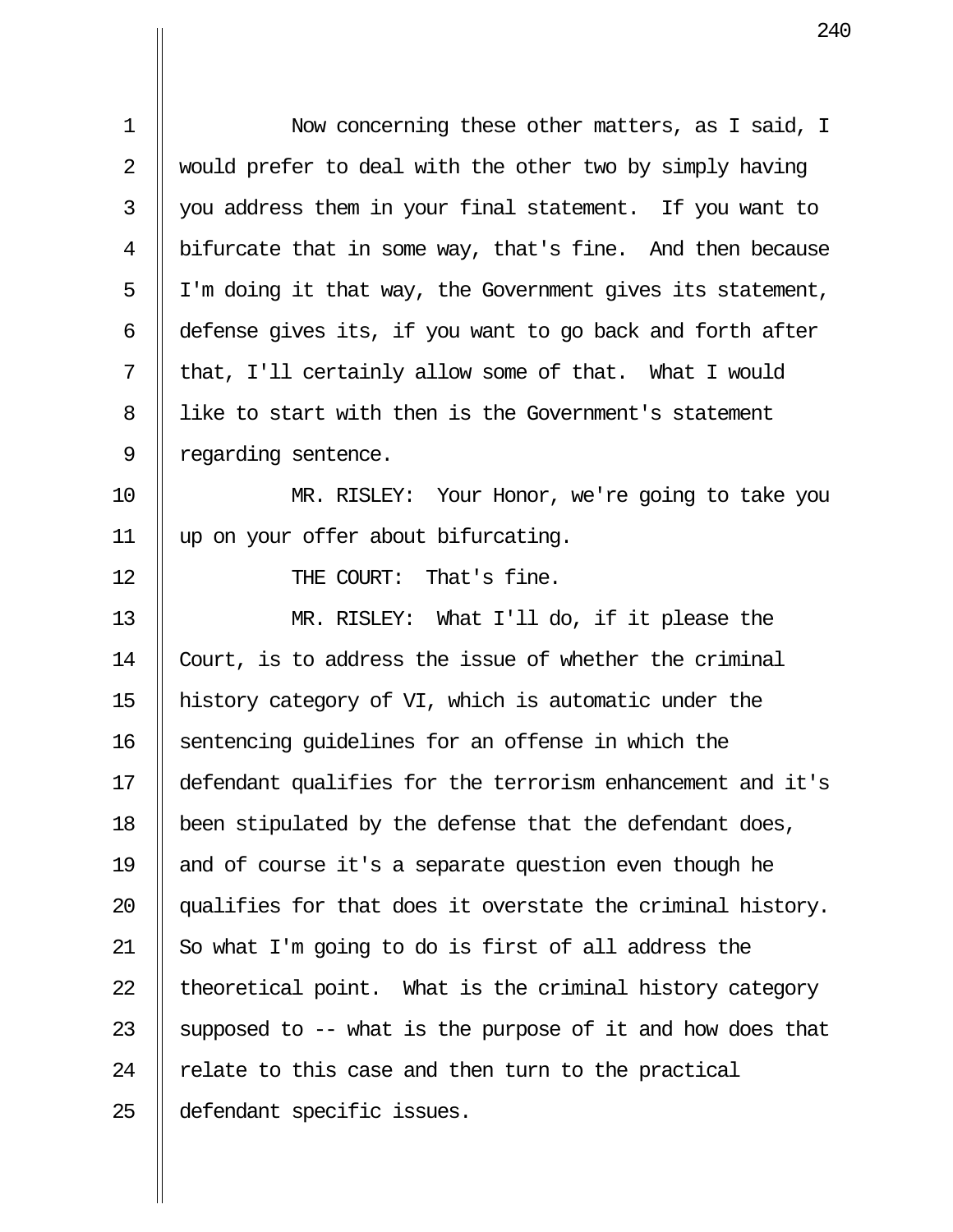Now concerning these other matters, as I said, I would prefer to deal with the other two by simply having you address them in your final statement. If you want to bifurcate that in some way, that's fine. And then because I'm doing it that way, the Government gives its statement, defense gives its, if you want to go back and forth after that, I'll certainly allow some of that. What I would like to start with then is the Government's statement regarding sentence.

MR. RISLEY: Your Honor, we're going to take you up on your offer about bifurcating.

THE COURT: That's fine.

MR. RISLEY: What I'll do, if it please the Court, is to address the issue of whether the criminal history category of VI, which is automatic under the sentencing guidelines for an offense in which the defendant qualifies for the terrorism enhancement and it's been stipulated by the defense that the defendant does, and of course it's a separate question even though he qualifies for that does it overstate the criminal history. So what I'm going to do is first of all address the theoretical point. What is the criminal history category supposed to -- what is the purpose of it and how does that relate to this case and then turn to the practical defendant specific issues.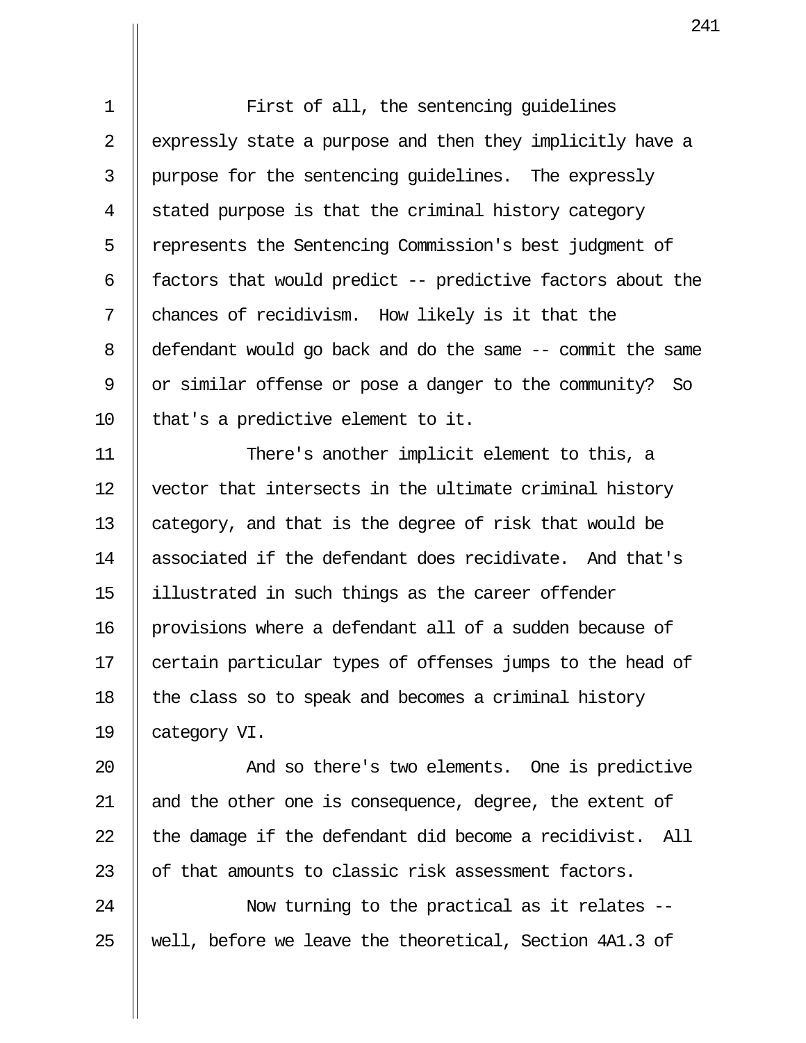First of all, the sentencing guidelines expressly state a purpose and then they implicitly have a purpose for the sentencing guidelines. The expressly stated purpose is that the criminal history category represents the Sentencing Commission's best judgment of factors that would predict -- predictive factors about the chances of recidivism. How likely is it that the defendant would go back and do the same -- commit the same or similar offense or pose a danger to the community? So that's a predictive element to it.

There's another implicit element to this, a vector that intersects in the ultimate criminal history category, and that is the degree of risk that would be associated if the defendant does recidivate. And that's illustrated in such things as the career offender provisions where a defendant all of a sudden because of certain particular types of offenses jumps to the head of the class so to speak and becomes a criminal history category VI.

And so there's two elements. One is predictive and the other one is consequence, degree, the extent of the damage if the defendant did become a recidivist. All of that amounts to classic risk assessment factors.

Now turning to the practical as it relates -- well, before we leave the theoretical, Section 4A1.3 of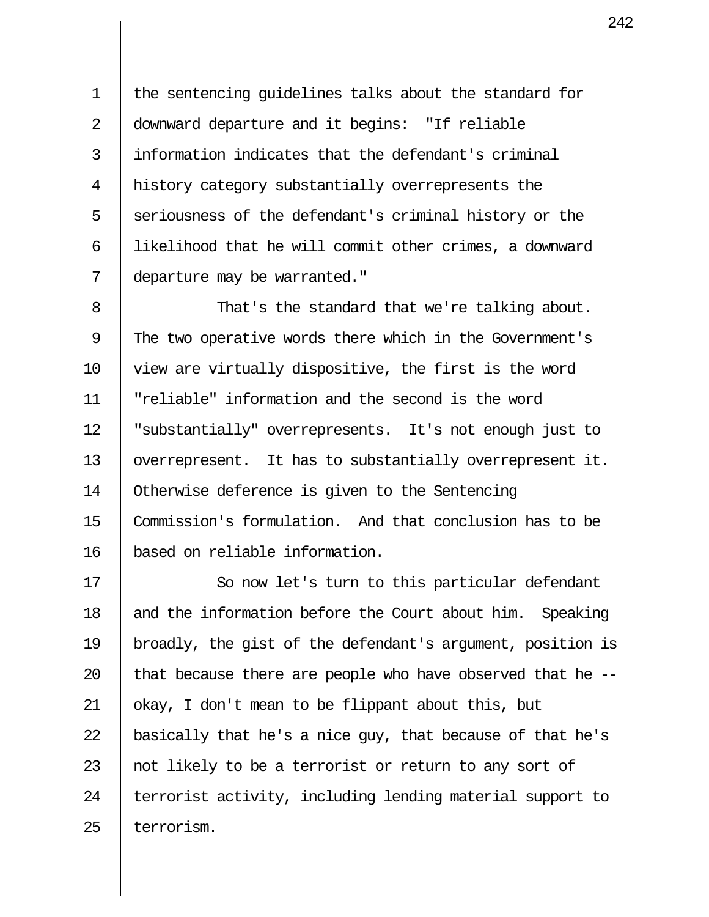the sentencing guidelines talks about the standard for downward departure and it begins: "If reliable information indicates that the defendant's criminal history category substantially overrepresents the seriousness of the defendant's criminal history or the likelihood that he will commit other crimes, a downward departure may be warranted."

That's the standard that we're talking about. The two operative words there which in the Government's view are virtually dispositive, the first is the word "reliable" information and the second is the word "substantially" overrepresents. It's not enough just to overrepresent. It has to substantially overrepresent it. Otherwise deference is given to the Sentencing Commission's formulation. And that conclusion has to be based on reliable information.

So now let's turn to this particular defendant and the information before the Court about him. Speaking broadly, the gist of the defendant's argument, position is that because there are people who have observed that he -- okay, I don't mean to be flippant about this, but basically that he's a nice guy, that because of that he's not likely to be a terrorist or return to any sort of terrorist activity, including lending material support to terrorism.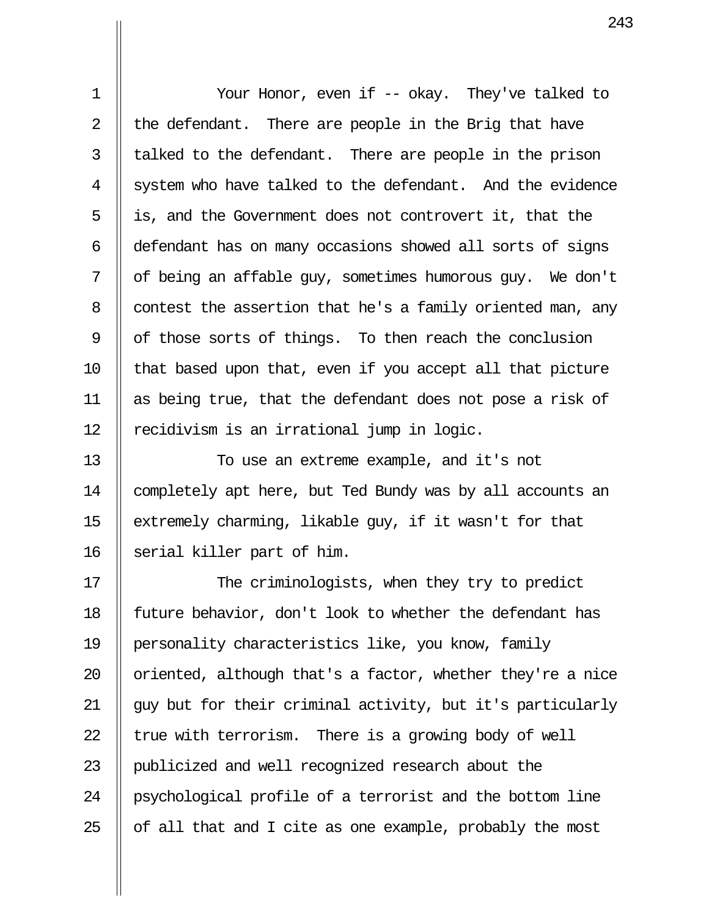Your Honor, even if -- okay. They've talked to the defendant. There are people in the Brig that have talked to the defendant. There are people in the prison system who have talked to the defendant. And the evidence is, and the Government does not controvert it, that the defendant has on many occasions showed all sorts of signs of being an affable guy, sometimes humorous guy. We don't contest the assertion that he's a family oriented man, any of those sorts of things. To then reach the conclusion that based upon that, even if you accept all that picture as being true, that the defendant does not pose a risk of recidivism is an irrational jump in logic.

To use an extreme example, and it's not completely apt here, but Ted Bundy was by all accounts an extremely charming, likable guy, if it wasn't for that serial killer part of him.

The criminologists, when they try to predict future behavior, don't look to whether the defendant has personality characteristics like, you know, family oriented, although that's a factor, whether they're a nice guy but for their criminal activity, but it's particularly true with terrorism. There is a growing body of well publicized and well recognized research about the psychological profile of a terrorist and the bottom line of all that and I cite as one example, probably the most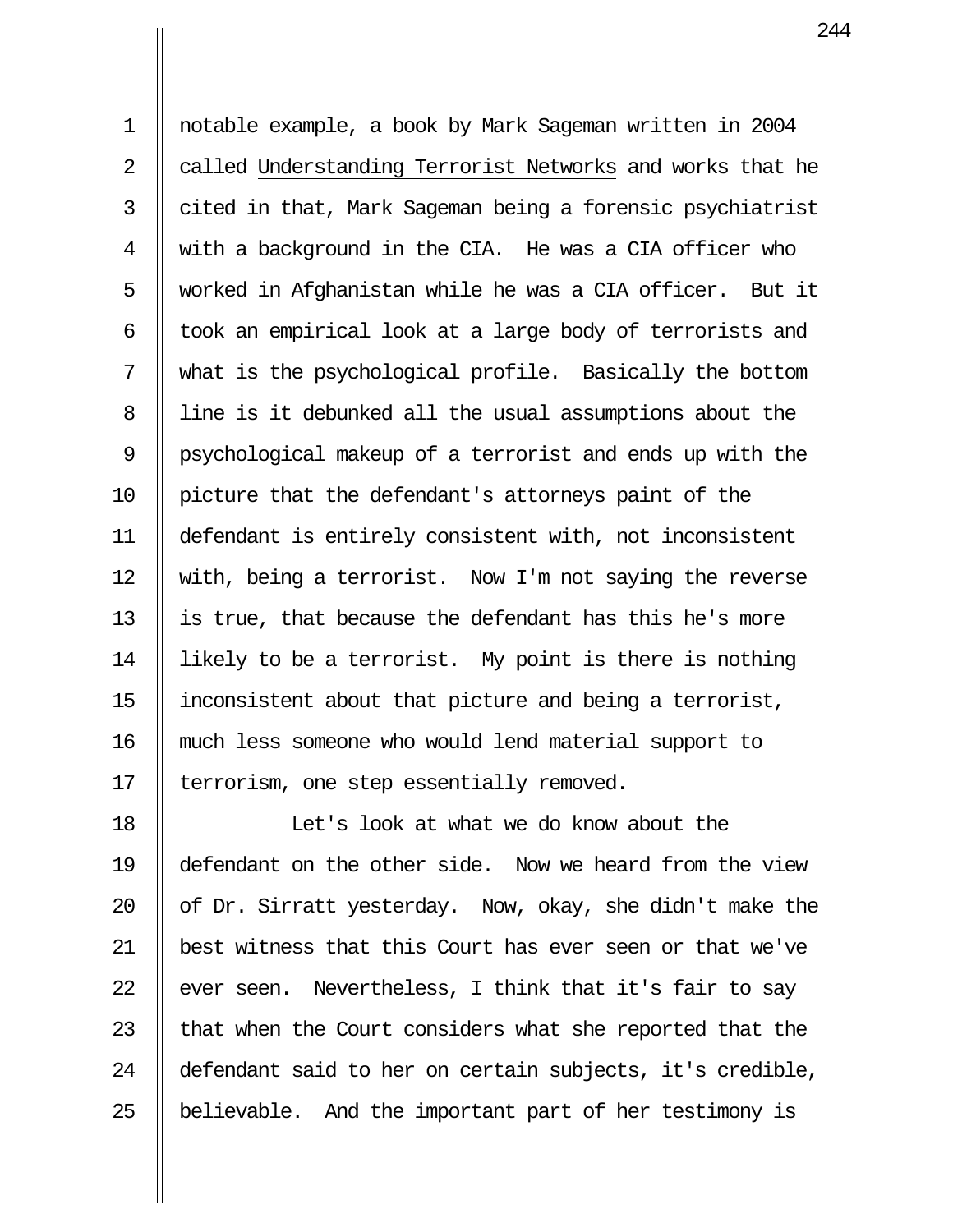notable example, a book by Mark Sageman written in 2004 called Understanding Terrorist Networks and works that he cited in that, Mark Sageman being a forensic psychiatrist with a background in the CIA. He was a CIA officer who worked in Afghanistan while he was a CIA officer. But it took an empirical look at a large body of terrorists and what is the psychological profile. Basically the bottom line is it debunked all the usual assumptions about the psychological makeup of a terrorist and ends up with the picture that the defendant's attorneys paint of the defendant is entirely consistent with, not inconsistent with, being a terrorist. Now I'm not saying the reverse is true, that because the defendant has this he's more likely to be a terrorist. My point is there is nothing inconsistent about that picture and being a terrorist, much less someone who would lend material support to terrorism, one step essentially removed.

Let's look at what we do know about the defendant on the other side. Now we heard from the view of Dr. Sirratt yesterday. Now, okay, she didn't make the best witness that this Court has ever seen or that we've ever seen. Nevertheless, I think that it's fair to say that when the Court considers what she reported that the defendant said to her on certain subjects, it's credible, believable. And the important part of her testimony is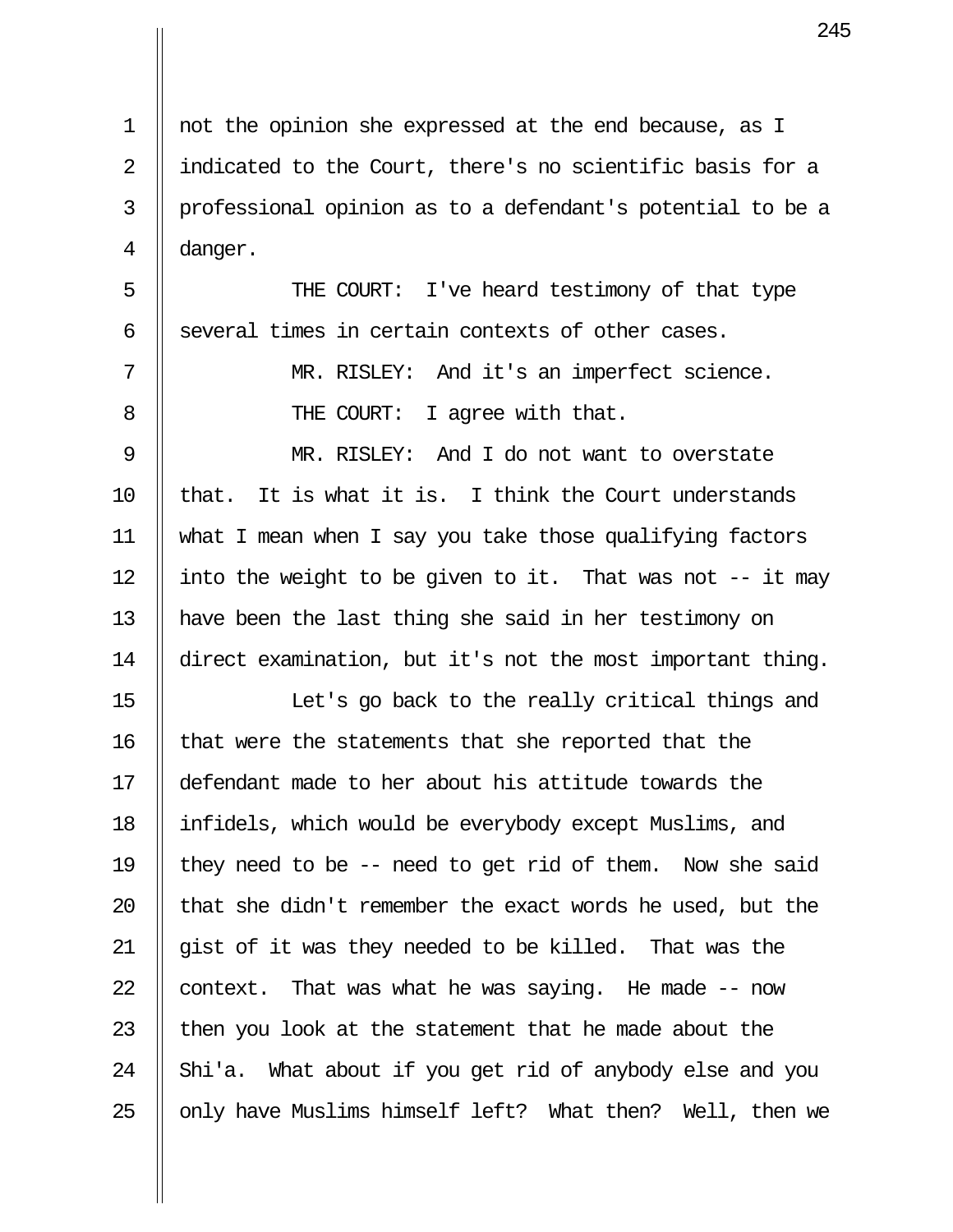not the opinion she expressed at the end because, as I indicated to the Court, there's no scientific basis for a professional opinion as to a defendant's potential to be a danger.

THE COURT: I've heard testimony of that type several times in certain contexts of other cases.

MR. RISLEY: And it's an imperfect science.

THE COURT: I agree with that.

MR. RISLEY: And I do not want to overstate that. It is what it is. I think the Court understands what I mean when I say you take those qualifying factors into the weight to be given to it. That was not -- it may have been the last thing she said in her testimony on direct examination, but it's not the most important thing.

Let's go back to the really critical things and that were the statements that she reported that the defendant made to her about his attitude towards the infidels, which would be everybody except Muslims, and they need to be -- need to get rid of them. Now she said that she didn't remember the exact words he used, but the gist of it was they needed to be killed. That was the context. That was what he was saying. He made -- now then you look at the statement that he made about the Shi'a. What about if you get rid of anybody else and you only have Muslims himself left? What then? Well, then we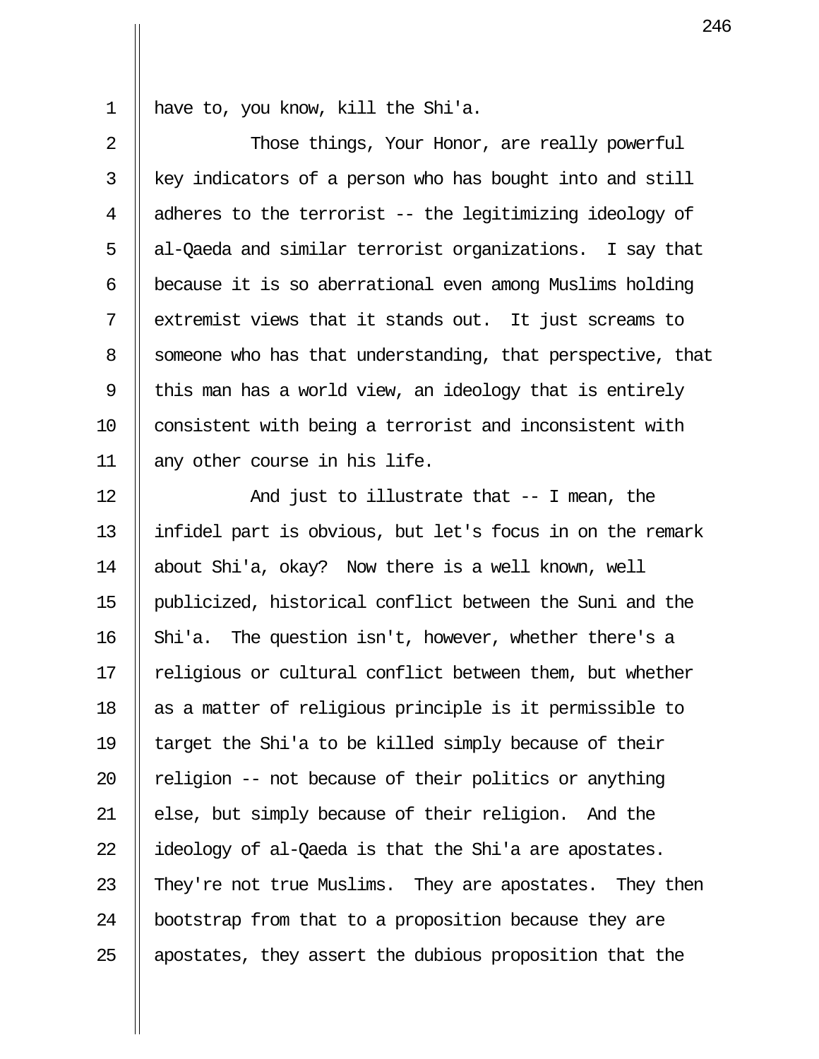have to, you know, kill the Shi'a.

Those things, Your Honor, are really powerful key indicators of a person who has bought into and still adheres to the terrorist -- the legitimizing ideology of al-Qaeda and similar terrorist organizations. I say that because it is so aberrational even among Muslims holding extremist views that it stands out. It just screams to someone who has that understanding, that perspective, that this man has a world view, an ideology that is entirely consistent with being a terrorist and inconsistent with any other course in his life.

And just to illustrate that -- I mean, the infidel part is obvious, but let's focus in on the remark about Shi'a, okay? Now there is a well known, well publicized, historical conflict between the Suni and the Shi'a. The question isn't, however, whether there's a religious or cultural conflict between them, but whether as a matter of religious principle is it permissible to target the Shi'a to be killed simply because of their religion -- not because of their politics or anything else, but simply because of their religion. And the ideology of al-Qaeda is that the Shi'a are apostates. They're not true Muslims. They are apostates. They then bootstrap from that to a proposition because they are apostates, they assert the dubious proposition that the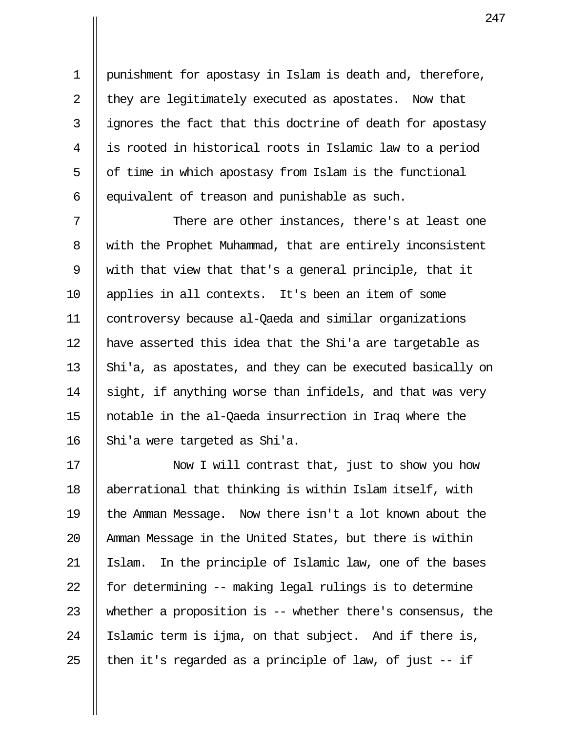punishment for apostasy in Islam is death and, therefore, they are legitimately executed as apostates. Now that ignores the fact that this doctrine of death for apostasy is rooted in historical roots in Islamic law to a period of time in which apostasy from Islam is the functional equivalent of treason and punishable as such.

There are other instances, there's at least one with the Prophet Muhammad, that are entirely inconsistent with that view that that's a general principle, that it applies in all contexts. It's been an item of some controversy because al-Qaeda and similar organizations have asserted this idea that the Shi'a are targetable as Shi'a, as apostates, and they can be executed basically on sight, if anything worse than infidels, and that was very notable in the al-Qaeda insurrection in Iraq where the Shi'a were targeted as Shi'a.

Now I will contrast that, just to show you how aberrational that thinking is within Islam itself, with the Amman Message. Now there isn't a lot known about the Amman Message in the United States, but there is within Islam. In the principle of Islamic law, one of the bases for determining -- making legal rulings is to determine whether a proposition is -- whether there's consensus, the Islamic term is ijma, on that subject. And if there is, then it's regarded as a principle of law, of just -- if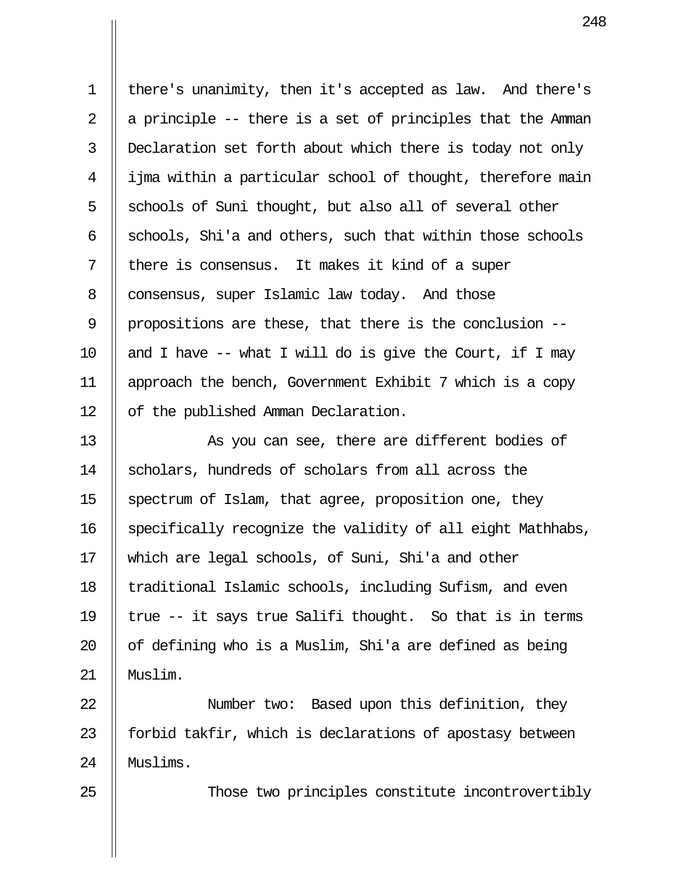there's unanimity, then it's accepted as law. And there's a principle -- there is a set of principles that the Amman Declaration set forth about which there is today not only ijma within a particular school of thought, therefore main schools of Suni thought, but also all of several other schools, Shi'a and others, such that within those schools there is consensus. It makes it kind of a super consensus, super Islamic law today. And those propositions are these, that there is the conclusion -- and I have -- what I will do is give the Court, if I may approach the bench, Government Exhibit 7 which is a copy of the published Amman Declaration.

As you can see, there are different bodies of scholars, hundreds of scholars from all across the spectrum of Islam, that agree, proposition one, they specifically recognize the validity of all eight Mathhabs, which are legal schools, of Suni, Shi'a and other traditional Islamic schools, including Sufism, and even true -- it says true Salifi thought. So that is in terms of defining who is a Muslim, Shi'a are defined as being Muslim.

Number two: Based upon this definition, they forbid takfir, which is declarations of apostasy between Muslims.

Those two principles constitute incontrovertibly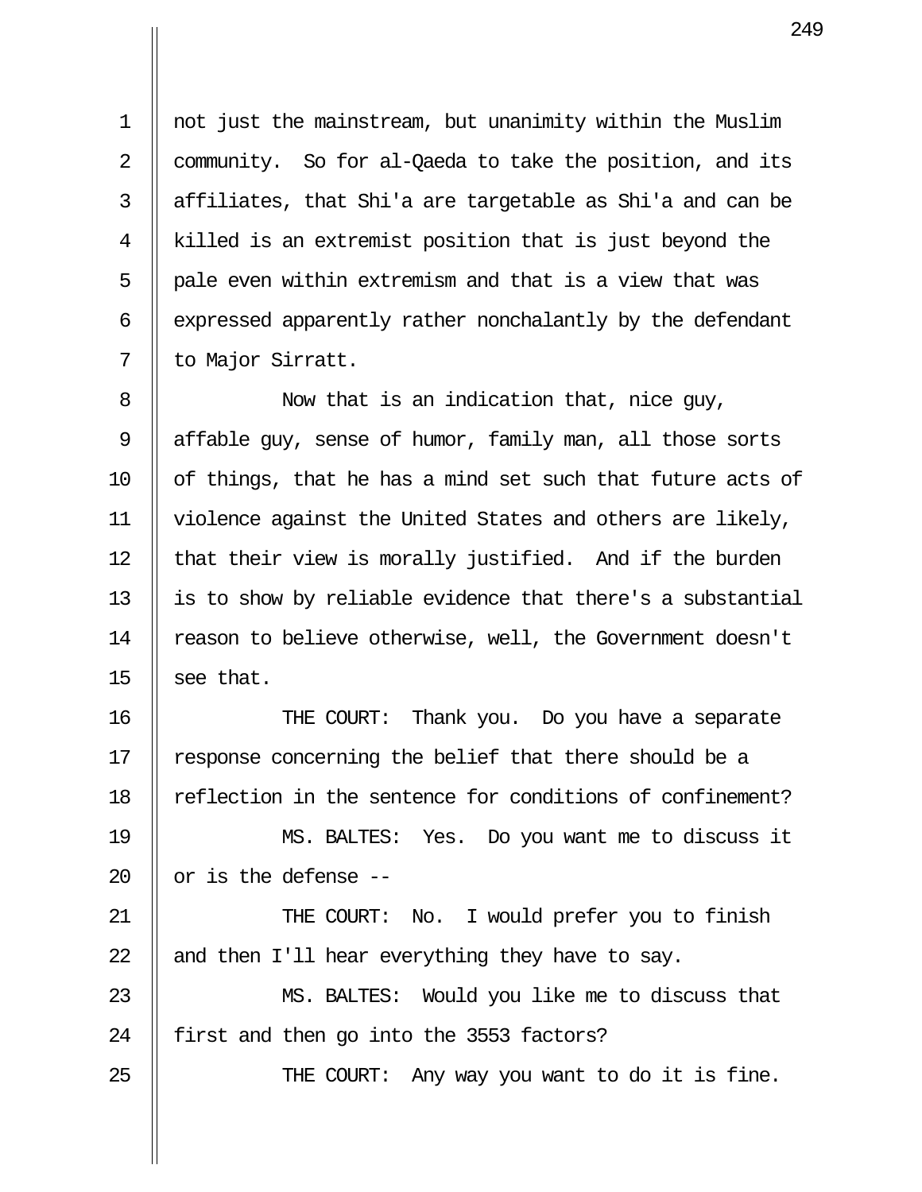not just the mainstream, but unanimity within the Muslim community. So for al-Qaeda to take the position, and its affiliates, that Shi'a are targetable as Shi'a and can be killed is an extremist position that is just beyond the pale even within extremism and that is a view that was expressed apparently rather nonchalantly by the defendant to Major Sirratt.

Now that is an indication that, nice guy, affable guy, sense of humor, family man, all those sorts of things, that he has a mind set such that future acts of violence against the United States and others are likely, that their view is morally justified. And if the burden is to show by reliable evidence that there's a substantial reason to believe otherwise, well, the Government doesn't see that.

THE COURT: Thank you. Do you have a separate response concerning the belief that there should be a reflection in the sentence for conditions of confinement?

MS. BALTES: Yes. Do you want me to discuss it or is the defense --

THE COURT: No. I would prefer you to finish and then I'll hear everything they have to say.

MS. BALTES: Would you like me to discuss that first and then go into the 3553 factors?

THE COURT: Any way you want to do it is fine.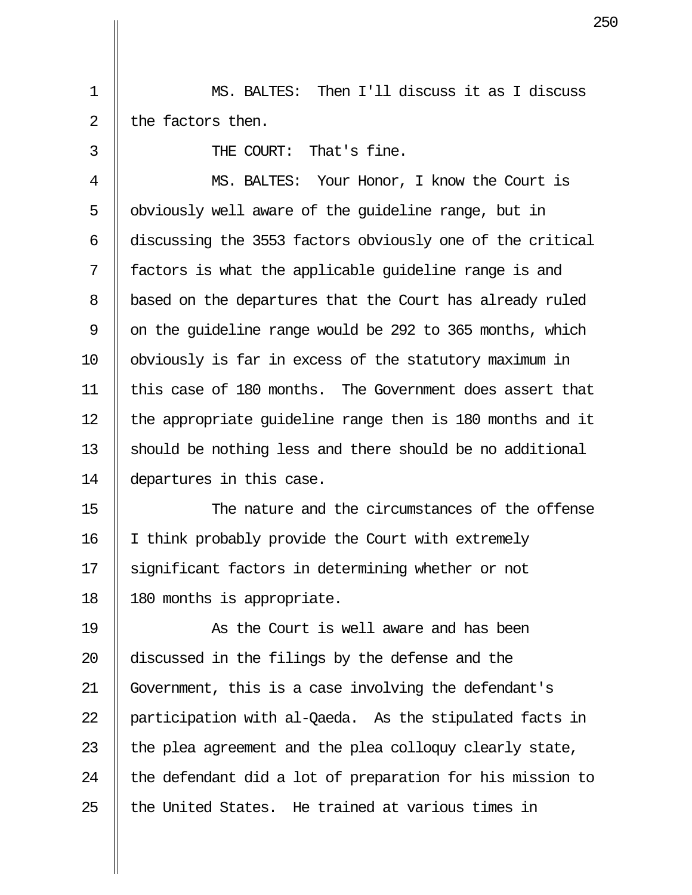MS. BALTES: Then I'll discuss it as I discuss the factors then.

THE COURT: That's fine.

MS. BALTES: Your Honor, I know the Court is obviously well aware of the guideline range, but in discussing the 3553 factors obviously one of the critical factors is what the applicable guideline range is and based on the departures that the Court has already ruled on the guideline range would be 292 to 365 months, which obviously is far in excess of the statutory maximum in this case of 180 months. The Government does assert that the appropriate guideline range then is 180 months and it should be nothing less and there should be no additional departures in this case.

The nature and the circumstances of the offense I think probably provide the Court with extremely significant factors in determining whether or not 180 months is appropriate.

As the Court is well aware and has been discussed in the filings by the defense and the Government, this is a case involving the defendant's participation with al-Qaeda. As the stipulated facts in the plea agreement and the plea colloquy clearly state, the defendant did a lot of preparation for his mission to the United States. He trained at various times in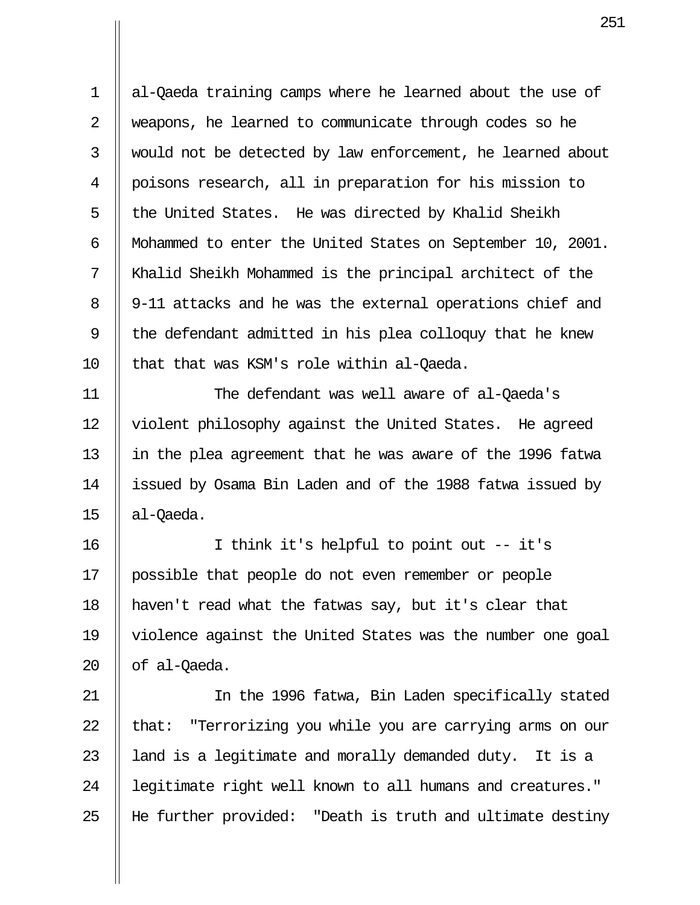al-Qaeda training camps where he learned about the use of weapons, he learned to communicate through codes so he would not be detected by law enforcement, he learned about poisons research, all in preparation for his mission to the United States. He was directed by Khalid Sheikh Mohammed to enter the United States on September 10, 2001. Khalid Sheikh Mohammed is the principal architect of the 9-11 attacks and he was the external operations chief and the defendant admitted in his plea colloquy that he knew that that was KSM's role within al-Qaeda.

The defendant was well aware of al-Qaeda's violent philosophy against the United States. He agreed in the plea agreement that he was aware of the 1996 fatwa issued by Osama Bin Laden and of the 1988 fatwa issued by al-Qaeda.

I think it's helpful to point out -- it's possible that people do not even remember or people haven't read what the fatwas say, but it's clear that violence against the United States was the number one goal of al-Qaeda.

In the 1996 fatwa, Bin Laden specifically stated that: "Terrorizing you while you are carrying arms on our land is a legitimate and morally demanded duty. It is a legitimate right well known to all humans and creatures." He further provided: "Death is truth and ultimate destiny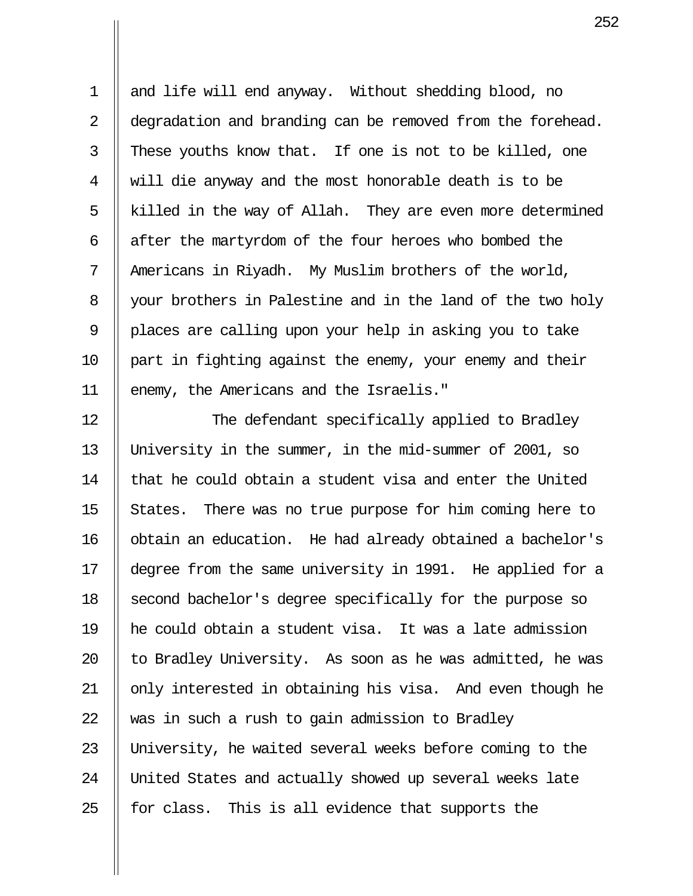and life will end anyway. Without shedding blood, no degradation and branding can be removed from the forehead. These youths know that. If one is not to be killed, one will die anyway and the most honorable death is to be killed in the way of Allah. They are even more determined after the martyrdom of the four heroes who bombed the Americans in Riyadh. My Muslim brothers of the world, your brothers in Palestine and in the land of the two holy places are calling upon your help in asking you to take part in fighting against the enemy, your enemy and their enemy, the Americans and the Israelis."

The defendant specifically applied to Bradley University in the summer, in the mid-summer of 2001, so that he could obtain a student visa and enter the United States. There was no true purpose for him coming here to obtain an education. He had already obtained a bachelor's degree from the same university in 1991. He applied for a second bachelor's degree specifically for the purpose so he could obtain a student visa. It was a late admission to Bradley University. As soon as he was admitted, he was only interested in obtaining his visa. And even though he was in such a rush to gain admission to Bradley University, he waited several weeks before coming to the United States and actually showed up several weeks late for class. This is all evidence that supports the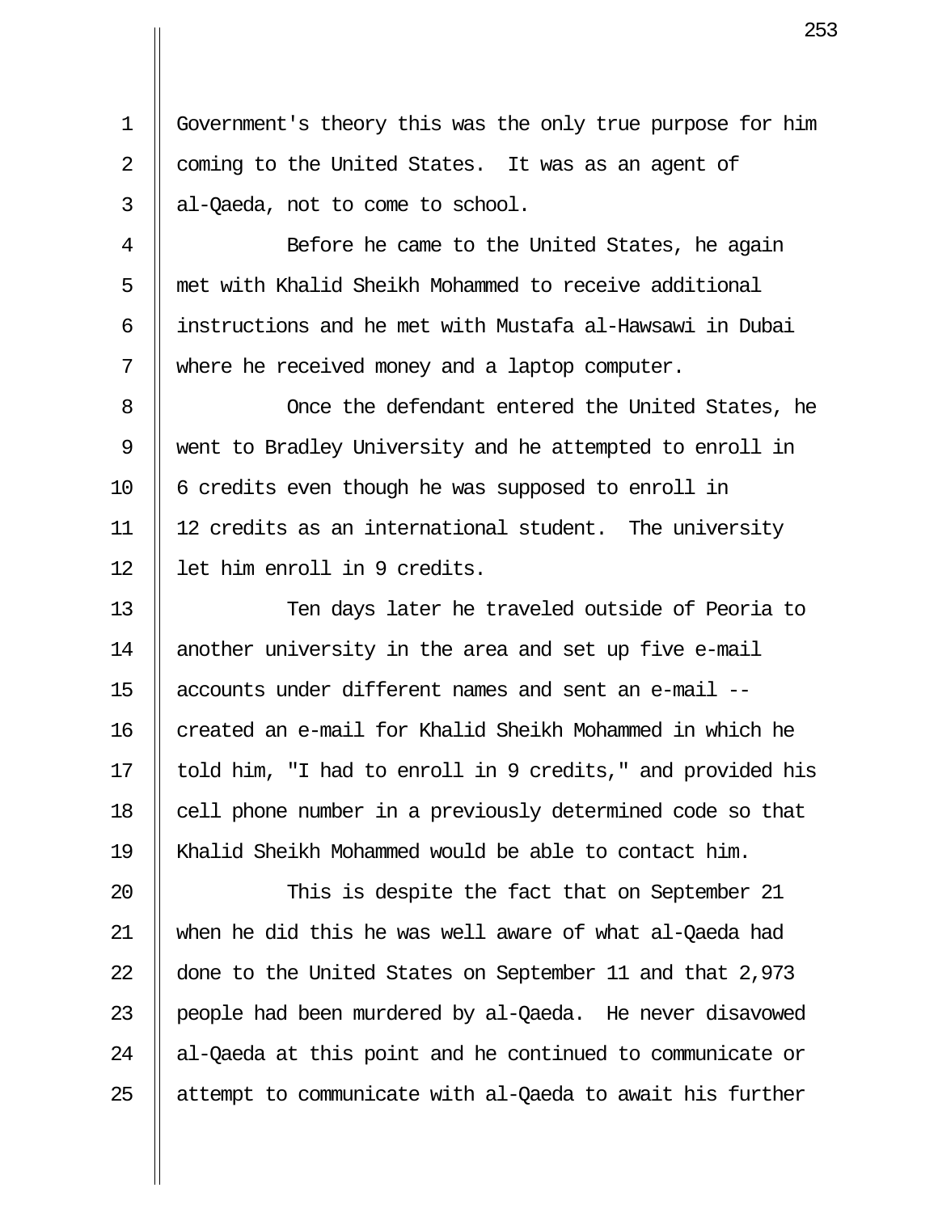Government's theory this was the only true purpose for him coming to the United States. It was as an agent of al-Qaeda, not to come to school.

Before he came to the United States, he again met with Khalid Sheikh Mohammed to receive additional instructions and he met with Mustafa al-Hawsawi in Dubai where he received money and a laptop computer.

Once the defendant entered the United States, he went to Bradley University and he attempted to enroll in 6 credits even though he was supposed to enroll in 12 credits as an international student. The university let him enroll in 9 credits.

Ten days later he traveled outside of Peoria to another university in the area and set up five e-mail accounts under different names and sent an e-mail -- created an e-mail for Khalid Sheikh Mohammed in which he told him, "I had to enroll in 9 credits," and provided his cell phone number in a previously determined code so that Khalid Sheikh Mohammed would be able to contact him.

This is despite the fact that on September 21 when he did this he was well aware of what al-Qaeda had done to the United States on September 11 and that 2,973 people had been murdered by al-Qaeda. He never disavowed al-Qaeda at this point and he continued to communicate or attempt to communicate with al-Qaeda to await his further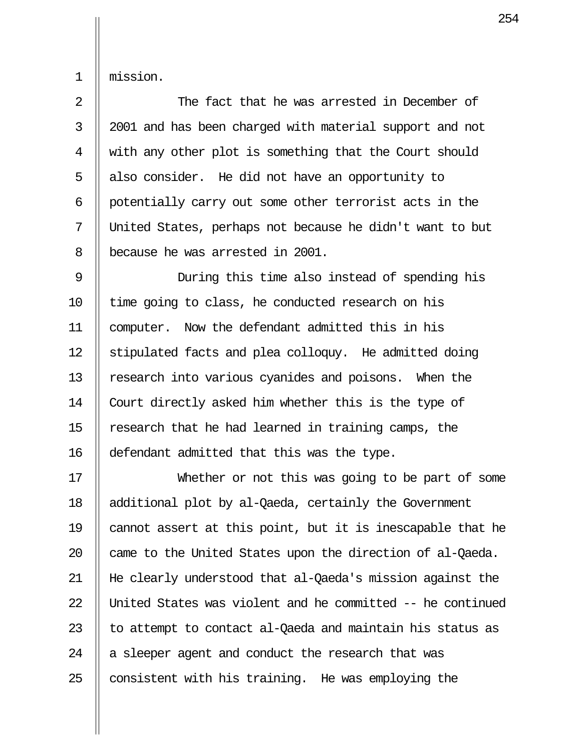mission.

The fact that he was arrested in December of 2001 and has been charged with material support and not with any other plot is something that the Court should also consider. He did not have an opportunity to potentially carry out some other terrorist acts in the United States, perhaps not because he didn't want to but because he was arrested in 2001.

During this time also instead of spending his time going to class, he conducted research on his computer. Now the defendant admitted this in his stipulated facts and plea colloquy. He admitted doing research into various cyanides and poisons. When the Court directly asked him whether this is the type of research that he had learned in training camps, the defendant admitted that this was the type.

Whether or not this was going to be part of some additional plot by al-Qaeda, certainly the Government cannot assert at this point, but it is inescapable that he came to the United States upon the direction of al-Qaeda. He clearly understood that al-Qaeda's mission against the United States was violent and he committed -- he continued to attempt to contact al-Qaeda and maintain his status as a sleeper agent and conduct the research that was consistent with his training. He was employing the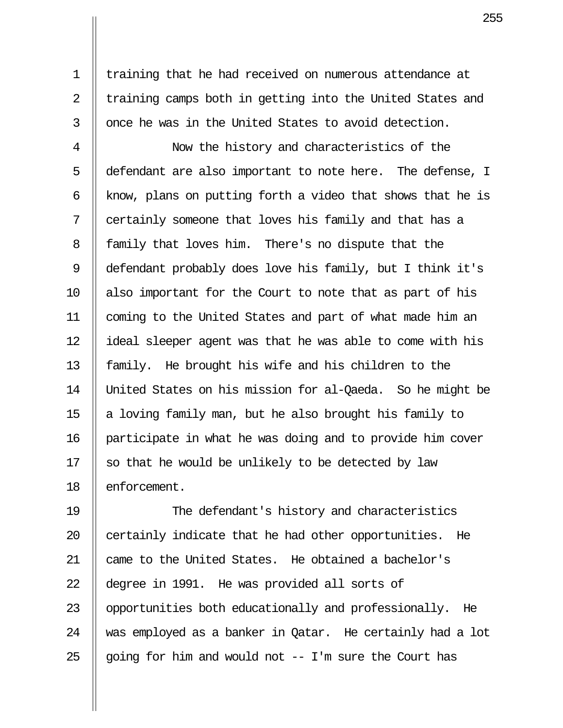training that he had received on numerous attendance at training camps both in getting into the United States and once he was in the United States to avoid detection.

Now the history and characteristics of the defendant are also important to note here. The defense, I know, plans on putting forth a video that shows that he is certainly someone that loves his family and that has a family that loves him. There's no dispute that the defendant probably does love his family, but I think it's also important for the Court to note that as part of his coming to the United States and part of what made him an ideal sleeper agent was that he was able to come with his family. He brought his wife and his children to the United States on his mission for al-Qaeda. So he might be a loving family man, but he also brought his family to participate in what he was doing and to provide him cover so that he would be unlikely to be detected by law enforcement.

The defendant's history and characteristics certainly indicate that he had other opportunities. He came to the United States. He obtained a bachelor's degree in 1991. He was provided all sorts of opportunities both educationally and professionally. He was employed as a banker in Qatar. He certainly had a lot going for him and would not -- I'm sure the Court has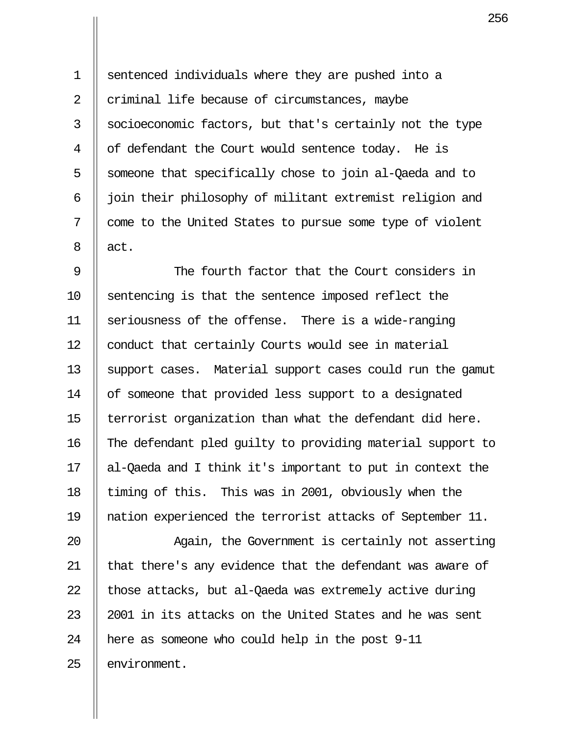sentenced individuals where they are pushed into a criminal life because of circumstances, maybe socioeconomic factors, but that's certainly not the type of defendant the Court would sentence today. He is someone that specifically chose to join al-Qaeda and to join their philosophy of militant extremist religion and come to the United States to pursue some type of violent act.

The fourth factor that the Court considers in sentencing is that the sentence imposed reflect the seriousness of the offense. There is a wide-ranging conduct that certainly Courts would see in material support cases. Material support cases could run the gamut of someone that provided less support to a designated terrorist organization than what the defendant did here. The defendant pled guilty to providing material support to al-Qaeda and I think it's important to put in context the timing of this. This was in 2001, obviously when the nation experienced the terrorist attacks of September 11.

Again, the Government is certainly not asserting that there's any evidence that the defendant was aware of those attacks, but al-Qaeda was extremely active during 2001 in its attacks on the United States and he was sent here as someone who could help in the post 9-11 environment.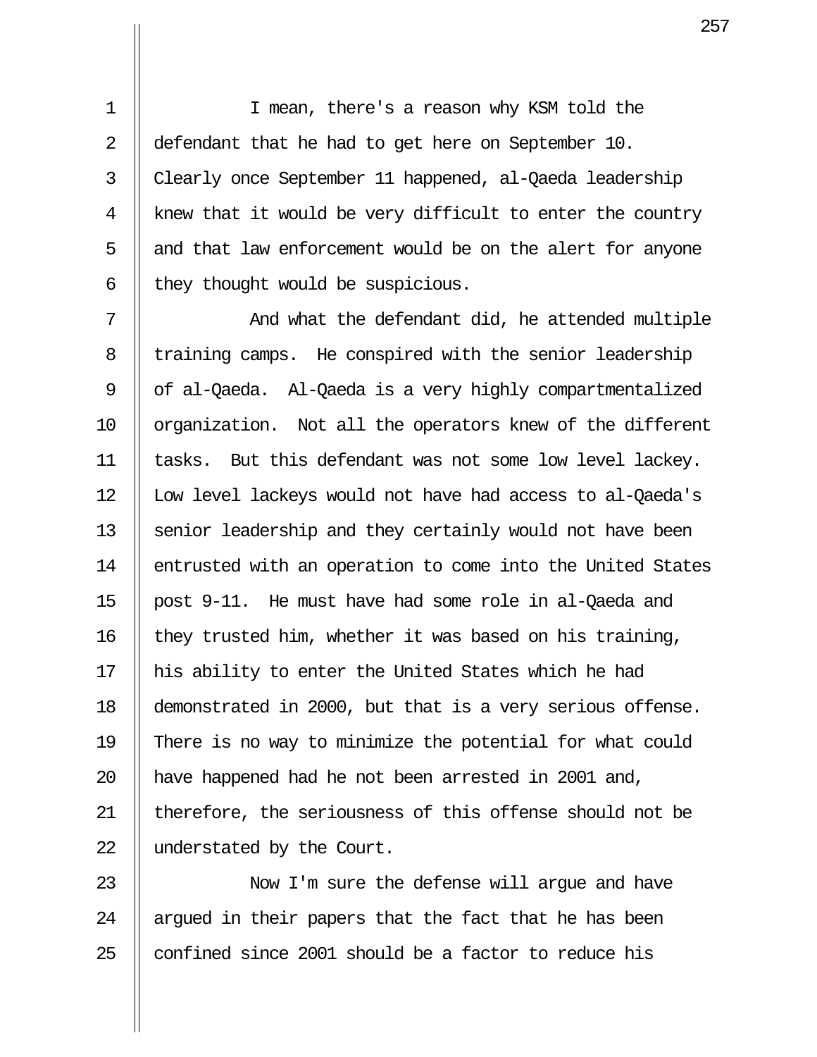I mean, there's a reason why KSM told the defendant that he had to get here on September 10. Clearly once September 11 happened, al-Qaeda leadership knew that it would be very difficult to enter the country and that law enforcement would be on the alert for anyone they thought would be suspicious.

And what the defendant did, he attended multiple training camps. He conspired with the senior leadership of al-Qaeda. Al-Qaeda is a very highly compartmentalized organization. Not all the operators knew of the different tasks. But this defendant was not some low level lackey. Low level lackeys would not have had access to al-Qaeda's senior leadership and they certainly would not have been entrusted with an operation to come into the United States post 9-11. He must have had some role in al-Qaeda and they trusted him, whether it was based on his training, his ability to enter the United States which he had demonstrated in 2000, but that is a very serious offense. There is no way to minimize the potential for what could have happened had he not been arrested in 2001 and, therefore, the seriousness of this offense should not be understated by the Court.

Now I'm sure the defense will argue and have argued in their papers that the fact that he has been confined since 2001 should be a factor to reduce his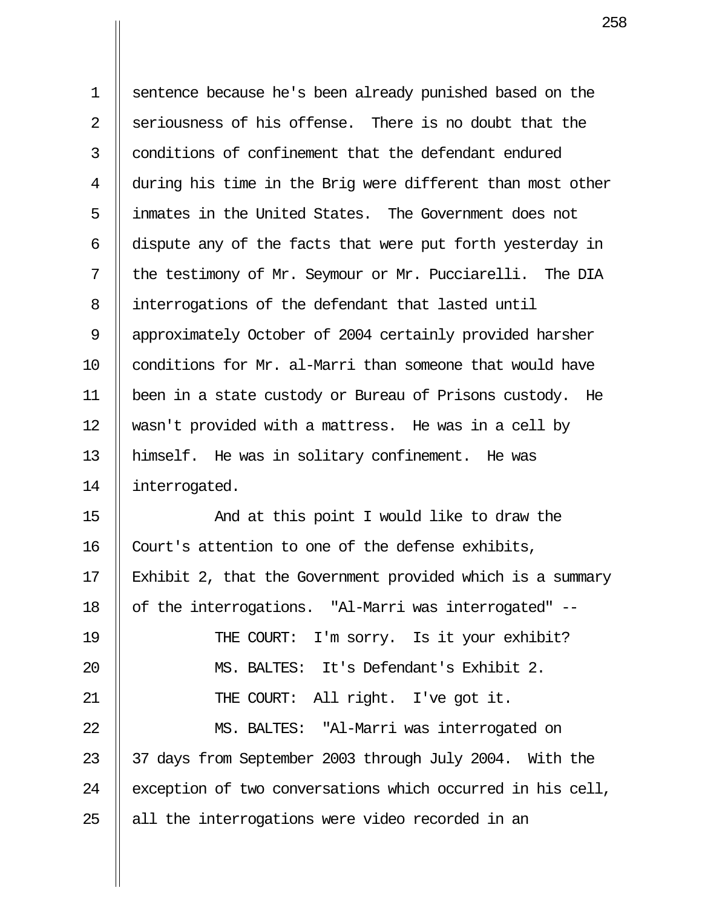sentence because he's been already punished based on the seriousness of his offense. There is no doubt that the conditions of confinement that the defendant endured during his time in the Brig were different than most other inmates in the United States. The Government does not dispute any of the facts that were put forth yesterday in the testimony of Mr. Seymour or Mr. Pucciarelli. The DIA interrogations of the defendant that lasted until approximately October of 2004 certainly provided harsher conditions for Mr. al-Marri than someone that would have been in a state custody or Bureau of Prisons custody. He wasn't provided with a mattress. He was in a cell by himself. He was in solitary confinement. He was interrogated.

And at this point I would like to draw the Court's attention to one of the defense exhibits, Exhibit 2, that the Government provided which is a summary of the interrogations. "Al-Marri was interrogated" --

THE COURT: I'm sorry. Is it your exhibit?

MS. BALTES: It's Defendant's Exhibit 2.

THE COURT: All right. I've got it.

MS. BALTES: "Al-Marri was interrogated on 37 days from September 2003 through July 2004. With the exception of two conversations which occurred in his cell, all the interrogations were video recorded in an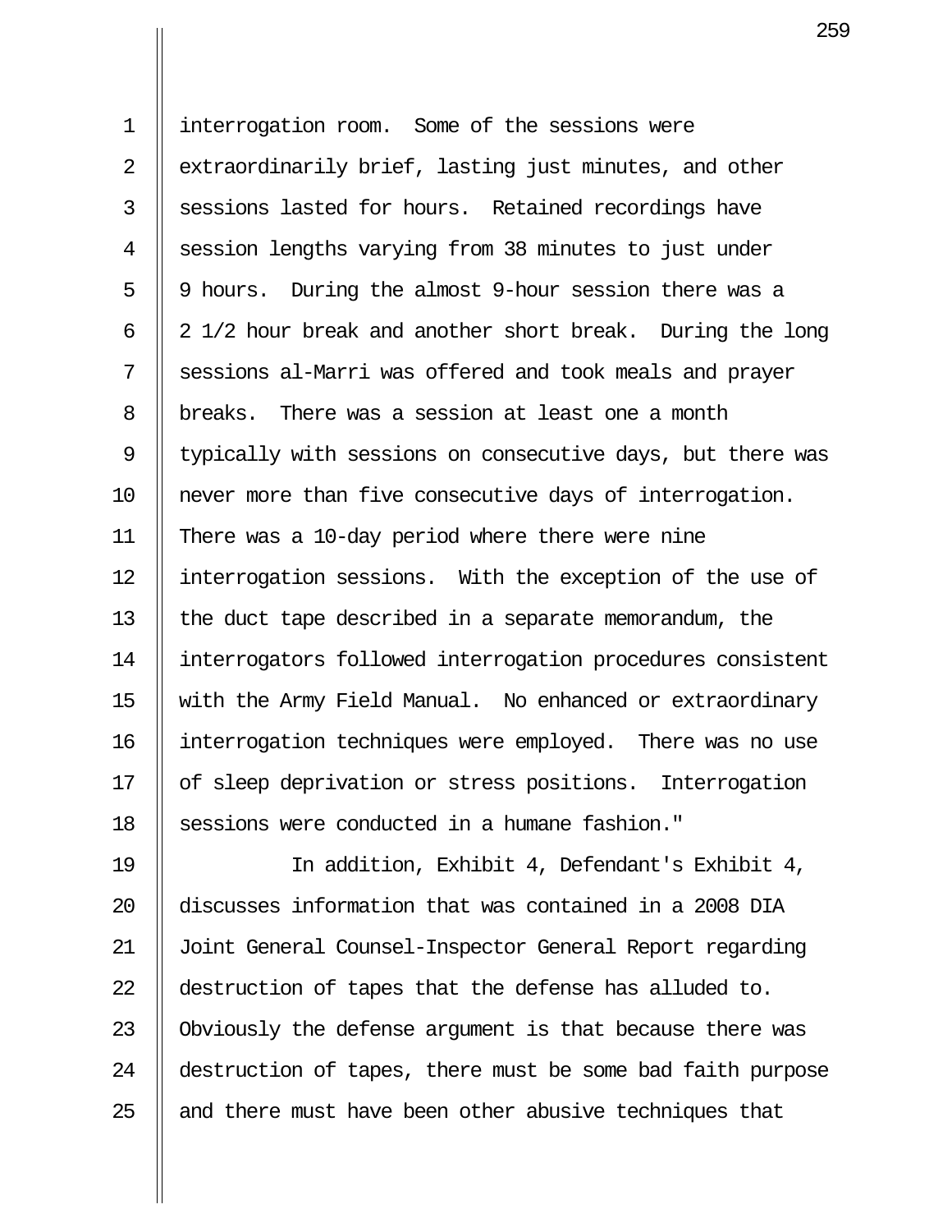interrogation room. Some of the sessions were extraordinarily brief, lasting just minutes, and other sessions lasted for hours. Retained recordings have session lengths varying from 38 minutes to just under 9 hours. During the almost 9-hour session there was a 2 1/2 hour break and another short break. During the long sessions al-Marri was offered and took meals and prayer breaks. There was a session at least one a month typically with sessions on consecutive days, but there was never more than five consecutive days of interrogation. There was a 10-day period where there were nine interrogation sessions. With the exception of the use of the duct tape described in a separate memorandum, the interrogators followed interrogation procedures consistent with the Army Field Manual. No enhanced or extraordinary interrogation techniques were employed. There was no use of sleep deprivation or stress positions. Interrogation sessions were conducted in a humane fashion."

In addition, Exhibit 4, Defendant's Exhibit 4, discusses information that was contained in a 2008 DIA Joint General Counsel-Inspector General Report regarding destruction of tapes that the defense has alluded to. Obviously the defense argument is that because there was destruction of tapes, there must be some bad faith purpose and there must have been other abusive techniques that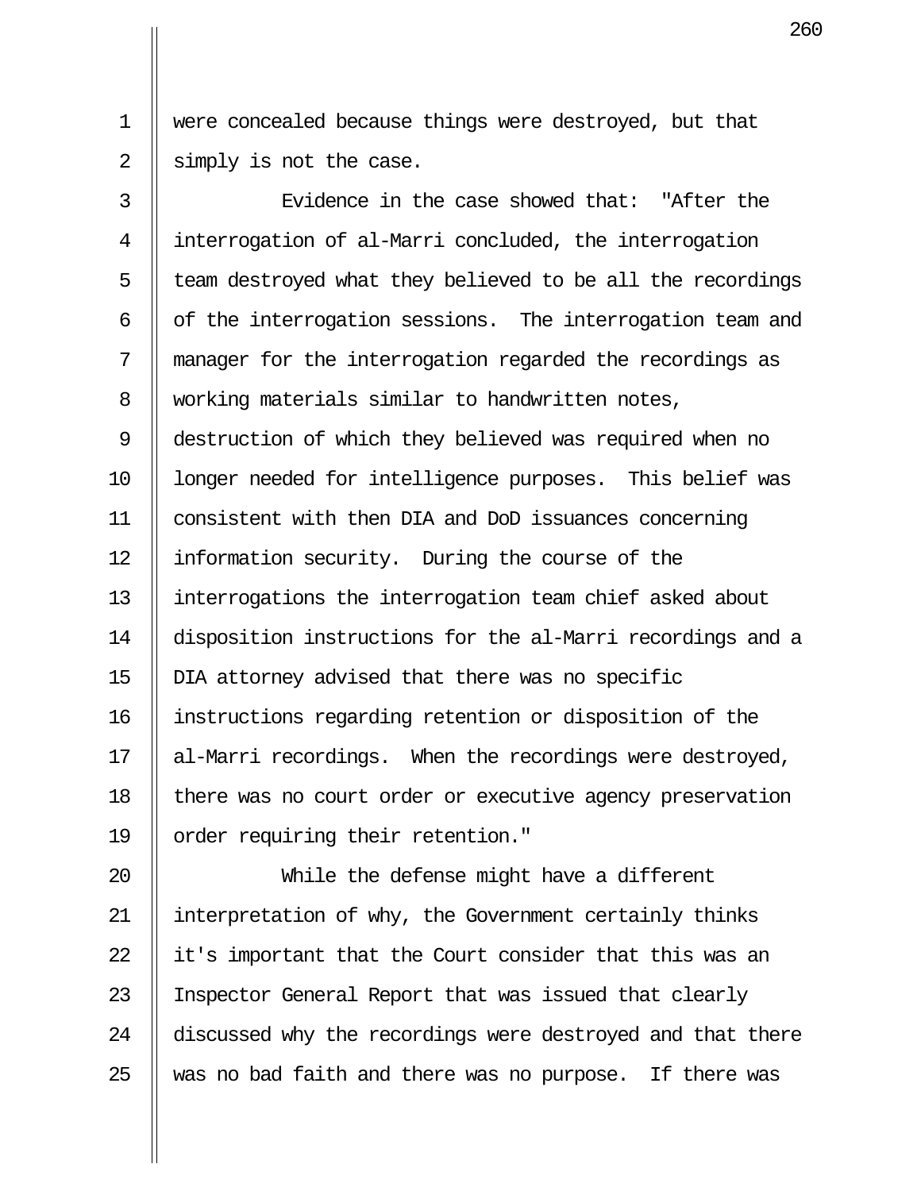were concealed because things were destroyed, but that simply is not the case.

Evidence in the case showed that: "After the interrogation of al-Marri concluded, the interrogation team destroyed what they believed to be all the recordings of the interrogation sessions. The interrogation team and manager for the interrogation regarded the recordings as working materials similar to handwritten notes, destruction of which they believed was required when no longer needed for intelligence purposes. This belief was consistent with then DIA and DoD issuances concerning information security. During the course of the interrogations the interrogation team chief asked about disposition instructions for the al-Marri recordings and a DIA attorney advised that there was no specific instructions regarding retention or disposition of the al-Marri recordings. When the recordings were destroyed, there was no court order or executive agency preservation order requiring their retention."

While the defense might have a different interpretation of why, the Government certainly thinks it's important that the Court consider that this was an Inspector General Report that was issued that clearly discussed why the recordings were destroyed and that there was no bad faith and there was no purpose. If there was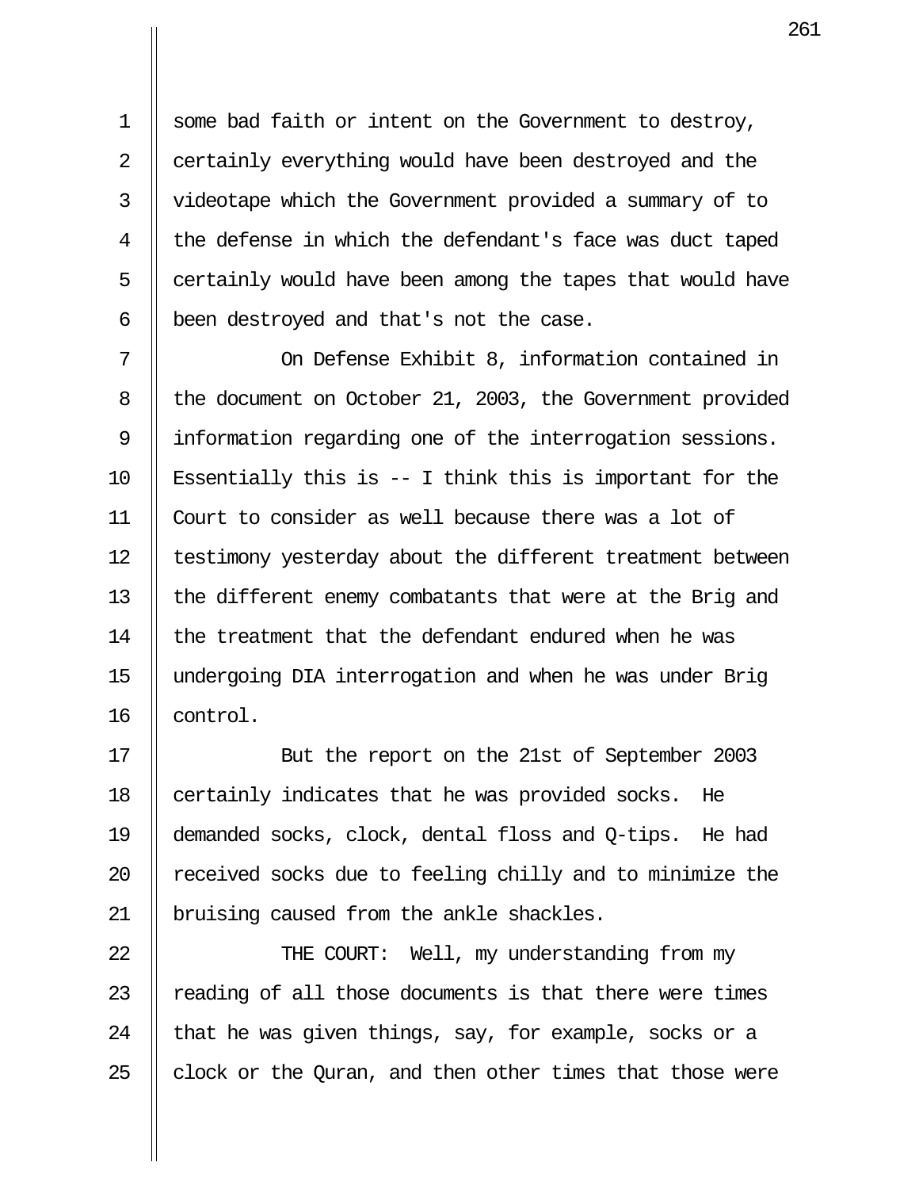some bad faith or intent on the Government to destroy, certainly everything would have been destroyed and the videotape which the Government provided a summary of to the defense in which the defendant's face was duct taped certainly would have been among the tapes that would have been destroyed and that's not the case.

On Defense Exhibit 8, information contained in the document on October 21, 2003, the Government provided information regarding one of the interrogation sessions. Essentially this is -- I think this is important for the Court to consider as well because there was a lot of testimony yesterday about the different treatment between the different enemy combatants that were at the Brig and the treatment that the defendant endured when he was undergoing DIA interrogation and when he was under Brig control.

But the report on the 21st of September 2003 certainly indicates that he was provided socks. He demanded socks, clock, dental floss and Q-tips. He had received socks due to feeling chilly and to minimize the bruising caused from the ankle shackles.

THE COURT: Well, my understanding from my reading of all those documents is that there were times that he was given things, say, for example, socks or a clock or the Quran, and then other times that those were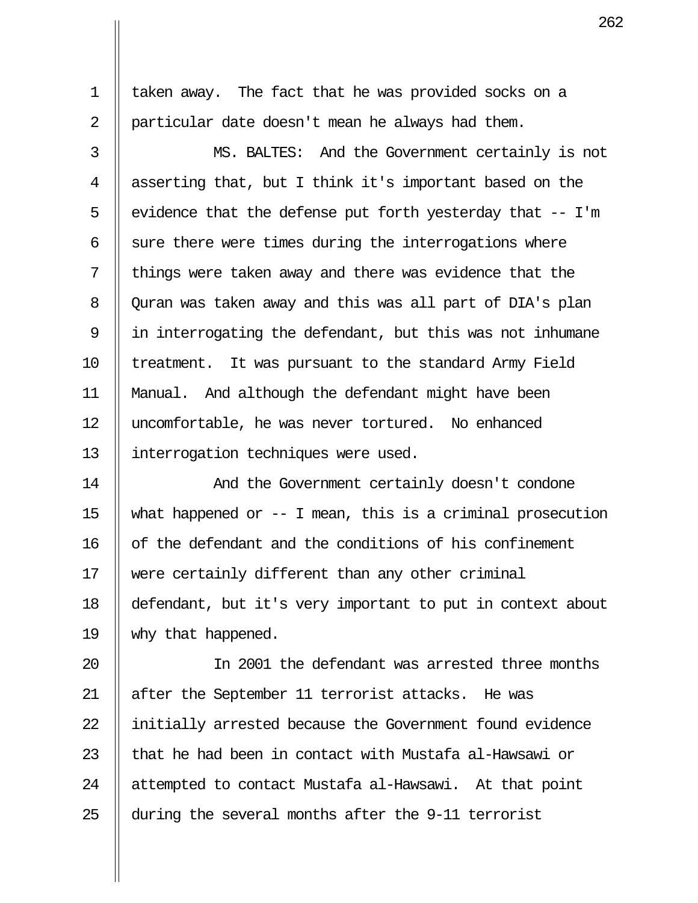taken away. The fact that he was provided socks on a particular date doesn't mean he always had them.

MS. BALTES: And the Government certainly is not asserting that, but I think it's important based on the evidence that the defense put forth yesterday that -- I'm sure there were times during the interrogations where things were taken away and there was evidence that the Quran was taken away and this was all part of DIA's plan in interrogating the defendant, but this was not inhumane treatment. It was pursuant to the standard Army Field Manual. And although the defendant might have been uncomfortable, he was never tortured. No enhanced interrogation techniques were used.

And the Government certainly doesn't condone what happened or -- I mean, this is a criminal prosecution of the defendant and the conditions of his confinement were certainly different than any other criminal defendant, but it's very important to put in context about why that happened.

In 2001 the defendant was arrested three months after the September 11 terrorist attacks. He was initially arrested because the Government found evidence that he had been in contact with Mustafa al-Hawsawi or attempted to contact Mustafa al-Hawsawi. At that point during the several months after the 9-11 terrorist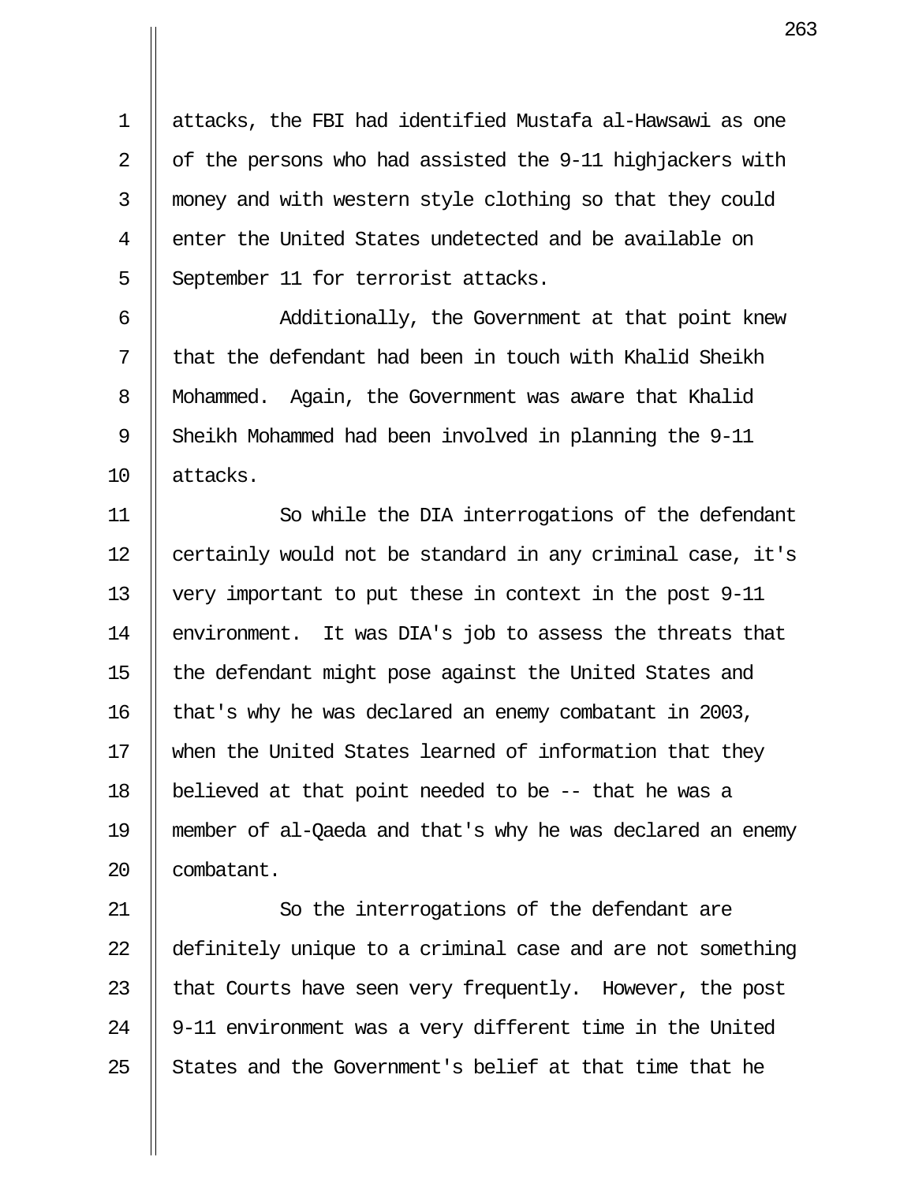attacks, the FBI had identified Mustafa al-Hawsawi as one of the persons who had assisted the 9-11 highjackers with money and with western style clothing so that they could enter the United States undetected and be available on September 11 for terrorist attacks.

Additionally, the Government at that point knew that the defendant had been in touch with Khalid Sheikh Mohammed. Again, the Government was aware that Khalid Sheikh Mohammed had been involved in planning the 9-11 attacks.

So while the DIA interrogations of the defendant certainly would not be standard in any criminal case, it's very important to put these in context in the post 9-11 environment. It was DIA's job to assess the threats that the defendant might pose against the United States and that's why he was declared an enemy combatant in 2003, when the United States learned of information that they believed at that point needed to be -- that he was a member of al-Qaeda and that's why he was declared an enemy combatant.

So the interrogations of the defendant are definitely unique to a criminal case and are not something that Courts have seen very frequently. However, the post 9-11 environment was a very different time in the United States and the Government's belief at that time that he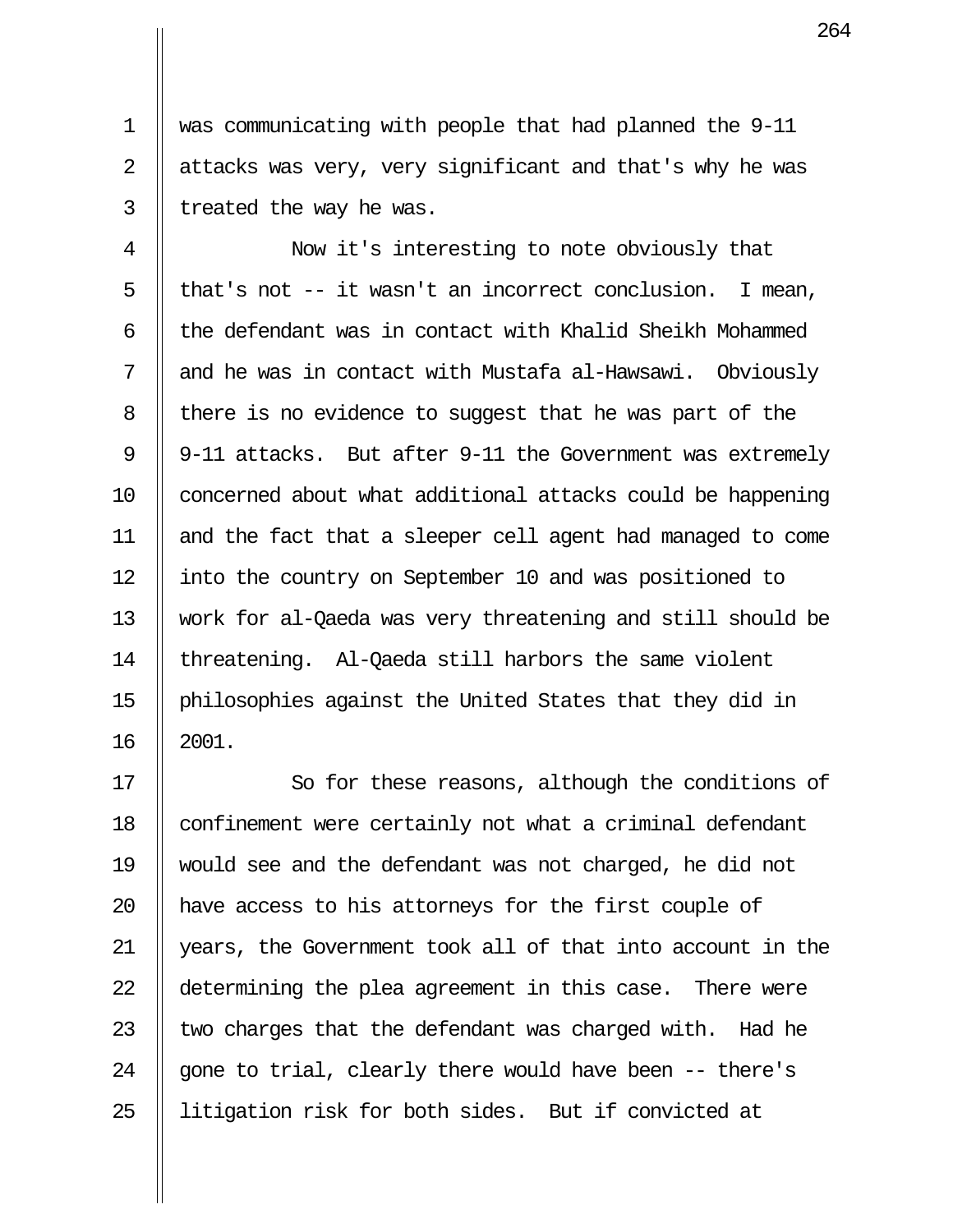was communicating with people that had planned the 9-11 attacks was very, very significant and that's why he was treated the way he was.

Now it's interesting to note obviously that that's not -- it wasn't an incorrect conclusion. I mean, the defendant was in contact with Khalid Sheikh Mohammed and he was in contact with Mustafa al-Hawsawi. Obviously there is no evidence to suggest that he was part of the 9-11 attacks. But after 9-11 the Government was extremely concerned about what additional attacks could be happening and the fact that a sleeper cell agent had managed to come into the country on September 10 and was positioned to work for al-Qaeda was very threatening and still should be threatening. Al-Qaeda still harbors the same violent philosophies against the United States that they did in 2001.

So for these reasons, although the conditions of confinement were certainly not what a criminal defendant would see and the defendant was not charged, he did not have access to his attorneys for the first couple of years, the Government took all of that into account in the determining the plea agreement in this case. There were two charges that the defendant was charged with. Had he gone to trial, clearly there would have been -- there's litigation risk for both sides. But if convicted at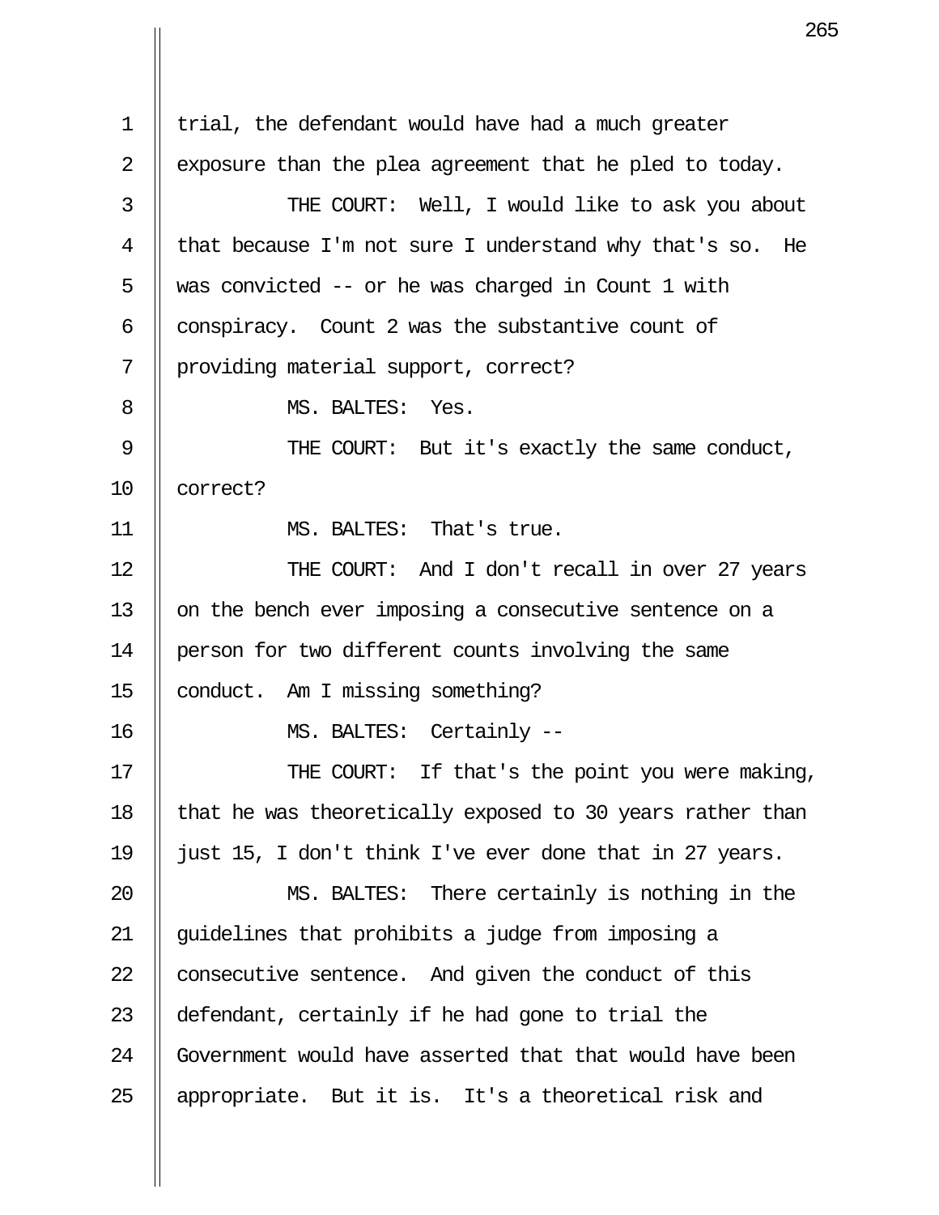trial, the defendant would have had a much greater exposure than the plea agreement that he pled to today.

THE COURT: Well, I would like to ask you about that because I'm not sure I understand why that's so. He was convicted -- or he was charged in Count 1 with conspiracy. Count 2 was the substantive count of providing material support, correct?

MS. BALTES: Yes.

THE COURT: But it's exactly the same conduct, correct?

MS. BALTES: That's true.

THE COURT: And I don't recall in over 27 years on the bench ever imposing a consecutive sentence on a person for two different counts involving the same conduct. Am I missing something?

MS. BALTES: Certainly --

THE COURT: If that's the point you were making, that he was theoretically exposed to 30 years rather than just 15, I don't think I've ever done that in 27 years.

MS. BALTES: There certainly is nothing in the guidelines that prohibits a judge from imposing a consecutive sentence. And given the conduct of this defendant, certainly if he had gone to trial the Government would have asserted that that would have been appropriate. But it is. It's a theoretical risk and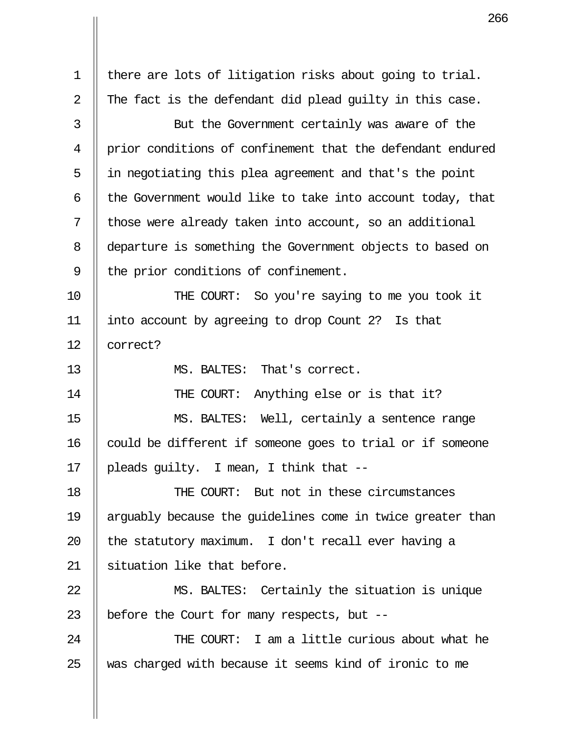there are lots of litigation risks about going to trial. The fact is the defendant did plead guilty in this case.

But the Government certainly was aware of the prior conditions of confinement that the defendant endured in negotiating this plea agreement and that's the point the Government would like to take into account today, that those were already taken into account, so an additional departure is something the Government objects to based on the prior conditions of confinement.

THE COURT: So you're saying to me you took it into account by agreeing to drop Count 2? Is that correct?

MS. BALTES: That's correct.

THE COURT: Anything else or is that it?

MS. BALTES: Well, certainly a sentence range could be different if someone goes to trial or if someone pleads guilty. I mean, I think that --

THE COURT: But not in these circumstances arguably because the guidelines come in twice greater than the statutory maximum. I don't recall ever having a situation like that before.

MS. BALTES: Certainly the situation is unique before the Court for many respects, but --

THE COURT: I am a little curious about what he was charged with because it seems kind of ironic to me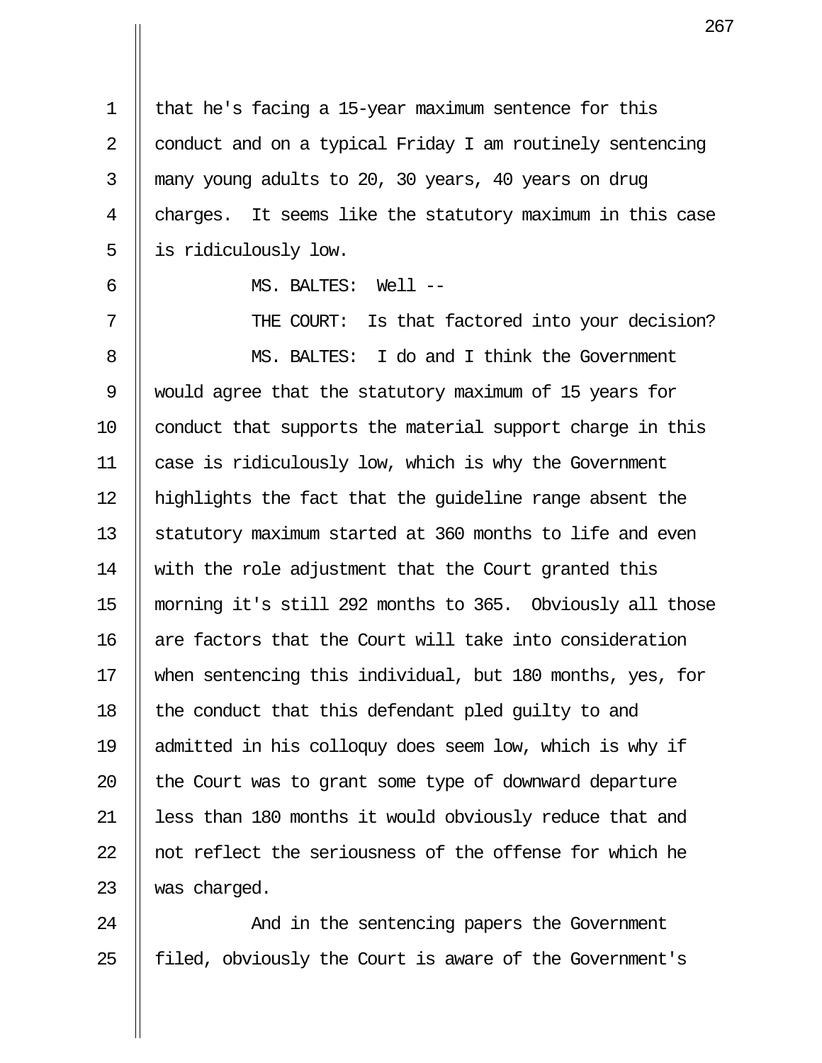that he's facing a 15-year maximum sentence for this conduct and on a typical Friday I am routinely sentencing many young adults to 20, 30 years, 40 years on drug charges. It seems like the statutory maximum in this case is ridiculously low.

MS. BALTES: Well --

THE COURT: Is that factored into your decision?

MS. BALTES: I do and I think the Government would agree that the statutory maximum of 15 years for conduct that supports the material support charge in this case is ridiculously low, which is why the Government highlights the fact that the guideline range absent the statutory maximum started at 360 months to life and even with the role adjustment that the Court granted this morning it's still 292 months to 365. Obviously all those are factors that the Court will take into consideration when sentencing this individual, but 180 months, yes, for the conduct that this defendant pled guilty to and admitted in his colloquy does seem low, which is why if the Court was to grant some type of downward departure less than 180 months it would obviously reduce that and not reflect the seriousness of the offense for which he was charged.

And in the sentencing papers the Government filed, obviously the Court is aware of the Government's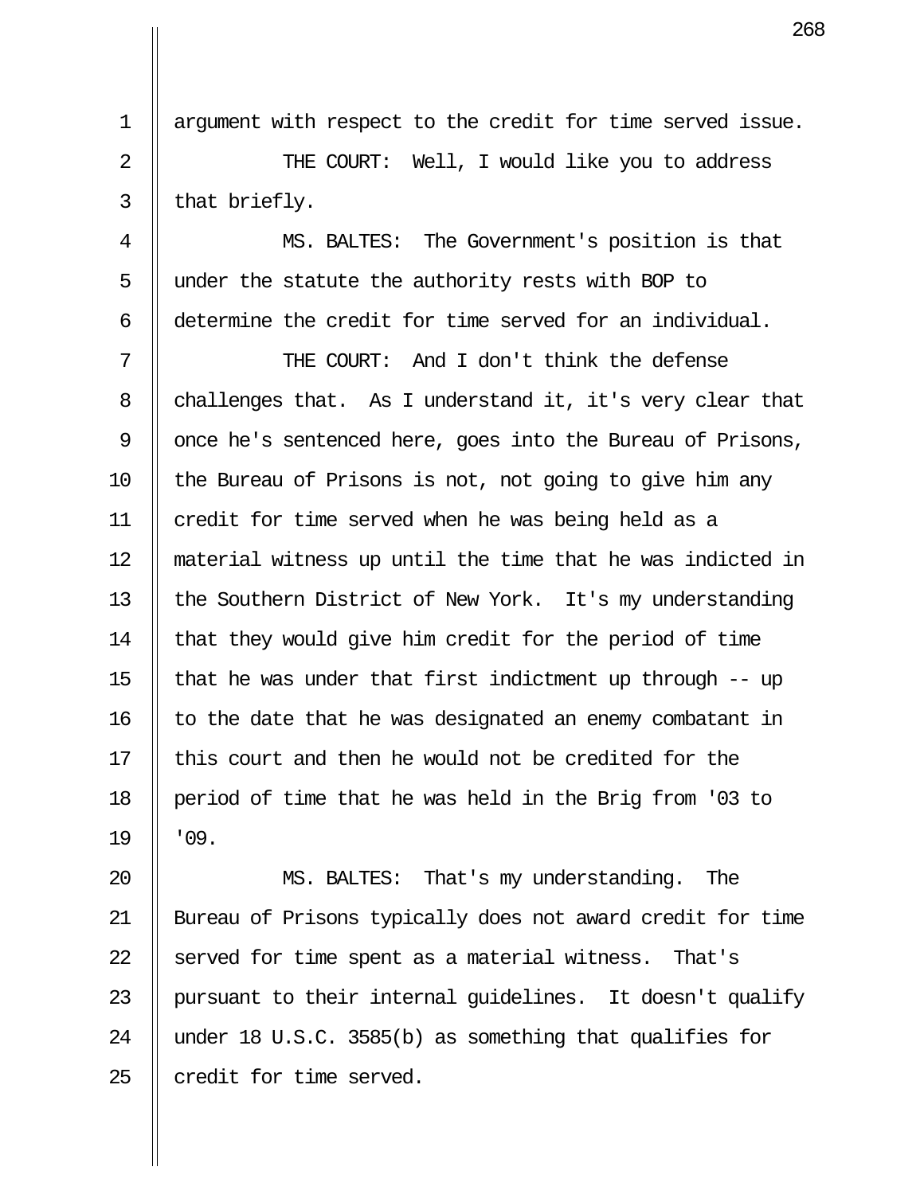argument with respect to the credit for time served issue.

THE COURT: Well, I would like you to address that briefly.

MS. BALTES: The Government's position is that under the statute the authority rests with BOP to determine the credit for time served for an individual.

THE COURT: And I don't think the defense challenges that. As I understand it, it's very clear that once he's sentenced here, goes into the Bureau of Prisons, the Bureau of Prisons is not, not going to give him any credit for time served when he was being held as a material witness up until the time that he was indicted in the Southern District of New York. It's my understanding that they would give him credit for the period of time that he was under that first indictment up through -- up to the date that he was designated an enemy combatant in this court and then he would not be credited for the period of time that he was held in the Brig from '03 to '09.

MS. BALTES: That's my understanding. The Bureau of Prisons typically does not award credit for time served for time spent as a material witness. That's pursuant to their internal guidelines. It doesn't qualify under 18 U.S.C. 3585(b) as something that qualifies for credit for time served.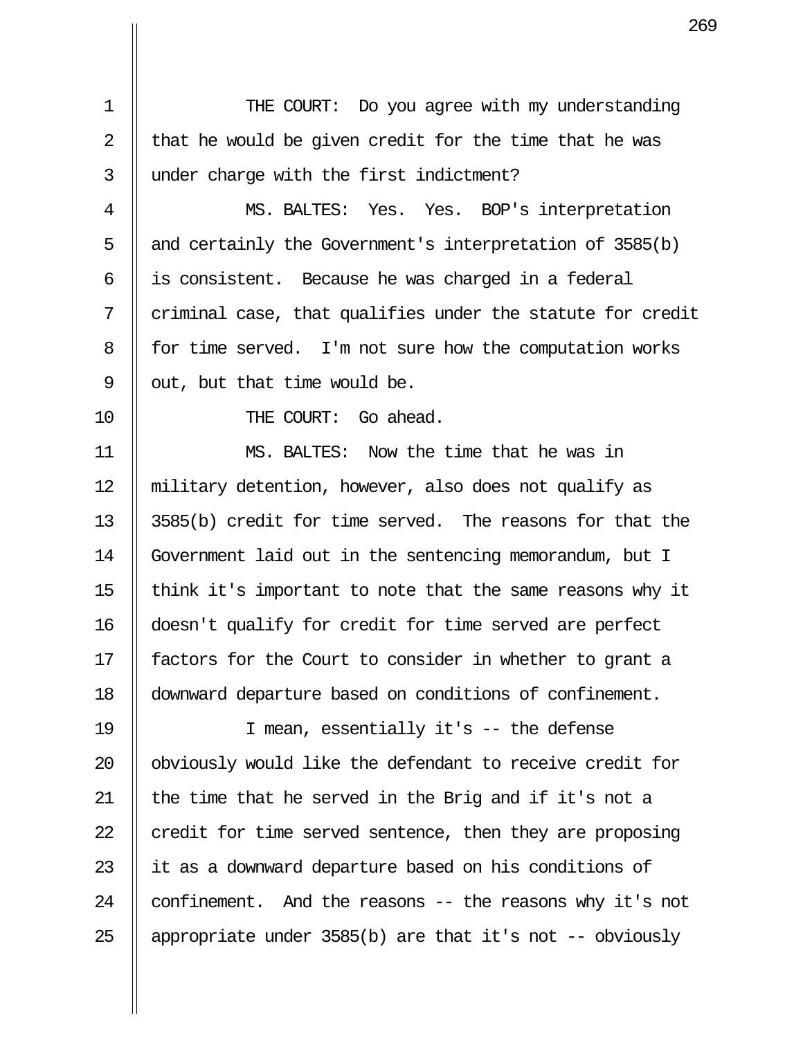THE COURT: Do you agree with my understanding that he would be given credit for the time that he was under charge with the first indictment?

MS. BALTES: Yes. Yes. BOP's interpretation and certainly the Government's interpretation of 3585(b) is consistent. Because he was charged in a federal criminal case, that qualifies under the statute for credit for time served. I'm not sure how the computation works out, but that time would be.

THE COURT: Go ahead.

MS. BALTES: Now the time that he was in military detention, however, also does not qualify as 3585(b) credit for time served. The reasons for that the Government laid out in the sentencing memorandum, but I think it's important to note that the same reasons why it doesn't qualify for credit for time served are perfect factors for the Court to consider in whether to grant a downward departure based on conditions of confinement.

I mean, essentially it's -- the defense obviously would like the defendant to receive credit for the time that he served in the Brig and if it's not a credit for time served sentence, then they are proposing it as a downward departure based on his conditions of confinement. And the reasons -- the reasons why it's not appropriate under 3585(b) are that it's not -- obviously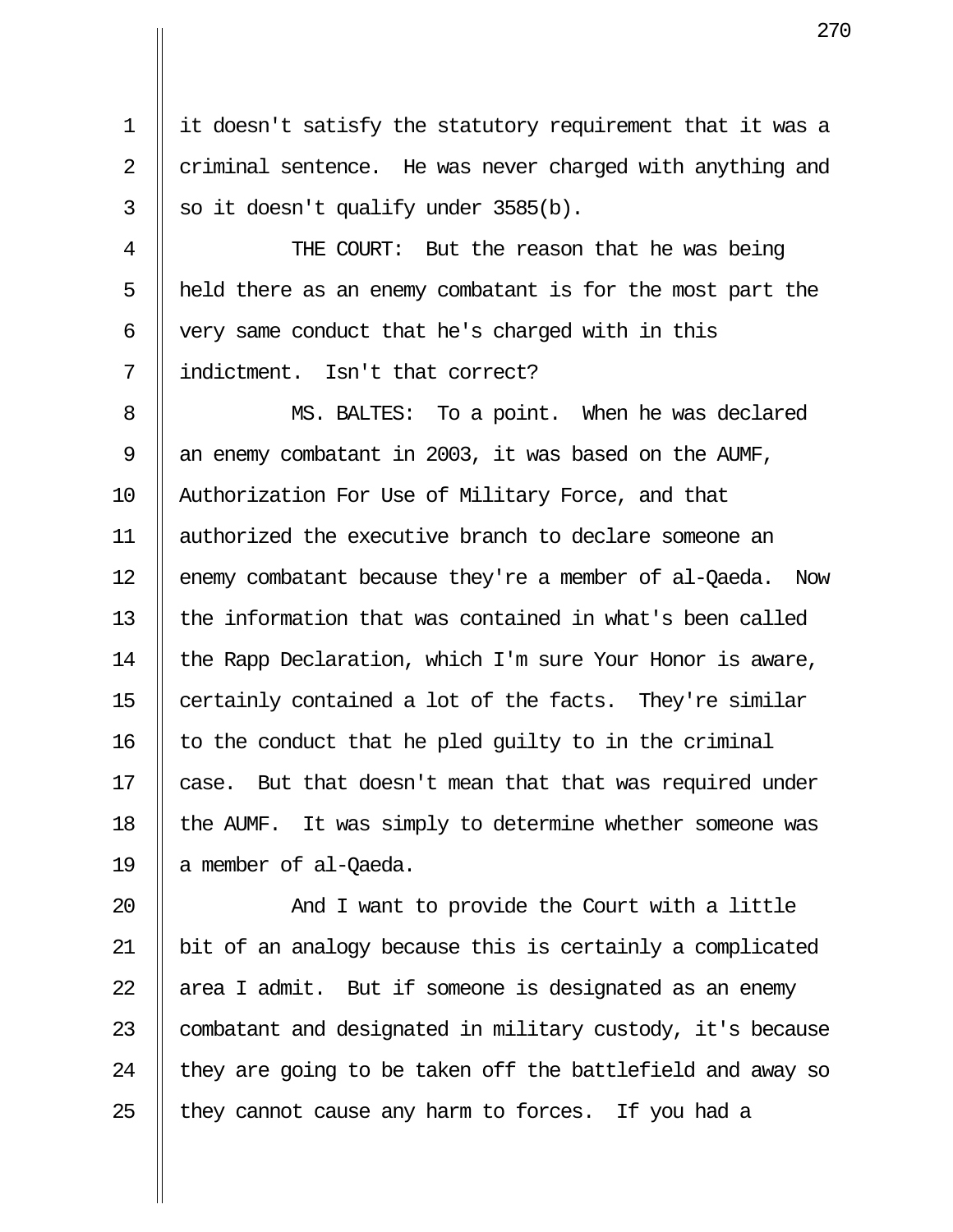it doesn't satisfy the statutory requirement that it was a criminal sentence. He was never charged with anything and so it doesn't qualify under 3585(b).

THE COURT: But the reason that he was being held there as an enemy combatant is for the most part the very same conduct that he's charged with in this indictment. Isn't that correct?

MS. BALTES: To a point. When he was declared an enemy combatant in 2003, it was based on the AUMF, Authorization For Use of Military Force, and that authorized the executive branch to declare someone an enemy combatant because they're a member of al-Qaeda. Now the information that was contained in what's been called the Rapp Declaration, which I'm sure Your Honor is aware, certainly contained a lot of the facts. They're similar to the conduct that he pled guilty to in the criminal case. But that doesn't mean that that was required under the AUMF. It was simply to determine whether someone was a member of al-Qaeda.

And I want to provide the Court with a little bit of an analogy because this is certainly a complicated area I admit. But if someone is designated as an enemy combatant and designated in military custody, it's because they are going to be taken off the battlefield and away so they cannot cause any harm to forces. If you had a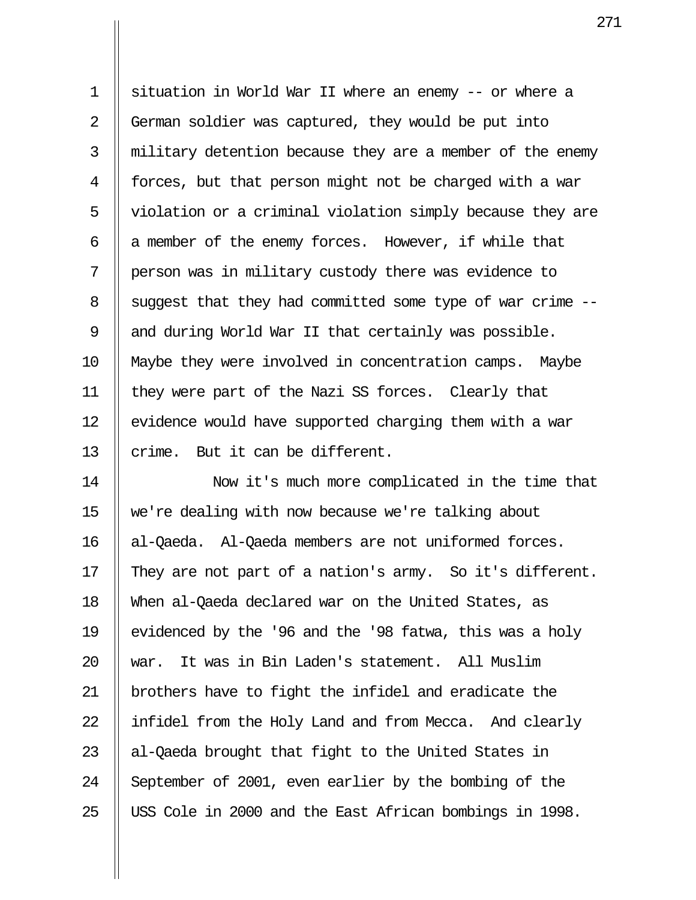situation in World War II where an enemy -- or where a German soldier was captured, they would be put into military detention because they are a member of the enemy forces, but that person might not be charged with a war violation or a criminal violation simply because they are a member of the enemy forces. However, if while that person was in military custody there was evidence to suggest that they had committed some type of war crime -- and during World War II that certainly was possible. Maybe they were involved in concentration camps. Maybe they were part of the Nazi SS forces. Clearly that evidence would have supported charging them with a war crime. But it can be different.

Now it's much more complicated in the time that we're dealing with now because we're talking about al-Qaeda. Al-Qaeda members are not uniformed forces. They are not part of a nation's army. So it's different. When al-Qaeda declared war on the United States, as evidenced by the '96 and the '98 fatwa, this was a holy war. It was in Bin Laden's statement. All Muslim brothers have to fight the infidel and eradicate the infidel from the Holy Land and from Mecca. And clearly al-Qaeda brought that fight to the United States in September of 2001, even earlier by the bombing of the USS Cole in 2000 and the East African bombings in 1998.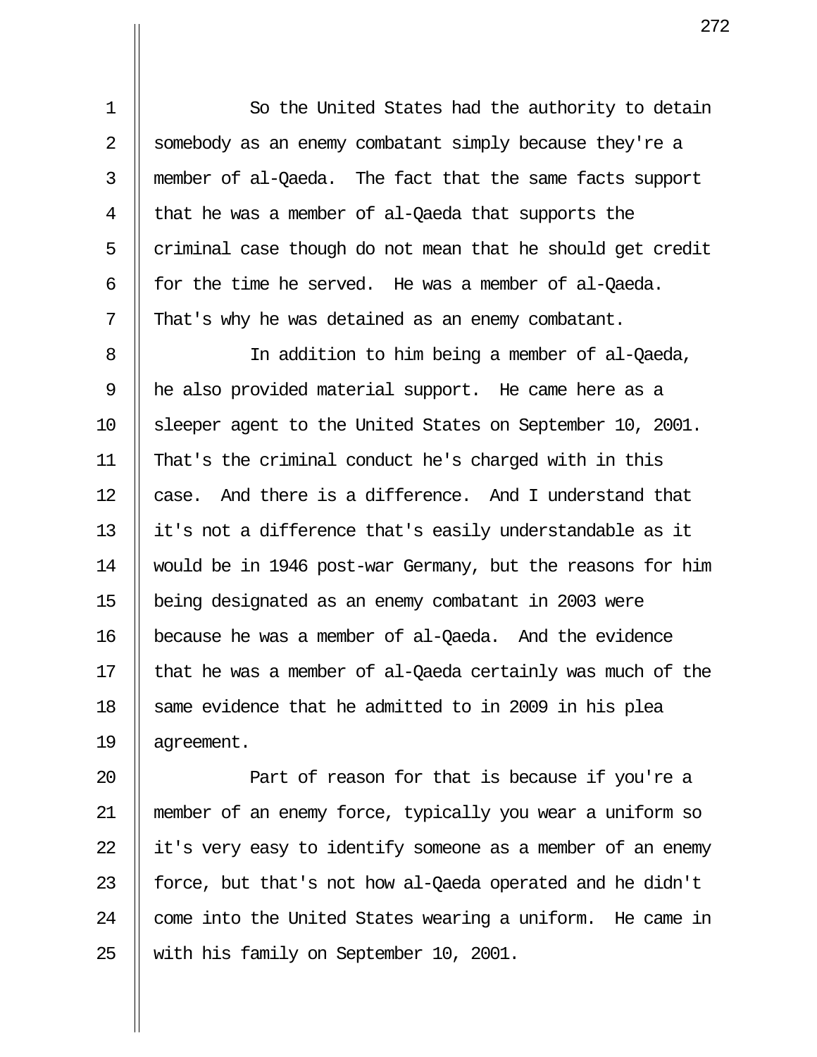So the United States had the authority to detain somebody as an enemy combatant simply because they're a member of al-Qaeda. The fact that the same facts support that he was a member of al-Qaeda that supports the criminal case though do not mean that he should get credit for the time he served. He was a member of al-Qaeda. That's why he was detained as an enemy combatant.

In addition to him being a member of al-Qaeda, he also provided material support. He came here as a sleeper agent to the United States on September 10, 2001. That's the criminal conduct he's charged with in this case. And there is a difference. And I understand that it's not a difference that's easily understandable as it would be in 1946 post-war Germany, but the reasons for him being designated as an enemy combatant in 2003 were because he was a member of al-Qaeda. And the evidence that he was a member of al-Qaeda certainly was much of the same evidence that he admitted to in 2009 in his plea agreement.

Part of reason for that is because if you're a member of an enemy force, typically you wear a uniform so it's very easy to identify someone as a member of an enemy force, but that's not how al-Qaeda operated and he didn't come into the United States wearing a uniform. He came in with his family on September 10, 2001.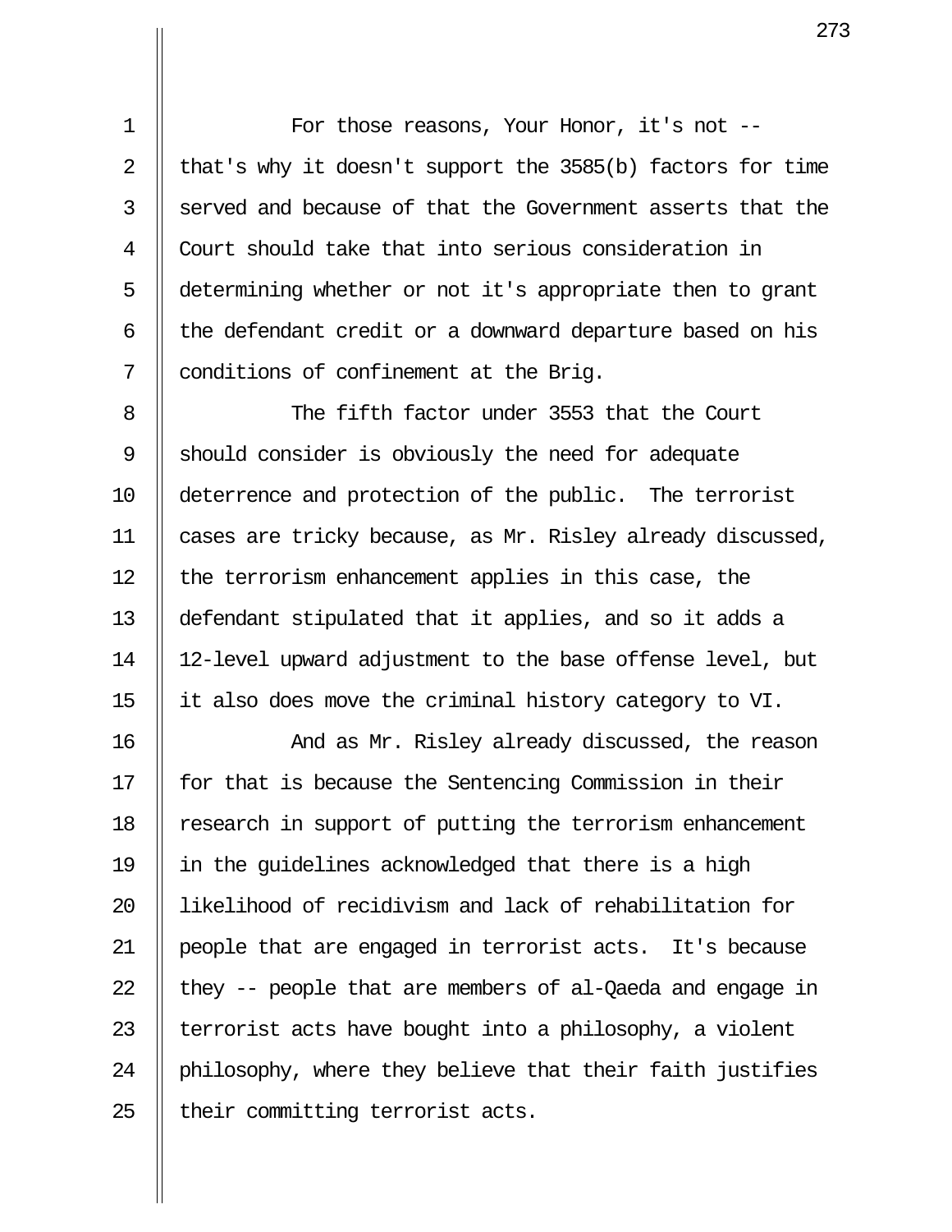For those reasons, Your Honor, it's not -- that's why it doesn't support the 3585(b) factors for time served and because of that the Government asserts that the Court should take that into serious consideration in determining whether or not it's appropriate then to grant the defendant credit or a downward departure based on his conditions of confinement at the Brig.

The fifth factor under 3553 that the Court should consider is obviously the need for adequate deterrence and protection of the public. The terrorist cases are tricky because, as Mr. Risley already discussed, the terrorism enhancement applies in this case, the defendant stipulated that it applies, and so it adds a 12-level upward adjustment to the base offense level, but it also does move the criminal history category to VI.

And as Mr. Risley already discussed, the reason for that is because the Sentencing Commission in their research in support of putting the terrorism enhancement in the guidelines acknowledged that there is a high likelihood of recidivism and lack of rehabilitation for people that are engaged in terrorist acts. It's because they -- people that are members of al-Qaeda and engage in terrorist acts have bought into a philosophy, a violent philosophy, where they believe that their faith justifies their committing terrorist acts.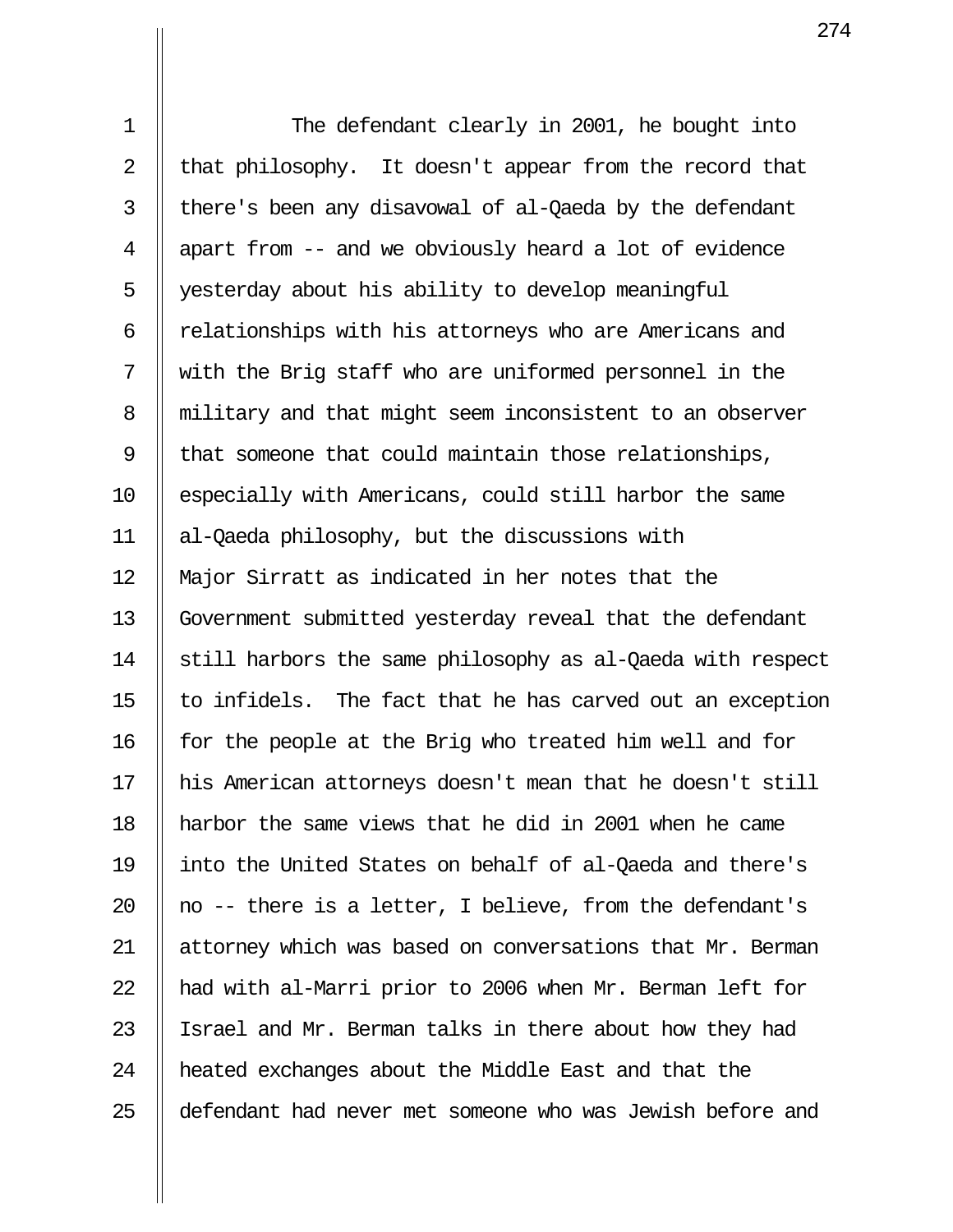The defendant clearly in 2001, he bought into that philosophy. It doesn't appear from the record that there's been any disavowal of al-Qaeda by the defendant apart from -- and we obviously heard a lot of evidence yesterday about his ability to develop meaningful relationships with his attorneys who are Americans and with the Brig staff who are uniformed personnel in the military and that might seem inconsistent to an observer that someone that could maintain those relationships, especially with Americans, could still harbor the same al-Qaeda philosophy, but the discussions with Major Sirratt as indicated in her notes that the Government submitted yesterday reveal that the defendant still harbors the same philosophy as al-Qaeda with respect to infidels. The fact that he has carved out an exception for the people at the Brig who treated him well and for his American attorneys doesn't mean that he doesn't still harbor the same views that he did in 2001 when he came into the United States on behalf of al-Qaeda and there's no -- there is a letter, I believe, from the defendant's attorney which was based on conversations that Mr. Berman had with al-Marri prior to 2006 when Mr. Berman left for Israel and Mr. Berman talks in there about how they had heated exchanges about the Middle East and that the defendant had never met someone who was Jewish before and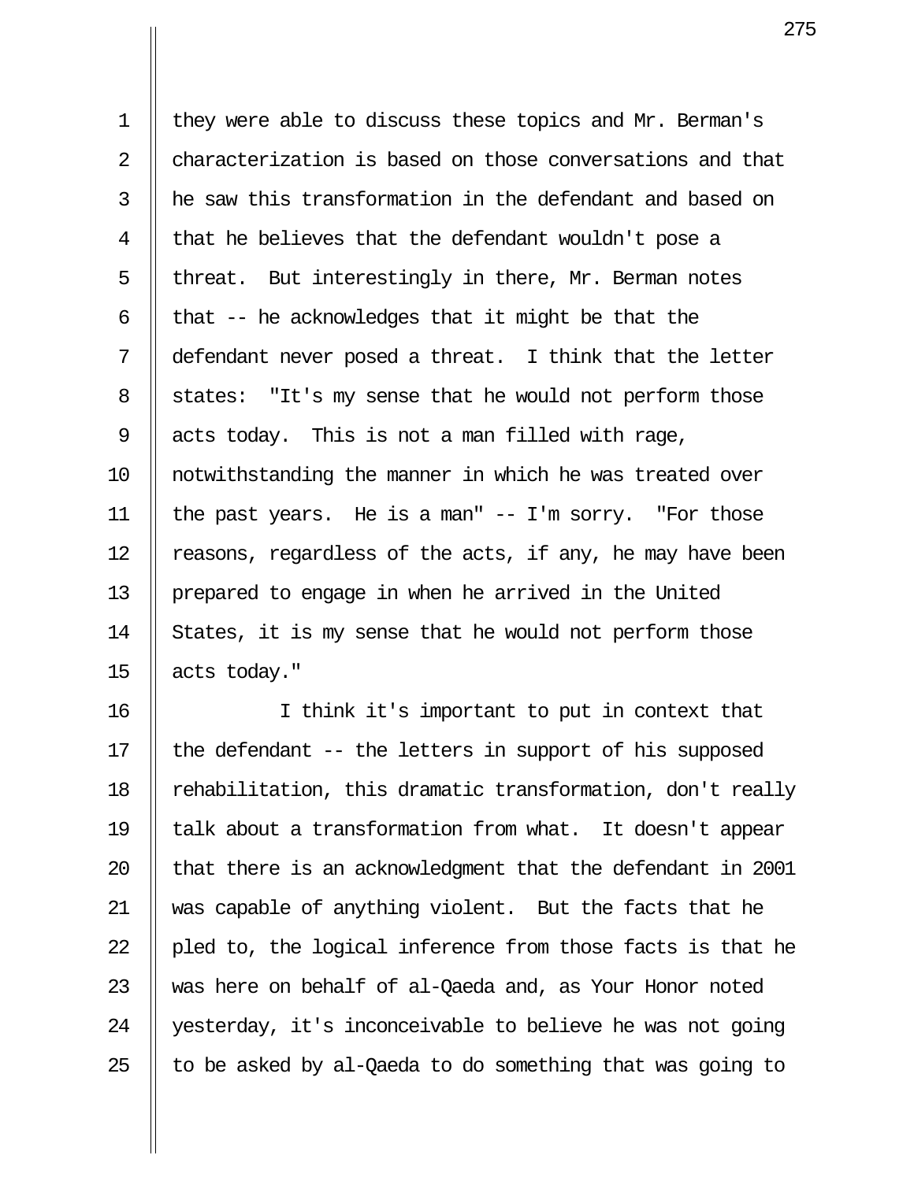they were able to discuss these topics and Mr. Berman's characterization is based on those conversations and that he saw this transformation in the defendant and based on that he believes that the defendant wouldn't pose a threat. But interestingly in there, Mr. Berman notes that -- he acknowledges that it might be that the defendant never posed a threat. I think that the letter states: "It's my sense that he would not perform those acts today. This is not a man filled with rage, notwithstanding the manner in which he was treated over the past years. He is a man" -- I'm sorry. "For those reasons, regardless of the acts, if any, he may have been prepared to engage in when he arrived in the United States, it is my sense that he would not perform those acts today."

I think it's important to put in context that the defendant -- the letters in support of his supposed rehabilitation, this dramatic transformation, don't really talk about a transformation from what. It doesn't appear that there is an acknowledgment that the defendant in 2001 was capable of anything violent. But the facts that he pled to, the logical inference from those facts is that he was here on behalf of al-Qaeda and, as Your Honor noted yesterday, it's inconceivable to believe he was not going to be asked by al-Qaeda to do something that was going to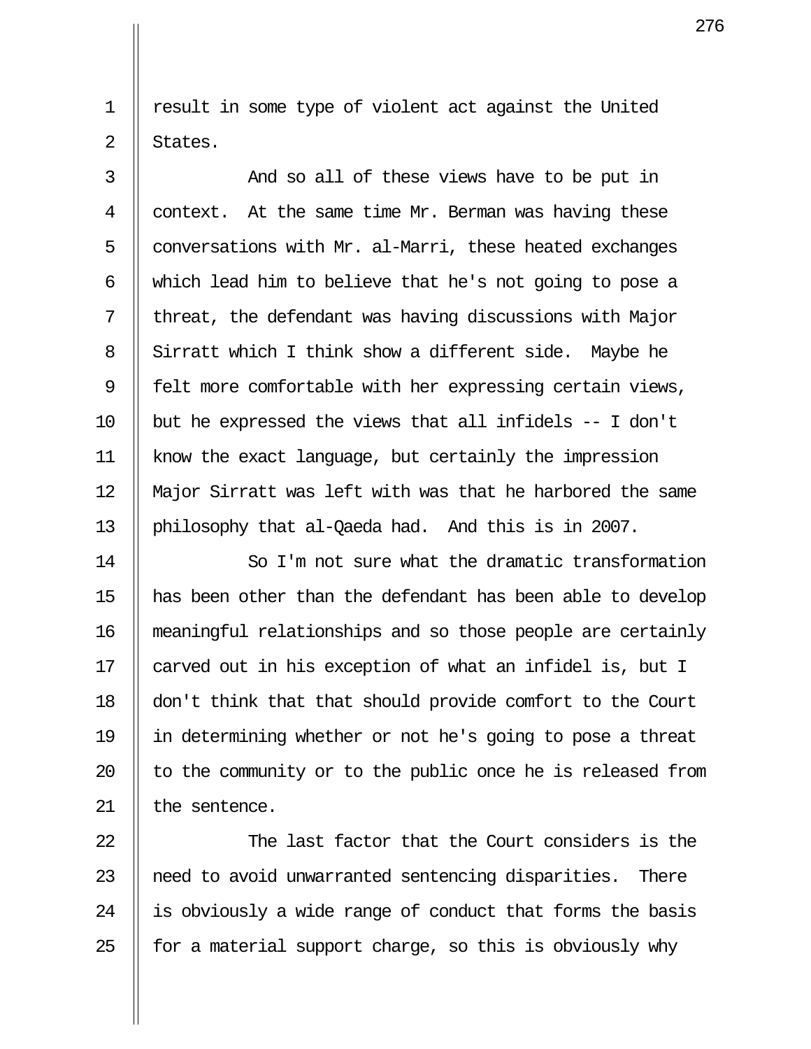result in some type of violent act against the United States.

And so all of these views have to be put in context. At the same time Mr. Berman was having these conversations with Mr. al-Marri, these heated exchanges which lead him to believe that he's not going to pose a threat, the defendant was having discussions with Major Sirratt which I think show a different side. Maybe he felt more comfortable with her expressing certain views, but he expressed the views that all infidels -- I don't know the exact language, but certainly the impression Major Sirratt was left with was that he harbored the same philosophy that al-Qaeda had. And this is in 2007.

So I'm not sure what the dramatic transformation has been other than the defendant has been able to develop meaningful relationships and so those people are certainly carved out in his exception of what an infidel is, but I don't think that that should provide comfort to the Court in determining whether or not he's going to pose a threat to the community or to the public once he is released from the sentence.

The last factor that the Court considers is the need to avoid unwarranted sentencing disparities. There is obviously a wide range of conduct that forms the basis for a material support charge, so this is obviously why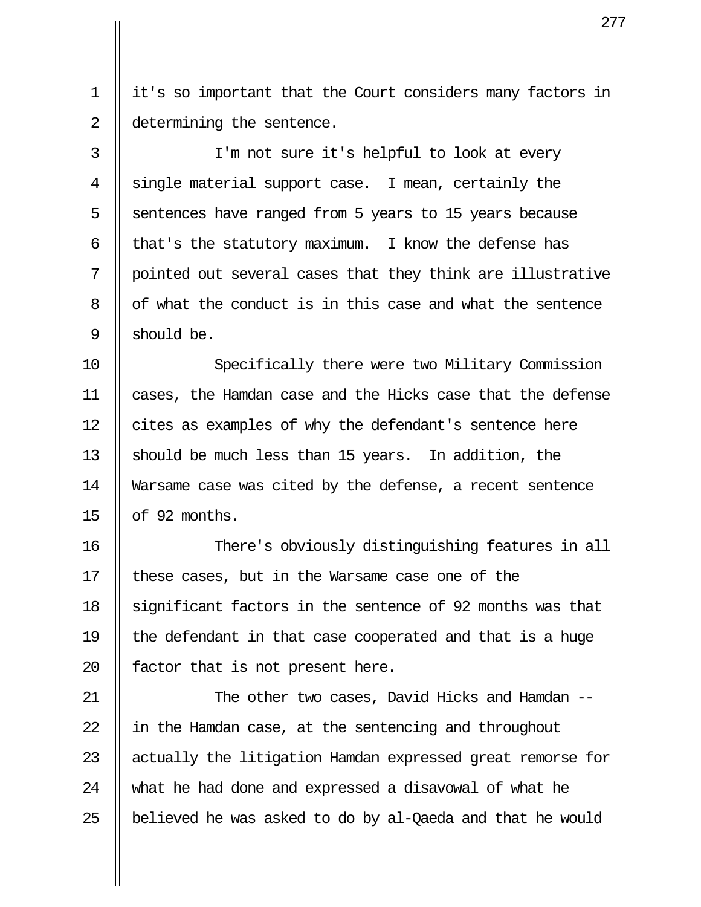it's so important that the Court considers many factors in determining the sentence.

I'm not sure it's helpful to look at every single material support case. I mean, certainly the sentences have ranged from 5 years to 15 years because that's the statutory maximum. I know the defense has pointed out several cases that they think are illustrative of what the conduct is in this case and what the sentence should be.

Specifically there were two Military Commission cases, the Hamdan case and the Hicks case that the defense cites as examples of why the defendant's sentence here should be much less than 15 years. In addition, the Warsame case was cited by the defense, a recent sentence of 92 months.

There's obviously distinguishing features in all these cases, but in the Warsame case one of the significant factors in the sentence of 92 months was that the defendant in that case cooperated and that is a huge factor that is not present here.

The other two cases, David Hicks and Hamdan -- in the Hamdan case, at the sentencing and throughout actually the litigation Hamdan expressed great remorse for what he had done and expressed a disavowal of what he believed he was asked to do by al-Qaeda and that he would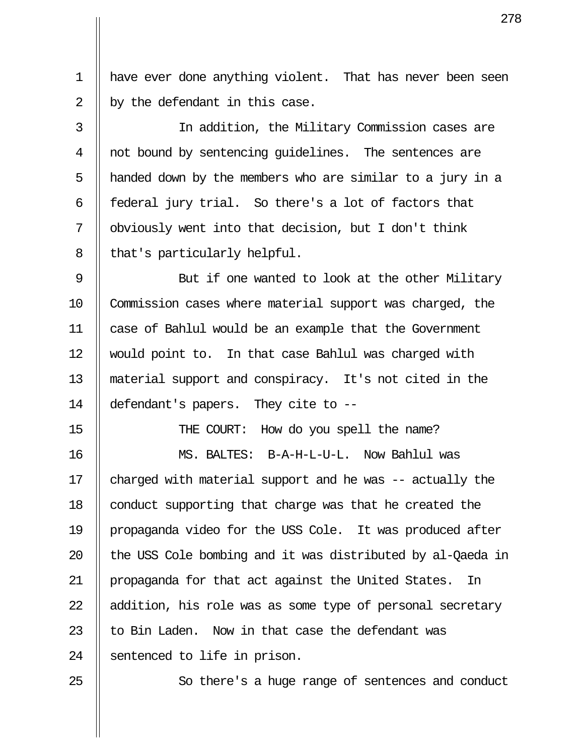have ever done anything violent. That has never been seen by the defendant in this case.

In addition, the Military Commission cases are not bound by sentencing guidelines. The sentences are handed down by the members who are similar to a jury in a federal jury trial. So there's a lot of factors that obviously went into that decision, but I don't think that's particularly helpful.

But if one wanted to look at the other Military Commission cases where material support was charged, the case of Bahlul would be an example that the Government would point to. In that case Bahlul was charged with material support and conspiracy. It's not cited in the defendant's papers. They cite to --

THE COURT: How do you spell the name?

MS. BALTES: B-A-H-L-U-L. Now Bahlul was charged with material support and he was -- actually the conduct supporting that charge was that he created the propaganda video for the USS Cole. It was produced after the USS Cole bombing and it was distributed by al-Qaeda in propaganda for that act against the United States. In addition, his role was as some type of personal secretary to Bin Laden. Now in that case the defendant was sentenced to life in prison.

So there's a huge range of sentences and conduct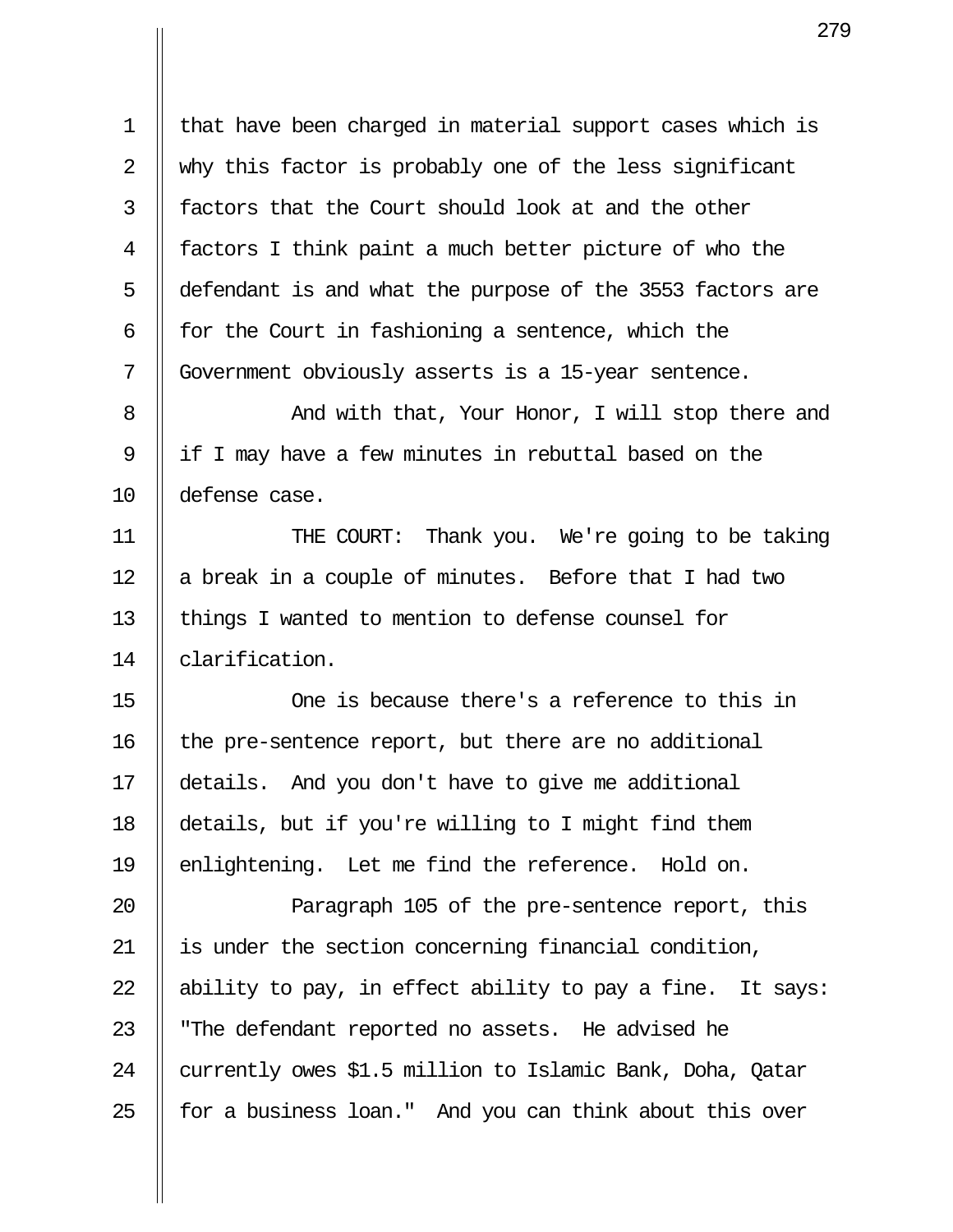that have been charged in material support cases which is why this factor is probably one of the less significant factors that the Court should look at and the other factors I think paint a much better picture of who the defendant is and what the purpose of the 3553 factors are for the Court in fashioning a sentence, which the Government obviously asserts is a 15-year sentence.

And with that, Your Honor, I will stop there and if I may have a few minutes in rebuttal based on the defense case.

THE COURT: Thank you. We're going to be taking a break in a couple of minutes. Before that I had two things I wanted to mention to defense counsel for clarification.

One is because there's a reference to this in the pre-sentence report, but there are no additional details. And you don't have to give me additional details, but if you're willing to I might find them enlightening. Let me find the reference. Hold on.

Paragraph 105 of the pre-sentence report, this is under the section concerning financial condition, ability to pay, in effect ability to pay a fine. It says: "The defendant reported no assets. He advised he currently owes $1.5 million to Islamic Bank, Doha, Qatar for a business loan." And you can think about this over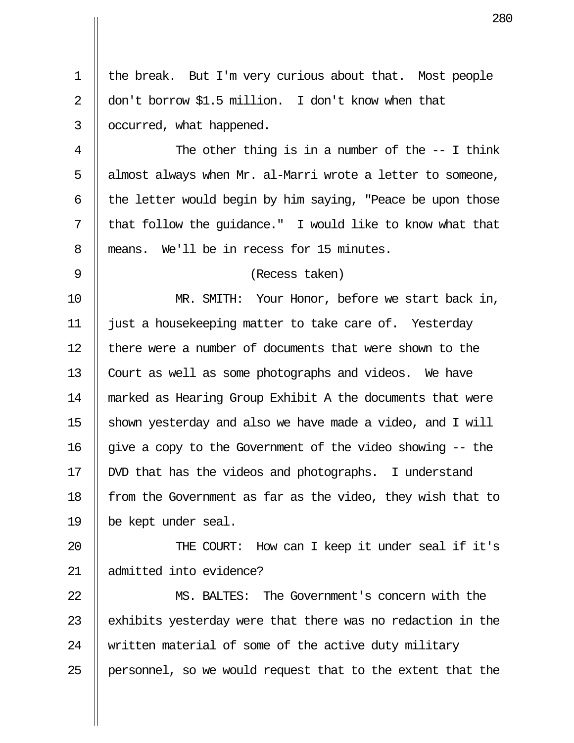the break. But I'm very curious about that. Most people don't borrow $1.5 million. I don't know when that occurred, what happened.

The other thing is in a number of the -- I think almost always when Mr. al-Marri wrote a letter to someone, the letter would begin by him saying, "Peace be upon those that follow the guidance." I would like to know what that means. We'll be in recess for 15 minutes.

(Recess taken)

MR. SMITH: Your Honor, before we start back in, just a housekeeping matter to take care of. Yesterday there were a number of documents that were shown to the Court as well as some photographs and videos. We have marked as Hearing Group Exhibit A the documents that were shown yesterday and also we have made a video, and I will give a copy to the Government of the video showing -- the DVD that has the videos and photographs. I understand from the Government as far as the video, they wish that to be kept under seal.

THE COURT: How can I keep it under seal if it's admitted into evidence?

MS. BALTES: The Government's concern with the exhibits yesterday were that there was no redaction in the written material of some of the active duty military personnel, so we would request that to the extent that the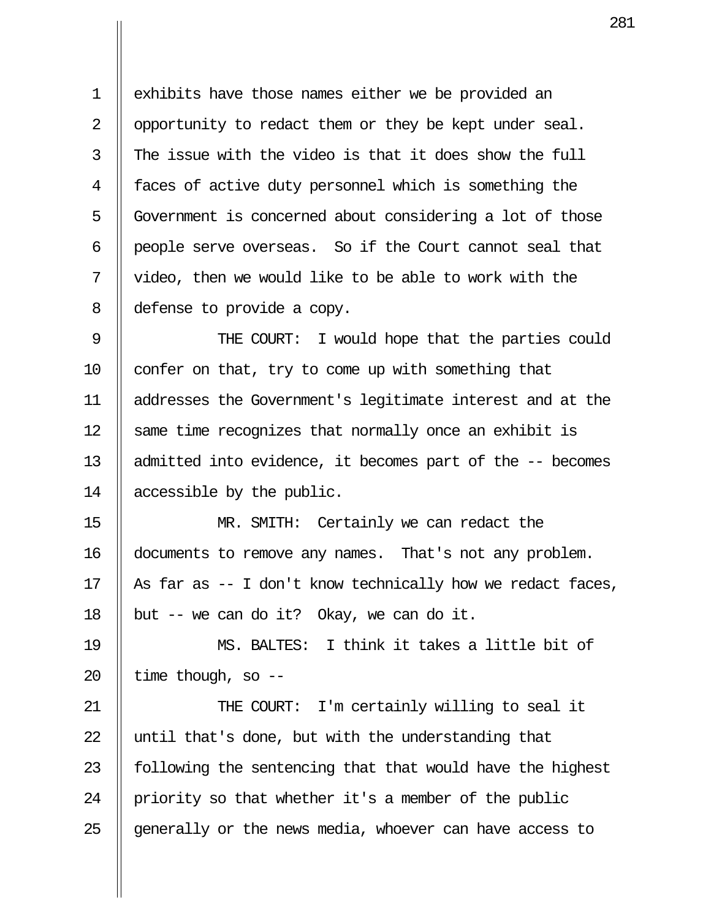exhibits have those names either we be provided an opportunity to redact them or they be kept under seal. The issue with the video is that it does show the full faces of active duty personnel which is something the Government is concerned about considering a lot of those people serve overseas. So if the Court cannot seal that video, then we would like to be able to work with the defense to provide a copy.

THE COURT: I would hope that the parties could confer on that, try to come up with something that addresses the Government's legitimate interest and at the same time recognizes that normally once an exhibit is admitted into evidence, it becomes part of the -- becomes accessible by the public.

MR. SMITH: Certainly we can redact the documents to remove any names. That's not any problem. As far as -- I don't know technically how we redact faces, but -- we can do it? Okay, we can do it.

MS. BALTES: I think it takes a little bit of time though, so --

THE COURT: I'm certainly willing to seal it until that's done, but with the understanding that following the sentencing that that would have the highest priority so that whether it's a member of the public generally or the news media, whoever can have access to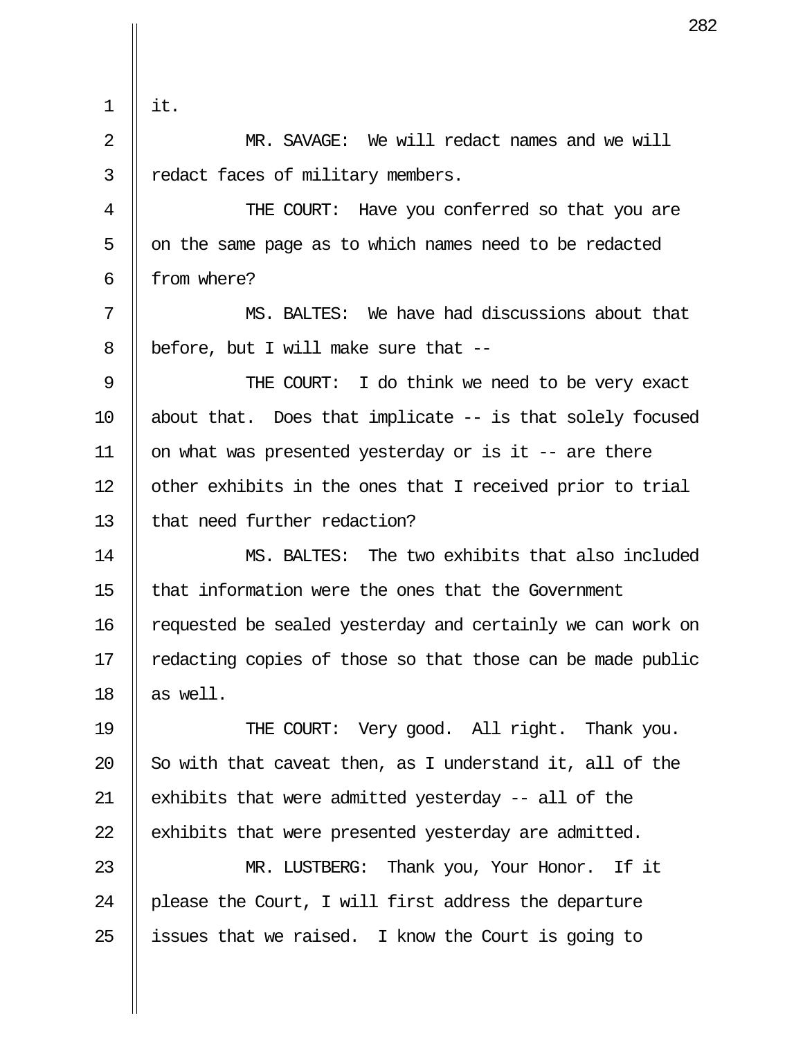it.

MR. SAVAGE: We will redact names and we will redact faces of military members.

THE COURT: Have you conferred so that you are on the same page as to which names need to be redacted from where?

MS. BALTES: We have had discussions about that before, but I will make sure that --

THE COURT: I do think we need to be very exact about that. Does that implicate -- is that solely focused on what was presented yesterday or is it -- are there other exhibits in the ones that I received prior to trial that need further redaction?

MS. BALTES: The two exhibits that also included that information were the ones that the Government requested be sealed yesterday and certainly we can work on redacting copies of those so that those can be made public as well.

THE COURT: Very good. All right. Thank you. So with that caveat then, as I understand it, all of the exhibits that were admitted yesterday -- all of the exhibits that were presented yesterday are admitted.

MR. LUSTBERG: Thank you, Your Honor. If it please the Court, I will first address the departure issues that we raised. I know the Court is going to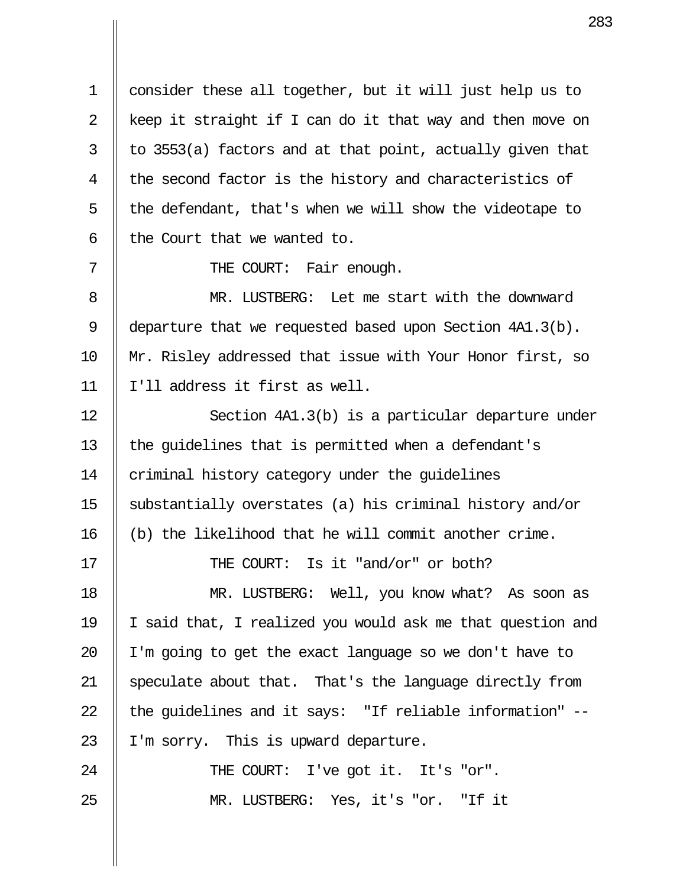consider these all together, but it will just help us to keep it straight if I can do it that way and then move on to 3553(a) factors and at that point, actually given that the second factor is the history and characteristics of the defendant, that's when we will show the videotape to the Court that we wanted to.

THE COURT: Fair enough.

MR. LUSTBERG: Let me start with the downward departure that we requested based upon Section 4A1.3(b). Mr. Risley addressed that issue with Your Honor first, so I'll address it first as well.

Section 4A1.3(b) is a particular departure under the guidelines that is permitted when a defendant's criminal history category under the guidelines substantially overstates (a) his criminal history and/or (b) the likelihood that he will commit another crime.

THE COURT: Is it "and/or" or both?

MR. LUSTBERG: Well, you know what? As soon as I said that, I realized you would ask me that question and I'm going to get the exact language so we don't have to speculate about that. That's the language directly from the guidelines and it says: "If reliable information" -- I'm sorry. This is upward departure.

THE COURT: I've got it. It's "or".

MR. LUSTBERG: Yes, it's "or. "If it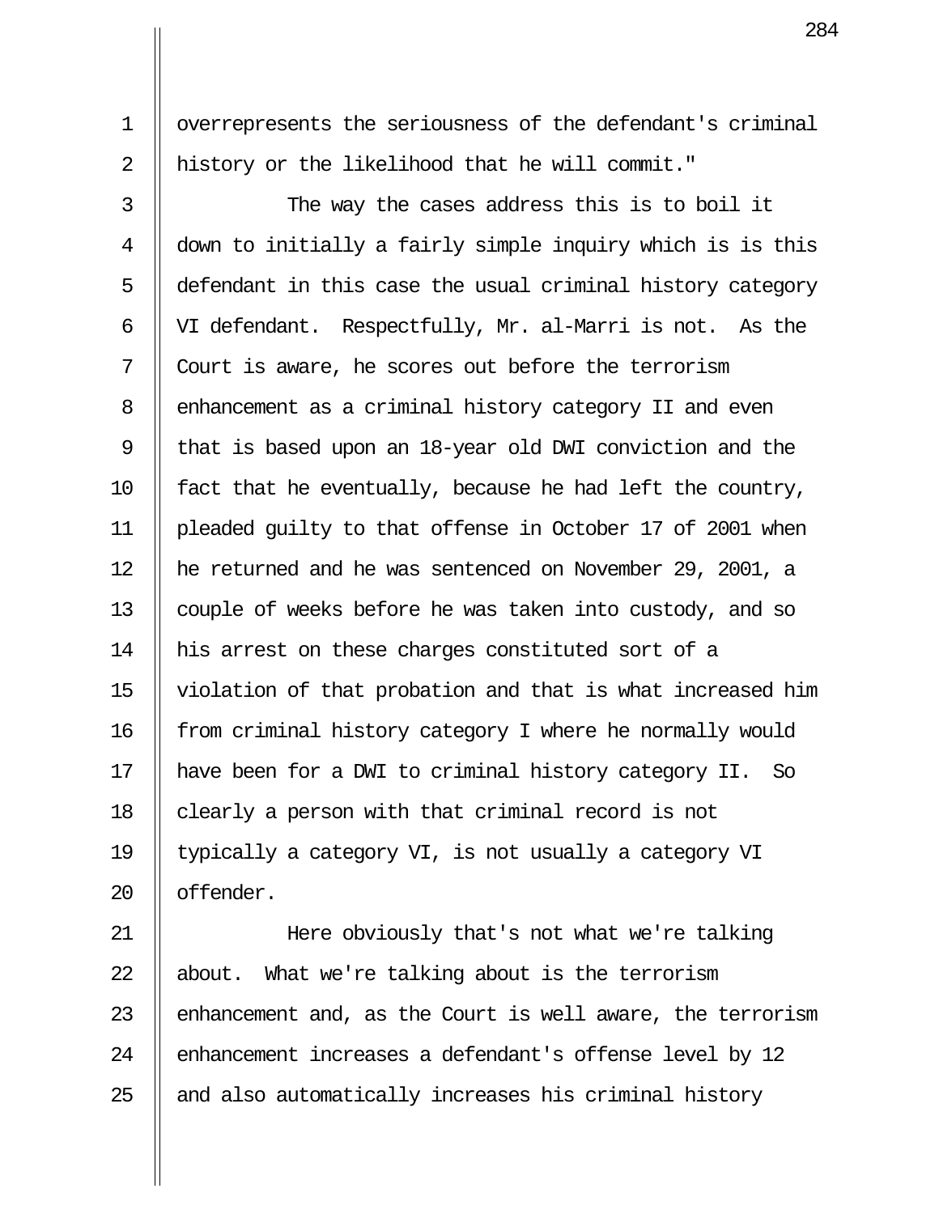overrepresents the seriousness of the defendant's criminal history or the likelihood that he will commit."

The way the cases address this is to boil it down to initially a fairly simple inquiry which is is this defendant in this case the usual criminal history category VI defendant. Respectfully, Mr. al-Marri is not. As the Court is aware, he scores out before the terrorism enhancement as a criminal history category II and even that is based upon an 18-year old DWI conviction and the fact that he eventually, because he had left the country, pleaded guilty to that offense in October 17 of 2001 when he returned and he was sentenced on November 29, 2001, a couple of weeks before he was taken into custody, and so his arrest on these charges constituted sort of a violation of that probation and that is what increased him from criminal history category I where he normally would have been for a DWI to criminal history category II. So clearly a person with that criminal record is not typically a category VI, is not usually a category VI offender.

Here obviously that's not what we're talking about. What we're talking about is the terrorism enhancement and, as the Court is well aware, the terrorism enhancement increases a defendant's offense level by 12 and also automatically increases his criminal history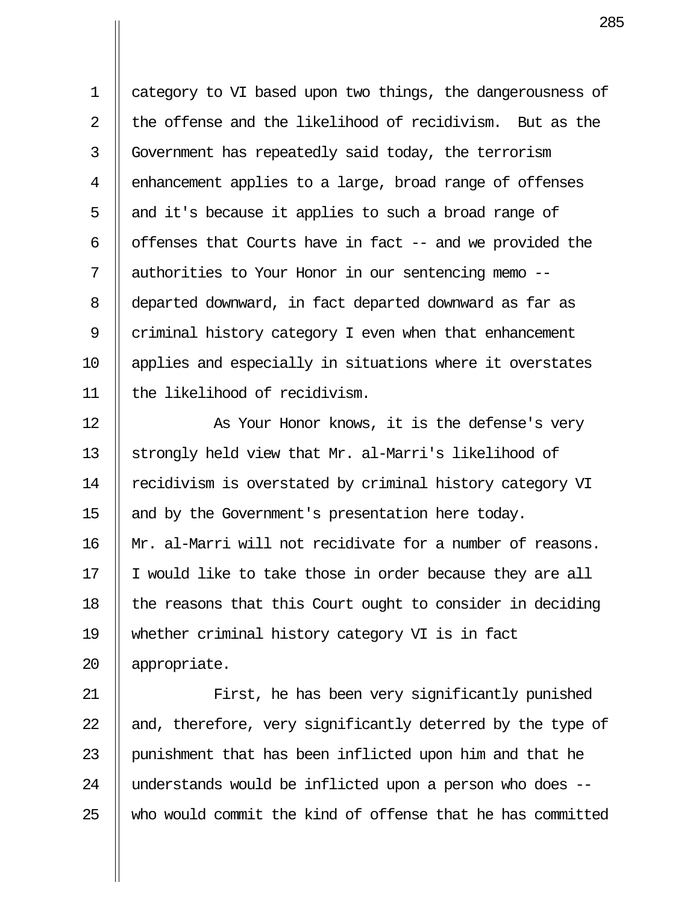category to VI based upon two things, the dangerousness of the offense and the likelihood of recidivism. But as the Government has repeatedly said today, the terrorism enhancement applies to a large, broad range of offenses and it's because it applies to such a broad range of offenses that Courts have in fact -- and we provided the authorities to Your Honor in our sentencing memo -- departed downward, in fact departed downward as far as criminal history category I even when that enhancement applies and especially in situations where it overstates the likelihood of recidivism.

As Your Honor knows, it is the defense's very strongly held view that Mr. al-Marri's likelihood of recidivism is overstated by criminal history category VI and by the Government's presentation here today. Mr. al-Marri will not recidivate for a number of reasons. I would like to take those in order because they are all the reasons that this Court ought to consider in deciding whether criminal history category VI is in fact appropriate.

First, he has been very significantly punished and, therefore, very significantly deterred by the type of punishment that has been inflicted upon him and that he understands would be inflicted upon a person who does -- who would commit the kind of offense that he has committed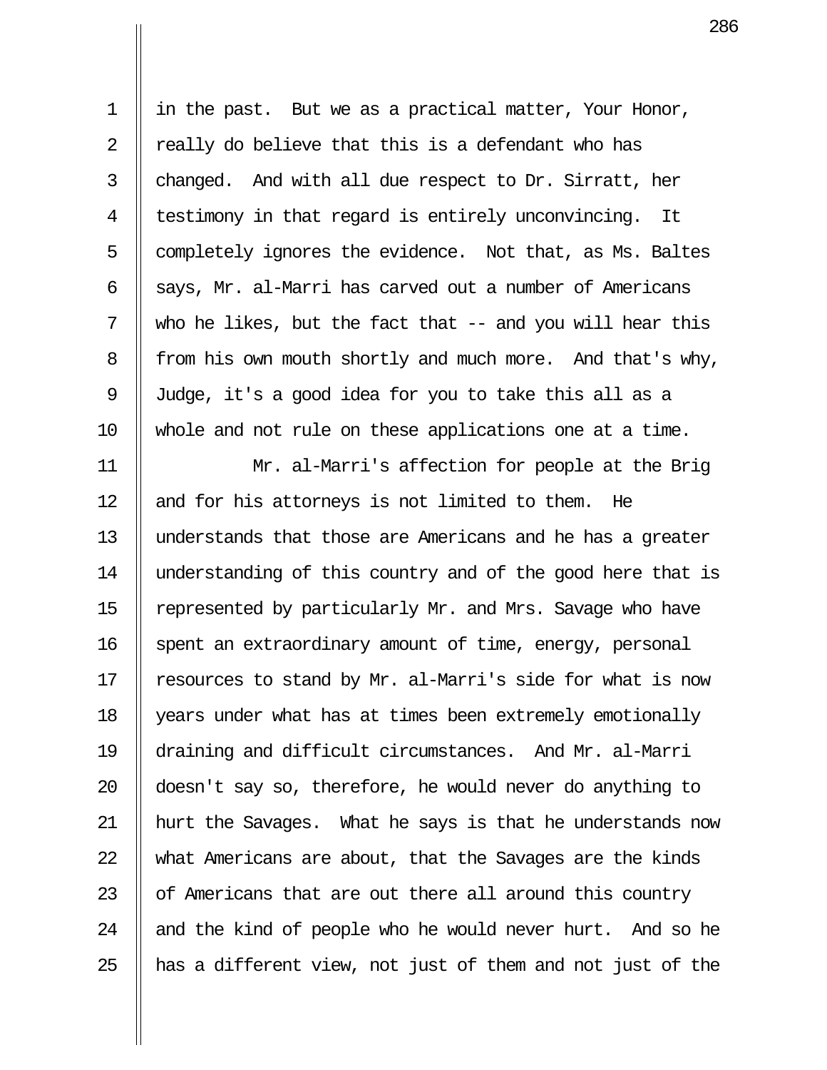in the past. But we as a practical matter, Your Honor, really do believe that this is a defendant who has changed. And with all due respect to Dr. Sirratt, her testimony in that regard is entirely unconvincing. It completely ignores the evidence. Not that, as Ms. Baltes says, Mr. al-Marri has carved out a number of Americans who he likes, but the fact that -- and you will hear this from his own mouth shortly and much more. And that's why, Judge, it's a good idea for you to take this all as a whole and not rule on these applications one at a time.

Mr. al-Marri's affection for people at the Brig and for his attorneys is not limited to them. He understands that those are Americans and he has a greater understanding of this country and of the good here that is represented by particularly Mr. and Mrs. Savage who have spent an extraordinary amount of time, energy, personal resources to stand by Mr. al-Marri's side for what is now years under what has at times been extremely emotionally draining and difficult circumstances. And Mr. al-Marri doesn't say so, therefore, he would never do anything to hurt the Savages. What he says is that he understands now what Americans are about, that the Savages are the kinds of Americans that are out there all around this country and the kind of people who he would never hurt. And so he has a different view, not just of them and not just of the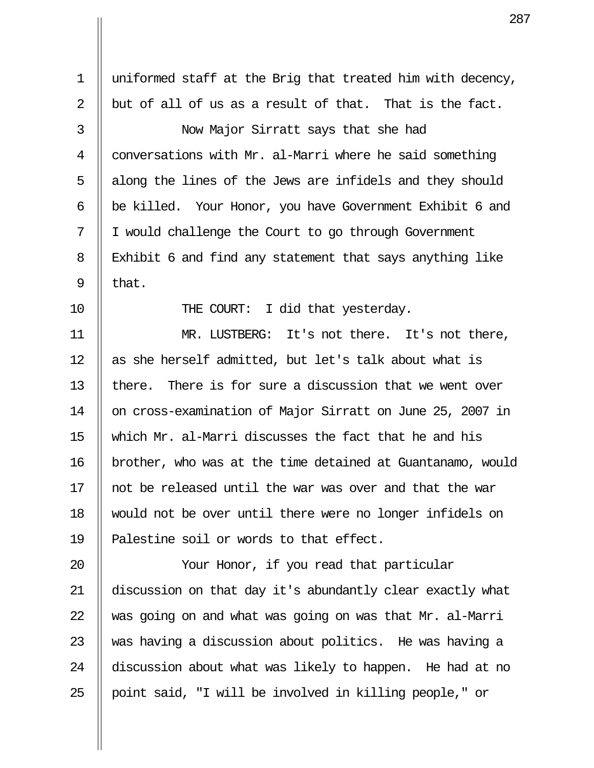uniformed staff at the Brig that treated him with decency, but of all of us as a result of that. That is the fact.

Now Major Sirratt says that she had conversations with Mr. al-Marri where he said something along the lines of the Jews are infidels and they should be killed. Your Honor, you have Government Exhibit 6 and I would challenge the Court to go through Government Exhibit 6 and find any statement that says anything like that.

THE COURT: I did that yesterday.

MR. LUSTBERG: It's not there. It's not there, as she herself admitted, but let's talk about what is there. There is for sure a discussion that we went over on cross-examination of Major Sirratt on June 25, 2007 in which Mr. al-Marri discusses the fact that he and his brother, who was at the time detained at Guantanamo, would not be released until the war was over and that the war would not be over until there were no longer infidels on Palestine soil or words to that effect.

Your Honor, if you read that particular discussion on that day it's abundantly clear exactly what was going on and what was going on was that Mr. al-Marri was having a discussion about politics. He was having a discussion about what was likely to happen. He had at no point said, "I will be involved in killing people," or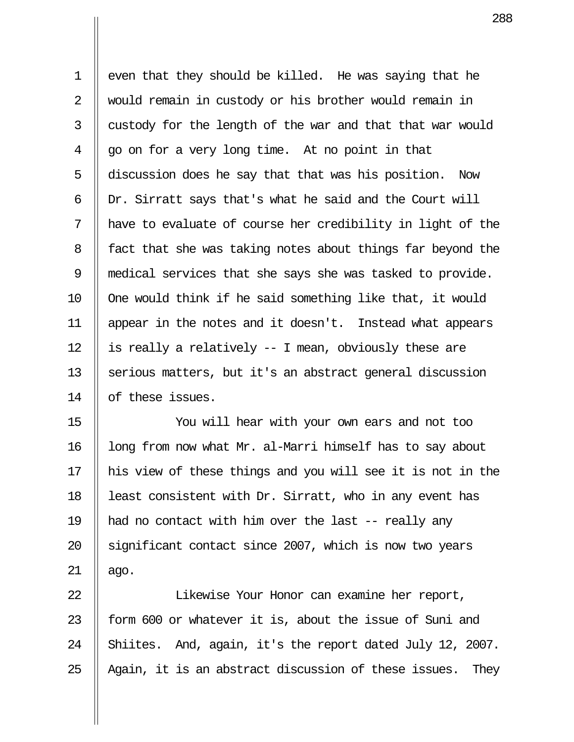even that they should be killed. He was saying that he would remain in custody or his brother would remain in custody for the length of the war and that that war would go on for a very long time. At no point in that discussion does he say that that was his position. Now Dr. Sirratt says that's what he said and the Court will have to evaluate of course her credibility in light of the fact that she was taking notes about things far beyond the medical services that she says she was tasked to provide. One would think if he said something like that, it would appear in the notes and it doesn't. Instead what appears is really a relatively -- I mean, obviously these are serious matters, but it's an abstract general discussion of these issues.

You will hear with your own ears and not too long from now what Mr. al-Marri himself has to say about his view of these things and you will see it is not in the least consistent with Dr. Sirratt, who in any event has had no contact with him over the last -- really any significant contact since 2007, which is now two years ago.

Likewise Your Honor can examine her report, form 600 or whatever it is, about the issue of Suni and Shiites. And, again, it's the report dated July 12, 2007. Again, it is an abstract discussion of these issues. They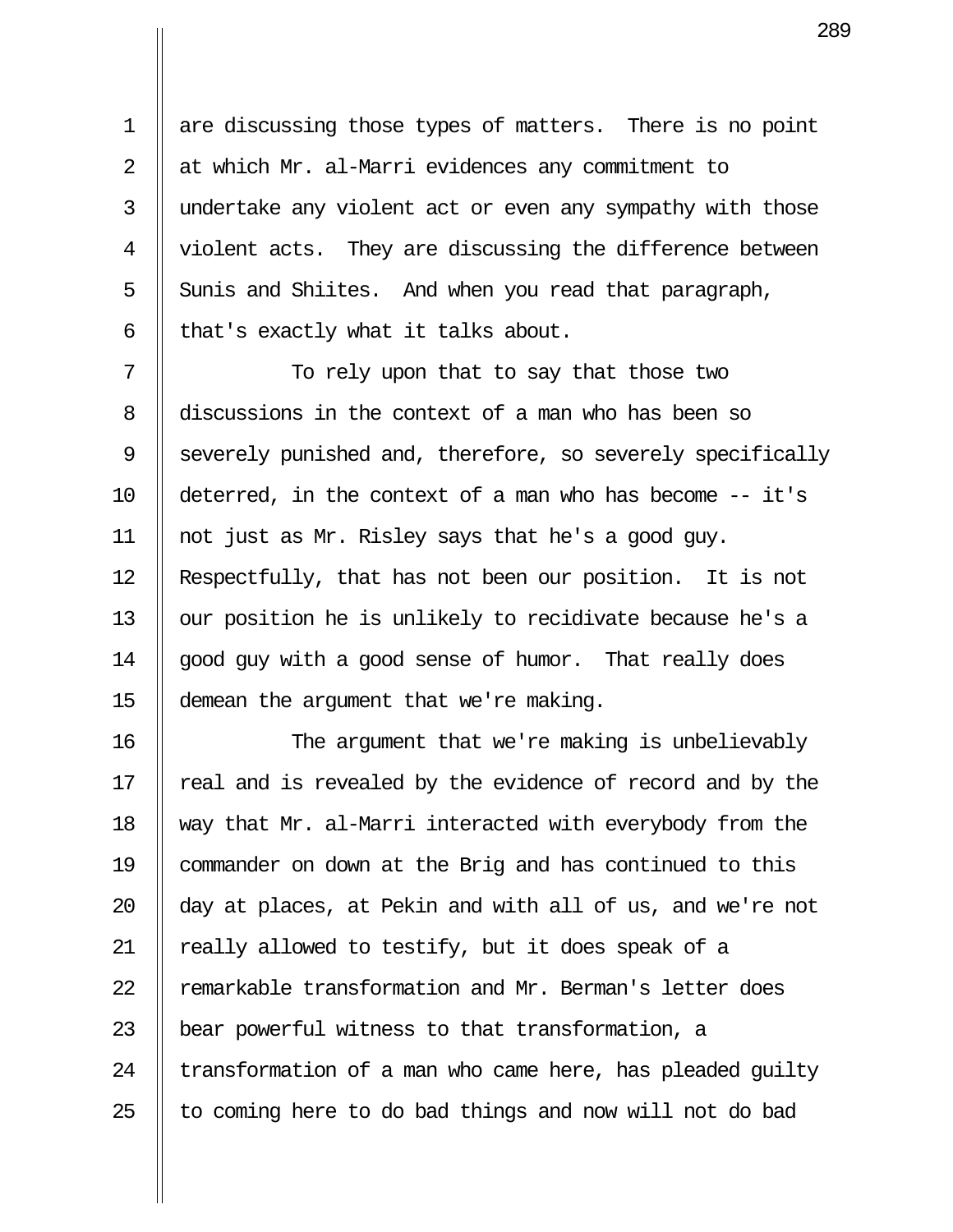are discussing those types of matters. There is no point at which Mr. al-Marri evidences any commitment to undertake any violent act or even any sympathy with those violent acts. They are discussing the difference between Sunis and Shiites. And when you read that paragraph, that's exactly what it talks about.

To rely upon that to say that those two discussions in the context of a man who has been so severely punished and, therefore, so severely specifically deterred, in the context of a man who has become -- it's not just as Mr. Risley says that he's a good guy. Respectfully, that has not been our position. It is not our position he is unlikely to recidivate because he's a good guy with a good sense of humor. That really does demean the argument that we're making.

The argument that we're making is unbelievably real and is revealed by the evidence of record and by the way that Mr. al-Marri interacted with everybody from the commander on down at the Brig and has continued to this day at places, at Pekin and with all of us, and we're not really allowed to testify, but it does speak of a remarkable transformation and Mr. Berman's letter does bear powerful witness to that transformation, a transformation of a man who came here, has pleaded guilty to coming here to do bad things and now will not do bad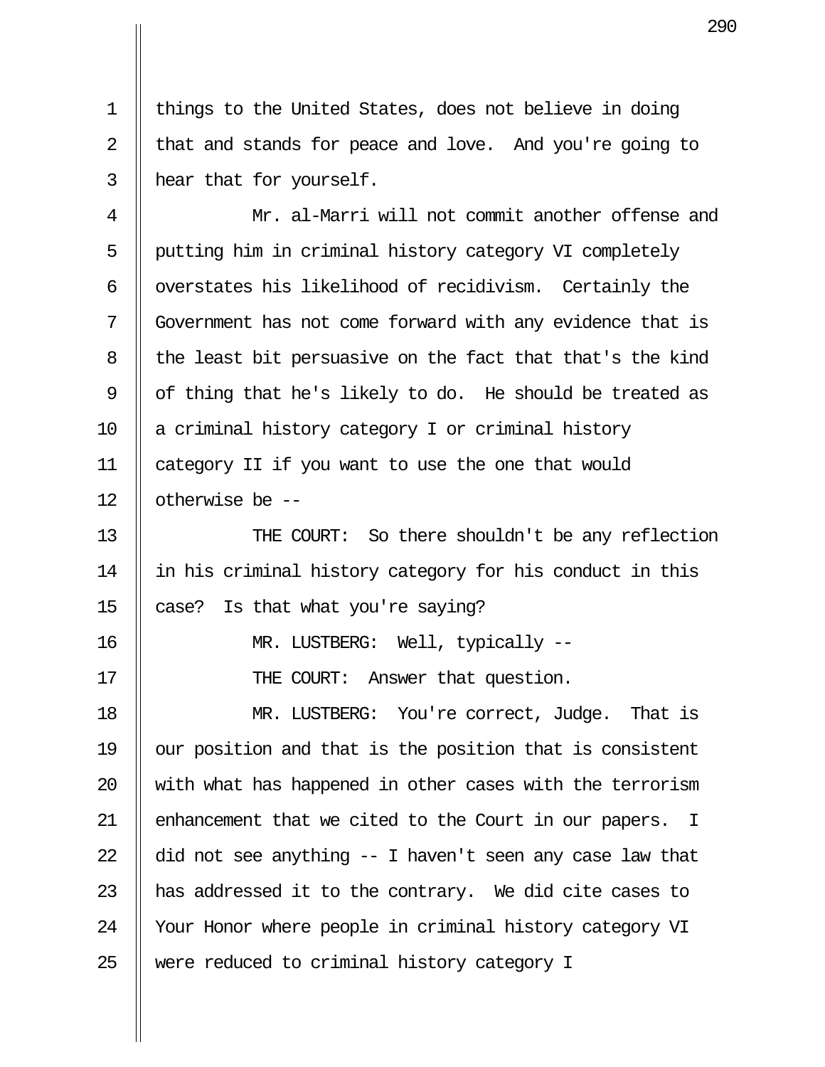things to the United States, does not believe in doing that and stands for peace and love. And you're going to hear that for yourself.

Mr. al-Marri will not commit another offense and putting him in criminal history category VI completely overstates his likelihood of recidivism. Certainly the Government has not come forward with any evidence that is the least bit persuasive on the fact that that's the kind of thing that he's likely to do. He should be treated as a criminal history category I or criminal history category II if you want to use the one that would otherwise be --

THE COURT: So there shouldn't be any reflection in his criminal history category for his conduct in this case? Is that what you're saying?

MR. LUSTBERG: Well, typically --

THE COURT: Answer that question.

MR. LUSTBERG: You're correct, Judge. That is our position and that is the position that is consistent with what has happened in other cases with the terrorism enhancement that we cited to the Court in our papers. I did not see anything -- I haven't seen any case law that has addressed it to the contrary. We did cite cases to Your Honor where people in criminal history category VI were reduced to criminal history category I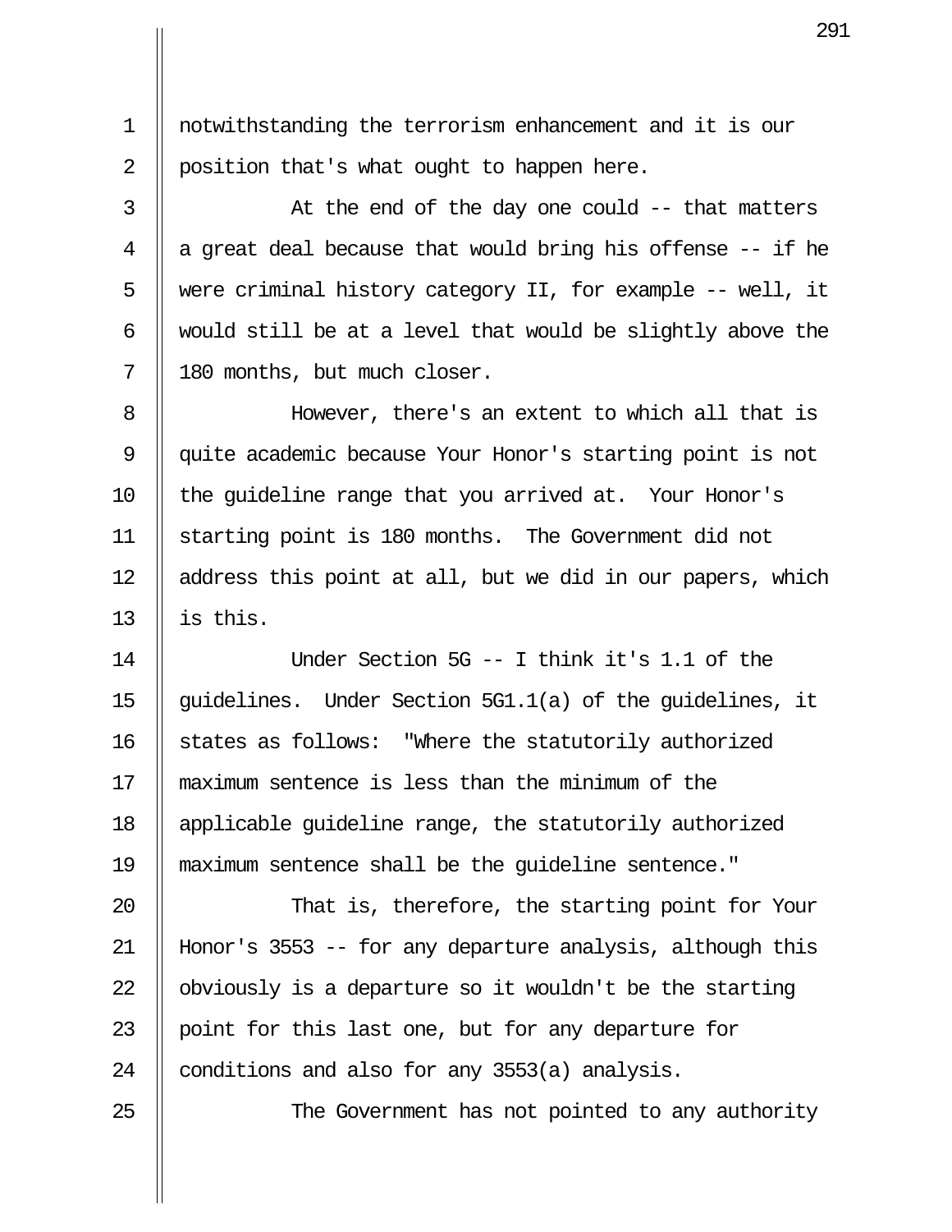notwithstanding the terrorism enhancement and it is our position that's what ought to happen here.

At the end of the day one could -- that matters a great deal because that would bring his offense -- if he were criminal history category II, for example -- well, it would still be at a level that would be slightly above the 180 months, but much closer.

However, there's an extent to which all that is quite academic because Your Honor's starting point is not the guideline range that you arrived at. Your Honor's starting point is 180 months. The Government did not address this point at all, but we did in our papers, which is this.

Under Section 5G -- I think it's 1.1 of the guidelines. Under Section 5G1.1(a) of the guidelines, it states as follows: "Where the statutorily authorized maximum sentence is less than the minimum of the applicable guideline range, the statutorily authorized maximum sentence shall be the guideline sentence."

That is, therefore, the starting point for Your Honor's 3553 -- for any departure analysis, although this obviously is a departure so it wouldn't be the starting point for this last one, but for any departure for conditions and also for any 3553(a) analysis.

The Government has not pointed to any authority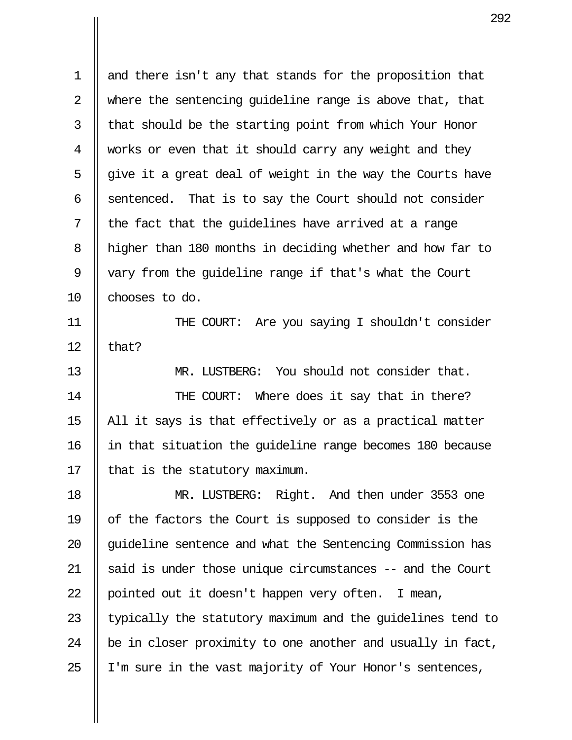and there isn't any that stands for the proposition that where the sentencing guideline range is above that, that that should be the starting point from which Your Honor works or even that it should carry any weight and they give it a great deal of weight in the way the Courts have sentenced. That is to say the Court should not consider the fact that the guidelines have arrived at a range higher than 180 months in deciding whether and how far to vary from the guideline range if that's what the Court chooses to do.

THE COURT: Are you saying I shouldn't consider that?

MR. LUSTBERG: You should not consider that.

THE COURT: Where does it say that in there? All it says is that effectively or as a practical matter in that situation the guideline range becomes 180 because that is the statutory maximum.

MR. LUSTBERG: Right. And then under 3553 one of the factors the Court is supposed to consider is the guideline sentence and what the Sentencing Commission has said is under those unique circumstances -- and the Court pointed out it doesn't happen very often. I mean, typically the statutory maximum and the guidelines tend to be in closer proximity to one another and usually in fact, I'm sure in the vast majority of Your Honor's sentences,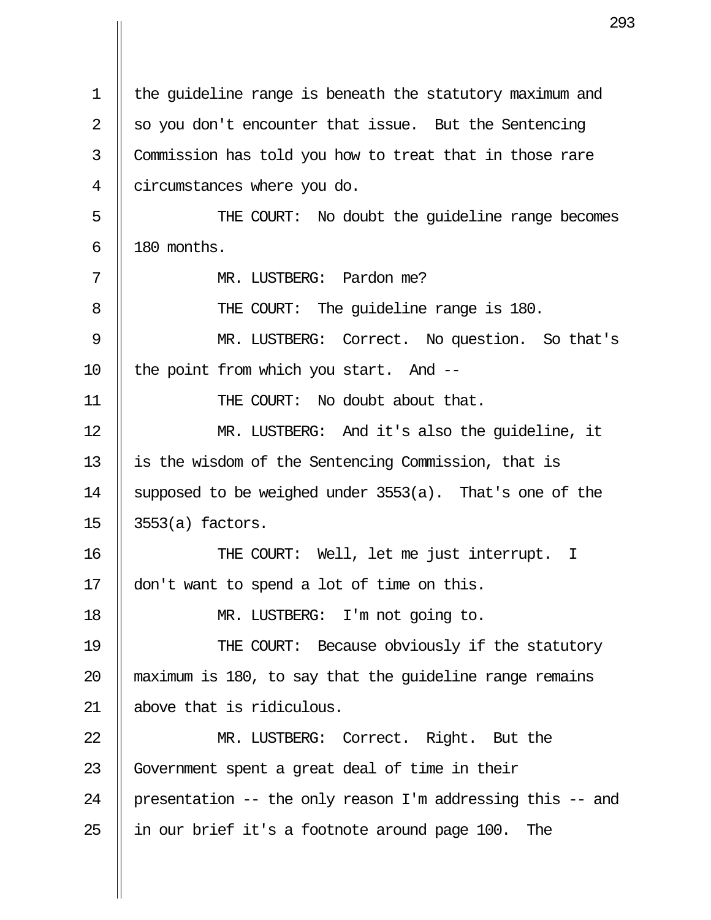the guideline range is beneath the statutory maximum and so you don't encounter that issue. But the Sentencing Commission has told you how to treat that in those rare circumstances where you do.

THE COURT: No doubt the guideline range becomes 180 months.

MR. LUSTBERG: Pardon me?

THE COURT: The guideline range is 180.

MR. LUSTBERG: Correct. No question. So that's the point from which you start. And --

THE COURT: No doubt about that.

MR. LUSTBERG: And it's also the guideline, it is the wisdom of the Sentencing Commission, that is supposed to be weighed under 3553(a). That's one of the 3553(a) factors.

THE COURT: Well, let me just interrupt. I don't want to spend a lot of time on this.

MR. LUSTBERG: I'm not going to.

THE COURT: Because obviously if the statutory maximum is 180, to say that the guideline range remains above that is ridiculous.

MR. LUSTBERG: Correct. Right. But the Government spent a great deal of time in their presentation -- the only reason I'm addressing this -- and in our brief it's a footnote around page 100. The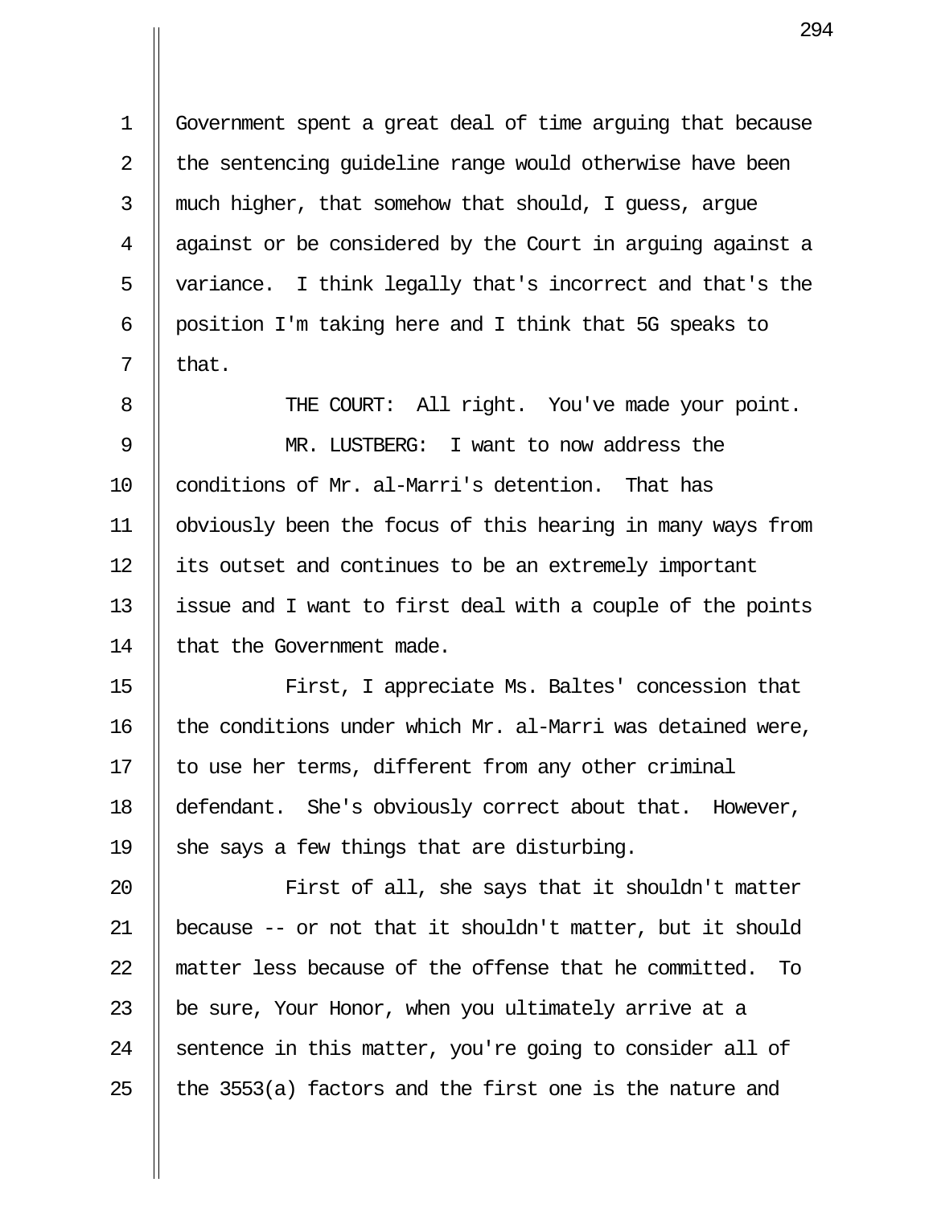Government spent a great deal of time arguing that because the sentencing guideline range would otherwise have been much higher, that somehow that should, I guess, argue against or be considered by the Court in arguing against a variance. I think legally that's incorrect and that's the position I'm taking here and I think that 5G speaks to that.

THE COURT: All right. You've made your point.

MR. LUSTBERG: I want to now address the conditions of Mr. al-Marri's detention. That has obviously been the focus of this hearing in many ways from its outset and continues to be an extremely important issue and I want to first deal with a couple of the points that the Government made.

First, I appreciate Ms. Baltes' concession that the conditions under which Mr. al-Marri was detained were, to use her terms, different from any other criminal defendant. She's obviously correct about that. However, she says a few things that are disturbing.

First of all, she says that it shouldn't matter because -- or not that it shouldn't matter, but it should matter less because of the offense that he committed. To be sure, Your Honor, when you ultimately arrive at a sentence in this matter, you're going to consider all of the 3553(a) factors and the first one is the nature and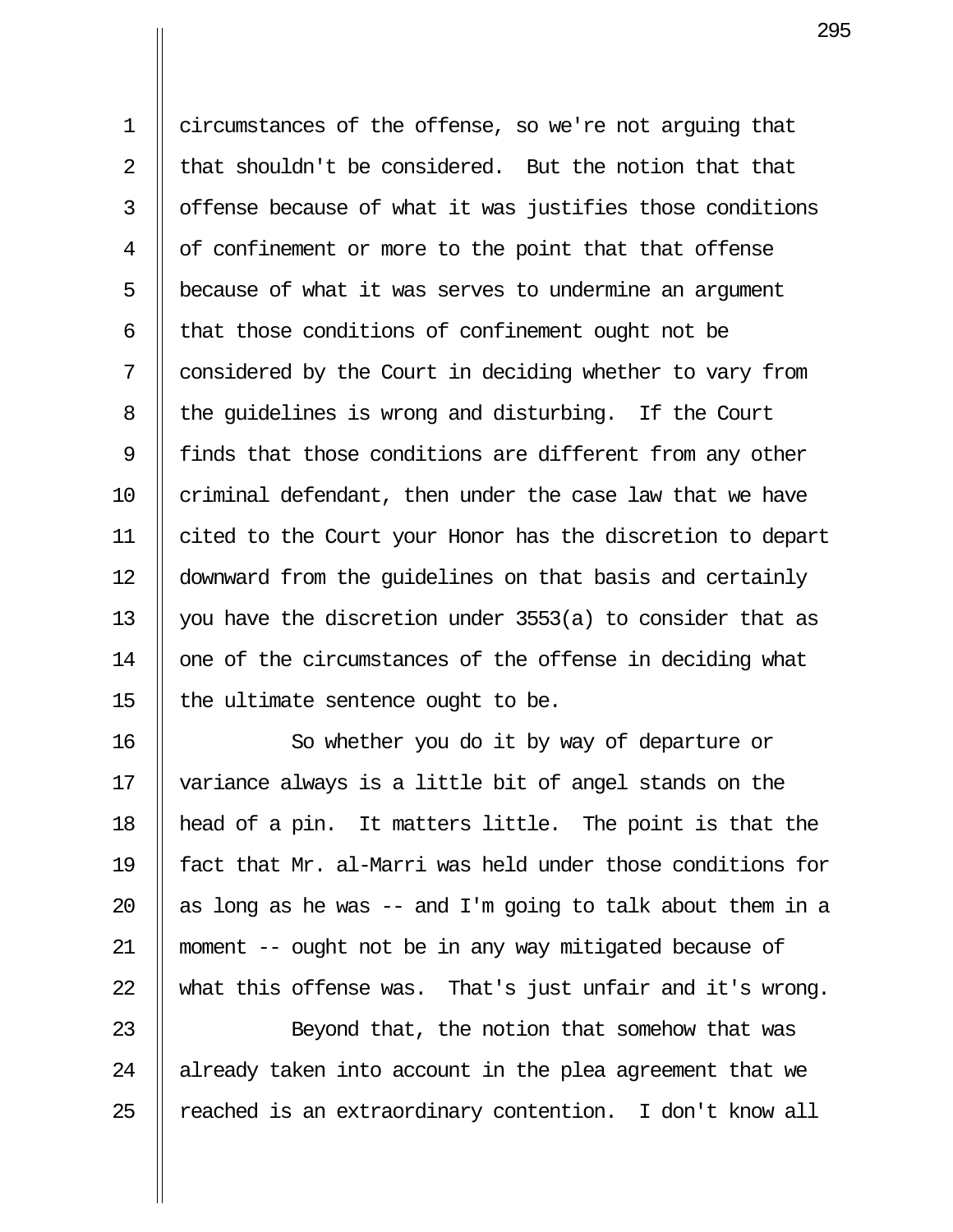circumstances of the offense, so we're not arguing that that shouldn't be considered. But the notion that that offense because of what it was justifies those conditions of confinement or more to the point that that offense because of what it was serves to undermine an argument that those conditions of confinement ought not be considered by the Court in deciding whether to vary from the guidelines is wrong and disturbing. If the Court finds that those conditions are different from any other criminal defendant, then under the case law that we have cited to the Court your Honor has the discretion to depart downward from the guidelines on that basis and certainly you have the discretion under 3553(a) to consider that as one of the circumstances of the offense in deciding what the ultimate sentence ought to be.

So whether you do it by way of departure or variance always is a little bit of angel stands on the head of a pin. It matters little. The point is that the fact that Mr. al-Marri was held under those conditions for as long as he was -- and I'm going to talk about them in a moment -- ought not be in any way mitigated because of what this offense was. That's just unfair and it's wrong.

Beyond that, the notion that somehow that was already taken into account in the plea agreement that we reached is an extraordinary contention. I don't know all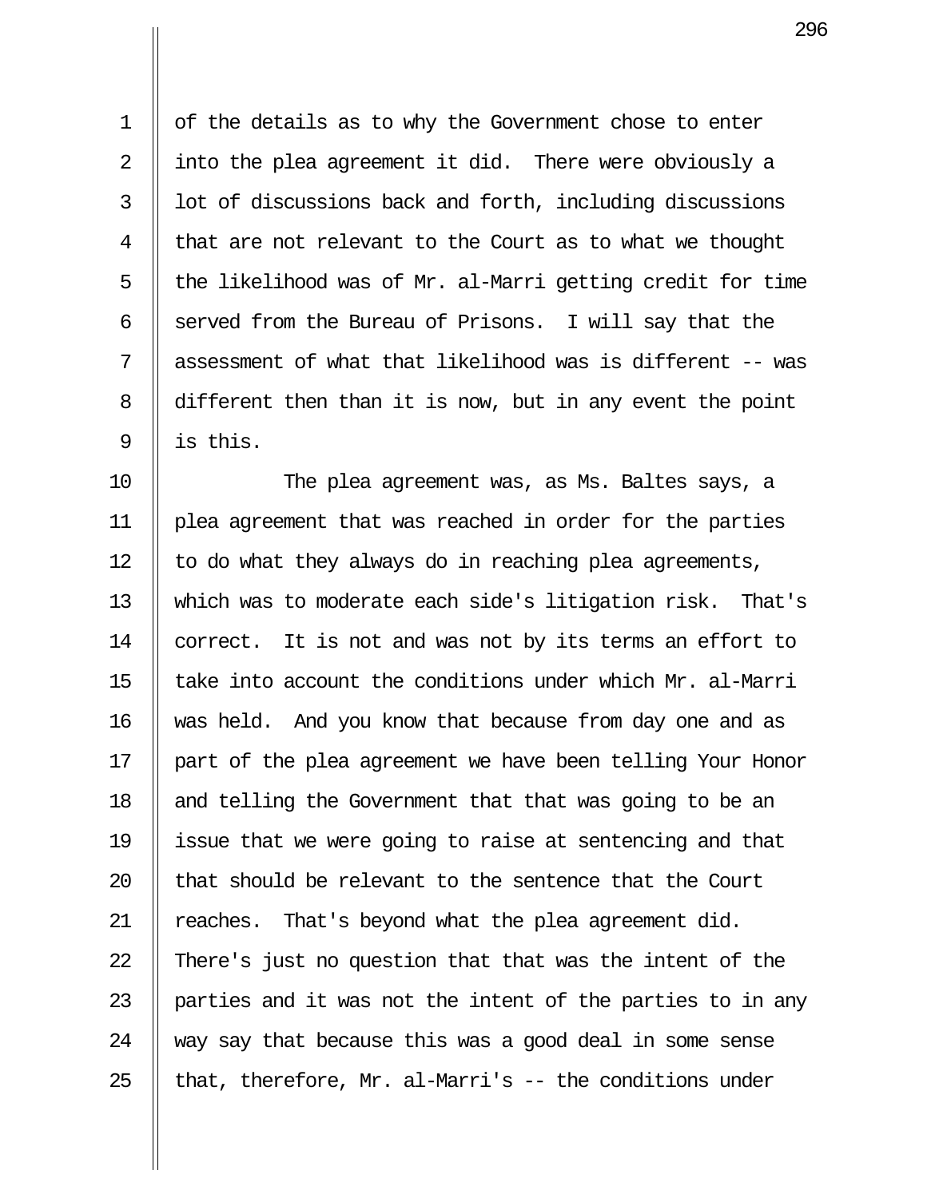of the details as to why the Government chose to enter into the plea agreement it did. There were obviously a lot of discussions back and forth, including discussions that are not relevant to the Court as to what we thought the likelihood was of Mr. al-Marri getting credit for time served from the Bureau of Prisons. I will say that the assessment of what that likelihood was is different -- was different then than it is now, but in any event the point is this.

The plea agreement was, as Ms. Baltes says, a plea agreement that was reached in order for the parties to do what they always do in reaching plea agreements, which was to moderate each side's litigation risk. That's correct. It is not and was not by its terms an effort to take into account the conditions under which Mr. al-Marri was held. And you know that because from day one and as part of the plea agreement we have been telling Your Honor and telling the Government that that was going to be an issue that we were going to raise at sentencing and that that should be relevant to the sentence that the Court reaches. That's beyond what the plea agreement did. There's just no question that that was the intent of the parties and it was not the intent of the parties to in any way say that because this was a good deal in some sense that, therefore, Mr. al-Marri's -- the conditions under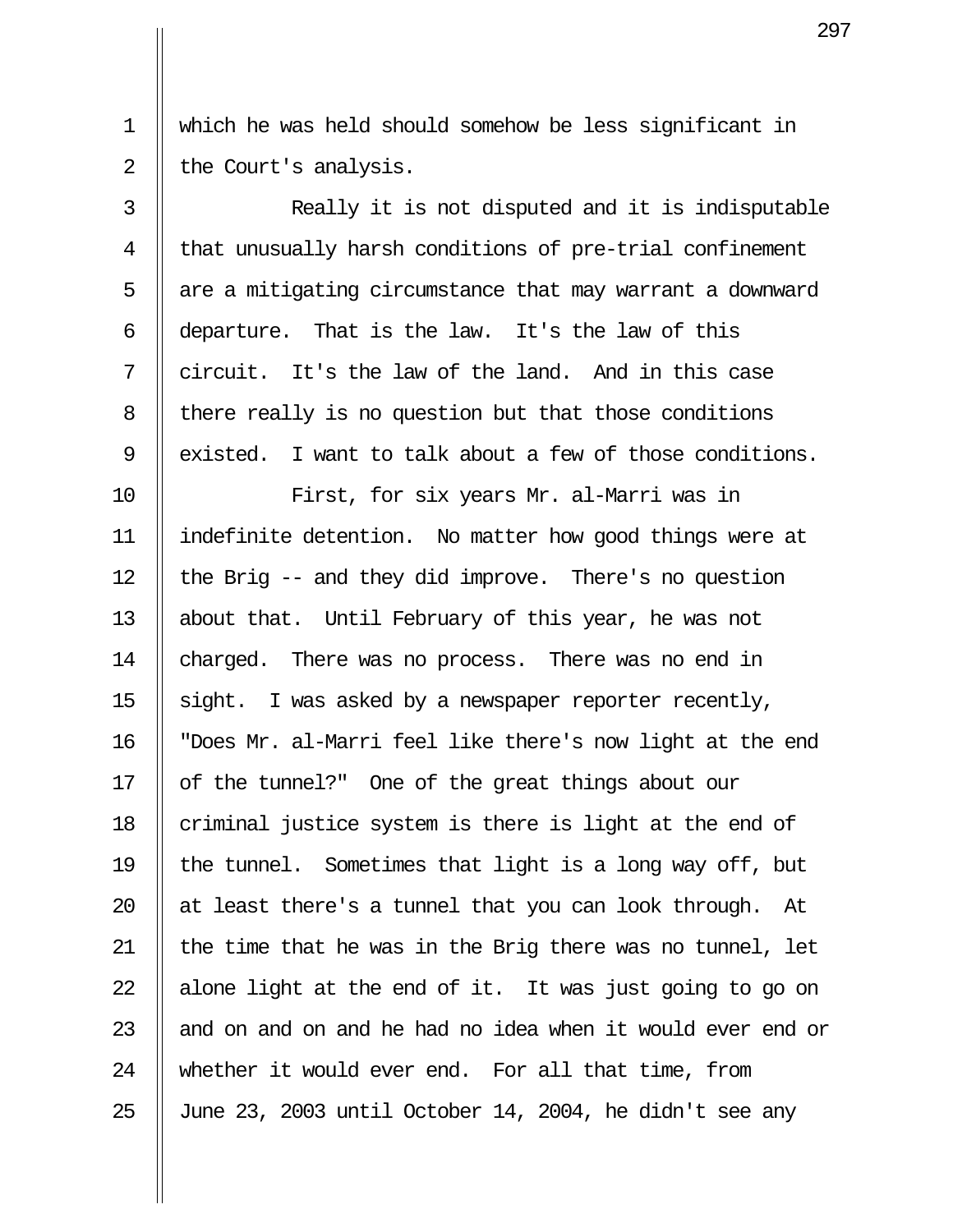which he was held should somehow be less significant in the Court's analysis.

Really it is not disputed and it is indisputable that unusually harsh conditions of pre-trial confinement are a mitigating circumstance that may warrant a downward departure. That is the law. It's the law of this circuit. It's the law of the land. And in this case there really is no question but that those conditions existed. I want to talk about a few of those conditions.

First, for six years Mr. al-Marri was in indefinite detention. No matter how good things were at the Brig -- and they did improve. There's no question about that. Until February of this year, he was not charged. There was no process. There was no end in sight. I was asked by a newspaper reporter recently, "Does Mr. al-Marri feel like there's now light at the end of the tunnel?" One of the great things about our criminal justice system is there is light at the end of the tunnel. Sometimes that light is a long way off, but at least there's a tunnel that you can look through. At the time that he was in the Brig there was no tunnel, let alone light at the end of it. It was just going to go on and on and on and he had no idea when it would ever end or whether it would ever end. For all that time, from June 23, 2003 until October 14, 2004, he didn't see any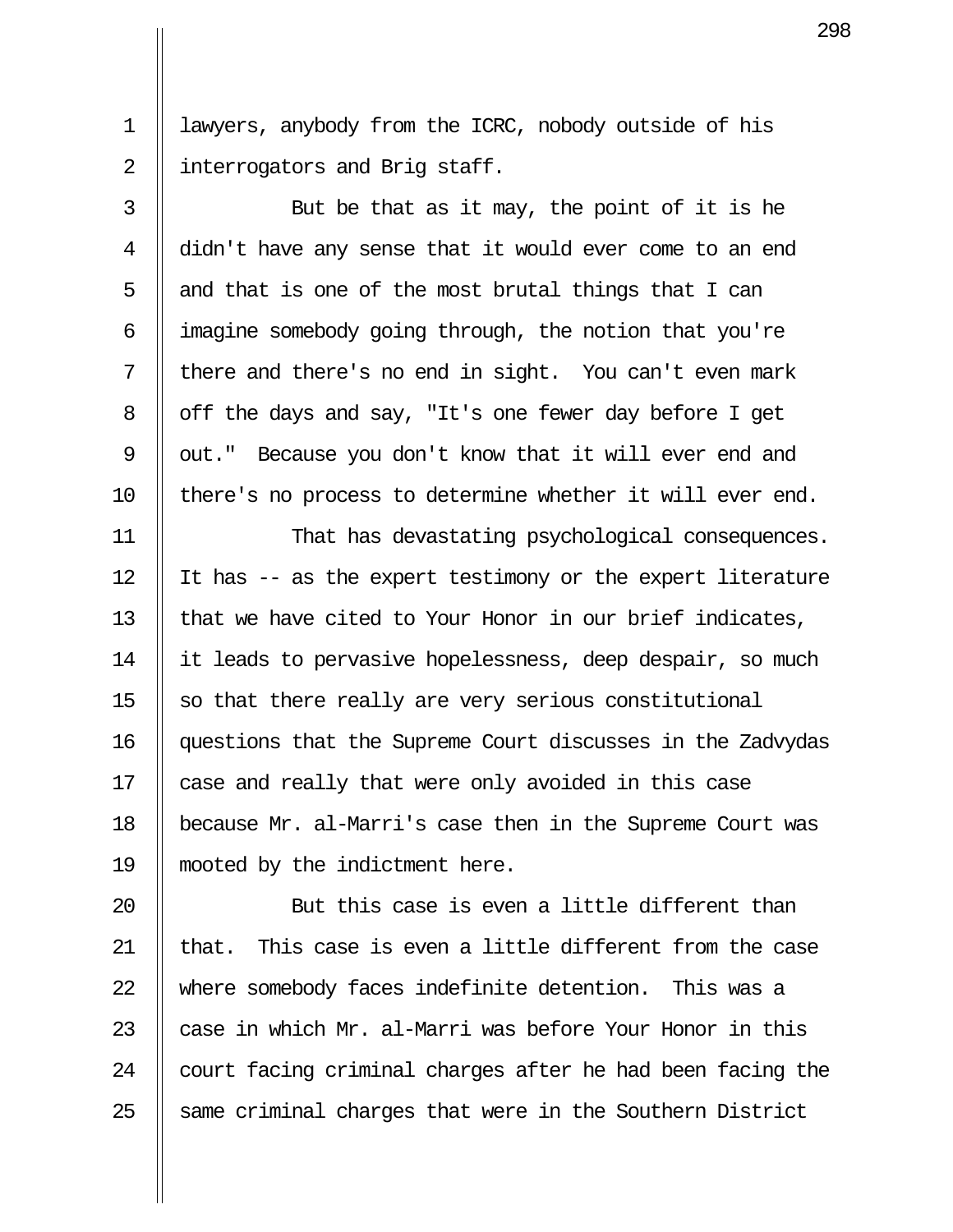lawyers, anybody from the ICRC, nobody outside of his interrogators and Brig staff.

But be that as it may, the point of it is he didn't have any sense that it would ever come to an end and that is one of the most brutal things that I can imagine somebody going through, the notion that you're there and there's no end in sight. You can't even mark off the days and say, "It's one fewer day before I get out." Because you don't know that it will ever end and there's no process to determine whether it will ever end.

That has devastating psychological consequences. It has -- as the expert testimony or the expert literature that we have cited to Your Honor in our brief indicates, it leads to pervasive hopelessness, deep despair, so much so that there really are very serious constitutional questions that the Supreme Court discusses in the Zadvydas case and really that were only avoided in this case because Mr. al-Marri's case then in the Supreme Court was mooted by the indictment here.

But this case is even a little different than that. This case is even a little different from the case where somebody faces indefinite detention. This was a case in which Mr. al-Marri was before Your Honor in this court facing criminal charges after he had been facing the same criminal charges that were in the Southern District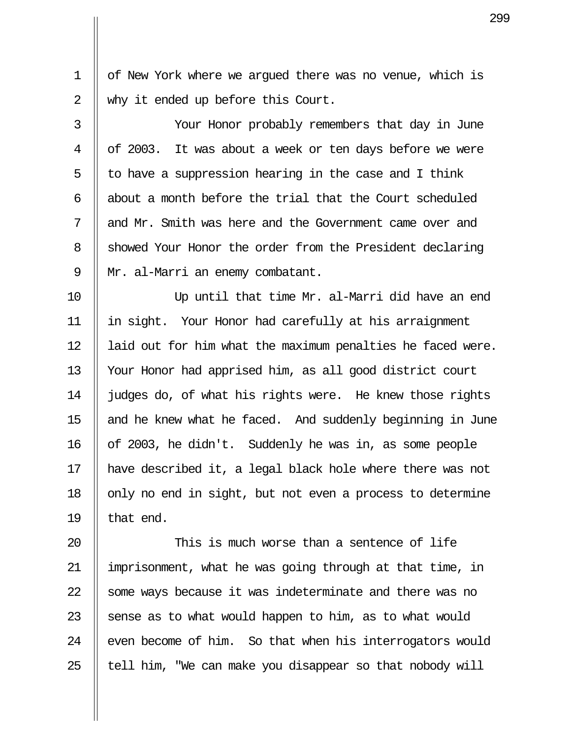of New York where we argued there was no venue, which is why it ended up before this Court.

Your Honor probably remembers that day in June of 2003. It was about a week or ten days before we were to have a suppression hearing in the case and I think about a month before the trial that the Court scheduled and Mr. Smith was here and the Government came over and showed Your Honor the order from the President declaring Mr. al-Marri an enemy combatant.

Up until that time Mr. al-Marri did have an end in sight. Your Honor had carefully at his arraignment laid out for him what the maximum penalties he faced were. Your Honor had apprised him, as all good district court judges do, of what his rights were. He knew those rights and he knew what he faced. And suddenly beginning in June of 2003, he didn't. Suddenly he was in, as some people have described it, a legal black hole where there was not only no end in sight, but not even a process to determine that end.

This is much worse than a sentence of life imprisonment, what he was going through at that time, in some ways because it was indeterminate and there was no sense as to what would happen to him, as to what would even become of him. So that when his interrogators would tell him, "We can make you disappear so that nobody will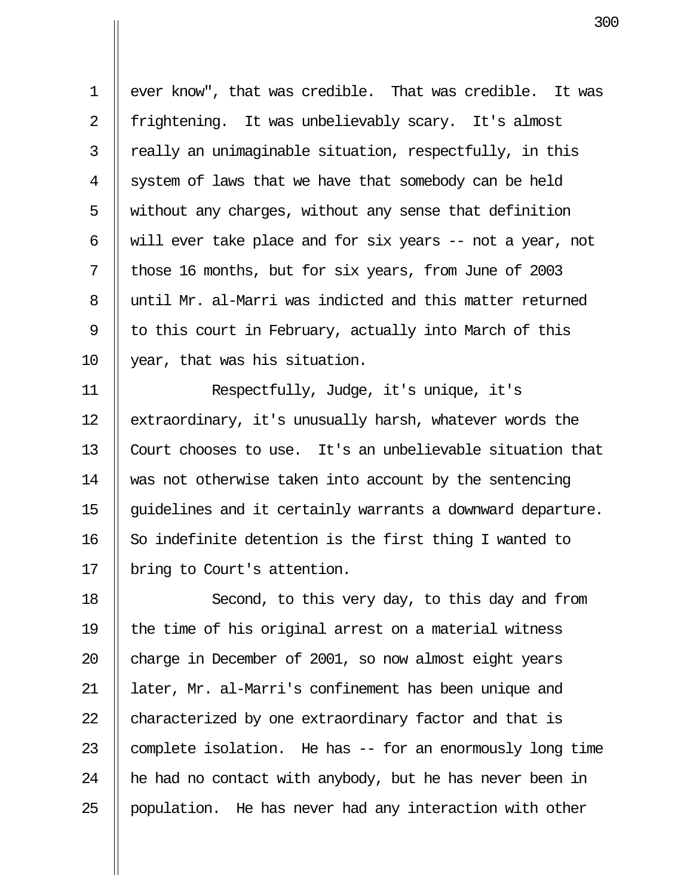ever know", that was credible. That was credible. It was frightening. It was unbelievably scary. It's almost really an unimaginable situation, respectfully, in this system of laws that we have that somebody can be held without any charges, without any sense that definition will ever take place and for six years -- not a year, not those 16 months, but for six years, from June of 2003 until Mr. al-Marri was indicted and this matter returned to this court in February, actually into March of this year, that was his situation.

Respectfully, Judge, it's unique, it's extraordinary, it's unusually harsh, whatever words the Court chooses to use. It's an unbelievable situation that was not otherwise taken into account by the sentencing guidelines and it certainly warrants a downward departure. So indefinite detention is the first thing I wanted to bring to Court's attention.

Second, to this very day, to this day and from the time of his original arrest on a material witness charge in December of 2001, so now almost eight years later, Mr. al-Marri's confinement has been unique and characterized by one extraordinary factor and that is complete isolation. He has -- for an enormously long time he had no contact with anybody, but he has never been in population. He has never had any interaction with other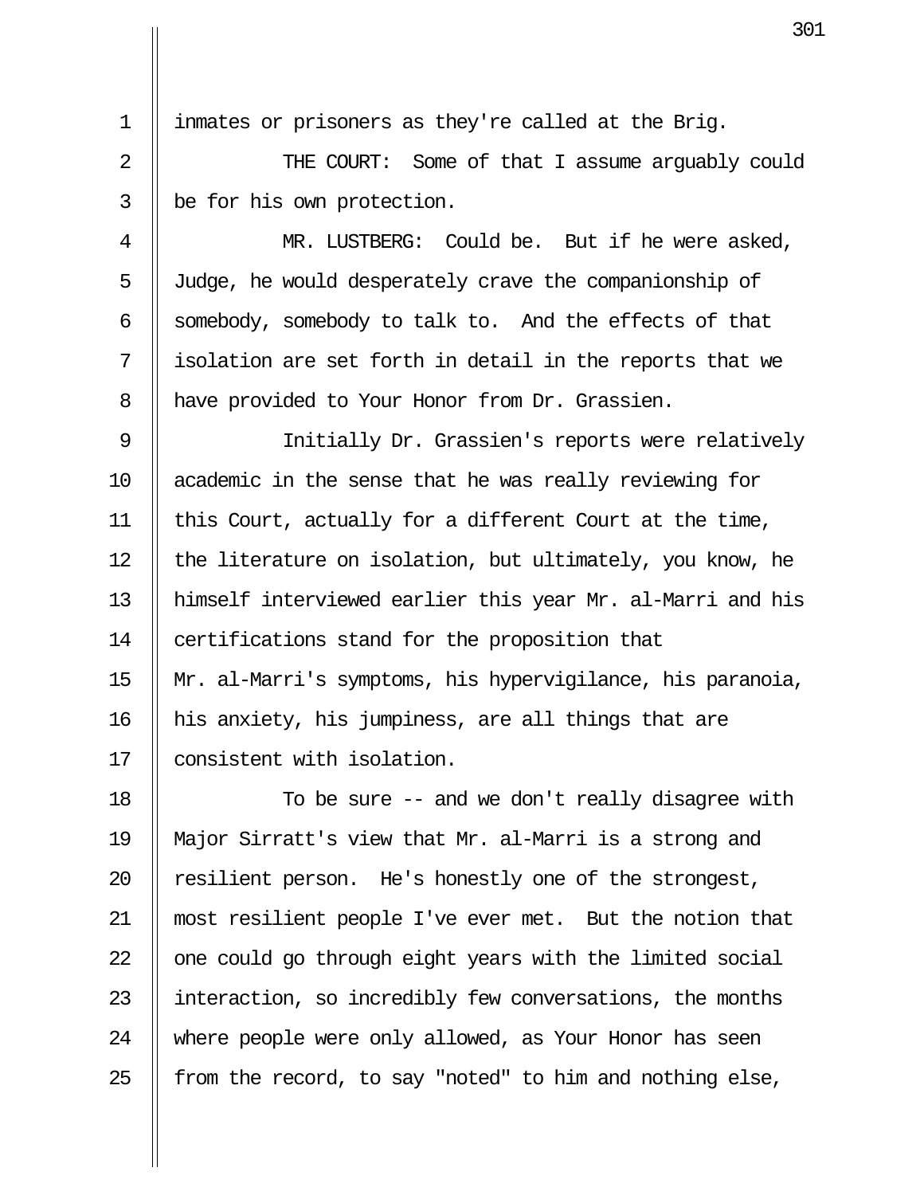inmates or prisoners as they're called at the Brig.

THE COURT: Some of that I assume arguably could be for his own protection.

MR. LUSTBERG: Could be. But if he were asked, Judge, he would desperately crave the companionship of somebody, somebody to talk to. And the effects of that isolation are set forth in detail in the reports that we have provided to Your Honor from Dr. Grassien.

Initially Dr. Grassien's reports were relatively academic in the sense that he was really reviewing for this Court, actually for a different Court at the time, the literature on isolation, but ultimately, you know, he himself interviewed earlier this year Mr. al-Marri and his certifications stand for the proposition that Mr. al-Marri's symptoms, his hypervigilance, his paranoia, his anxiety, his jumpiness, are all things that are consistent with isolation.

To be sure -- and we don't really disagree with Major Sirratt's view that Mr. al-Marri is a strong and resilient person. He's honestly one of the strongest, most resilient people I've ever met. But the notion that one could go through eight years with the limited social interaction, so incredibly few conversations, the months where people were only allowed, as Your Honor has seen from the record, to say "noted" to him and nothing else,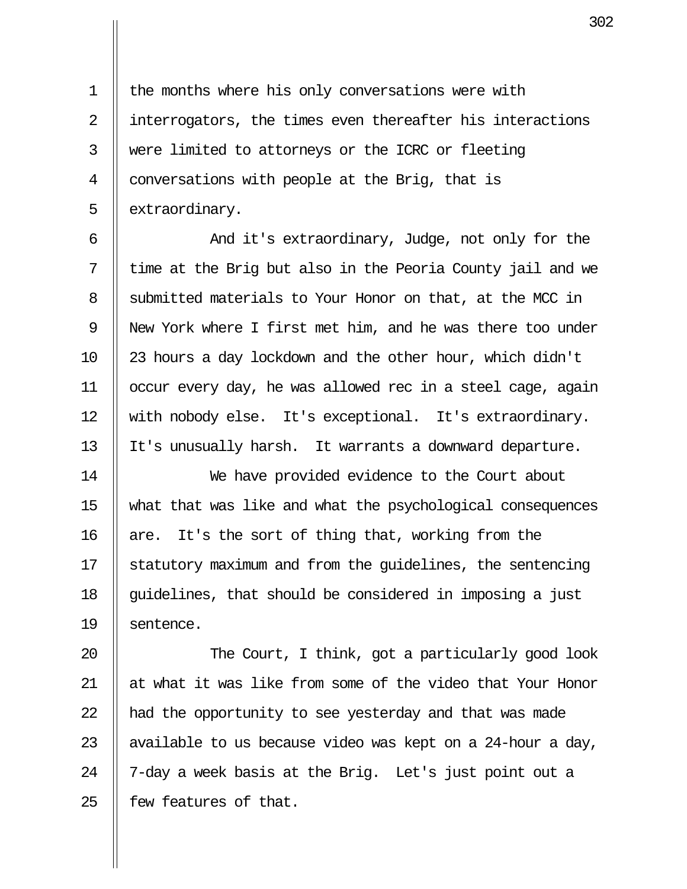the months where his only conversations were with interrogators, the times even thereafter his interactions were limited to attorneys or the ICRC or fleeting conversations with people at the Brig, that is extraordinary.

And it's extraordinary, Judge, not only for the time at the Brig but also in the Peoria County jail and we submitted materials to Your Honor on that, at the MCC in New York where I first met him, and he was there too under 23 hours a day lockdown and the other hour, which didn't occur every day, he was allowed rec in a steel cage, again with nobody else. It's exceptional. It's extraordinary. It's unusually harsh. It warrants a downward departure.

We have provided evidence to the Court about what that was like and what the psychological consequences are. It's the sort of thing that, working from the statutory maximum and from the guidelines, the sentencing guidelines, that should be considered in imposing a just sentence.

The Court, I think, got a particularly good look at what it was like from some of the video that Your Honor had the opportunity to see yesterday and that was made available to us because video was kept on a 24-hour a day, 7-day a week basis at the Brig. Let's just point out a few features of that.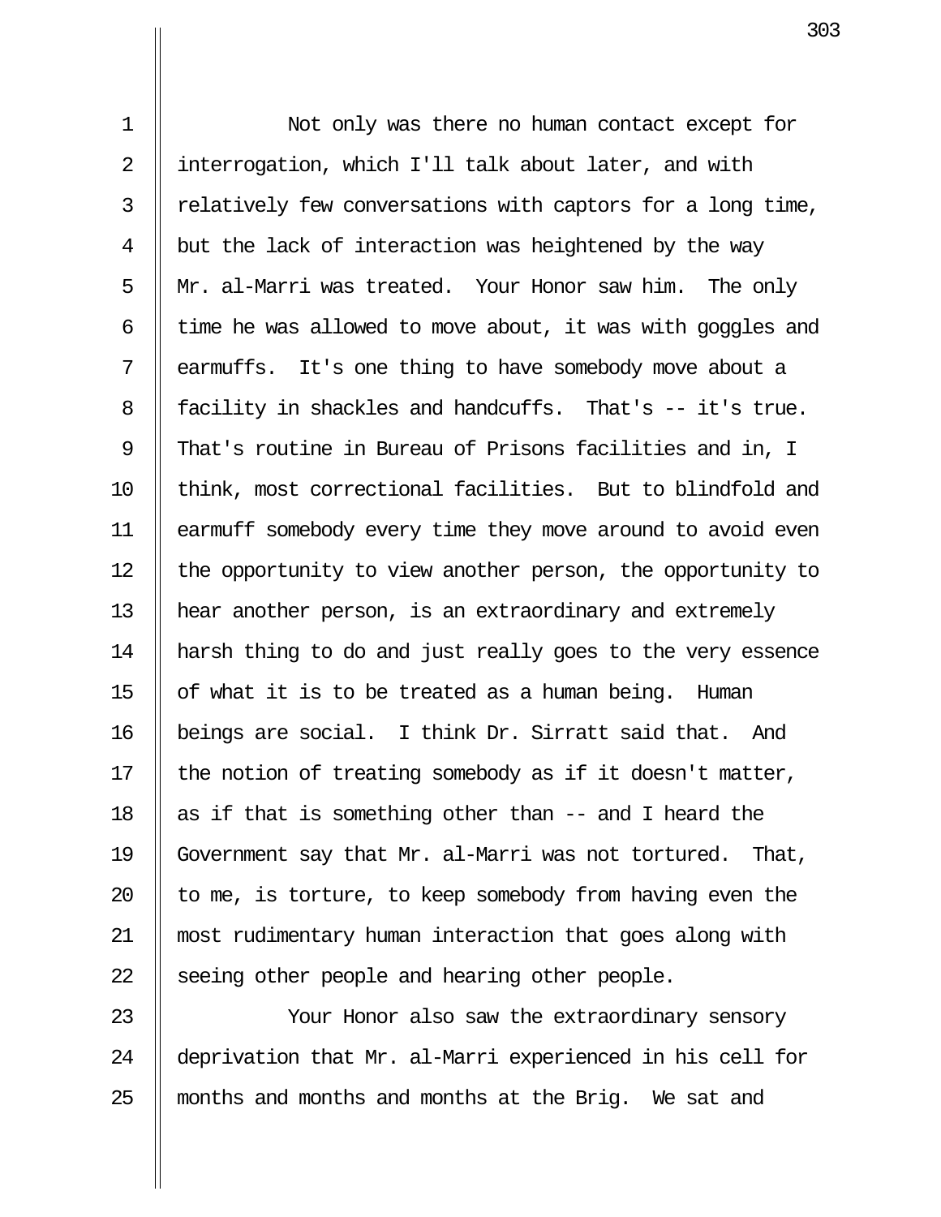Not only was there no human contact except for interrogation, which I'll talk about later, and with relatively few conversations with captors for a long time, but the lack of interaction was heightened by the way Mr. al-Marri was treated. Your Honor saw him. The only time he was allowed to move about, it was with goggles and earmuffs. It's one thing to have somebody move about a facility in shackles and handcuffs. That's -- it's true. That's routine in Bureau of Prisons facilities and in, I think, most correctional facilities. But to blindfold and earmuff somebody every time they move around to avoid even the opportunity to view another person, the opportunity to hear another person, is an extraordinary and extremely harsh thing to do and just really goes to the very essence of what it is to be treated as a human being. Human beings are social. I think Dr. Sirratt said that. And the notion of treating somebody as if it doesn't matter, as if that is something other than -- and I heard the Government say that Mr. al-Marri was not tortured. That, to me, is torture, to keep somebody from having even the most rudimentary human interaction that goes along with seeing other people and hearing other people.

Your Honor also saw the extraordinary sensory deprivation that Mr. al-Marri experienced in his cell for months and months and months at the Brig. We sat and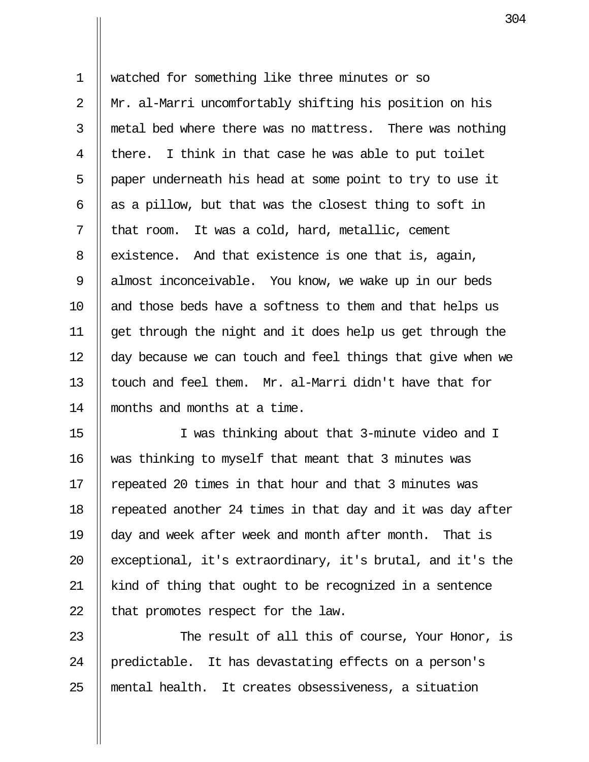watched for something like three minutes or so Mr. al-Marri uncomfortably shifting his position on his metal bed where there was no mattress. There was nothing there. I think in that case he was able to put toilet paper underneath his head at some point to try to use it as a pillow, but that was the closest thing to soft in that room. It was a cold, hard, metallic, cement existence. And that existence is one that is, again, almost inconceivable. You know, we wake up in our beds and those beds have a softness to them and that helps us get through the night and it does help us get through the day because we can touch and feel things that give when we touch and feel them. Mr. al-Marri didn't have that for months and months at a time.

I was thinking about that 3-minute video and I was thinking to myself that meant that 3 minutes was repeated 20 times in that hour and that 3 minutes was repeated another 24 times in that day and it was day after day and week after week and month after month. That is exceptional, it's extraordinary, it's brutal, and it's the kind of thing that ought to be recognized in a sentence that promotes respect for the law.

The result of all this of course, Your Honor, is predictable. It has devastating effects on a person's mental health. It creates obsessiveness, a situation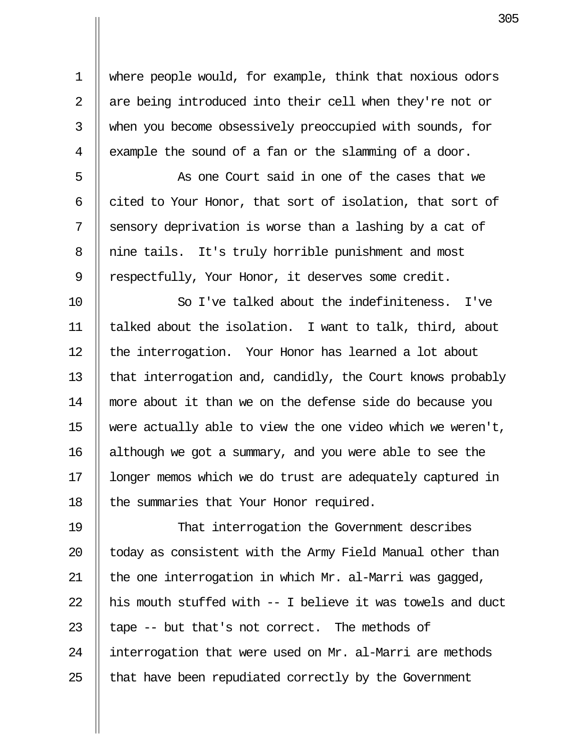where people would, for example, think that noxious odors are being introduced into their cell when they're not or when you become obsessively preoccupied with sounds, for example the sound of a fan or the slamming of a door.

As one Court said in one of the cases that we cited to Your Honor, that sort of isolation, that sort of sensory deprivation is worse than a lashing by a cat of nine tails. It's truly horrible punishment and most respectfully, Your Honor, it deserves some credit.

So I've talked about the indefiniteness. I've talked about the isolation. I want to talk, third, about the interrogation. Your Honor has learned a lot about that interrogation and, candidly, the Court knows probably more about it than we on the defense side do because you were actually able to view the one video which we weren't, although we got a summary, and you were able to see the longer memos which we do trust are adequately captured in the summaries that Your Honor required.

That interrogation the Government describes today as consistent with the Army Field Manual other than the one interrogation in which Mr. al-Marri was gagged, his mouth stuffed with -- I believe it was towels and duct tape -- but that's not correct. The methods of interrogation that were used on Mr. al-Marri are methods that have been repudiated correctly by the Government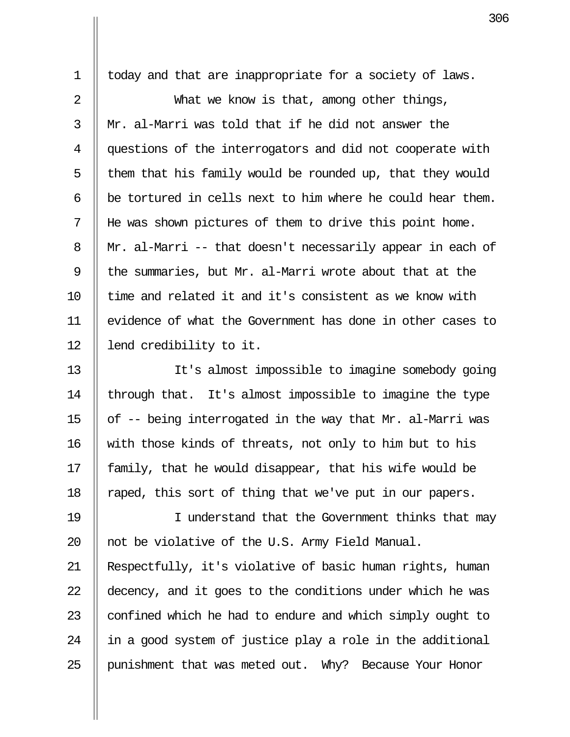today and that are inappropriate for a society of laws.

What we know is that, among other things, Mr. al-Marri was told that if he did not answer the questions of the interrogators and did not cooperate with them that his family would be rounded up, that they would be tortured in cells next to him where he could hear them. He was shown pictures of them to drive this point home. Mr. al-Marri -- that doesn't necessarily appear in each of the summaries, but Mr. al-Marri wrote about that at the time and related it and it's consistent as we know with evidence of what the Government has done in other cases to lend credibility to it.

It's almost impossible to imagine somebody going through that. It's almost impossible to imagine the type of -- being interrogated in the way that Mr. al-Marri was with those kinds of threats, not only to him but to his family, that he would disappear, that his wife would be raped, this sort of thing that we've put in our papers.

I understand that the Government thinks that may not be violative of the U.S. Army Field Manual. Respectfully, it's violative of basic human rights, human decency, and it goes to the conditions under which he was confined which he had to endure and which simply ought to in a good system of justice play a role in the additional punishment that was meted out. Why? Because Your Honor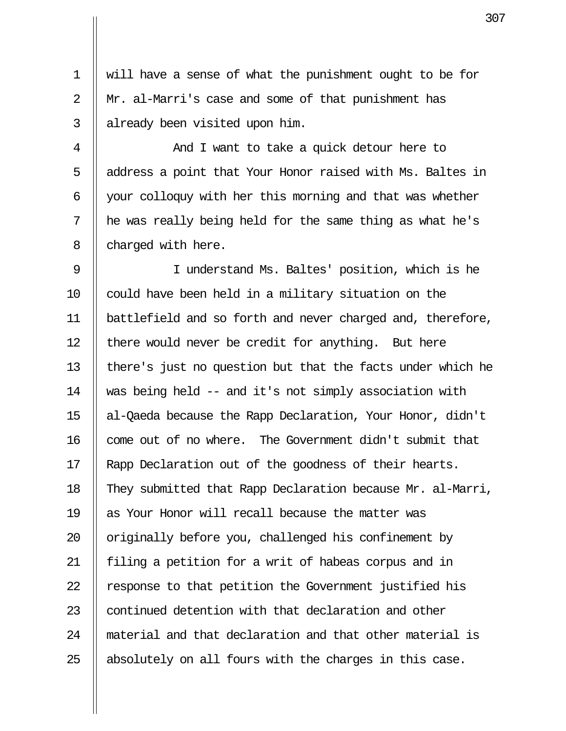will have a sense of what the punishment ought to be for Mr. al-Marri's case and some of that punishment has already been visited upon him.

And I want to take a quick detour here to address a point that Your Honor raised with Ms. Baltes in your colloquy with her this morning and that was whether he was really being held for the same thing as what he's charged with here.

I understand Ms. Baltes' position, which is he could have been held in a military situation on the battlefield and so forth and never charged and, therefore, there would never be credit for anything. But here there's just no question but that the facts under which he was being held -- and it's not simply association with al-Qaeda because the Rapp Declaration, Your Honor, didn't come out of no where. The Government didn't submit that Rapp Declaration out of the goodness of their hearts. They submitted that Rapp Declaration because Mr. al-Marri, as Your Honor will recall because the matter was originally before you, challenged his confinement by filing a petition for a writ of habeas corpus and in response to that petition the Government justified his continued detention with that declaration and other material and that declaration and that other material is absolutely on all fours with the charges in this case.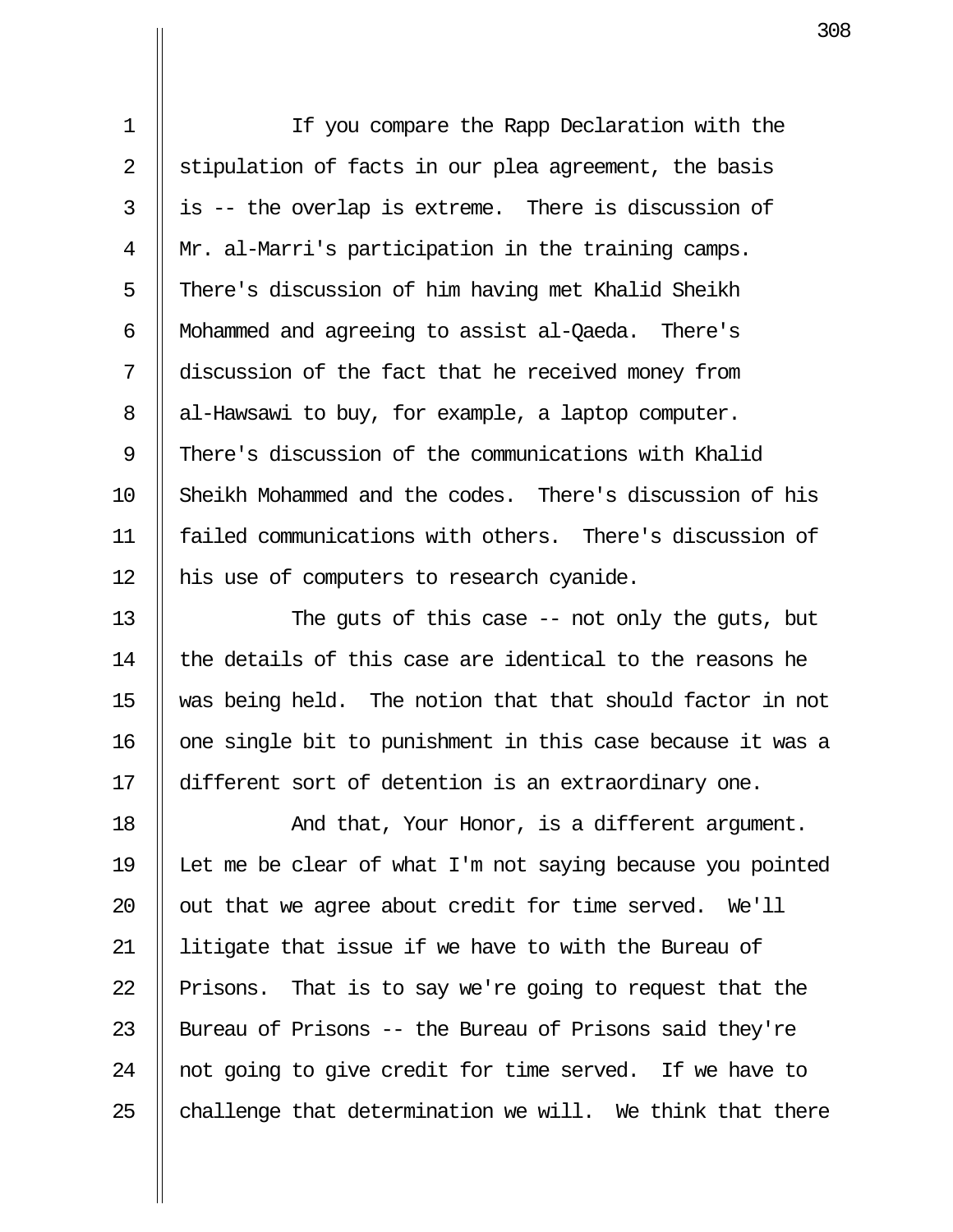If you compare the Rapp Declaration with the stipulation of facts in our plea agreement, the basis is -- the overlap is extreme. There is discussion of Mr. al-Marri's participation in the training camps. There's discussion of him having met Khalid Sheikh Mohammed and agreeing to assist al-Qaeda. There's discussion of the fact that he received money from al-Hawsawi to buy, for example, a laptop computer. There's discussion of the communications with Khalid Sheikh Mohammed and the codes. There's discussion of his failed communications with others. There's discussion of his use of computers to research cyanide.

The guts of this case -- not only the guts, but the details of this case are identical to the reasons he was being held. The notion that that should factor in not one single bit to punishment in this case because it was a different sort of detention is an extraordinary one.

And that, Your Honor, is a different argument. Let me be clear of what I'm not saying because you pointed out that we agree about credit for time served. We'll litigate that issue if we have to with the Bureau of Prisons. That is to say we're going to request that the Bureau of Prisons -- the Bureau of Prisons said they're not going to give credit for time served. If we have to challenge that determination we will. We think that there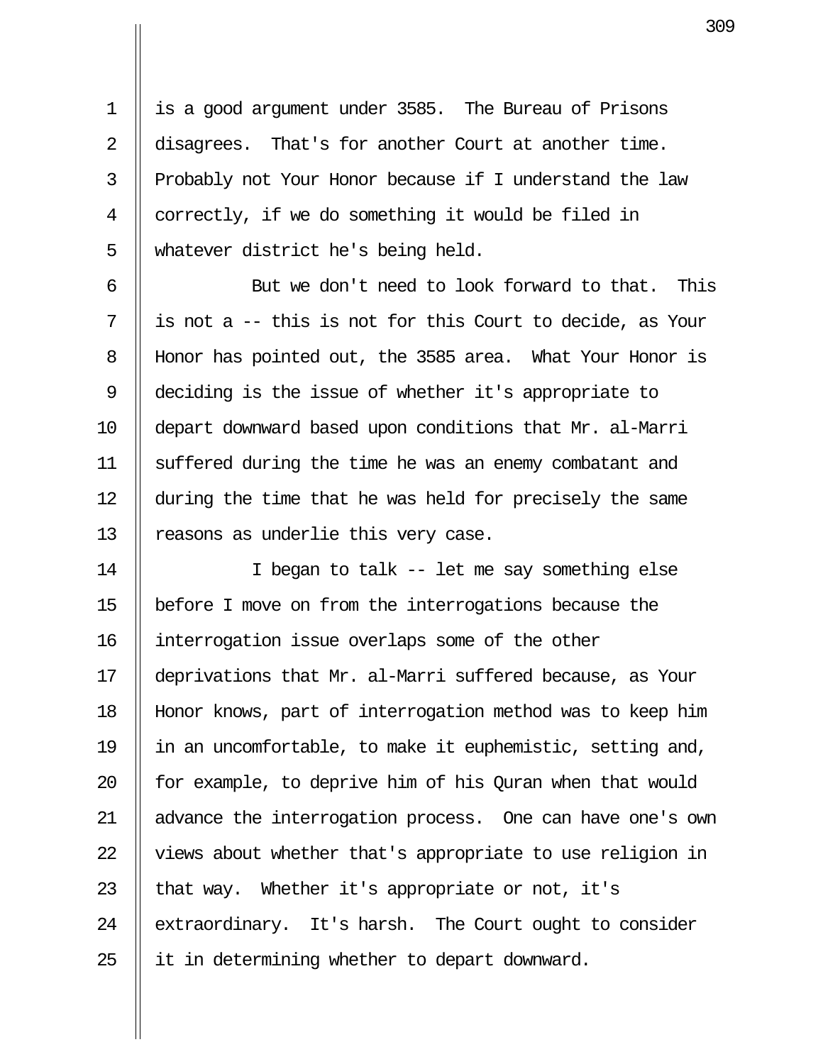is a good argument under 3585. The Bureau of Prisons disagrees. That's for another Court at another time. Probably not Your Honor because if I understand the law correctly, if we do something it would be filed in whatever district he's being held.

But we don't need to look forward to that. This is not a -- this is not for this Court to decide, as Your Honor has pointed out, the 3585 area. What Your Honor is deciding is the issue of whether it's appropriate to depart downward based upon conditions that Mr. al-Marri suffered during the time he was an enemy combatant and during the time that he was held for precisely the same reasons as underlie this very case.

I began to talk -- let me say something else before I move on from the interrogations because the interrogation issue overlaps some of the other deprivations that Mr. al-Marri suffered because, as Your Honor knows, part of interrogation method was to keep him in an uncomfortable, to make it euphemistic, setting and, for example, to deprive him of his Quran when that would advance the interrogation process. One can have one's own views about whether that's appropriate to use religion in that way. Whether it's appropriate or not, it's extraordinary. It's harsh. The Court ought to consider it in determining whether to depart downward.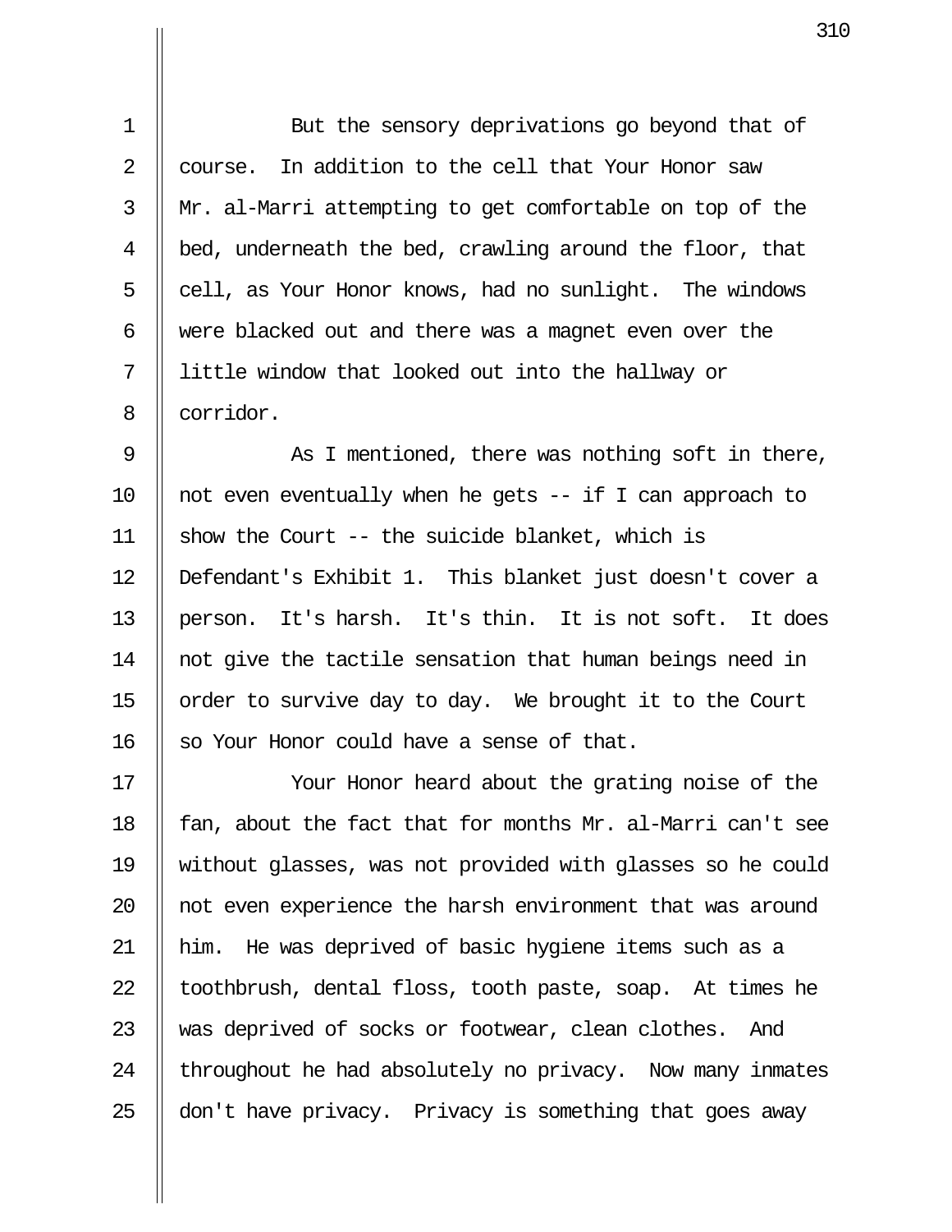But the sensory deprivations go beyond that of course. In addition to the cell that Your Honor saw Mr. al-Marri attempting to get comfortable on top of the bed, underneath the bed, crawling around the floor, that cell, as Your Honor knows, had no sunlight. The windows were blacked out and there was a magnet even over the little window that looked out into the hallway or corridor.

As I mentioned, there was nothing soft in there, not even eventually when he gets -- if I can approach to show the Court -- the suicide blanket, which is Defendant's Exhibit 1. This blanket just doesn't cover a person. It's harsh. It's thin. It is not soft. It does not give the tactile sensation that human beings need in order to survive day to day. We brought it to the Court so Your Honor could have a sense of that.

Your Honor heard about the grating noise of the fan, about the fact that for months Mr. al-Marri can't see without glasses, was not provided with glasses so he could not even experience the harsh environment that was around him. He was deprived of basic hygiene items such as a toothbrush, dental floss, tooth paste, soap. At times he was deprived of socks or footwear, clean clothes. And throughout he had absolutely no privacy. Now many inmates don't have privacy. Privacy is something that goes away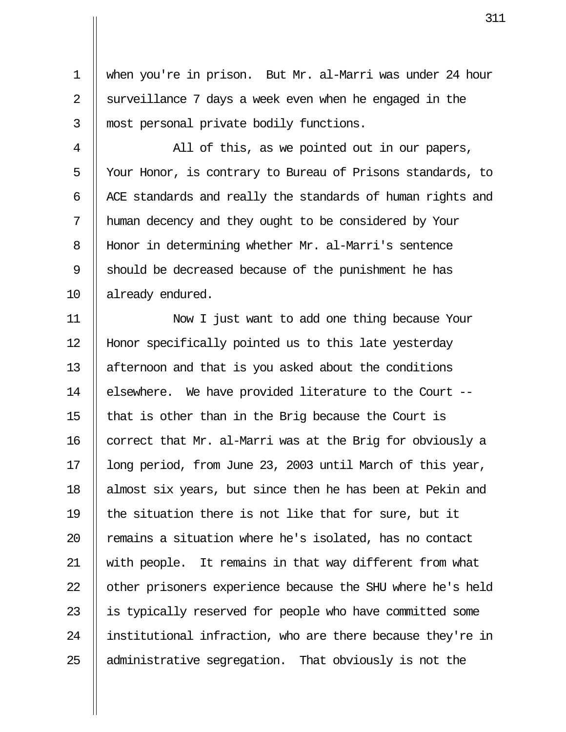when you're in prison. But Mr. al-Marri was under 24 hour surveillance 7 days a week even when he engaged in the most personal private bodily functions.

All of this, as we pointed out in our papers, Your Honor, is contrary to Bureau of Prisons standards, to ACE standards and really the standards of human rights and human decency and they ought to be considered by Your Honor in determining whether Mr. al-Marri's sentence should be decreased because of the punishment he has already endured.

Now I just want to add one thing because Your Honor specifically pointed us to this late yesterday afternoon and that is you asked about the conditions elsewhere. We have provided literature to the Court -- that is other than in the Brig because the Court is correct that Mr. al-Marri was at the Brig for obviously a long period, from June 23, 2003 until March of this year, almost six years, but since then he has been at Pekin and the situation there is not like that for sure, but it remains a situation where he's isolated, has no contact with people. It remains in that way different from what other prisoners experience because the SHU where he's held is typically reserved for people who have committed some institutional infraction, who are there because they're in administrative segregation. That obviously is not the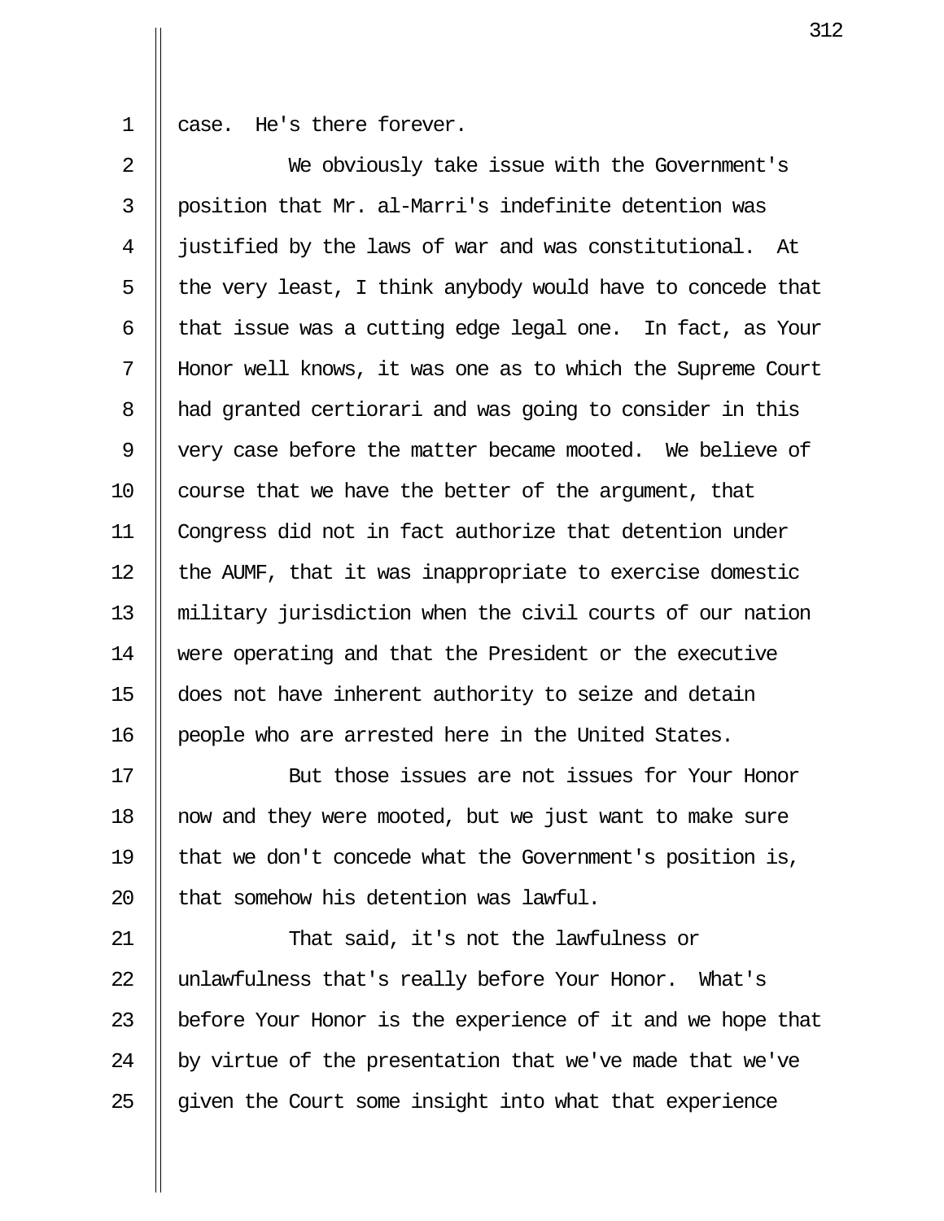case. He's there forever.

We obviously take issue with the Government's position that Mr. al-Marri's indefinite detention was justified by the laws of war and was constitutional. At the very least, I think anybody would have to concede that that issue was a cutting edge legal one. In fact, as Your Honor well knows, it was one as to which the Supreme Court had granted certiorari and was going to consider in this very case before the matter became mooted. We believe of course that we have the better of the argument, that Congress did not in fact authorize that detention under the AUMF, that it was inappropriate to exercise domestic military jurisdiction when the civil courts of our nation were operating and that the President or the executive does not have inherent authority to seize and detain people who are arrested here in the United States.

But those issues are not issues for Your Honor now and they were mooted, but we just want to make sure that we don't concede what the Government's position is, that somehow his detention was lawful.

That said, it's not the lawfulness or unlawfulness that's really before Your Honor. What's before Your Honor is the experience of it and we hope that by virtue of the presentation that we've made that we've given the Court some insight into what that experience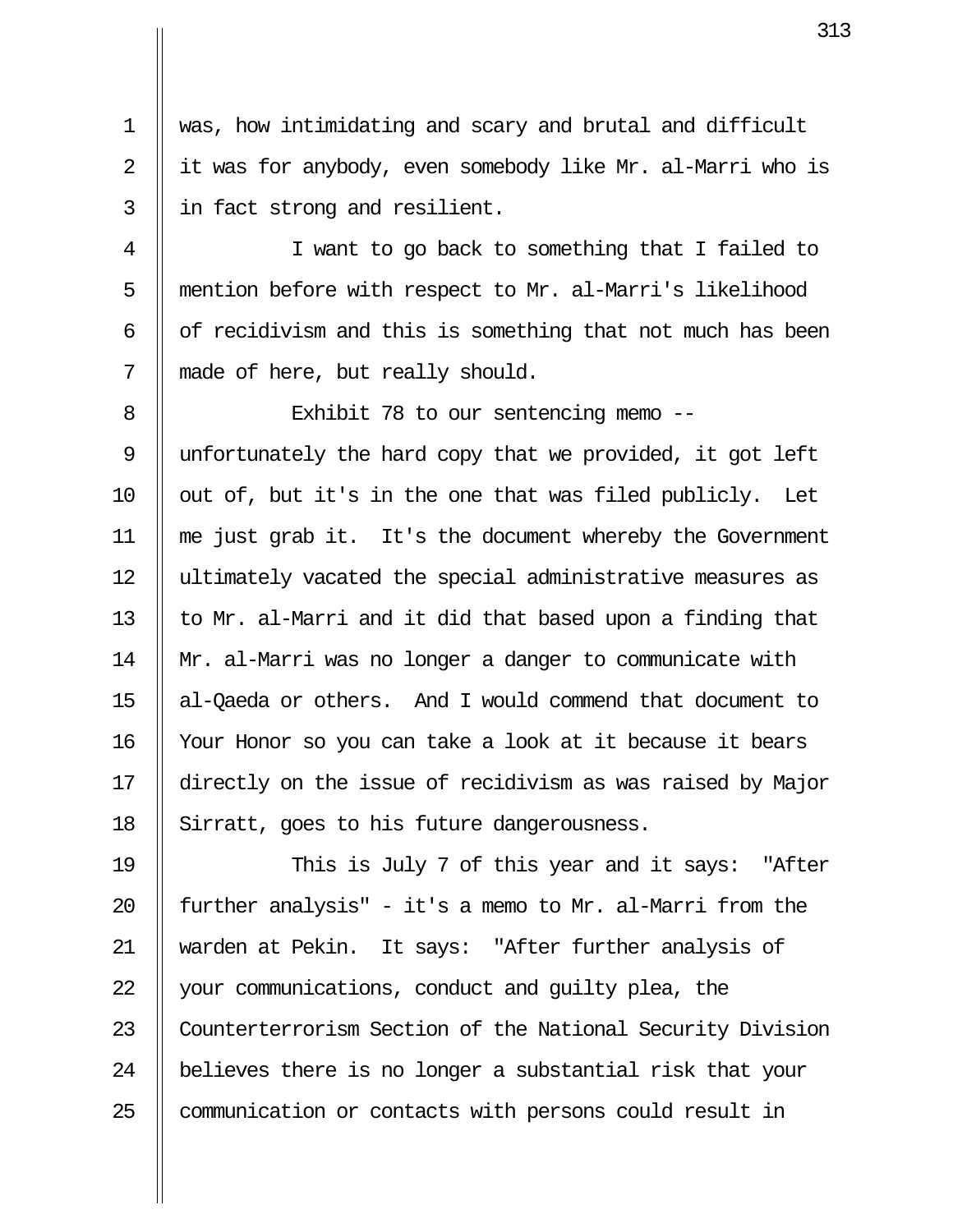was, how intimidating and scary and brutal and difficult it was for anybody, even somebody like Mr. al-Marri who is in fact strong and resilient.

I want to go back to something that I failed to mention before with respect to Mr. al-Marri's likelihood of recidivism and this is something that not much has been made of here, but really should.

Exhibit 78 to our sentencing memo -- unfortunately the hard copy that we provided, it got left out of, but it's in the one that was filed publicly. Let me just grab it. It's the document whereby the Government ultimately vacated the special administrative measures as to Mr. al-Marri and it did that based upon a finding that Mr. al-Marri was no longer a danger to communicate with al-Qaeda or others. And I would commend that document to Your Honor so you can take a look at it because it bears directly on the issue of recidivism as was raised by Major Sirratt, goes to his future dangerousness.

This is July 7 of this year and it says: "After further analysis" - it's a memo to Mr. al-Marri from the warden at Pekin. It says: "After further analysis of your communications, conduct and guilty plea, the Counterterrorism Section of the National Security Division believes there is no longer a substantial risk that your communication or contacts with persons could result in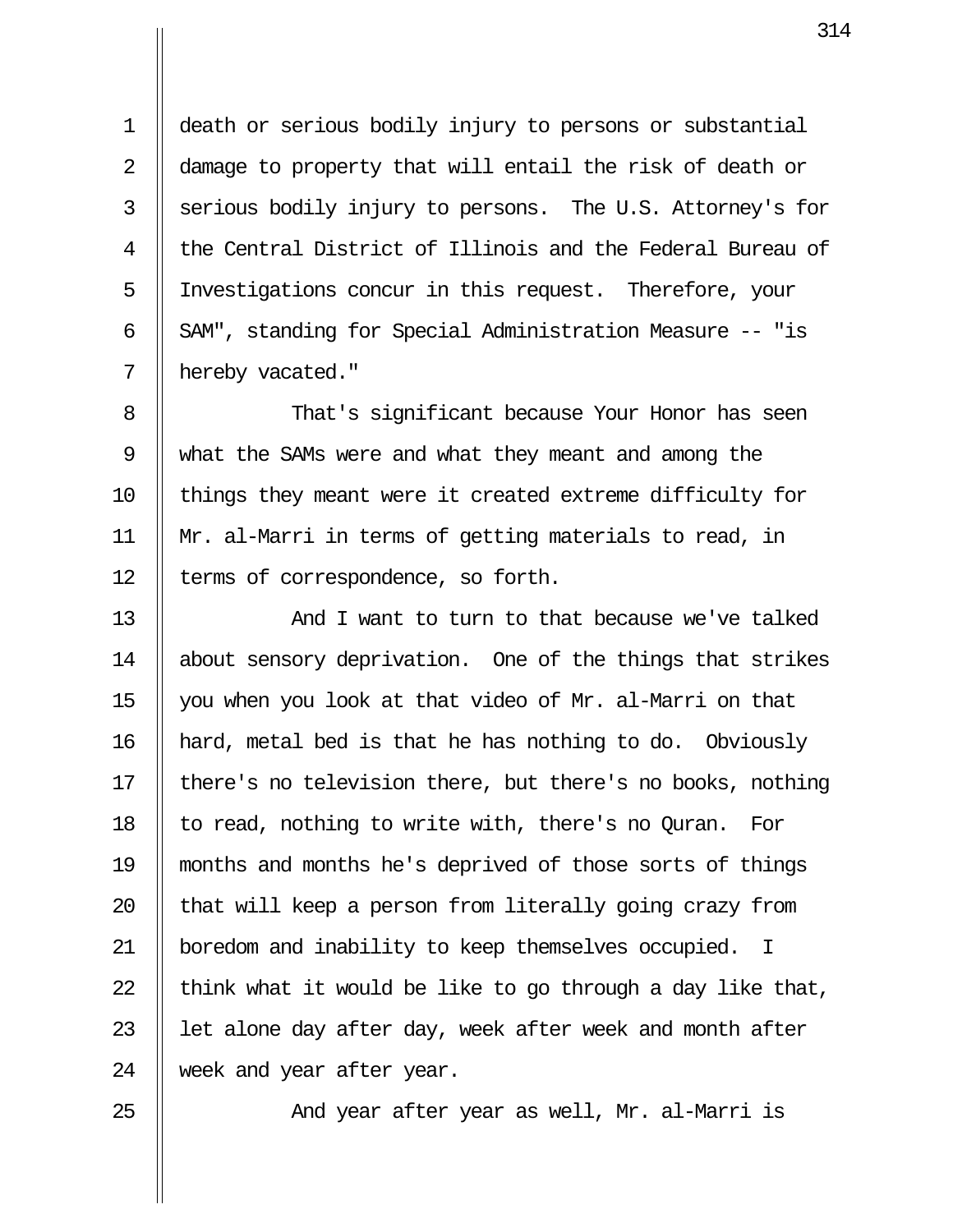death or serious bodily injury to persons or substantial damage to property that will entail the risk of death or serious bodily injury to persons. The U.S. Attorney's for the Central District of Illinois and the Federal Bureau of Investigations concur in this request. Therefore, your SAM", standing for Special Administration Measure -- "is hereby vacated."

That's significant because Your Honor has seen what the SAMs were and what they meant and among the things they meant were it created extreme difficulty for Mr. al-Marri in terms of getting materials to read, in terms of correspondence, so forth.

And I want to turn to that because we've talked about sensory deprivation. One of the things that strikes you when you look at that video of Mr. al-Marri on that hard, metal bed is that he has nothing to do. Obviously there's no television there, but there's no books, nothing to read, nothing to write with, there's no Quran. For months and months he's deprived of those sorts of things that will keep a person from literally going crazy from boredom and inability to keep themselves occupied. I think what it would be like to go through a day like that, let alone day after day, week after week and month after week and year after year.

And year after year as well, Mr. al-Marri is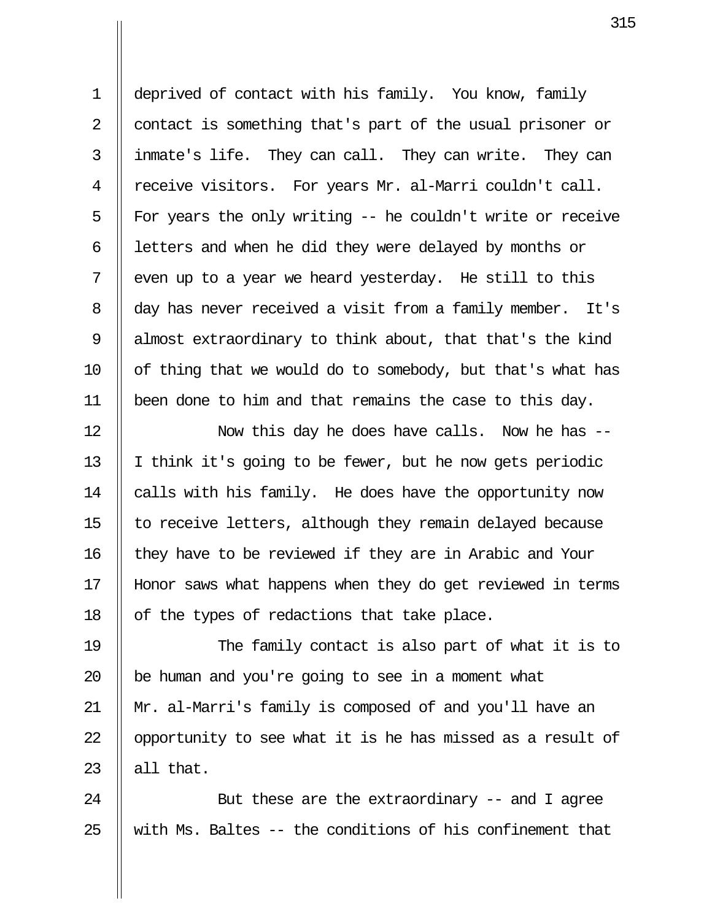deprived of contact with his family. You know, family contact is something that's part of the usual prisoner or inmate's life. They can call. They can write. They can receive visitors. For years Mr. al-Marri couldn't call. For years the only writing -- he couldn't write or receive letters and when he did they were delayed by months or even up to a year we heard yesterday. He still to this day has never received a visit from a family member. It's almost extraordinary to think about, that that's the kind of thing that we would do to somebody, but that's what has been done to him and that remains the case to this day.

Now this day he does have calls. Now he has -- I think it's going to be fewer, but he now gets periodic calls with his family. He does have the opportunity now to receive letters, although they remain delayed because they have to be reviewed if they are in Arabic and Your Honor saws what happens when they do get reviewed in terms of the types of redactions that take place.

The family contact is also part of what it is to be human and you're going to see in a moment what Mr. al-Marri's family is composed of and you'll have an opportunity to see what it is he has missed as a result of all that.

But these are the extraordinary -- and I agree with Ms. Baltes -- the conditions of his confinement that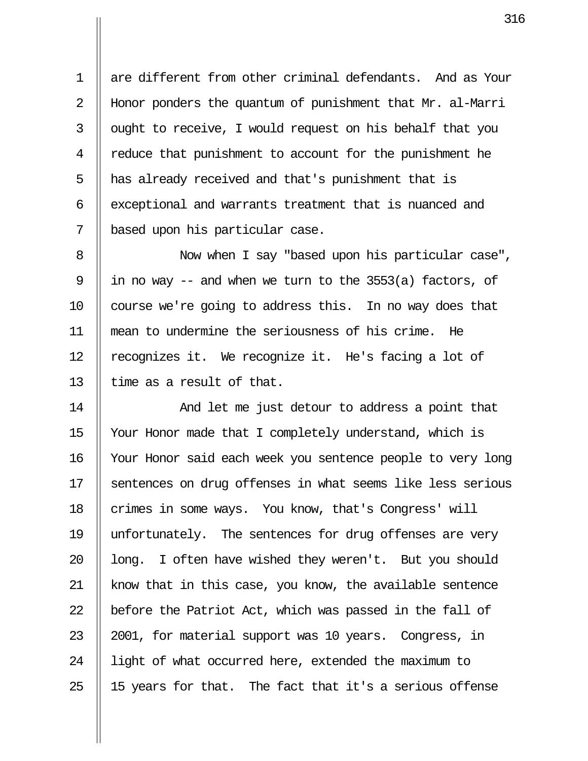are different from other criminal defendants. And as Your Honor ponders the quantum of punishment that Mr. al-Marri ought to receive, I would request on his behalf that you reduce that punishment to account for the punishment he has already received and that's punishment that is exceptional and warrants treatment that is nuanced and based upon his particular case.

Now when I say "based upon his particular case", in no way -- and when we turn to the 3553(a) factors, of course we're going to address this. In no way does that mean to undermine the seriousness of his crime. He recognizes it. We recognize it. He's facing a lot of time as a result of that.

And let me just detour to address a point that Your Honor made that I completely understand, which is Your Honor said each week you sentence people to very long sentences on drug offenses in what seems like less serious crimes in some ways. You know, that's Congress' will unfortunately. The sentences for drug offenses are very long. I often have wished they weren't. But you should know that in this case, you know, the available sentence before the Patriot Act, which was passed in the fall of 2001, for material support was 10 years. Congress, in light of what occurred here, extended the maximum to 15 years for that. The fact that it's a serious offense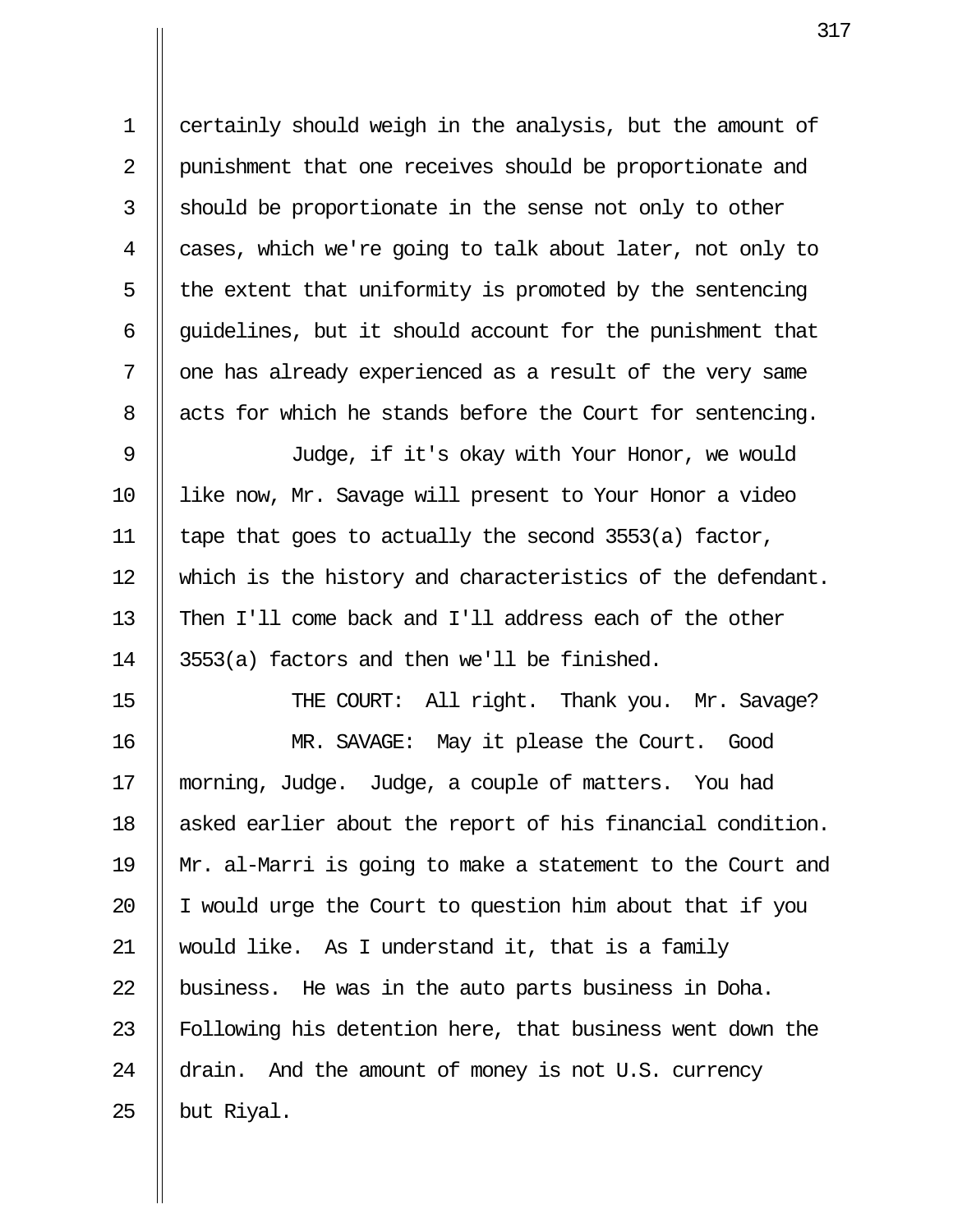certainly should weigh in the analysis, but the amount of punishment that one receives should be proportionate and should be proportionate in the sense not only to other cases, which we're going to talk about later, not only to the extent that uniformity is promoted by the sentencing guidelines, but it should account for the punishment that one has already experienced as a result of the very same acts for which he stands before the Court for sentencing.

Judge, if it's okay with Your Honor, we would like now, Mr. Savage will present to Your Honor a video tape that goes to actually the second 3553(a) factor, which is the history and characteristics of the defendant. Then I'll come back and I'll address each of the other 3553(a) factors and then we'll be finished.

THE COURT: All right. Thank you. Mr. Savage?

MR. SAVAGE: May it please the Court. Good morning, Judge. Judge, a couple of matters. You had asked earlier about the report of his financial condition. Mr. al-Marri is going to make a statement to the Court and I would urge the Court to question him about that if you would like. As I understand it, that is a family business. He was in the auto parts business in Doha. Following his detention here, that business went down the drain. And the amount of money is not U.S. currency but Riyal.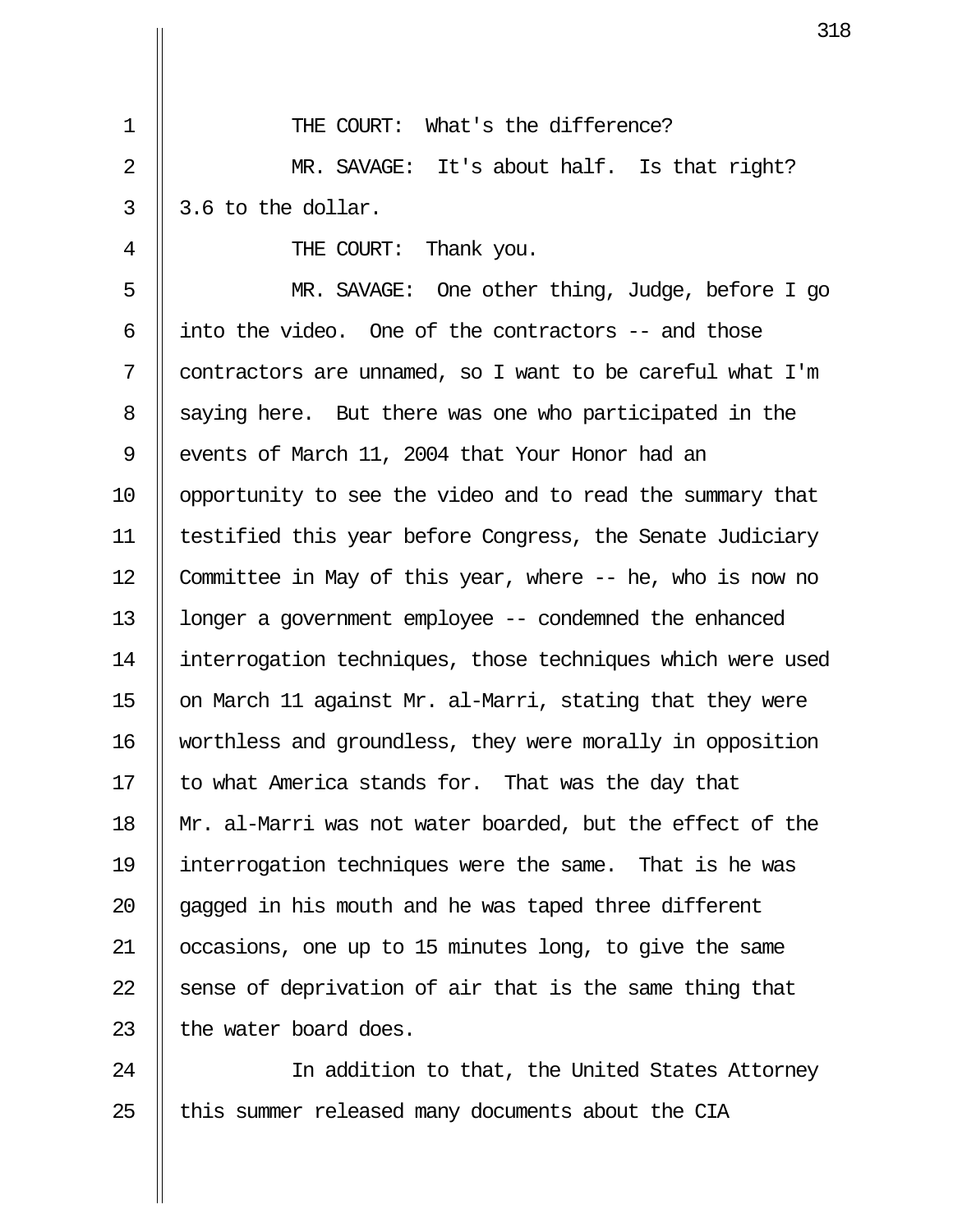THE COURT: What's the difference?

MR. SAVAGE: It's about half. Is that right? 3.6 to the dollar.

THE COURT: Thank you.

MR. SAVAGE: One other thing, Judge, before I go into the video. One of the contractors -- and those contractors are unnamed, so I want to be careful what I'm saying here. But there was one who participated in the events of March 11, 2004 that Your Honor had an opportunity to see the video and to read the summary that testified this year before Congress, the Senate Judiciary Committee in May of this year, where -- he, who is now no longer a government employee -- condemned the enhanced interrogation techniques, those techniques which were used on March 11 against Mr. al-Marri, stating that they were worthless and groundless, they were morally in opposition to what America stands for. That was the day that Mr. al-Marri was not water boarded, but the effect of the interrogation techniques were the same. That is he was gagged in his mouth and he was taped three different occasions, one up to 15 minutes long, to give the same sense of deprivation of air that is the same thing that the water board does.

In addition to that, the United States Attorney this summer released many documents about the CIA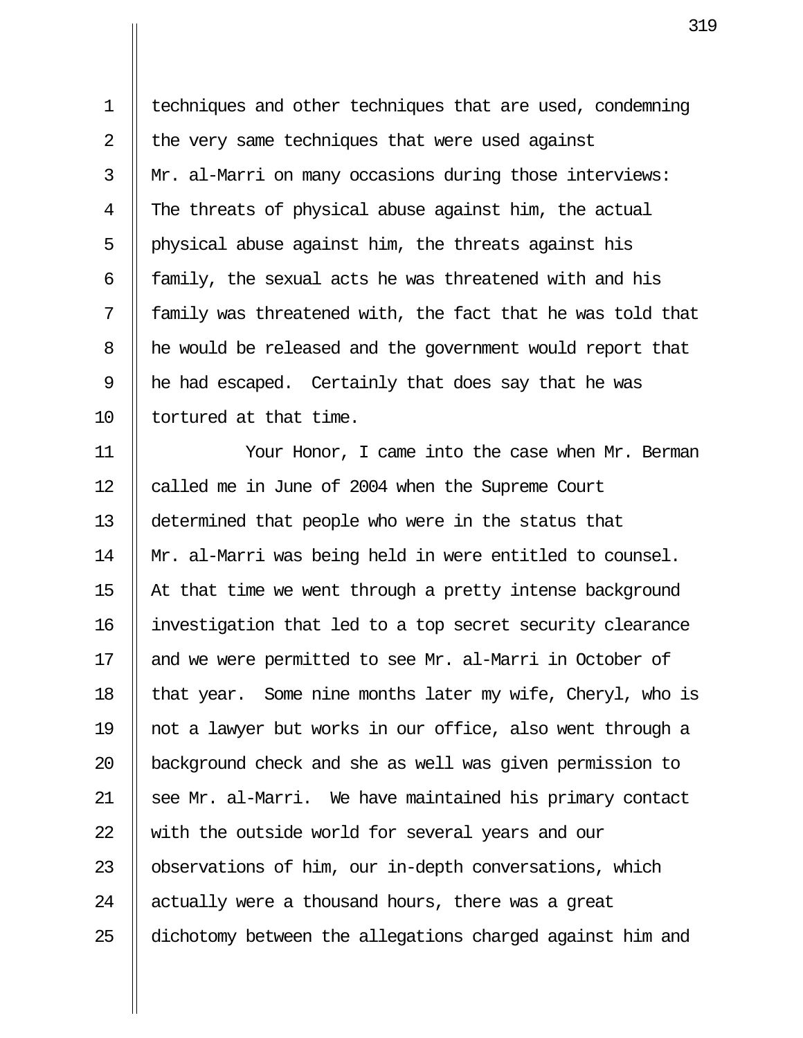techniques and other techniques that are used, condemning the very same techniques that were used against Mr. al-Marri on many occasions during those interviews: The threats of physical abuse against him, the actual physical abuse against him, the threats against his family, the sexual acts he was threatened with and his family was threatened with, the fact that he was told that he would be released and the government would report that he had escaped. Certainly that does say that he was tortured at that time.

Your Honor, I came into the case when Mr. Berman called me in June of 2004 when the Supreme Court determined that people who were in the status that Mr. al-Marri was being held in were entitled to counsel. At that time we went through a pretty intense background investigation that led to a top secret security clearance and we were permitted to see Mr. al-Marri in October of that year. Some nine months later my wife, Cheryl, who is not a lawyer but works in our office, also went through a background check and she as well was given permission to see Mr. al-Marri. We have maintained his primary contact with the outside world for several years and our observations of him, our in-depth conversations, which actually were a thousand hours, there was a great dichotomy between the allegations charged against him and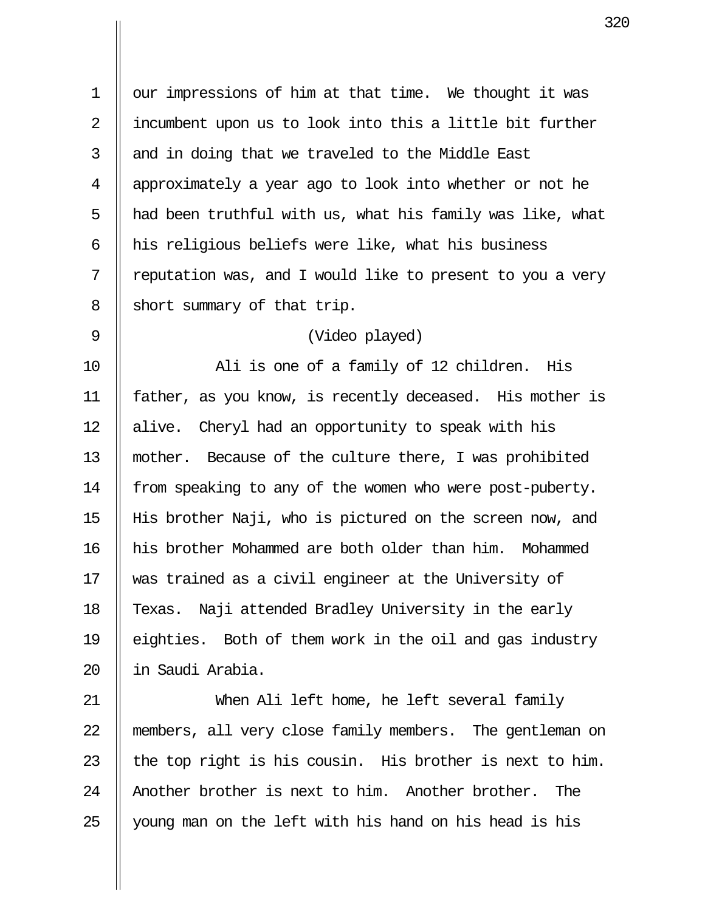our impressions of him at that time. We thought it was incumbent upon us to look into this a little bit further and in doing that we traveled to the Middle East approximately a year ago to look into whether or not he had been truthful with us, what his family was like, what his religious beliefs were like, what his business reputation was, and I would like to present to you a very short summary of that trip.

(Video played)

Ali is one of a family of 12 children. His father, as you know, is recently deceased. His mother is alive. Cheryl had an opportunity to speak with his mother. Because of the culture there, I was prohibited from speaking to any of the women who were post-puberty. His brother Naji, who is pictured on the screen now, and his brother Mohammed are both older than him. Mohammed was trained as a civil engineer at the University of Texas. Naji attended Bradley University in the early eighties. Both of them work in the oil and gas industry in Saudi Arabia.

When Ali left home, he left several family members, all very close family members. The gentleman on the top right is his cousin. His brother is next to him. Another brother is next to him. Another brother. The young man on the left with his hand on his head is his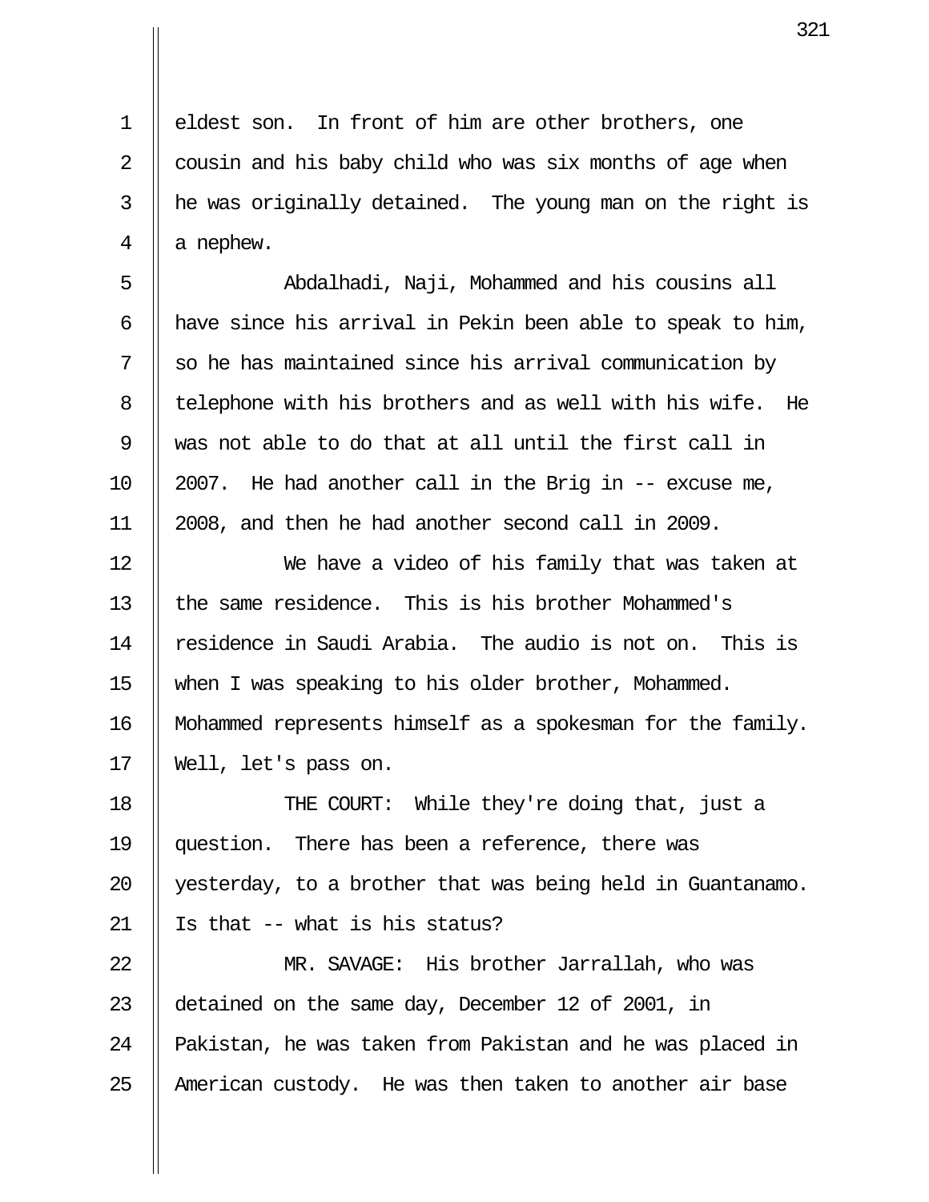eldest son. In front of him are other brothers, one cousin and his baby child who was six months of age when he was originally detained. The young man on the right is a nephew.

Abdalhadi, Naji, Mohammed and his cousins all have since his arrival in Pekin been able to speak to him, so he has maintained since his arrival communication by telephone with his brothers and as well with his wife. He was not able to do that at all until the first call in 2007. He had another call in the Brig in -- excuse me, 2008, and then he had another second call in 2009.

We have a video of his family that was taken at the same residence. This is his brother Mohammed's residence in Saudi Arabia. The audio is not on. This is when I was speaking to his older brother, Mohammed. Mohammed represents himself as a spokesman for the family. Well, let's pass on.

THE COURT: While they're doing that, just a question. There has been a reference, there was yesterday, to a brother that was being held in Guantanamo. Is that -- what is his status?

MR. SAVAGE: His brother Jarrallah, who was detained on the same day, December 12 of 2001, in Pakistan, he was taken from Pakistan and he was placed in American custody. He was then taken to another air base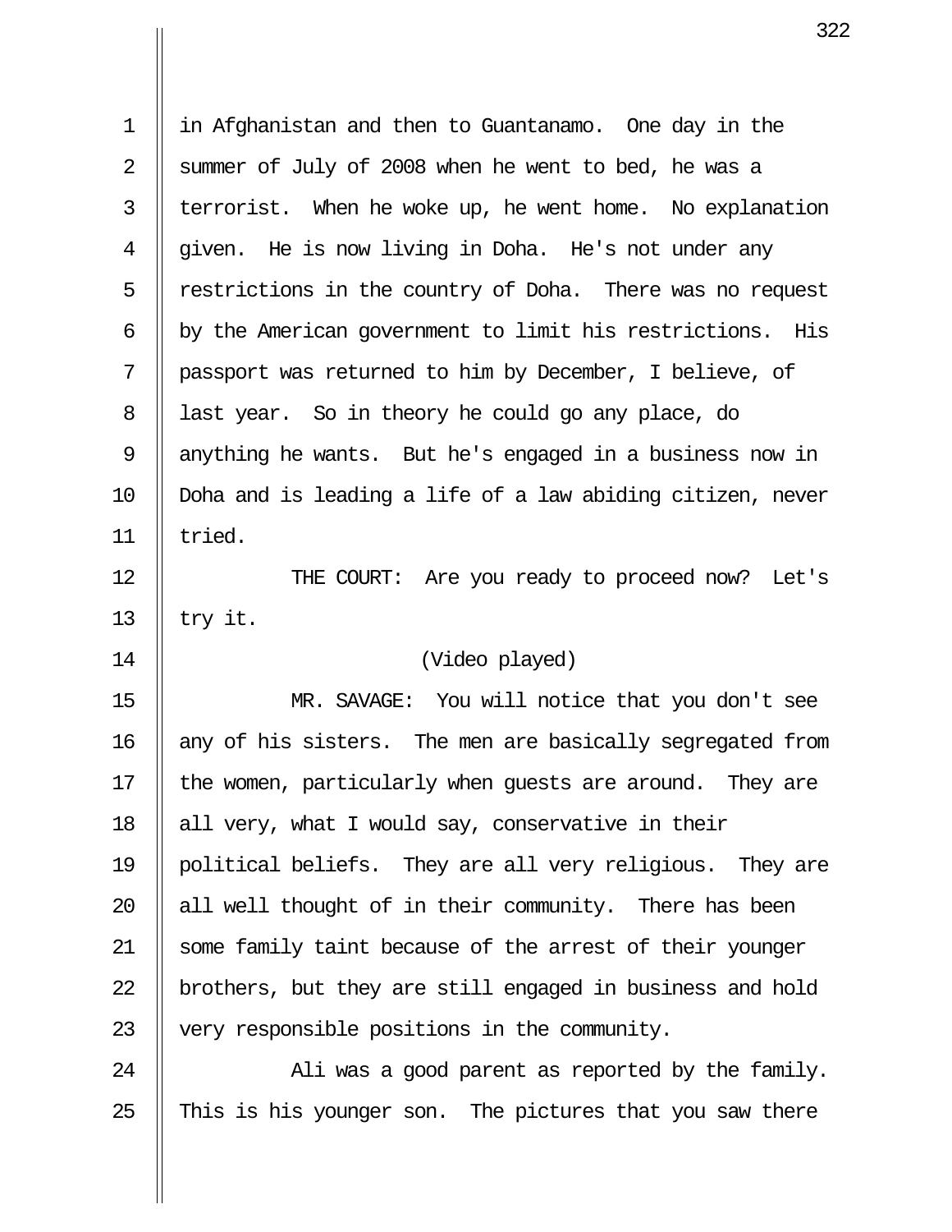in Afghanistan and then to Guantanamo. One day in the summer of July of 2008 when he went to bed, he was a terrorist. When he woke up, he went home. No explanation given. He is now living in Doha. He's not under any restrictions in the country of Doha. There was no request by the American government to limit his restrictions. His passport was returned to him by December, I believe, of last year. So in theory he could go any place, do anything he wants. But he's engaged in a business now in Doha and is leading a life of a law abiding citizen, never tried.

THE COURT: Are you ready to proceed now? Let's try it.

(Video played)

MR. SAVAGE: You will notice that you don't see any of his sisters. The men are basically segregated from the women, particularly when guests are around. They are all very, what I would say, conservative in their political beliefs. They are all very religious. They are all well thought of in their community. There has been some family taint because of the arrest of their younger brothers, but they are still engaged in business and hold very responsible positions in the community.

Ali was a good parent as reported by the family. This is his younger son. The pictures that you saw there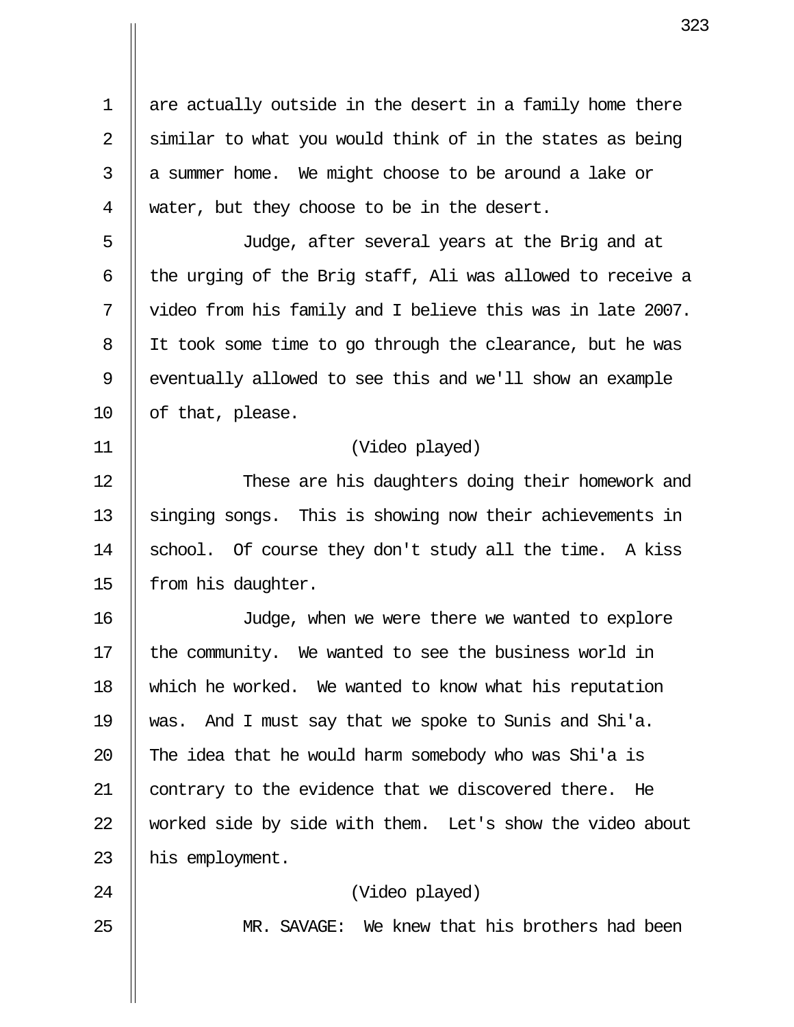are actually outside in the desert in a family home there similar to what you would think of in the states as being a summer home. We might choose to be around a lake or water, but they choose to be in the desert.

Judge, after several years at the Brig and at the urging of the Brig staff, Ali was allowed to receive a video from his family and I believe this was in late 2007. It took some time to go through the clearance, but he was eventually allowed to see this and we'll show an example of that, please.

(Video played)

These are his daughters doing their homework and singing songs. This is showing now their achievements in school. Of course they don't study all the time. A kiss from his daughter.

Judge, when we were there we wanted to explore the community. We wanted to see the business world in which he worked. We wanted to know what his reputation was. And I must say that we spoke to Sunis and Shi'a. The idea that he would harm somebody who was Shi'a is contrary to the evidence that we discovered there. He worked side by side with them. Let's show the video about his employment.

(Video played)

MR. SAVAGE: We knew that his brothers had been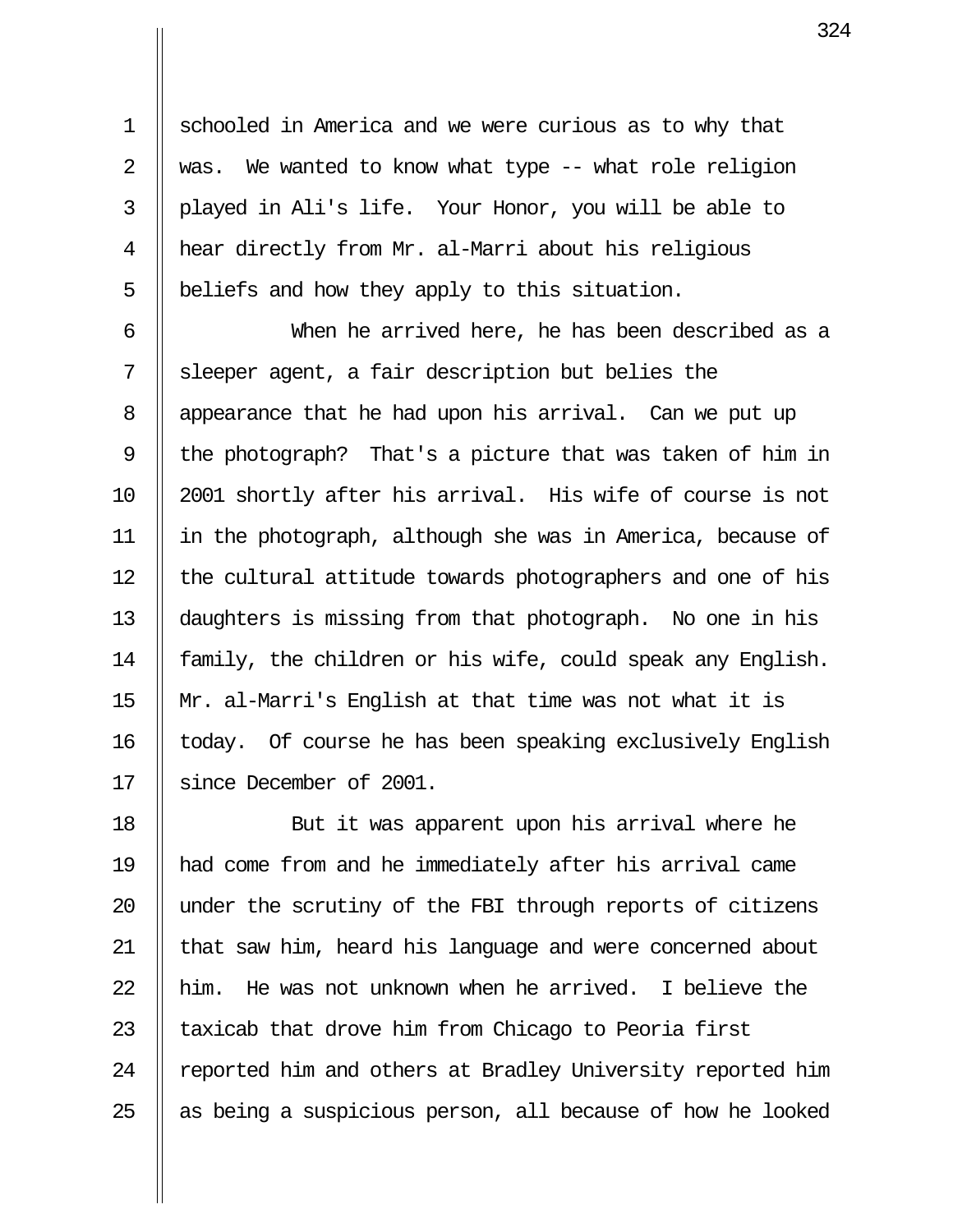schooled in America and we were curious as to why that was. We wanted to know what type -- what role religion played in Ali's life. Your Honor, you will be able to hear directly from Mr. al-Marri about his religious beliefs and how they apply to this situation.

When he arrived here, he has been described as a sleeper agent, a fair description but belies the appearance that he had upon his arrival. Can we put up the photograph? That's a picture that was taken of him in 2001 shortly after his arrival. His wife of course is not in the photograph, although she was in America, because of the cultural attitude towards photographers and one of his daughters is missing from that photograph. No one in his family, the children or his wife, could speak any English. Mr. al-Marri's English at that time was not what it is today. Of course he has been speaking exclusively English since December of 2001.

But it was apparent upon his arrival where he had come from and he immediately after his arrival came under the scrutiny of the FBI through reports of citizens that saw him, heard his language and were concerned about him. He was not unknown when he arrived. I believe the taxicab that drove him from Chicago to Peoria first reported him and others at Bradley University reported him as being a suspicious person, all because of how he looked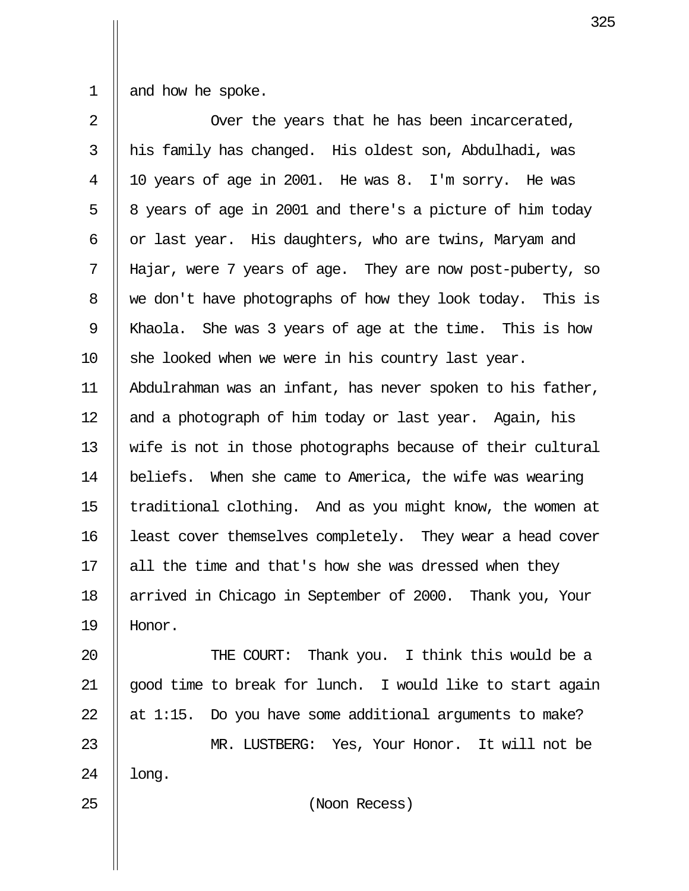and how he spoke.

Over the years that he has been incarcerated, his family has changed. His oldest son, Abdulhadi, was 10 years of age in 2001. He was 8. I'm sorry. He was 8 years of age in 2001 and there's a picture of him today or last year. His daughters, who are twins, Maryam and Hajar, were 7 years of age. They are now post-puberty, so we don't have photographs of how they look today. This is Khaola. She was 3 years of age at the time. This is how she looked when we were in his country last year. Abdulrahman was an infant, has never spoken to his father, and a photograph of him today or last year. Again, his wife is not in those photographs because of their cultural beliefs. When she came to America, the wife was wearing traditional clothing. And as you might know, the women at least cover themselves completely. They wear a head cover all the time and that's how she was dressed when they arrived in Chicago in September of 2000. Thank you, Your Honor.

THE COURT: Thank you. I think this would be a good time to break for lunch. I would like to start again at 1:15. Do you have some additional arguments to make?

MR. LUSTBERG: Yes, Your Honor. It will not be long.

(Noon Recess)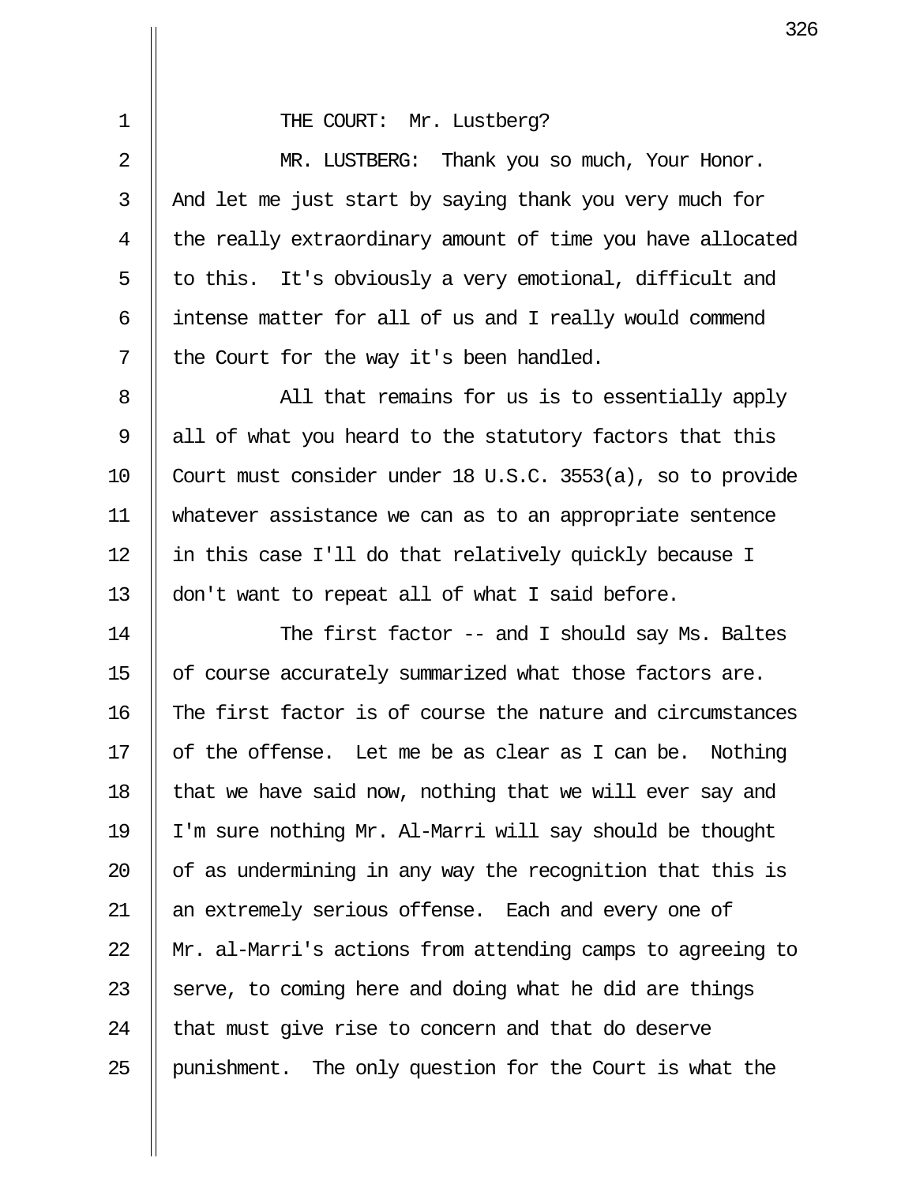THE COURT: Mr. Lustberg?

MR. LUSTBERG: Thank you so much, Your Honor. And let me just start by saying thank you very much for the really extraordinary amount of time you have allocated to this. It's obviously a very emotional, difficult and intense matter for all of us and I really would commend the Court for the way it's been handled.

All that remains for us is to essentially apply all of what you heard to the statutory factors that this Court must consider under 18 U.S.C. 3553(a), so to provide whatever assistance we can as to an appropriate sentence in this case I'll do that relatively quickly because I don't want to repeat all of what I said before.

The first factor -- and I should say Ms. Baltes of course accurately summarized what those factors are. The first factor is of course the nature and circumstances of the offense. Let me be as clear as I can be. Nothing that we have said now, nothing that we will ever say and I'm sure nothing Mr. Al-Marri will say should be thought of as undermining in any way the recognition that this is an extremely serious offense. Each and every one of Mr. al-Marri's actions from attending camps to agreeing to serve, to coming here and doing what he did are things that must give rise to concern and that do deserve punishment. The only question for the Court is what the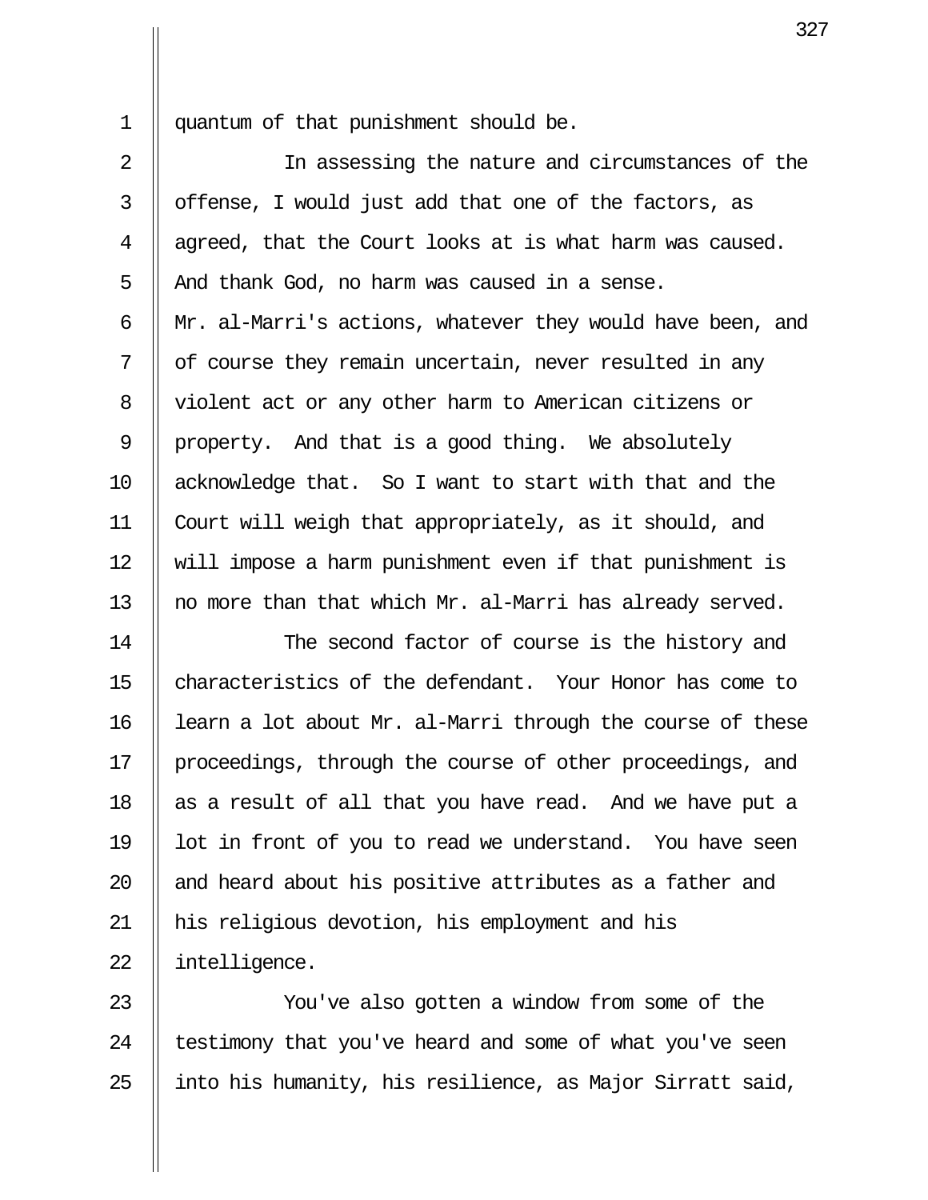quantum of that punishment should be.

In assessing the nature and circumstances of the offense, I would just add that one of the factors, as agreed, that the Court looks at is what harm was caused. And thank God, no harm was caused in a sense. Mr. al-Marri's actions, whatever they would have been, and of course they remain uncertain, never resulted in any violent act or any other harm to American citizens or property. And that is a good thing. We absolutely acknowledge that. So I want to start with that and the Court will weigh that appropriately, as it should, and will impose a harm punishment even if that punishment is no more than that which Mr. al-Marri has already served.

The second factor of course is the history and characteristics of the defendant. Your Honor has come to learn a lot about Mr. al-Marri through the course of these proceedings, through the course of other proceedings, and as a result of all that you have read. And we have put a lot in front of you to read we understand. You have seen and heard about his positive attributes as a father and his religious devotion, his employment and his intelligence.

You've also gotten a window from some of the testimony that you've heard and some of what you've seen into his humanity, his resilience, as Major Sirratt said,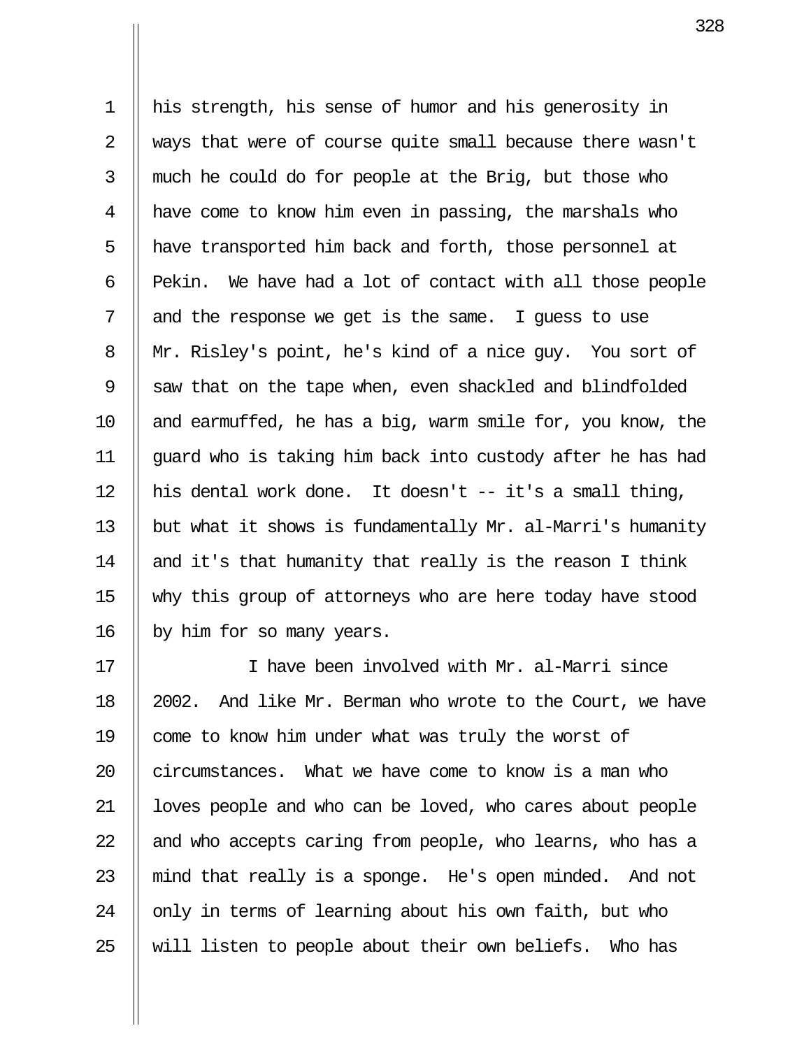his strength, his sense of humor and his generosity in ways that were of course quite small because there wasn't much he could do for people at the Brig, but those who have come to know him even in passing, the marshals who have transported him back and forth, those personnel at Pekin. We have had a lot of contact with all those people and the response we get is the same. I guess to use Mr. Risley's point, he's kind of a nice guy. You sort of saw that on the tape when, even shackled and blindfolded and earmuffed, he has a big, warm smile for, you know, the guard who is taking him back into custody after he has had his dental work done. It doesn't -- it's a small thing, but what it shows is fundamentally Mr. al-Marri's humanity and it's that humanity that really is the reason I think why this group of attorneys who are here today have stood by him for so many years.

I have been involved with Mr. al-Marri since 2002. And like Mr. Berman who wrote to the Court, we have come to know him under what was truly the worst of circumstances. What we have come to know is a man who loves people and who can be loved, who cares about people and who accepts caring from people, who learns, who has a mind that really is a sponge. He's open minded. And not only in terms of learning about his own faith, but who will listen to people about their own beliefs. Who has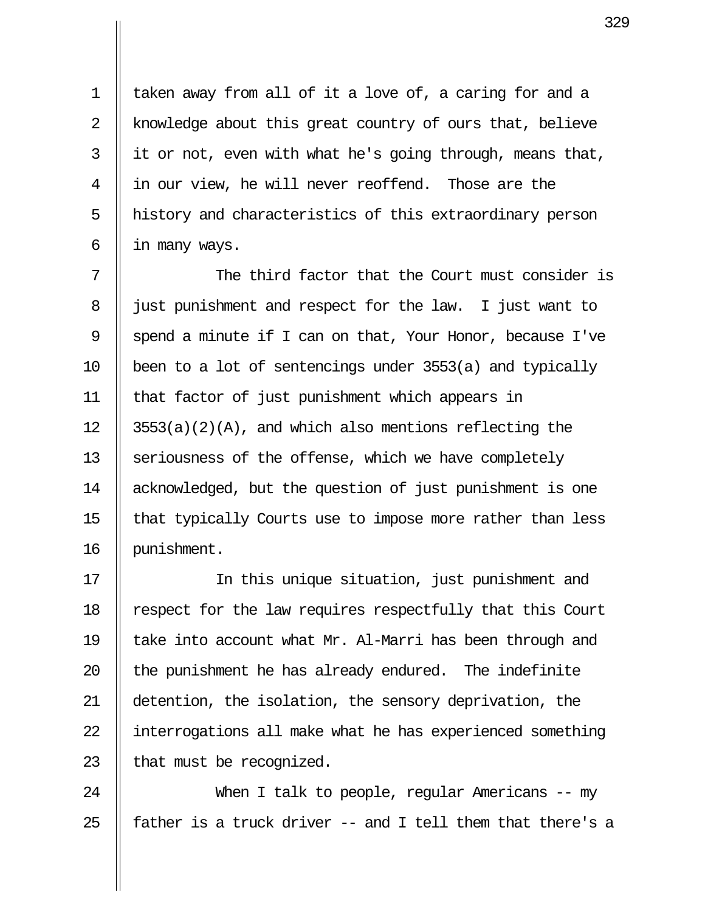taken away from all of it a love of, a caring for and a knowledge about this great country of ours that, believe it or not, even with what he's going through, means that, in our view, he will never reoffend. Those are the history and characteristics of this extraordinary person in many ways.

The third factor that the Court must consider is just punishment and respect for the law. I just want to spend a minute if I can on that, Your Honor, because I've been to a lot of sentencings under 3553(a) and typically that factor of just punishment which appears in 3553(a)(2)(A), and which also mentions reflecting the seriousness of the offense, which we have completely acknowledged, but the question of just punishment is one that typically Courts use to impose more rather than less punishment.

In this unique situation, just punishment and respect for the law requires respectfully that this Court take into account what Mr. Al-Marri has been through and the punishment he has already endured. The indefinite detention, the isolation, the sensory deprivation, the interrogations all make what he has experienced something that must be recognized.

When I talk to people, regular Americans -- my father is a truck driver -- and I tell them that there's a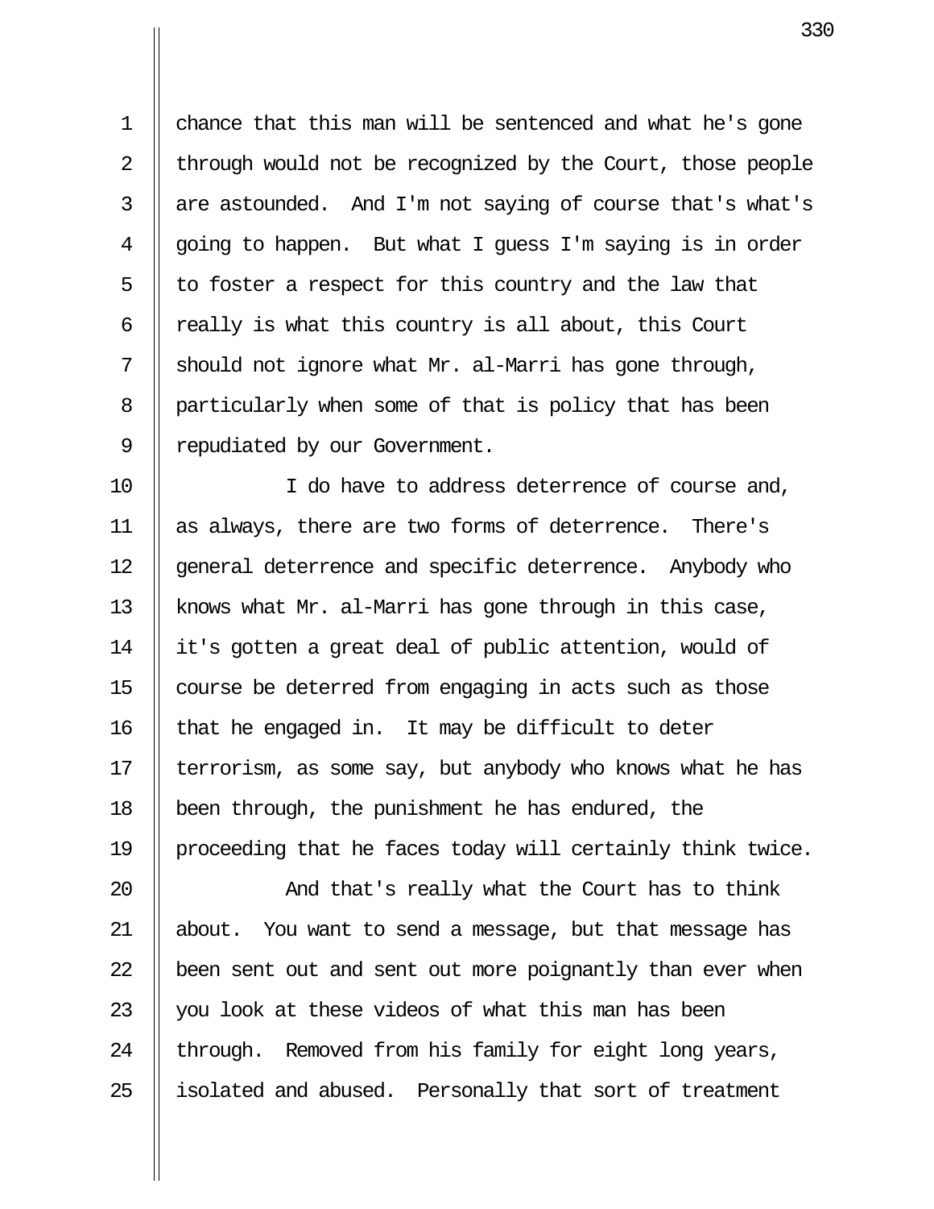chance that this man will be sentenced and what he's gone through would not be recognized by the Court, those people are astounded. And I'm not saying of course that's what's going to happen. But what I guess I'm saying is in order to foster a respect for this country and the law that really is what this country is all about, this Court should not ignore what Mr. al-Marri has gone through, particularly when some of that is policy that has been repudiated by our Government.

I do have to address deterrence of course and, as always, there are two forms of deterrence. There's general deterrence and specific deterrence. Anybody who knows what Mr. al-Marri has gone through in this case, it's gotten a great deal of public attention, would of course be deterred from engaging in acts such as those that he engaged in. It may be difficult to deter terrorism, as some say, but anybody who knows what he has been through, the punishment he has endured, the proceeding that he faces today will certainly think twice.

And that's really what the Court has to think about. You want to send a message, but that message has been sent out and sent out more poignantly than ever when you look at these videos of what this man has been through. Removed from his family for eight long years, isolated and abused. Personally that sort of treatment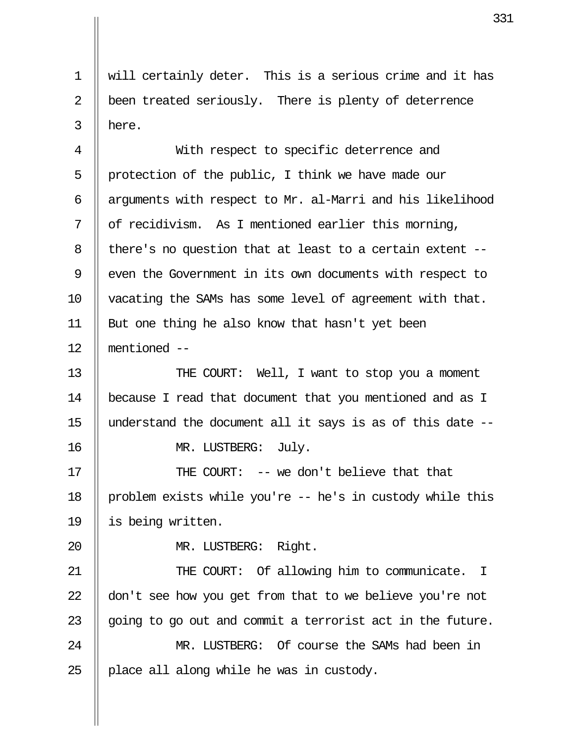will certainly deter. This is a serious crime and it has been treated seriously. There is plenty of deterrence here.

With respect to specific deterrence and protection of the public, I think we have made our arguments with respect to Mr. al-Marri and his likelihood of recidivism. As I mentioned earlier this morning, there's no question that at least to a certain extent -- even the Government in its own documents with respect to vacating the SAMs has some level of agreement with that. But one thing he also know that hasn't yet been mentioned --

THE COURT: Well, I want to stop you a moment because I read that document that you mentioned and as I understand the document all it says is as of this date --

MR. LUSTBERG: July.

THE COURT: -- we don't believe that that problem exists while you're -- he's in custody while this is being written.

MR. LUSTBERG: Right.

THE COURT: Of allowing him to communicate. I don't see how you get from that to we believe you're not going to go out and commit a terrorist act in the future.

MR. LUSTBERG: Of course the SAMs had been in place all along while he was in custody.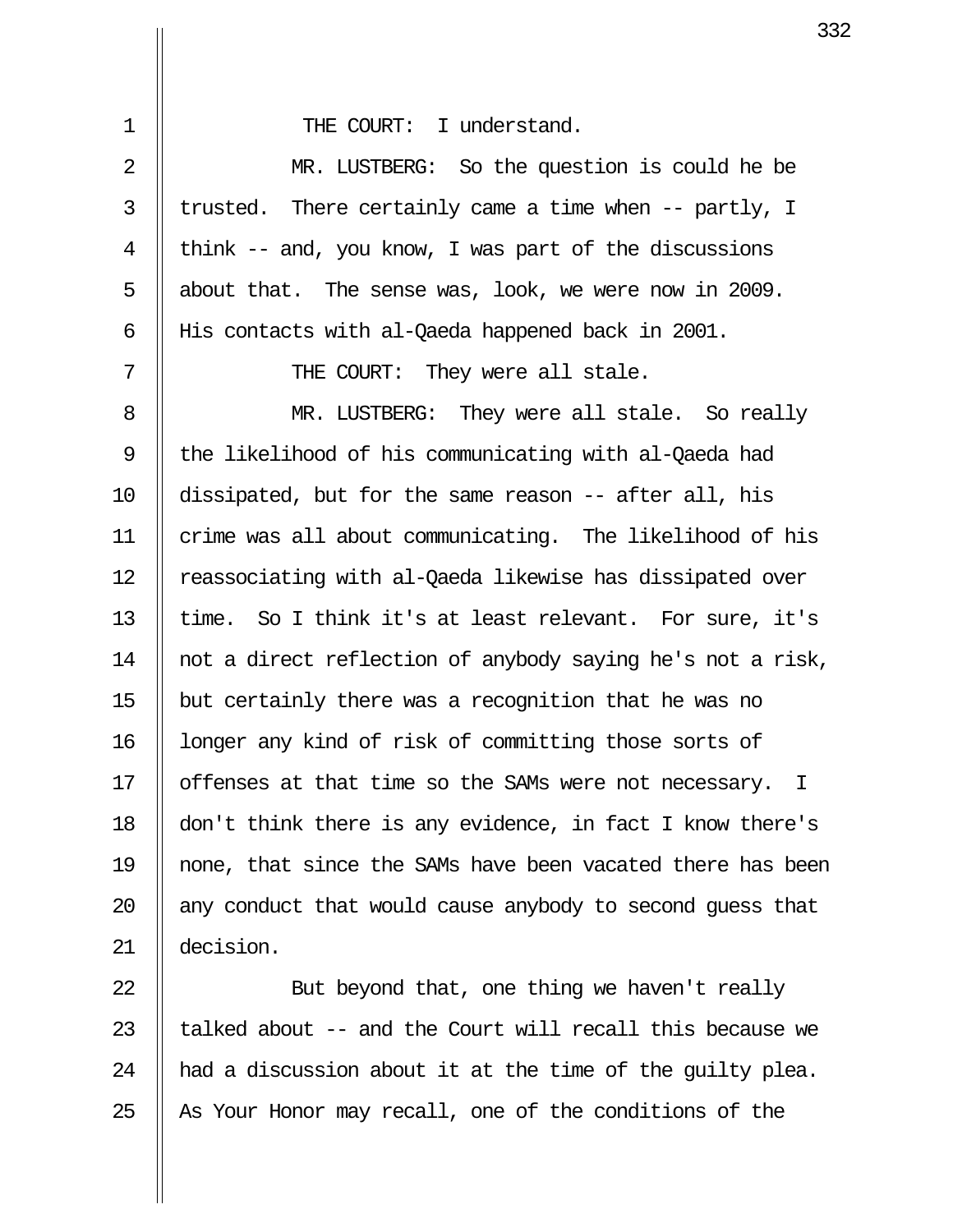THE COURT: I understand.

MR. LUSTBERG: So the question is could he be trusted. There certainly came a time when -- partly, I think -- and, you know, I was part of the discussions about that. The sense was, look, we were now in 2009. His contacts with al-Qaeda happened back in 2001.

THE COURT: They were all stale.

MR. LUSTBERG: They were all stale. So really the likelihood of his communicating with al-Qaeda had dissipated, but for the same reason -- after all, his crime was all about communicating. The likelihood of his reassociating with al-Qaeda likewise has dissipated over time. So I think it's at least relevant. For sure, it's not a direct reflection of anybody saying he's not a risk, but certainly there was a recognition that he was no longer any kind of risk of committing those sorts of offenses at that time so the SAMs were not necessary. I don't think there is any evidence, in fact I know there's none, that since the SAMs have been vacated there has been any conduct that would cause anybody to second guess that decision.

But beyond that, one thing we haven't really talked about -- and the Court will recall this because we had a discussion about it at the time of the guilty plea. As Your Honor may recall, one of the conditions of the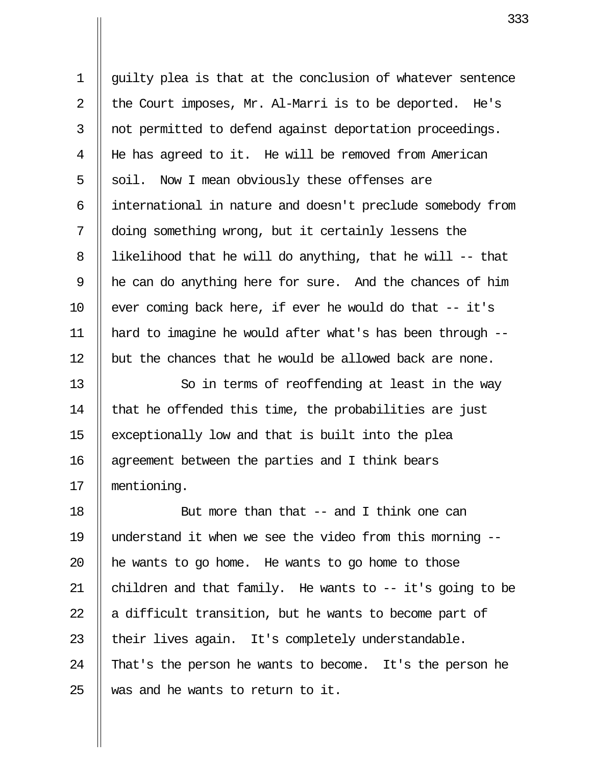guilty plea is that at the conclusion of whatever sentence the Court imposes, Mr. Al-Marri is to be deported. He's not permitted to defend against deportation proceedings. He has agreed to it. He will be removed from American soil. Now I mean obviously these offenses are international in nature and doesn't preclude somebody from doing something wrong, but it certainly lessens the likelihood that he will do anything, that he will -- that he can do anything here for sure. And the chances of him ever coming back here, if ever he would do that -- it's hard to imagine he would after what's has been through -- but the chances that he would be allowed back are none.

So in terms of reoffending at least in the way that he offended this time, the probabilities are just exceptionally low and that is built into the plea agreement between the parties and I think bears mentioning.

But more than that -- and I think one can understand it when we see the video from this morning -- he wants to go home. He wants to go home to those children and that family. He wants to -- it's going to be a difficult transition, but he wants to become part of their lives again. It's completely understandable. That's the person he wants to become. It's the person he was and he wants to return to it.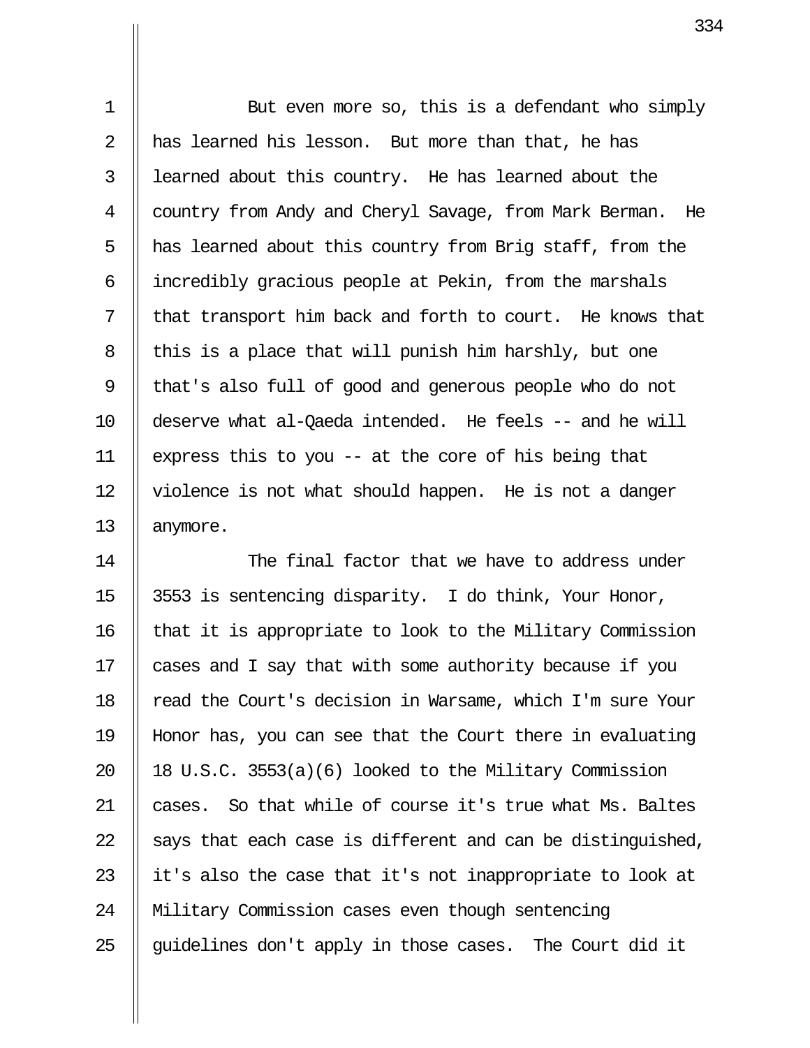But even more so, this is a defendant who simply has learned his lesson. But more than that, he has learned about this country. He has learned about the country from Andy and Cheryl Savage, from Mark Berman. He has learned about this country from Brig staff, from the incredibly gracious people at Pekin, from the marshals that transport him back and forth to court. He knows that this is a place that will punish him harshly, but one that's also full of good and generous people who do not deserve what al-Qaeda intended. He feels -- and he will express this to you -- at the core of his being that violence is not what should happen. He is not a danger anymore.

The final factor that we have to address under 3553 is sentencing disparity. I do think, Your Honor, that it is appropriate to look to the Military Commission cases and I say that with some authority because if you read the Court's decision in Warsame, which I'm sure Your Honor has, you can see that the Court there in evaluating 18 U.S.C. 3553(a)(6) looked to the Military Commission cases. So that while of course it's true what Ms. Baltes says that each case is different and can be distinguished, it's also the case that it's not inappropriate to look at Military Commission cases even though sentencing guidelines don't apply in those cases. The Court did it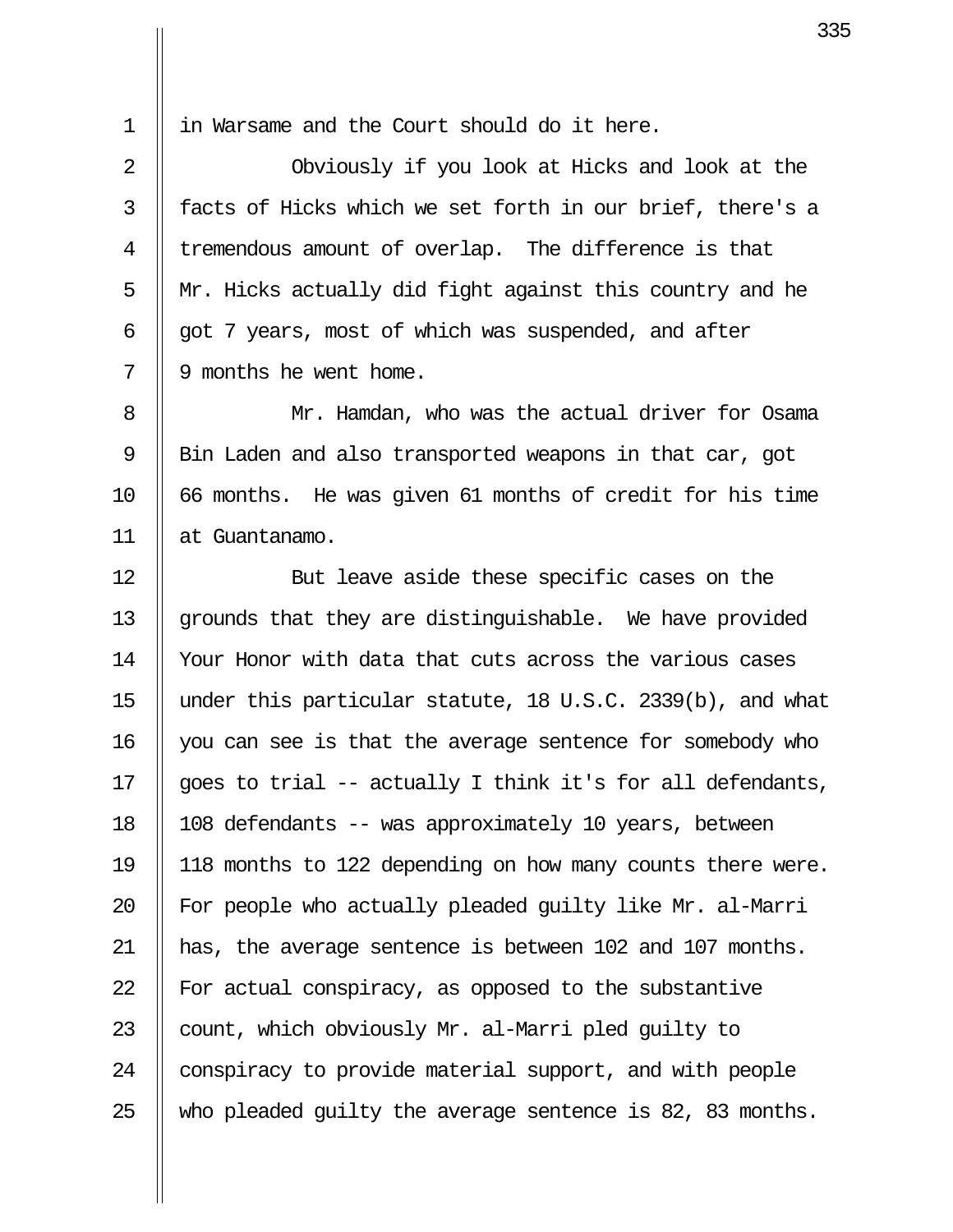in Warsame and the Court should do it here.

Obviously if you look at Hicks and look at the facts of Hicks which we set forth in our brief, there's a tremendous amount of overlap. The difference is that Mr. Hicks actually did fight against this country and he got 7 years, most of which was suspended, and after 9 months he went home.

Mr. Hamdan, who was the actual driver for Osama Bin Laden and also transported weapons in that car, got 66 months. He was given 61 months of credit for his time at Guantanamo.

But leave aside these specific cases on the grounds that they are distinguishable. We have provided Your Honor with data that cuts across the various cases under this particular statute, 18 U.S.C. 2339(b), and what you can see is that the average sentence for somebody who goes to trial -- actually I think it's for all defendants, 108 defendants -- was approximately 10 years, between 118 months to 122 depending on how many counts there were. For people who actually pleaded guilty like Mr. al-Marri has, the average sentence is between 102 and 107 months. For actual conspiracy, as opposed to the substantive count, which obviously Mr. al-Marri pled guilty to conspiracy to provide material support, and with people who pleaded guilty the average sentence is 82, 83 months.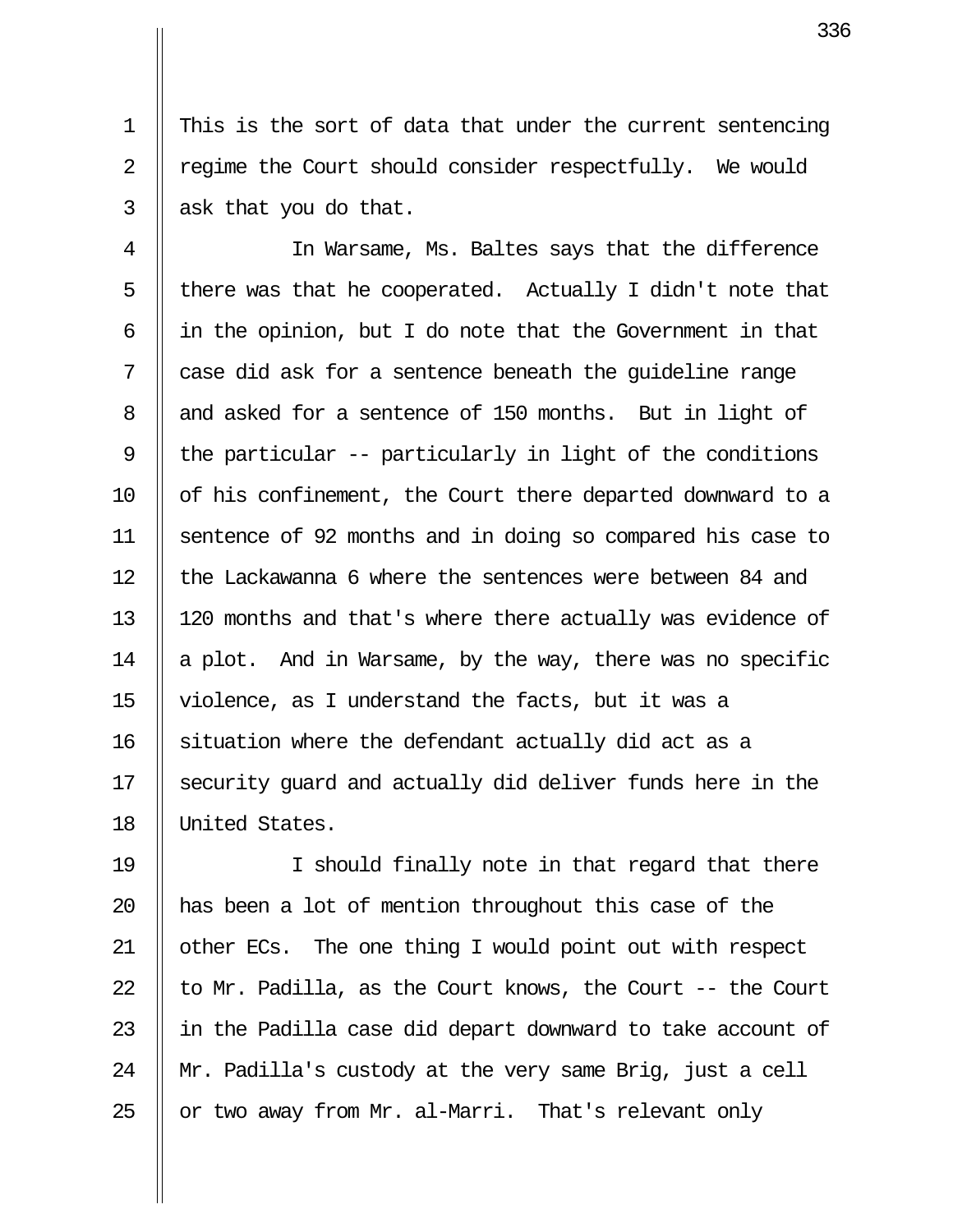This is the sort of data that under the current sentencing regime the Court should consider respectfully. We would ask that you do that.

In Warsame, Ms. Baltes says that the difference there was that he cooperated. Actually I didn't note that in the opinion, but I do note that the Government in that case did ask for a sentence beneath the guideline range and asked for a sentence of 150 months. But in light of the particular -- particularly in light of the conditions of his confinement, the Court there departed downward to a sentence of 92 months and in doing so compared his case to the Lackawanna 6 where the sentences were between 84 and 120 months and that's where there actually was evidence of a plot. And in Warsame, by the way, there was no specific violence, as I understand the facts, but it was a situation where the defendant actually did act as a security guard and actually did deliver funds here in the United States.

I should finally note in that regard that there has been a lot of mention throughout this case of the other ECs. The one thing I would point out with respect to Mr. Padilla, as the Court knows, the Court -- the Court in the Padilla case did depart downward to take account of Mr. Padilla's custody at the very same Brig, just a cell or two away from Mr. al-Marri. That's relevant only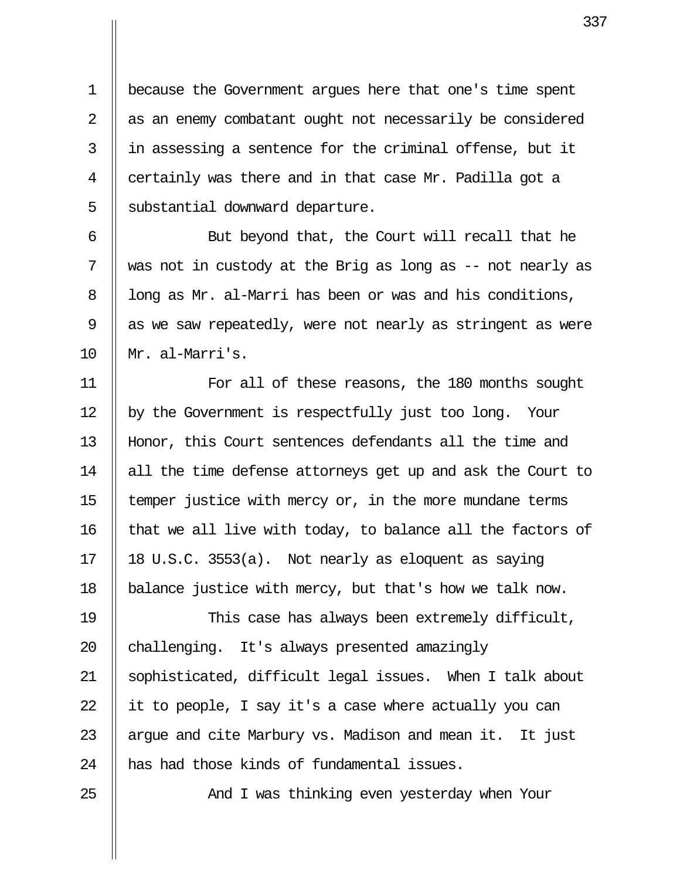because the Government argues here that one's time spent as an enemy combatant ought not necessarily be considered in assessing a sentence for the criminal offense, but it certainly was there and in that case Mr. Padilla got a substantial downward departure.

But beyond that, the Court will recall that he was not in custody at the Brig as long as -- not nearly as long as Mr. al-Marri has been or was and his conditions, as we saw repeatedly, were not nearly as stringent as were Mr. al-Marri's.

For all of these reasons, the 180 months sought by the Government is respectfully just too long. Your Honor, this Court sentences defendants all the time and all the time defense attorneys get up and ask the Court to temper justice with mercy or, in the more mundane terms that we all live with today, to balance all the factors of 18 U.S.C. 3553(a). Not nearly as eloquent as saying balance justice with mercy, but that's how we talk now.

This case has always been extremely difficult, challenging. It's always presented amazingly sophisticated, difficult legal issues. When I talk about it to people, I say it's a case where actually you can argue and cite Marbury vs. Madison and mean it. It just has had those kinds of fundamental issues.

And I was thinking even yesterday when Your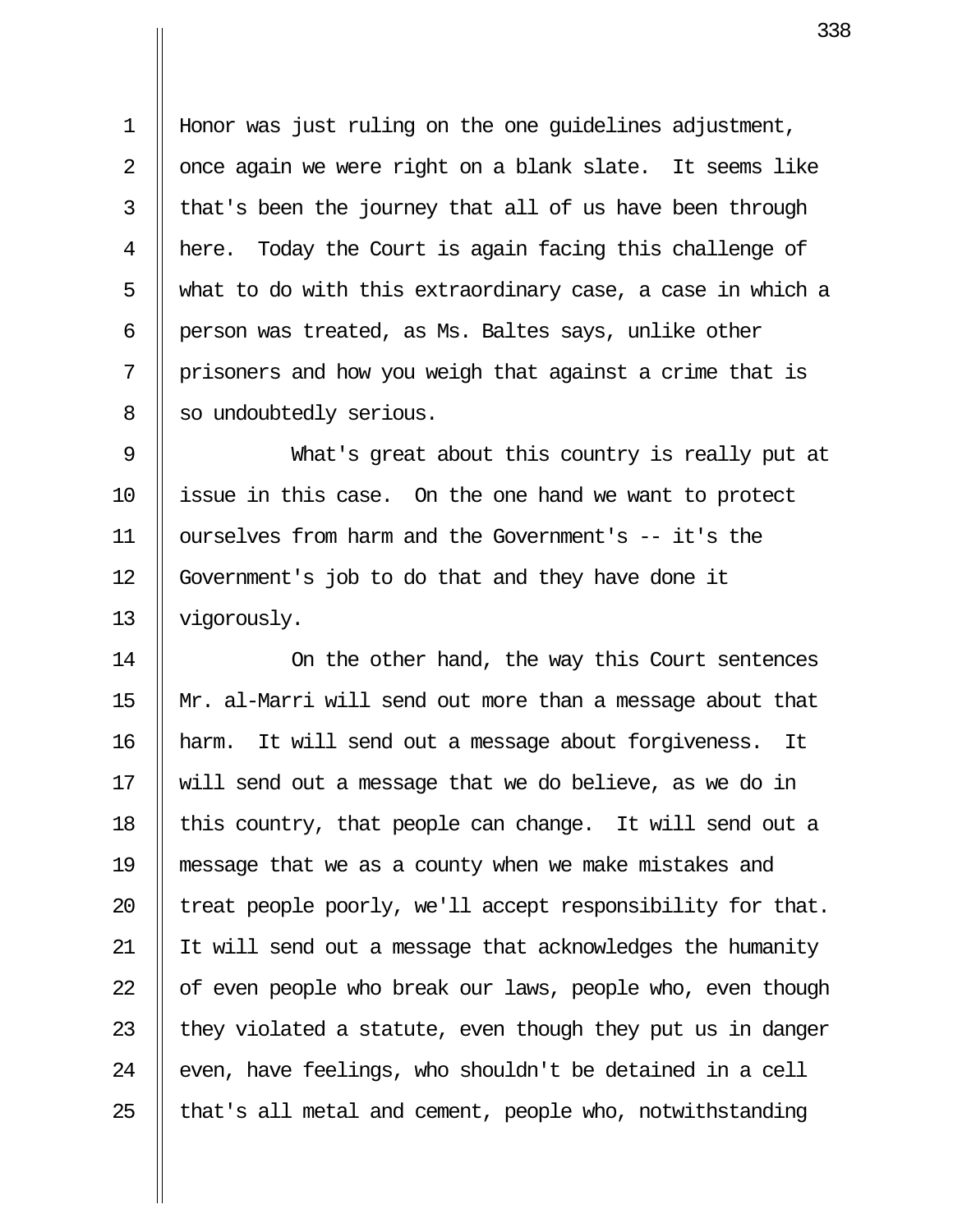Honor was just ruling on the one guidelines adjustment, once again we were right on a blank slate. It seems like that's been the journey that all of us have been through here. Today the Court is again facing this challenge of what to do with this extraordinary case, a case in which a person was treated, as Ms. Baltes says, unlike other prisoners and how you weigh that against a crime that is so undoubtedly serious.

What's great about this country is really put at issue in this case. On the one hand we want to protect ourselves from harm and the Government's -- it's the Government's job to do that and they have done it vigorously.

On the other hand, the way this Court sentences Mr. al-Marri will send out more than a message about that harm. It will send out a message about forgiveness. It will send out a message that we do believe, as we do in this country, that people can change. It will send out a message that we as a county when we make mistakes and treat people poorly, we'll accept responsibility for that. It will send out a message that acknowledges the humanity of even people who break our laws, people who, even though they violated a statute, even though they put us in danger even, have feelings, who shouldn't be detained in a cell that's all metal and cement, people who, notwithstanding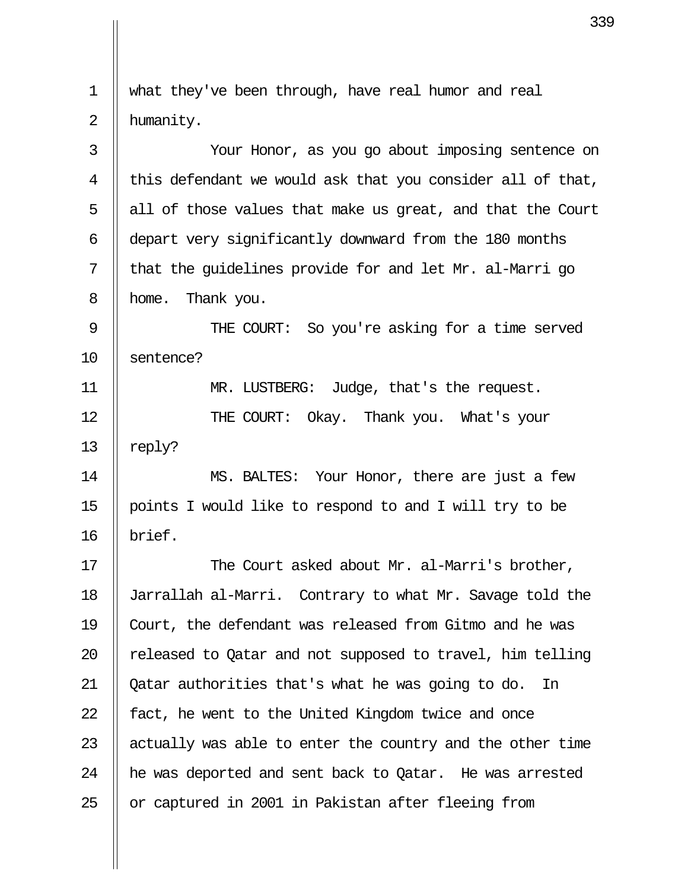what they've been through, have real humor and real humanity.

Your Honor, as you go about imposing sentence on this defendant we would ask that you consider all of that, all of those values that make us great, and that the Court depart very significantly downward from the 180 months that the guidelines provide for and let Mr. al-Marri go home. Thank you.

THE COURT: So you're asking for a time served sentence?

MR. LUSTBERG: Judge, that's the request.

THE COURT: Okay. Thank you. What's your reply?

MS. BALTES: Your Honor, there are just a few points I would like to respond to and I will try to be brief.

The Court asked about Mr. al-Marri's brother, Jarrallah al-Marri. Contrary to what Mr. Savage told the Court, the defendant was released from Gitmo and he was released to Qatar and not supposed to travel, him telling Qatar authorities that's what he was going to do. In fact, he went to the United Kingdom twice and once actually was able to enter the country and the other time he was deported and sent back to Qatar. He was arrested or captured in 2001 in Pakistan after fleeing from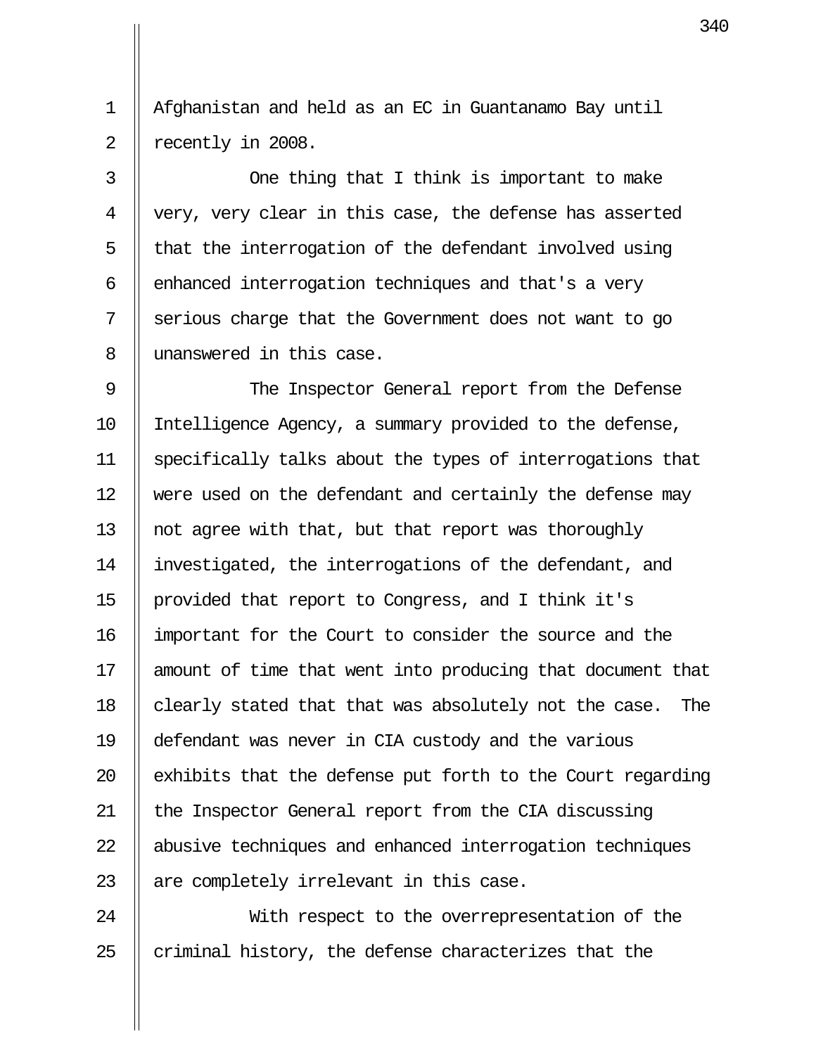Afghanistan and held as an EC in Guantanamo Bay until recently in 2008.

One thing that I think is important to make very, very clear in this case, the defense has asserted that the interrogation of the defendant involved using enhanced interrogation techniques and that's a very serious charge that the Government does not want to go unanswered in this case.

The Inspector General report from the Defense Intelligence Agency, a summary provided to the defense, specifically talks about the types of interrogations that were used on the defendant and certainly the defense may not agree with that, but that report was thoroughly investigated, the interrogations of the defendant, and provided that report to Congress, and I think it's important for the Court to consider the source and the amount of time that went into producing that document that clearly stated that that was absolutely not the case. The defendant was never in CIA custody and the various exhibits that the defense put forth to the Court regarding the Inspector General report from the CIA discussing abusive techniques and enhanced interrogation techniques are completely irrelevant in this case.

With respect to the overrepresentation of the criminal history, the defense characterizes that the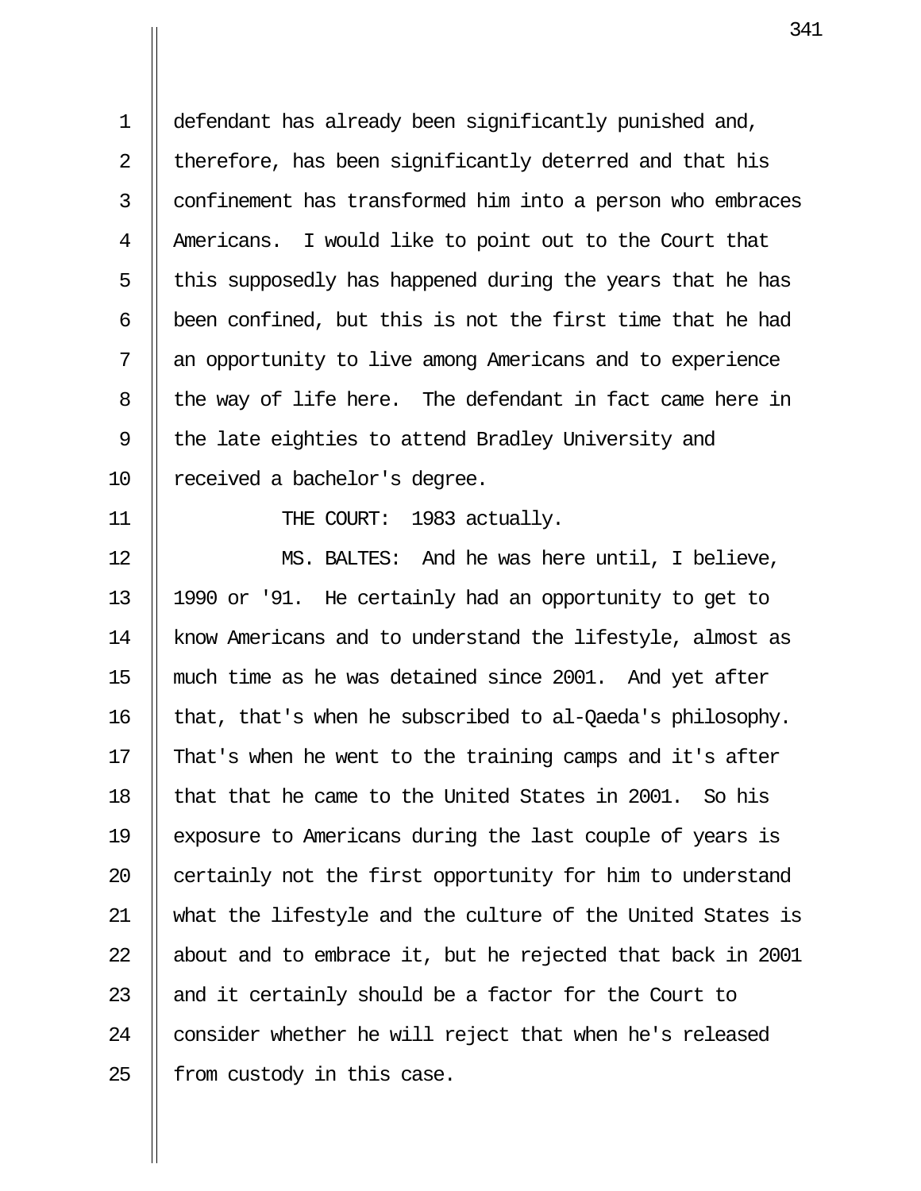defendant has already been significantly punished and, therefore, has been significantly deterred and that his confinement has transformed him into a person who embraces Americans. I would like to point out to the Court that this supposedly has happened during the years that he has been confined, but this is not the first time that he had an opportunity to live among Americans and to experience the way of life here. The defendant in fact came here in the late eighties to attend Bradley University and received a bachelor's degree.

THE COURT: 1983 actually.

MS. BALTES: And he was here until, I believe, 1990 or '91. He certainly had an opportunity to get to know Americans and to understand the lifestyle, almost as much time as he was detained since 2001. And yet after that, that's when he subscribed to al-Qaeda's philosophy. That's when he went to the training camps and it's after that that he came to the United States in 2001. So his exposure to Americans during the last couple of years is certainly not the first opportunity for him to understand what the lifestyle and the culture of the United States is about and to embrace it, but he rejected that back in 2001 and it certainly should be a factor for the Court to consider whether he will reject that when he's released from custody in this case.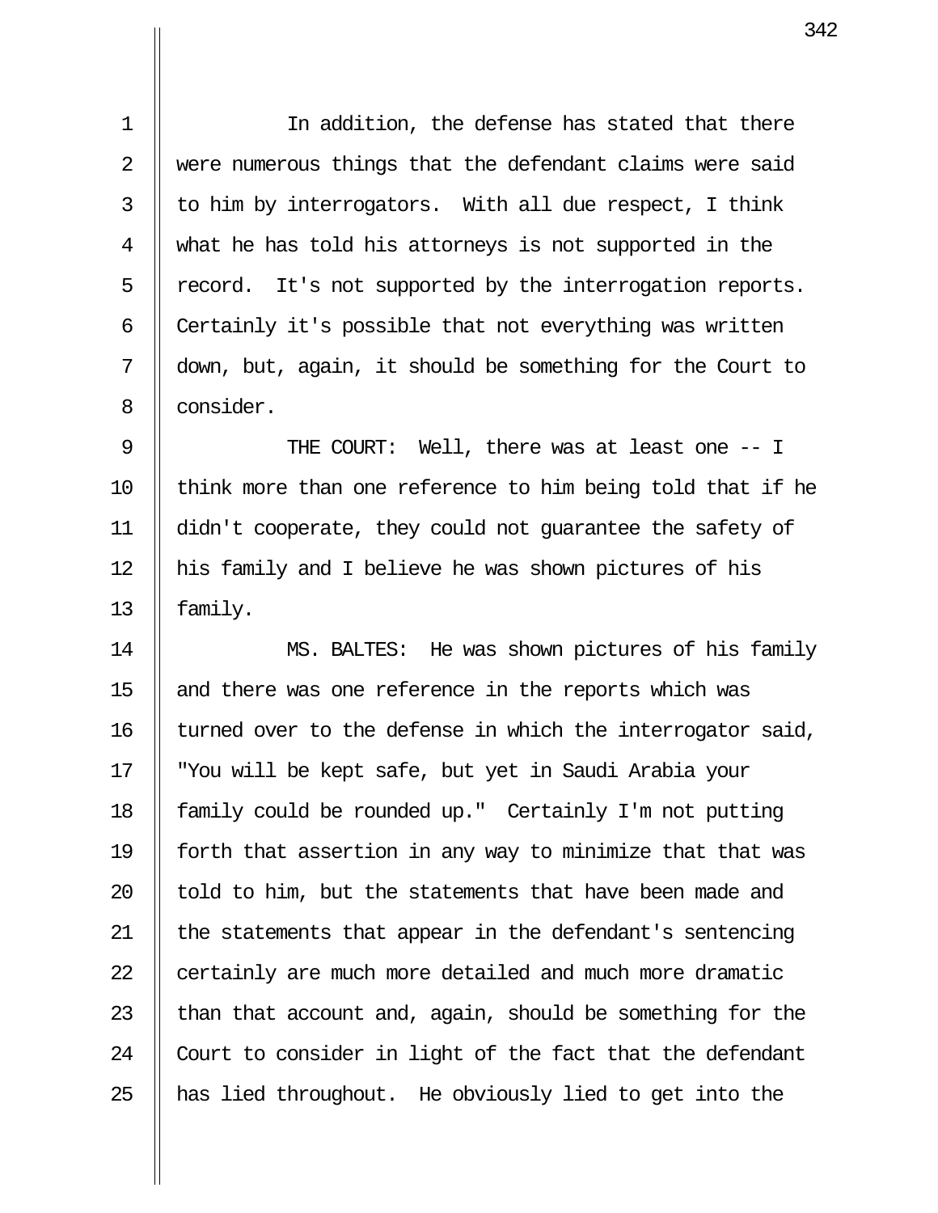In addition, the defense has stated that there were numerous things that the defendant claims were said to him by interrogators. With all due respect, I think what he has told his attorneys is not supported in the record. It's not supported by the interrogation reports. Certainly it's possible that not everything was written down, but, again, it should be something for the Court to consider.

THE COURT: Well, there was at least one -- I think more than one reference to him being told that if he didn't cooperate, they could not guarantee the safety of his family and I believe he was shown pictures of his family.

MS. BALTES: He was shown pictures of his family and there was one reference in the reports which was turned over to the defense in which the interrogator said, "You will be kept safe, but yet in Saudi Arabia your family could be rounded up." Certainly I'm not putting forth that assertion in any way to minimize that that was told to him, but the statements that have been made and the statements that appear in the defendant's sentencing certainly are much more detailed and much more dramatic than that account and, again, should be something for the Court to consider in light of the fact that the defendant has lied throughout. He obviously lied to get into the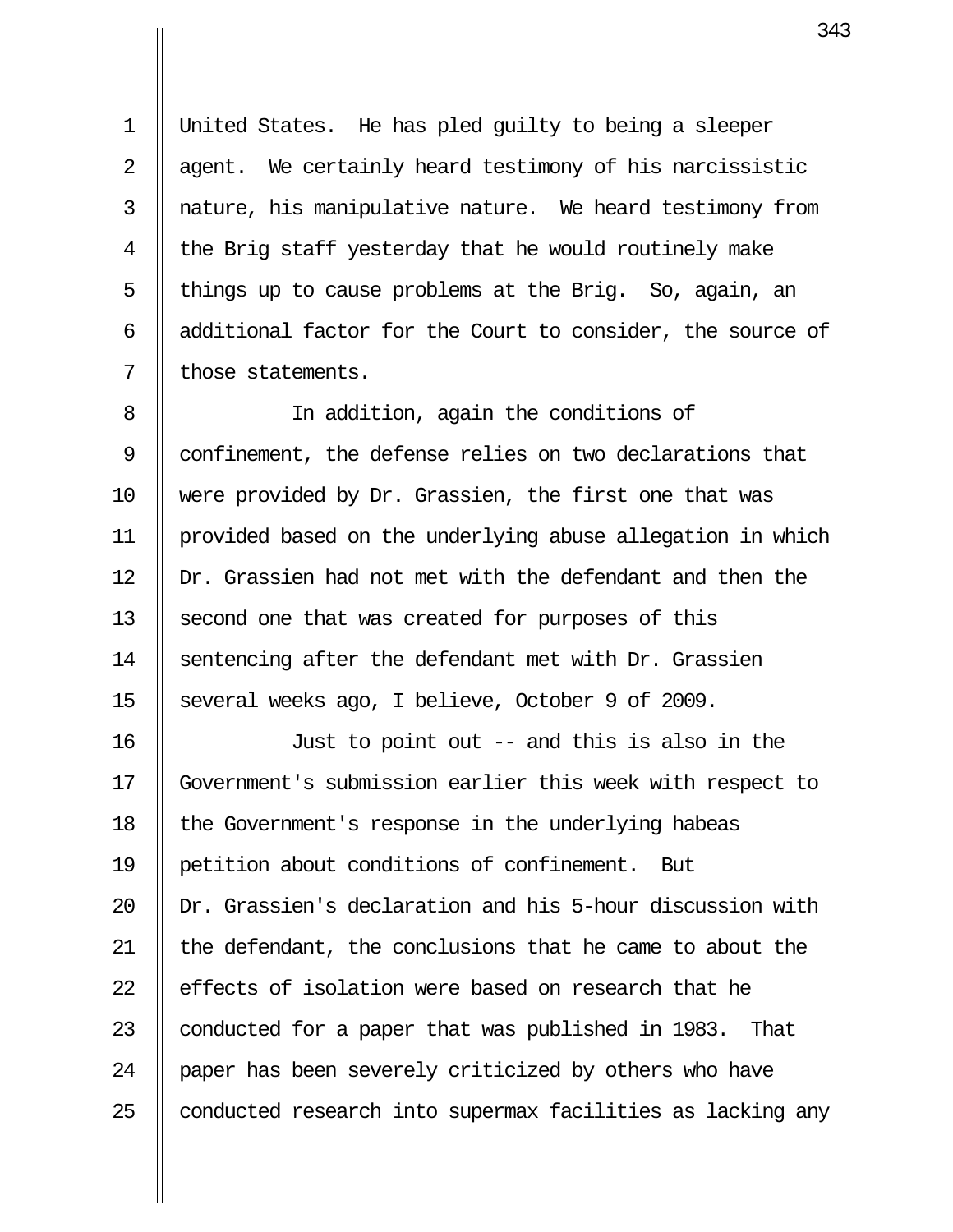United States. He has pled guilty to being a sleeper agent. We certainly heard testimony of his narcissistic nature, his manipulative nature. We heard testimony from the Brig staff yesterday that he would routinely make things up to cause problems at the Brig. So, again, an additional factor for the Court to consider, the source of those statements.

In addition, again the conditions of confinement, the defense relies on two declarations that were provided by Dr. Grassien, the first one that was provided based on the underlying abuse allegation in which Dr. Grassien had not met with the defendant and then the second one that was created for purposes of this sentencing after the defendant met with Dr. Grassien several weeks ago, I believe, October 9 of 2009.

Just to point out -- and this is also in the Government's submission earlier this week with respect to the Government's response in the underlying habeas petition about conditions of confinement. But Dr. Grassien's declaration and his 5-hour discussion with the defendant, the conclusions that he came to about the effects of isolation were based on research that he conducted for a paper that was published in 1983. That paper has been severely criticized by others who have conducted research into supermax facilities as lacking any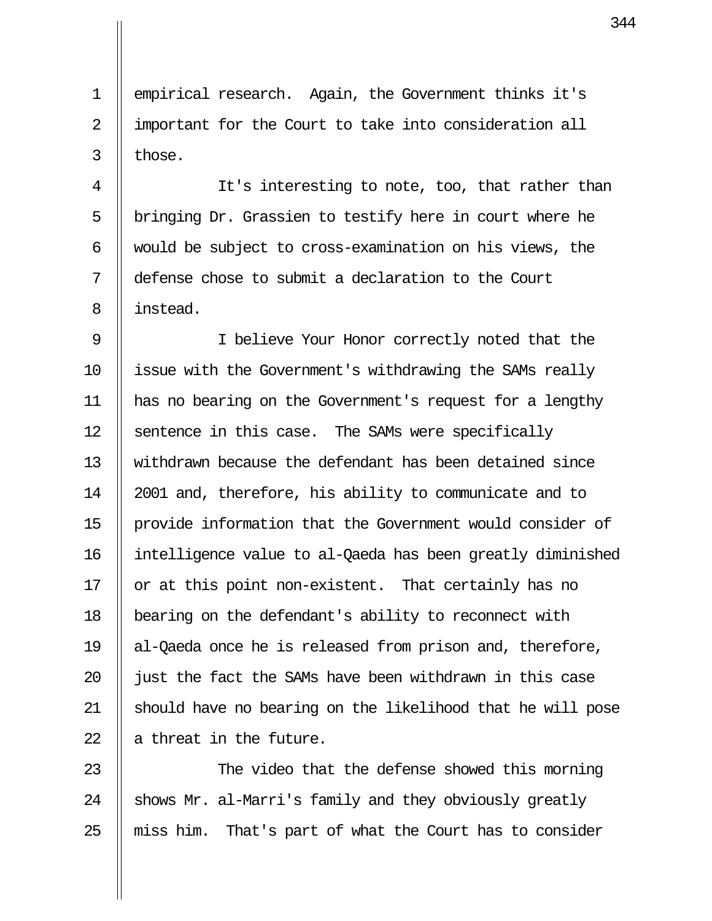empirical research. Again, the Government thinks it's important for the Court to take into consideration all those.

It's interesting to note, too, that rather than bringing Dr. Grassien to testify here in court where he would be subject to cross-examination on his views, the defense chose to submit a declaration to the Court instead.

I believe Your Honor correctly noted that the issue with the Government's withdrawing the SAMs really has no bearing on the Government's request for a lengthy sentence in this case. The SAMs were specifically withdrawn because the defendant has been detained since 2001 and, therefore, his ability to communicate and to provide information that the Government would consider of intelligence value to al-Qaeda has been greatly diminished or at this point non-existent. That certainly has no bearing on the defendant's ability to reconnect with al-Qaeda once he is released from prison and, therefore, just the fact the SAMs have been withdrawn in this case should have no bearing on the likelihood that he will pose a threat in the future.

The video that the defense showed this morning shows Mr. al-Marri's family and they obviously greatly miss him. That's part of what the Court has to consider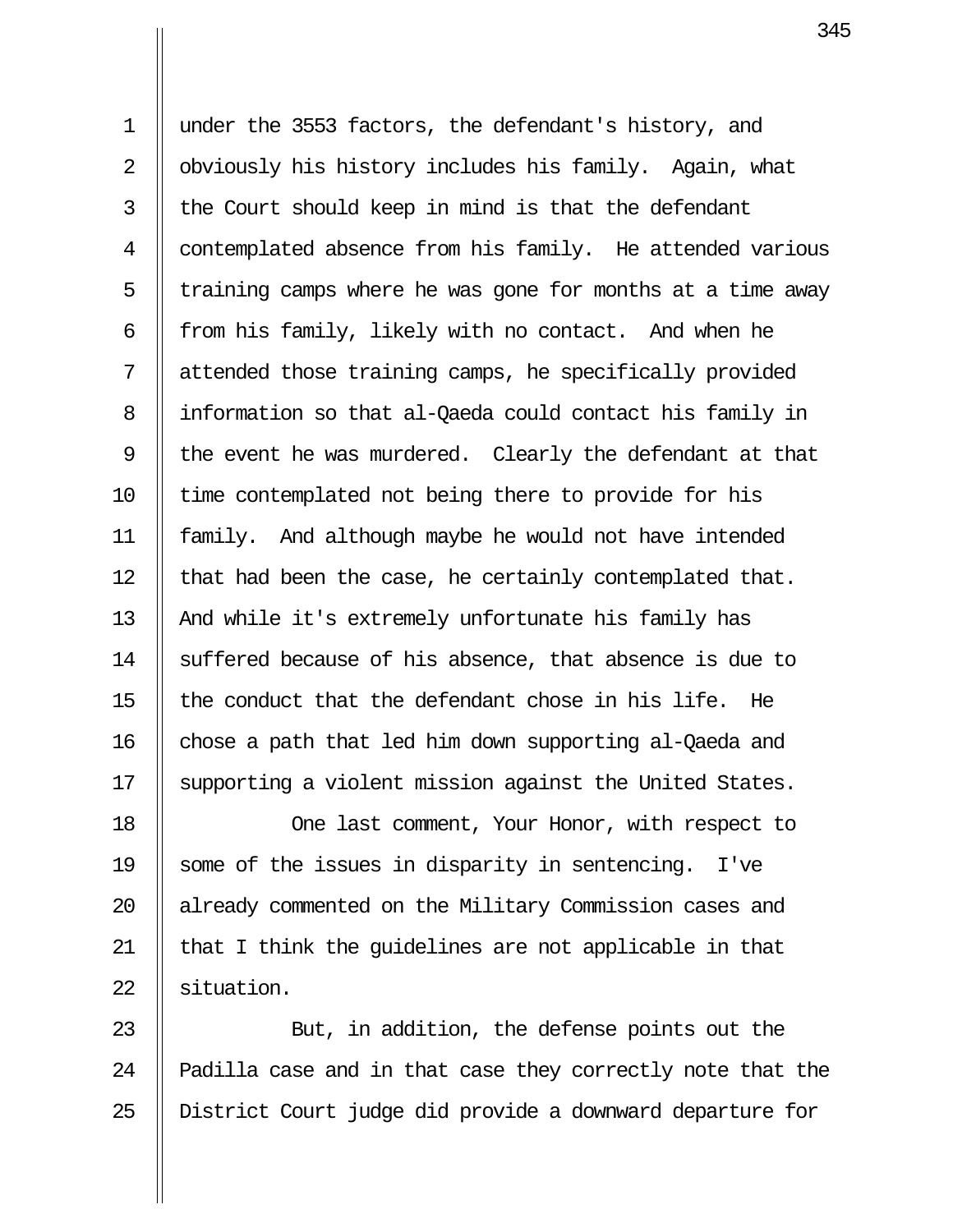under the 3553 factors, the defendant's history, and obviously his history includes his family. Again, what the Court should keep in mind is that the defendant contemplated absence from his family. He attended various training camps where he was gone for months at a time away from his family, likely with no contact. And when he attended those training camps, he specifically provided information so that al-Qaeda could contact his family in the event he was murdered. Clearly the defendant at that time contemplated not being there to provide for his family. And although maybe he would not have intended that had been the case, he certainly contemplated that. And while it's extremely unfortunate his family has suffered because of his absence, that absence is due to the conduct that the defendant chose in his life. He chose a path that led him down supporting al-Qaeda and supporting a violent mission against the United States.

One last comment, Your Honor, with respect to some of the issues in disparity in sentencing. I've already commented on the Military Commission cases and that I think the guidelines are not applicable in that situation.

But, in addition, the defense points out the Padilla case and in that case they correctly note that the District Court judge did provide a downward departure for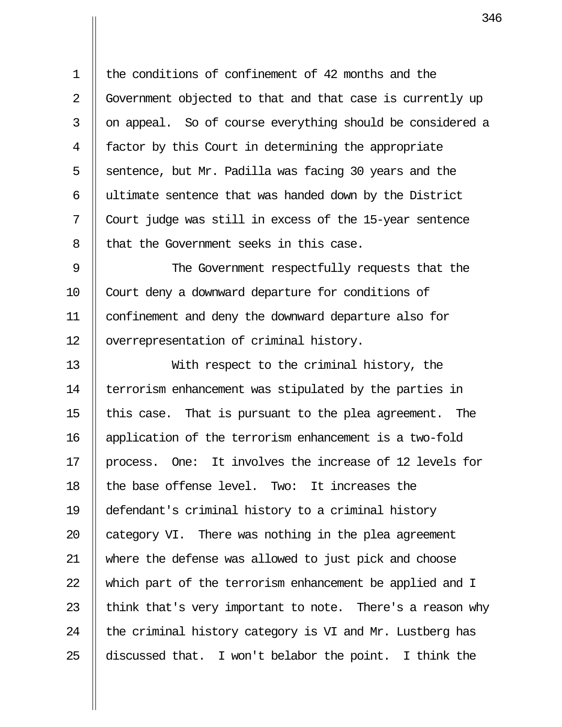the conditions of confinement of 42 months and the Government objected to that and that case is currently up on appeal. So of course everything should be considered a factor by this Court in determining the appropriate sentence, but Mr. Padilla was facing 30 years and the ultimate sentence that was handed down by the District Court judge was still in excess of the 15-year sentence that the Government seeks in this case.

The Government respectfully requests that the Court deny a downward departure for conditions of confinement and deny the downward departure also for overrepresentation of criminal history.

With respect to the criminal history, the terrorism enhancement was stipulated by the parties in this case. That is pursuant to the plea agreement. The application of the terrorism enhancement is a two-fold process. One: It involves the increase of 12 levels for the base offense level. Two: It increases the defendant's criminal history to a criminal history category VI. There was nothing in the plea agreement where the defense was allowed to just pick and choose which part of the terrorism enhancement be applied and I think that's very important to note. There's a reason why the criminal history category is VI and Mr. Lustberg has discussed that. I won't belabor the point. I think the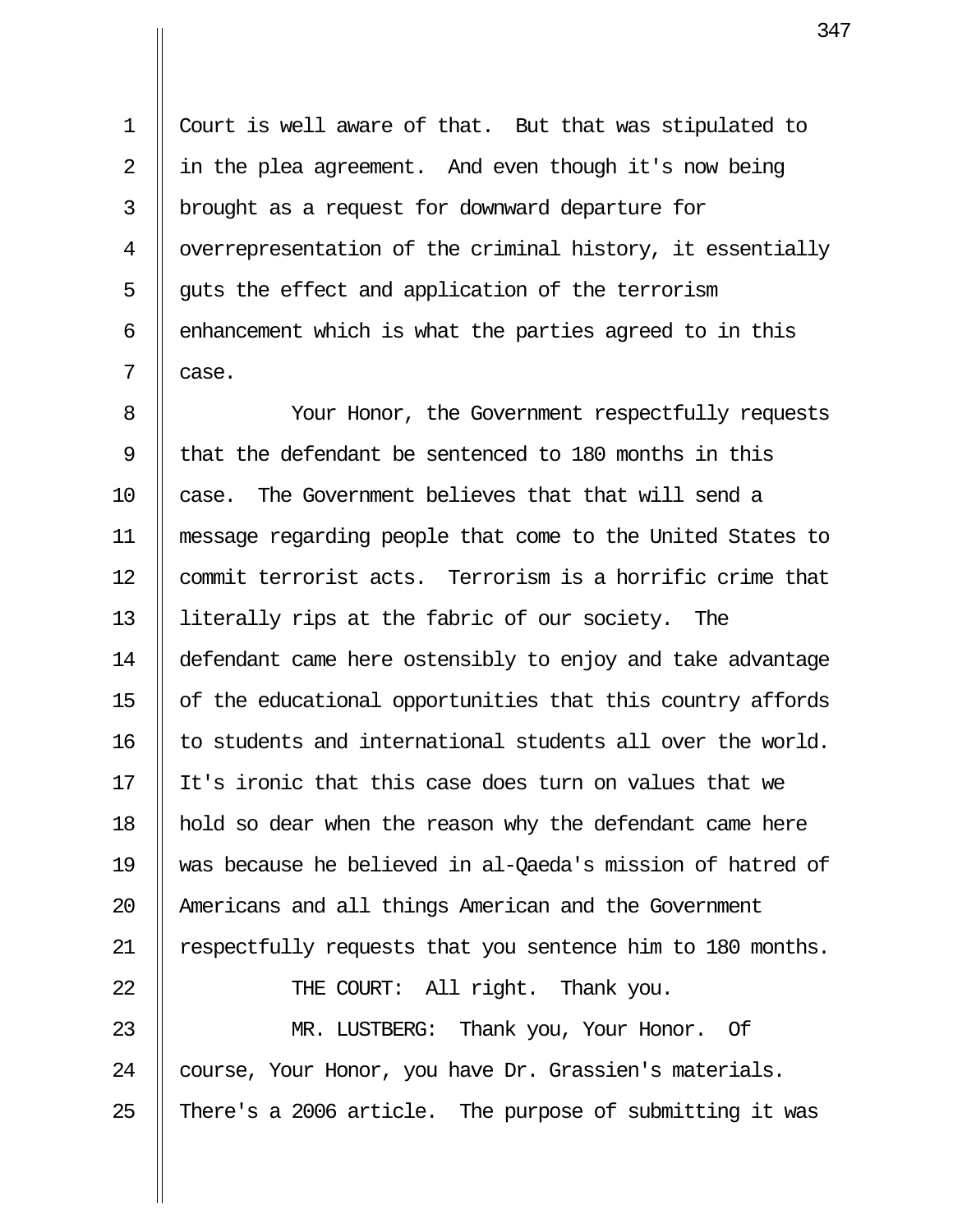Court is well aware of that. But that was stipulated to in the plea agreement. And even though it's now being brought as a request for downward departure for overrepresentation of the criminal history, it essentially guts the effect and application of the terrorism enhancement which is what the parties agreed to in this case.

Your Honor, the Government respectfully requests that the defendant be sentenced to 180 months in this case. The Government believes that that will send a message regarding people that come to the United States to commit terrorist acts. Terrorism is a horrific crime that literally rips at the fabric of our society. The defendant came here ostensibly to enjoy and take advantage of the educational opportunities that this country affords to students and international students all over the world. It's ironic that this case does turn on values that we hold so dear when the reason why the defendant came here was because he believed in al-Qaeda's mission of hatred of Americans and all things American and the Government respectfully requests that you sentence him to 180 months.

THE COURT: All right. Thank you.

MR. LUSTBERG: Thank you, Your Honor. Of course, Your Honor, you have Dr. Grassien's materials. There's a 2006 article. The purpose of submitting it was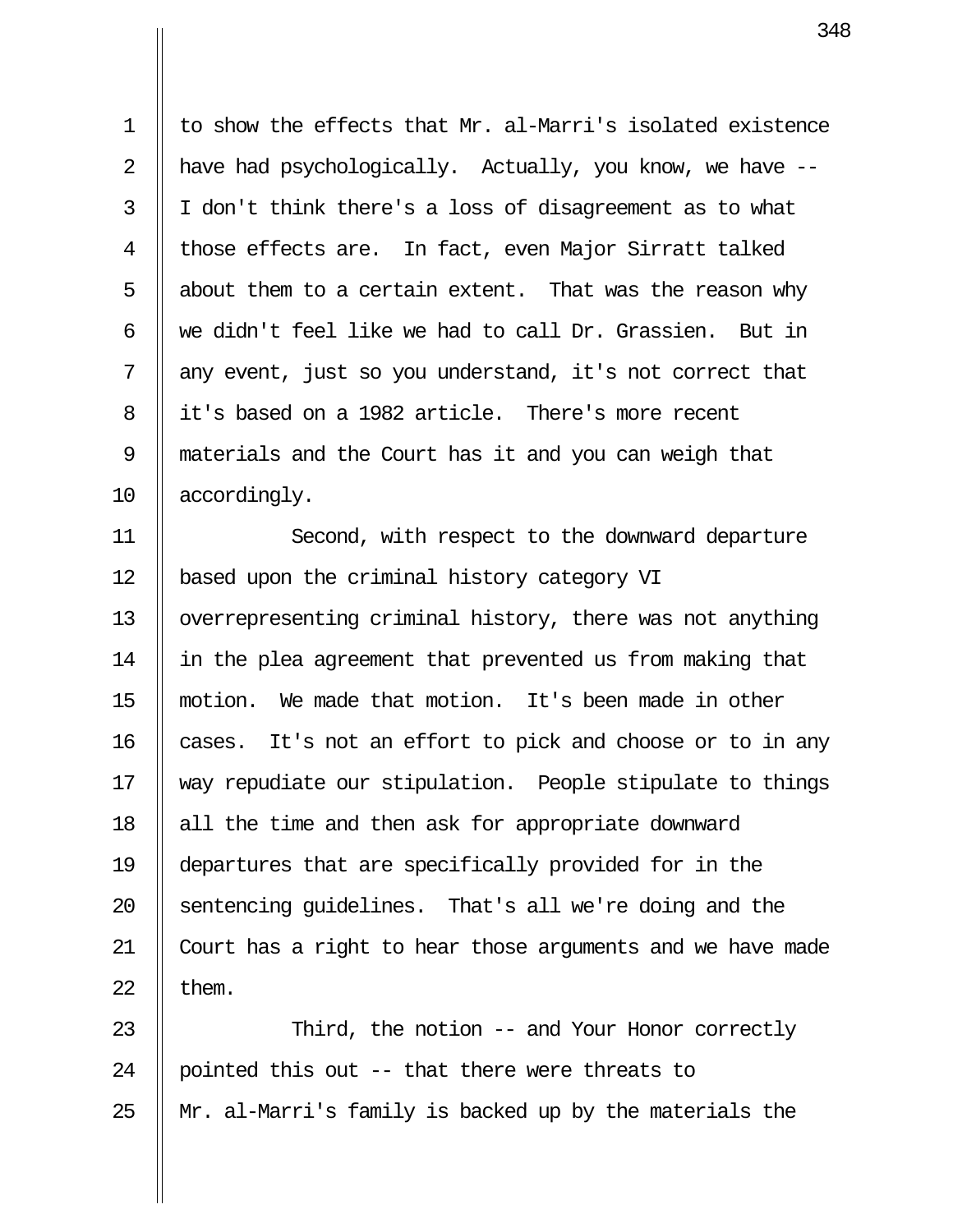to show the effects that Mr. al-Marri's isolated existence have had psychologically. Actually, you know, we have -- I don't think there's a loss of disagreement as to what those effects are. In fact, even Major Sirratt talked about them to a certain extent. That was the reason why we didn't feel like we had to call Dr. Grassien. But in any event, just so you understand, it's not correct that it's based on a 1982 article. There's more recent materials and the Court has it and you can weigh that accordingly.

Second, with respect to the downward departure based upon the criminal history category VI overrepresenting criminal history, there was not anything in the plea agreement that prevented us from making that motion. We made that motion. It's been made in other cases. It's not an effort to pick and choose or to in any way repudiate our stipulation. People stipulate to things all the time and then ask for appropriate downward departures that are specifically provided for in the sentencing guidelines. That's all we're doing and the Court has a right to hear those arguments and we have made them.

Third, the notion -- and Your Honor correctly pointed this out -- that there were threats to Mr. al-Marri's family is backed up by the materials the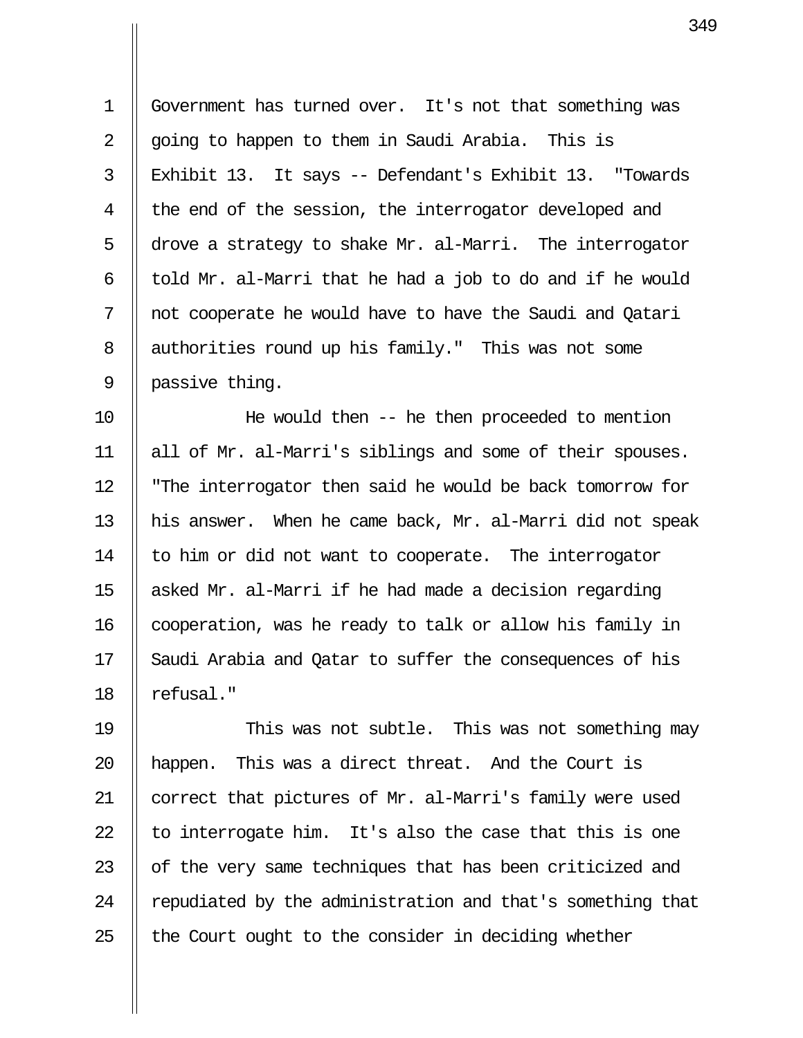Government has turned over. It's not that something was going to happen to them in Saudi Arabia. This is Exhibit 13. It says -- Defendant's Exhibit 13. "Towards the end of the session, the interrogator developed and drove a strategy to shake Mr. al-Marri. The interrogator told Mr. al-Marri that he had a job to do and if he would not cooperate he would have to have the Saudi and Qatari authorities round up his family." This was not some passive thing.

He would then -- he then proceeded to mention all of Mr. al-Marri's siblings and some of their spouses. "The interrogator then said he would be back tomorrow for his answer. When he came back, Mr. al-Marri did not speak to him or did not want to cooperate. The interrogator asked Mr. al-Marri if he had made a decision regarding cooperation, was he ready to talk or allow his family in Saudi Arabia and Qatar to suffer the consequences of his refusal."

This was not subtle. This was not something may happen. This was a direct threat. And the Court is correct that pictures of Mr. al-Marri's family were used to interrogate him. It's also the case that this is one of the very same techniques that has been criticized and repudiated by the administration and that's something that the Court ought to the consider in deciding whether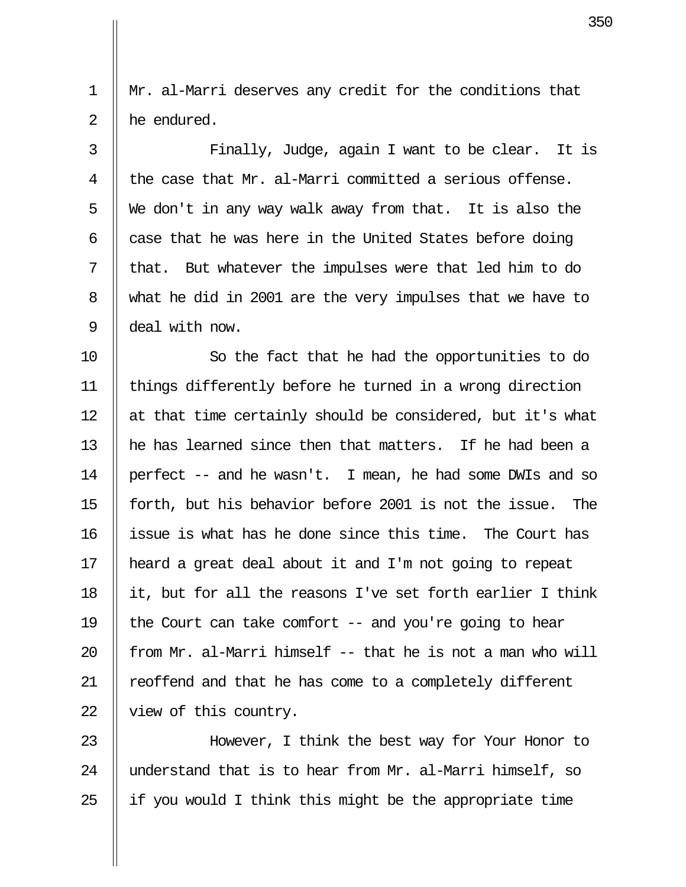Mr. al-Marri deserves any credit for the conditions that he endured.

Finally, Judge, again I want to be clear. It is the case that Mr. al-Marri committed a serious offense. We don't in any way walk away from that. It is also the case that he was here in the United States before doing that. But whatever the impulses were that led him to do what he did in 2001 are the very impulses that we have to deal with now.

So the fact that he had the opportunities to do things differently before he turned in a wrong direction at that time certainly should be considered, but it's what he has learned since then that matters. If he had been a perfect -- and he wasn't. I mean, he had some DWIs and so forth, but his behavior before 2001 is not the issue. The issue is what has he done since this time. The Court has heard a great deal about it and I'm not going to repeat it, but for all the reasons I've set forth earlier I think the Court can take comfort -- and you're going to hear from Mr. al-Marri himself -- that he is not a man who will reoffend and that he has come to a completely different view of this country.

However, I think the best way for Your Honor to understand that is to hear from Mr. al-Marri himself, so if you would I think this might be the appropriate time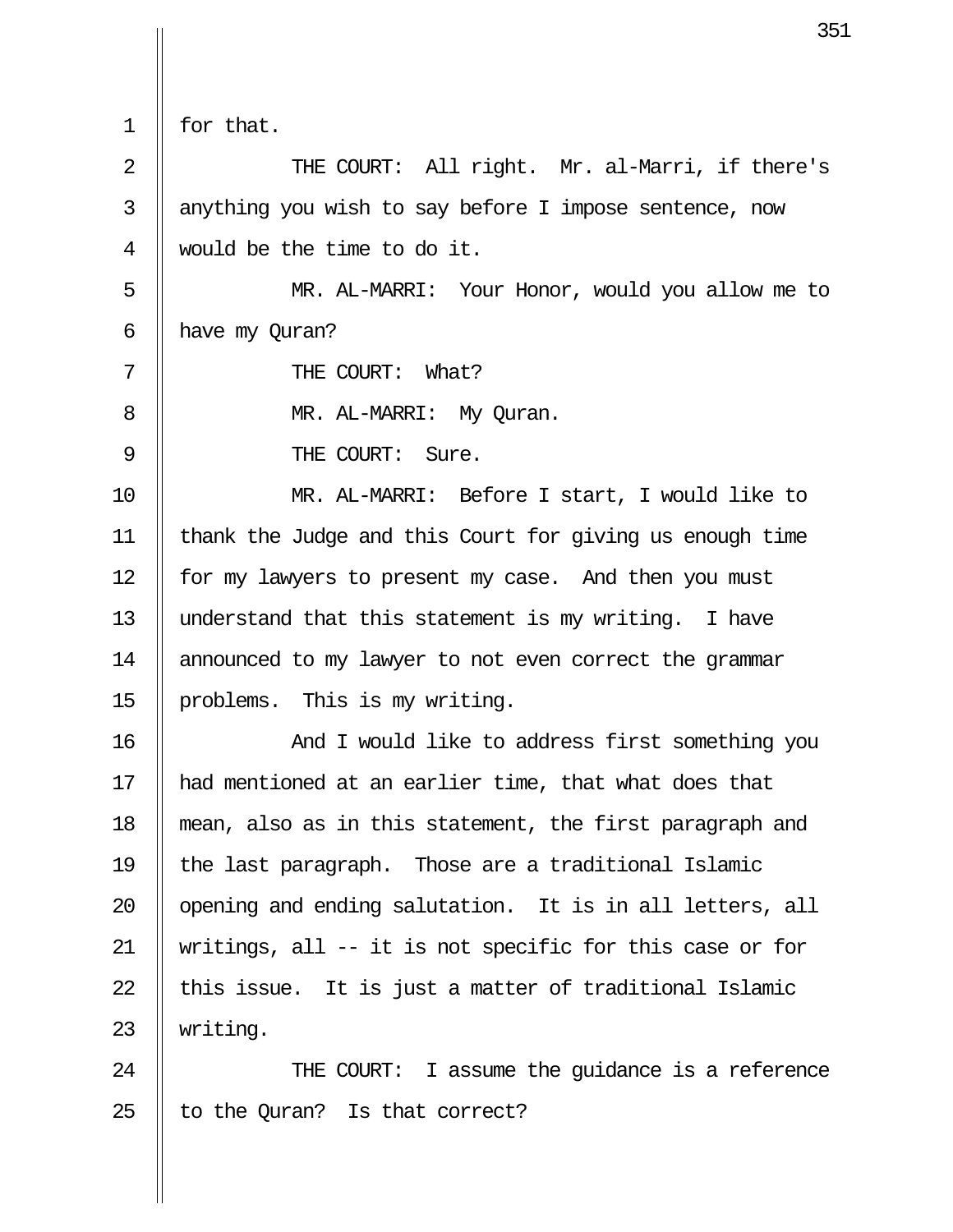for that.

THE COURT: All right. Mr. al-Marri, if there's anything you wish to say before I impose sentence, now would be the time to do it.

MR. AL-MARRI: Your Honor, would you allow me to have my Quran?

THE COURT: What?

MR. AL-MARRI: My Quran.

THE COURT: Sure.

MR. AL-MARRI: Before I start, I would like to thank the Judge and this Court for giving us enough time for my lawyers to present my case. And then you must understand that this statement is my writing. I have announced to my lawyer to not even correct the grammar problems. This is my writing.

And I would like to address first something you had mentioned at an earlier time, that what does that mean, also as in this statement, the first paragraph and the last paragraph. Those are a traditional Islamic opening and ending salutation. It is in all letters, all writings, all -- it is not specific for this case or for this issue. It is just a matter of traditional Islamic writing.

THE COURT: I assume the guidance is a reference to the Quran? Is that correct?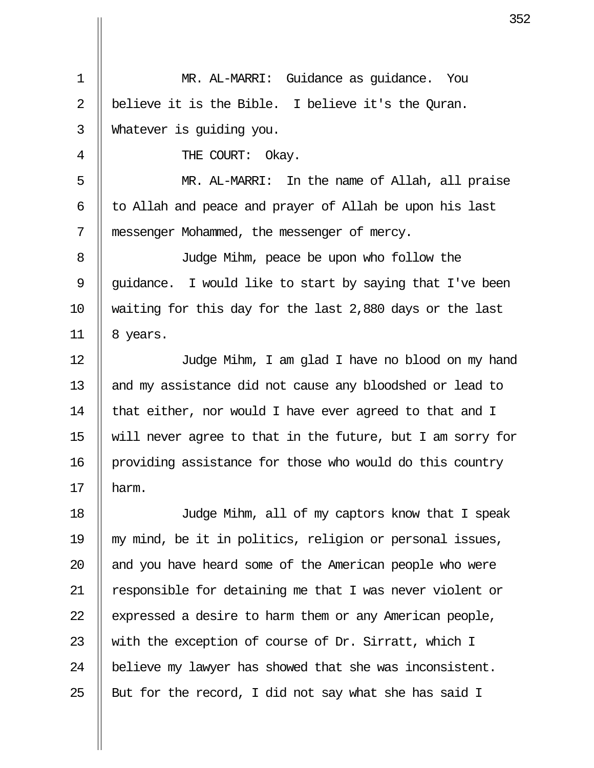MR. AL-MARRI: Guidance as guidance. You believe it is the Bible. I believe it's the Quran. Whatever is guiding you.

THE COURT: Okay.

MR. AL-MARRI: In the name of Allah, all praise to Allah and peace and prayer of Allah be upon his last messenger Mohammed, the messenger of mercy.

Judge Mihm, peace be upon who follow the guidance. I would like to start by saying that I've been waiting for this day for the last 2,880 days or the last 8 years.

Judge Mihm, I am glad I have no blood on my hand and my assistance did not cause any bloodshed or lead to that either, nor would I have ever agreed to that and I will never agree to that in the future, but I am sorry for providing assistance for those who would do this country harm.

Judge Mihm, all of my captors know that I speak my mind, be it in politics, religion or personal issues, and you have heard some of the American people who were responsible for detaining me that I was never violent or expressed a desire to harm them or any American people, with the exception of course of Dr. Sirratt, which I believe my lawyer has showed that she was inconsistent. But for the record, I did not say what she has said I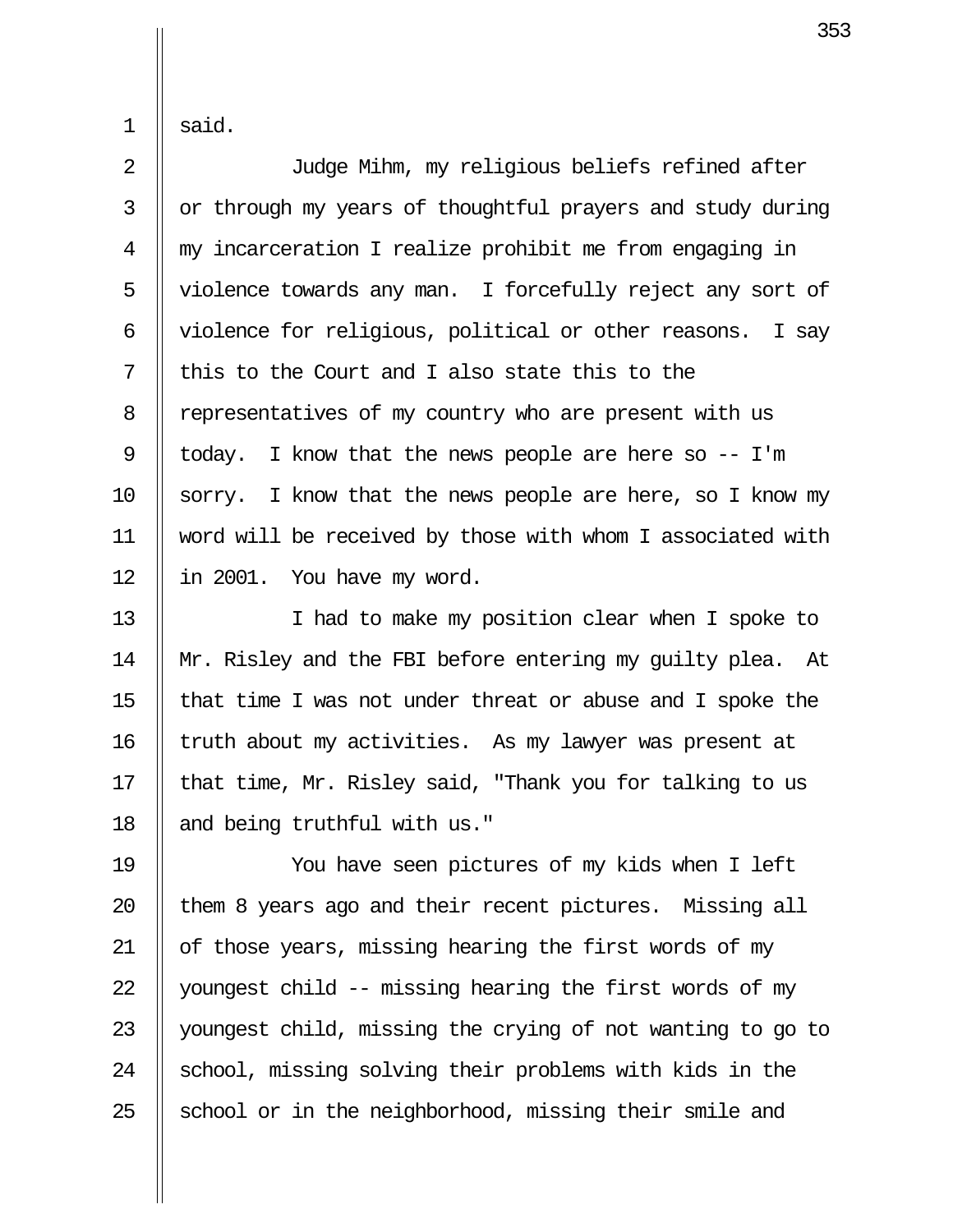said.

Judge Mihm, my religious beliefs refined after or through my years of thoughtful prayers and study during my incarceration I realize prohibit me from engaging in violence towards any man. I forcefully reject any sort of violence for religious, political or other reasons. I say this to the Court and I also state this to the representatives of my country who are present with us today. I know that the news people are here so -- I'm sorry. I know that the news people are here, so I know my word will be received by those with whom I associated with in 2001. You have my word.

I had to make my position clear when I spoke to Mr. Risley and the FBI before entering my guilty plea. At that time I was not under threat or abuse and I spoke the truth about my activities. As my lawyer was present at that time, Mr. Risley said, "Thank you for talking to us and being truthful with us."

You have seen pictures of my kids when I left them 8 years ago and their recent pictures. Missing all of those years, missing hearing the first words of my youngest child -- missing hearing the first words of my youngest child, missing the crying of not wanting to go to school, missing solving their problems with kids in the school or in the neighborhood, missing their smile and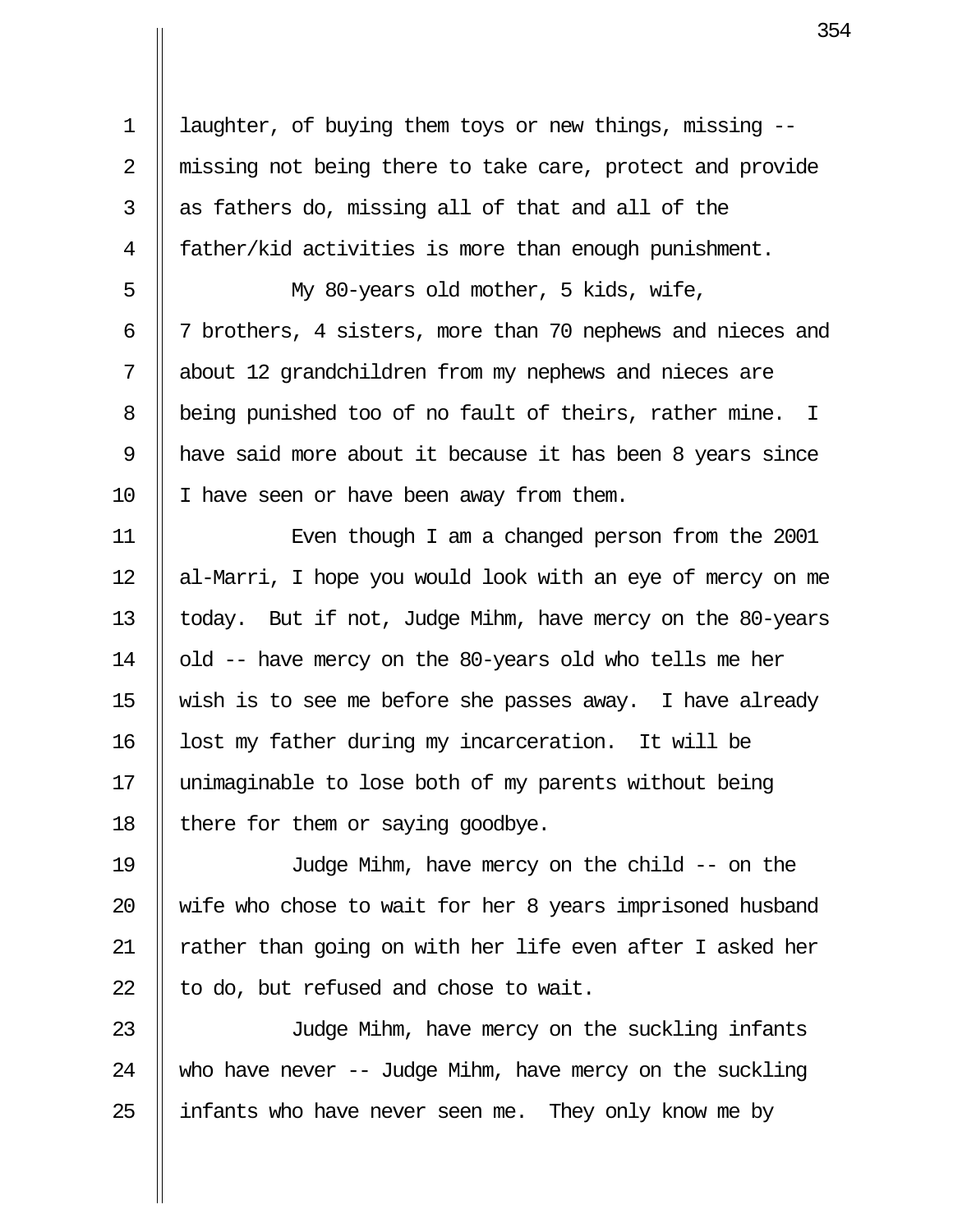laughter, of buying them toys or new things, missing -- missing not being there to take care, protect and provide as fathers do, missing all of that and all of the father/kid activities is more than enough punishment.

My 80-years old mother, 5 kids, wife, 7 brothers, 4 sisters, more than 70 nephews and nieces and about 12 grandchildren from my nephews and nieces are being punished too of no fault of theirs, rather mine. I have said more about it because it has been 8 years since I have seen or have been away from them.

Even though I am a changed person from the 2001 al-Marri, I hope you would look with an eye of mercy on me today. But if not, Judge Mihm, have mercy on the 80-years old -- have mercy on the 80-years old who tells me her wish is to see me before she passes away. I have already lost my father during my incarceration. It will be unimaginable to lose both of my parents without being there for them or saying goodbye.

Judge Mihm, have mercy on the child -- on the wife who chose to wait for her 8 years imprisoned husband rather than going on with her life even after I asked her to do, but refused and chose to wait.

Judge Mihm, have mercy on the suckling infants who have never -- Judge Mihm, have mercy on the suckling infants who have never seen me. They only know me by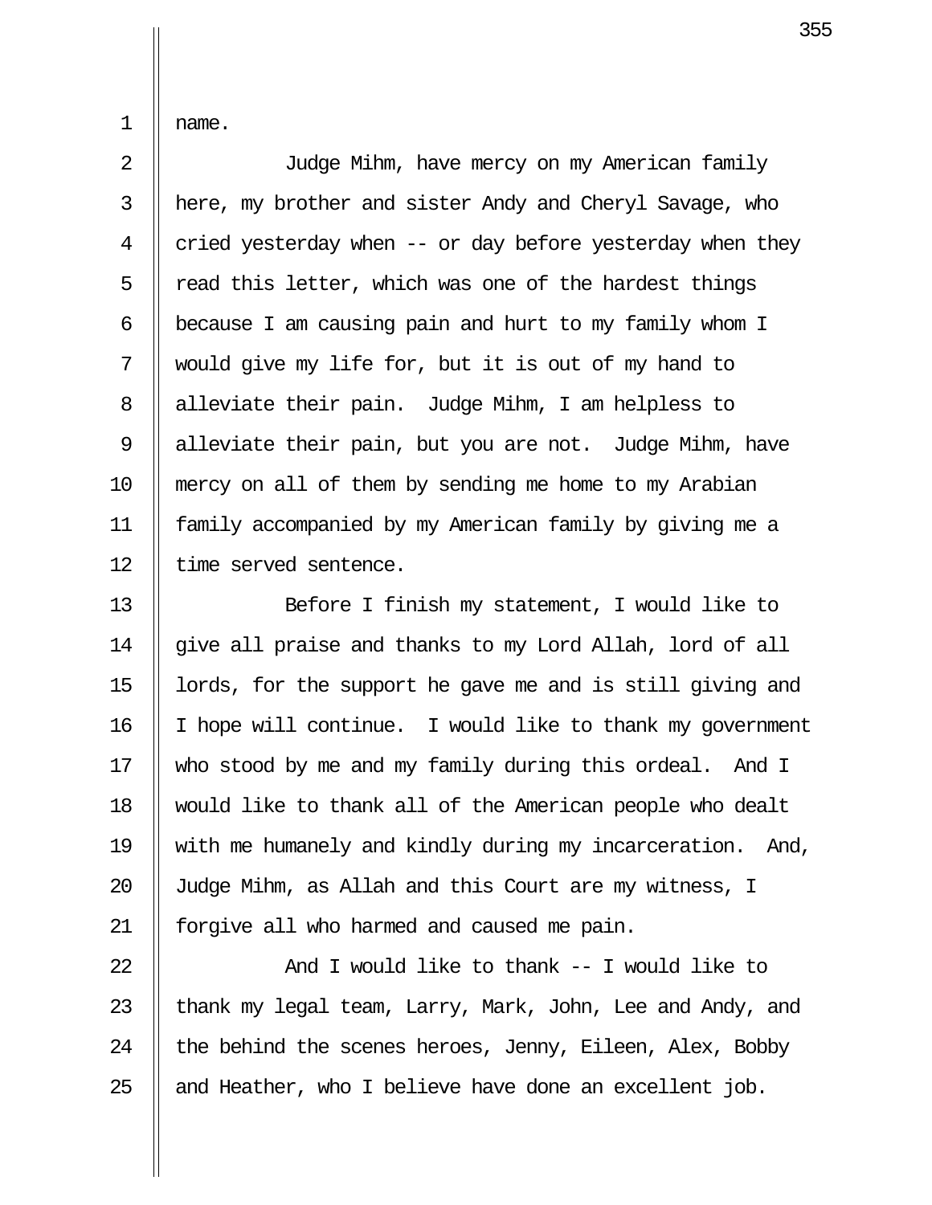name.

Judge Mihm, have mercy on my American family here, my brother and sister Andy and Cheryl Savage, who cried yesterday when -- or day before yesterday when they read this letter, which was one of the hardest things because I am causing pain and hurt to my family whom I would give my life for, but it is out of my hand to alleviate their pain. Judge Mihm, I am helpless to alleviate their pain, but you are not. Judge Mihm, have mercy on all of them by sending me home to my Arabian family accompanied by my American family by giving me a time served sentence.

Before I finish my statement, I would like to give all praise and thanks to my Lord Allah, lord of all lords, for the support he gave me and is still giving and I hope will continue. I would like to thank my government who stood by me and my family during this ordeal. And I would like to thank all of the American people who dealt with me humanely and kindly during my incarceration. And, Judge Mihm, as Allah and this Court are my witness, I forgive all who harmed and caused me pain.

And I would like to thank -- I would like to thank my legal team, Larry, Mark, John, Lee and Andy, and the behind the scenes heroes, Jenny, Eileen, Alex, Bobby and Heather, who I believe have done an excellent job.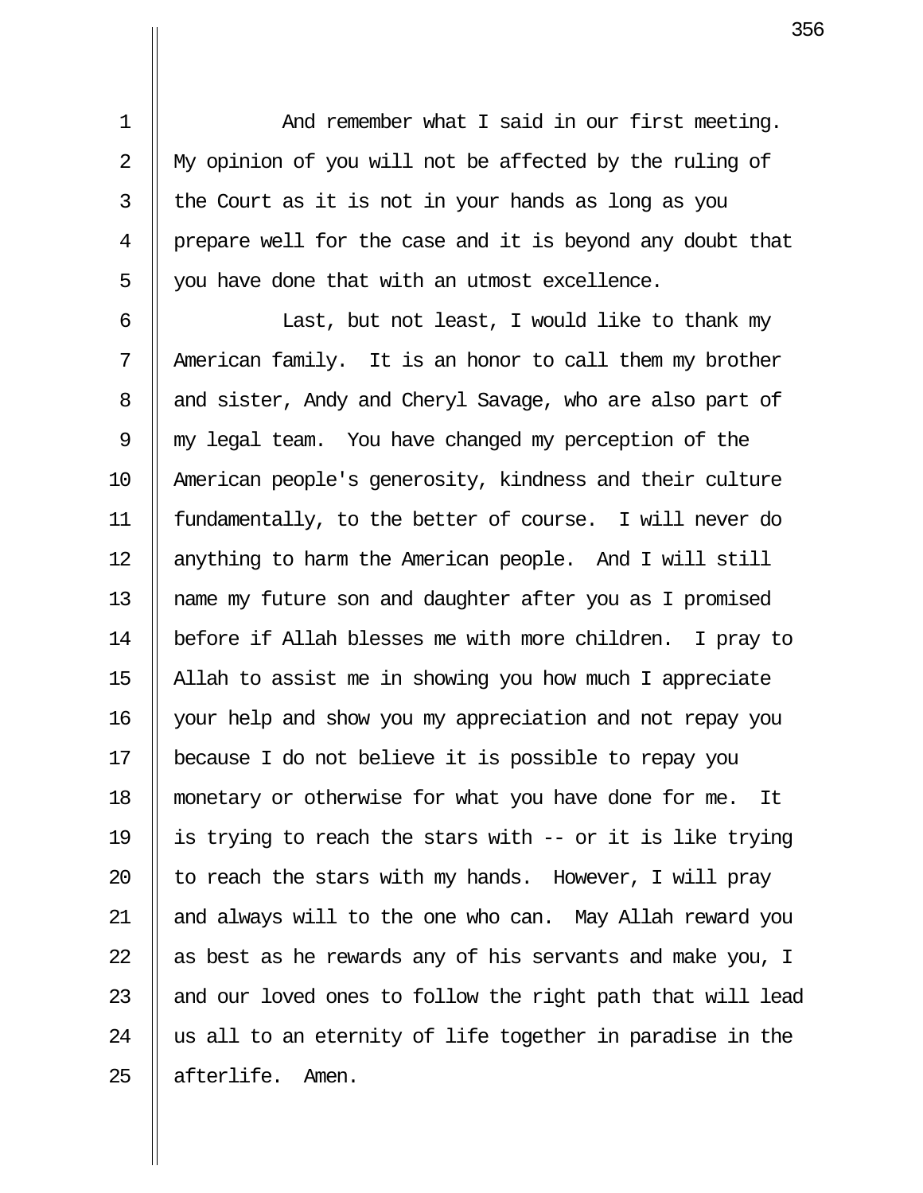And remember what I said in our first meeting. My opinion of you will not be affected by the ruling of the Court as it is not in your hands as long as you prepare well for the case and it is beyond any doubt that you have done that with an utmost excellence.

Last, but not least, I would like to thank my American family. It is an honor to call them my brother and sister, Andy and Cheryl Savage, who are also part of my legal team. You have changed my perception of the American people's generosity, kindness and their culture fundamentally, to the better of course. I will never do anything to harm the American people. And I will still name my future son and daughter after you as I promised before if Allah blesses me with more children. I pray to Allah to assist me in showing you how much I appreciate your help and show you my appreciation and not repay you because I do not believe it is possible to repay you monetary or otherwise for what you have done for me. It is trying to reach the stars with -- or it is like trying to reach the stars with my hands. However, I will pray and always will to the one who can. May Allah reward you as best as he rewards any of his servants and make you, I and our loved ones to follow the right path that will lead us all to an eternity of life together in paradise in the afterlife. Amen.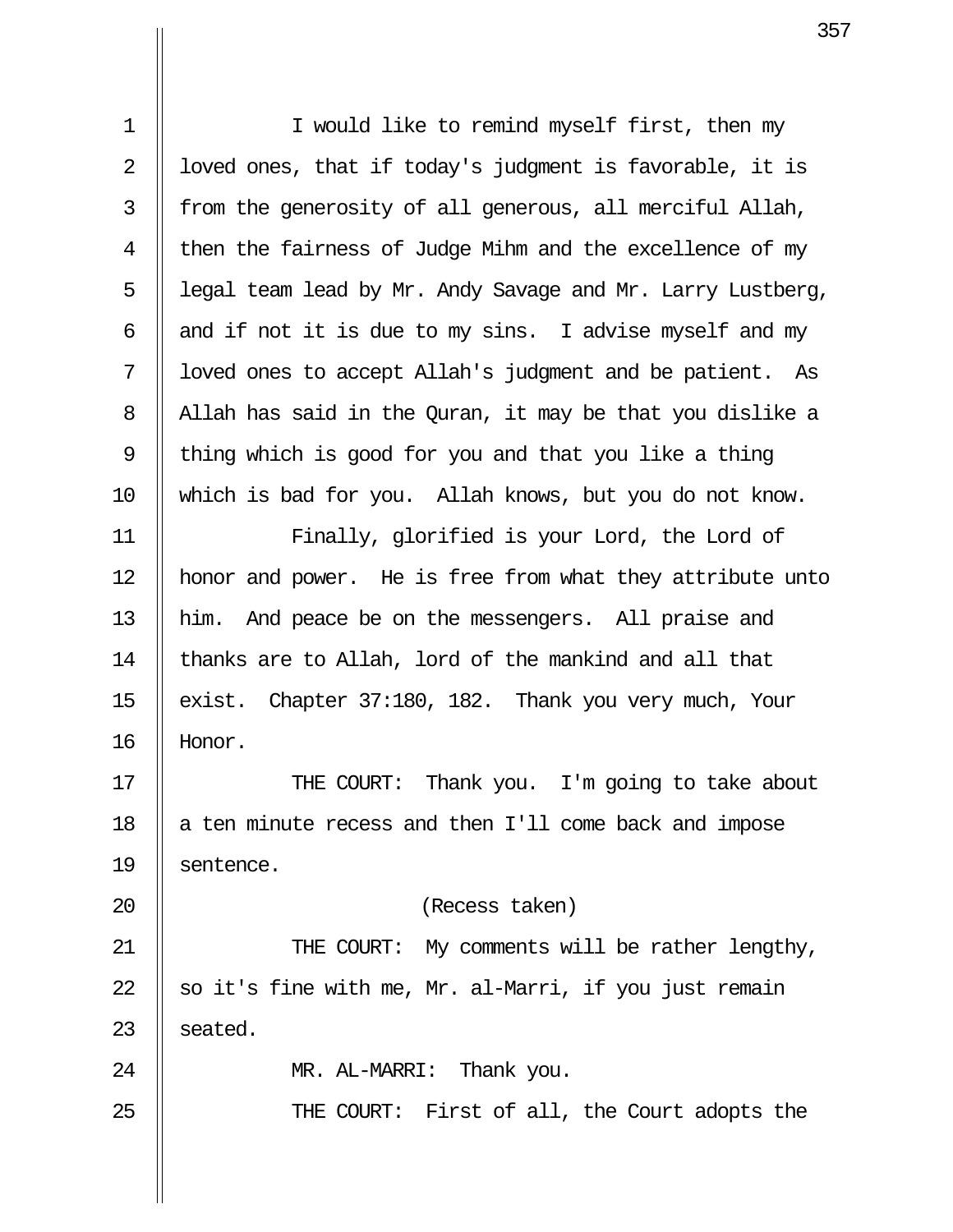I would like to remind myself first, then my loved ones, that if today's judgment is favorable, it is from the generosity of all generous, all merciful Allah, then the fairness of Judge Mihm and the excellence of my legal team lead by Mr. Andy Savage and Mr. Larry Lustberg, and if not it is due to my sins. I advise myself and my loved ones to accept Allah's judgment and be patient. As Allah has said in the Quran, it may be that you dislike a thing which is good for you and that you like a thing which is bad for you. Allah knows, but you do not know.

Finally, glorified is your Lord, the Lord of honor and power. He is free from what they attribute unto him. And peace be on the messengers. All praise and thanks are to Allah, lord of the mankind and all that exist. Chapter 37:180, 182. Thank you very much, Your Honor.

THE COURT: Thank you. I'm going to take about a ten minute recess and then I'll come back and impose sentence.

(Recess taken)

THE COURT: My comments will be rather lengthy, so it's fine with me, Mr. al-Marri, if you just remain seated.

MR. AL-MARRI: Thank you.

THE COURT: First of all, the Court adopts the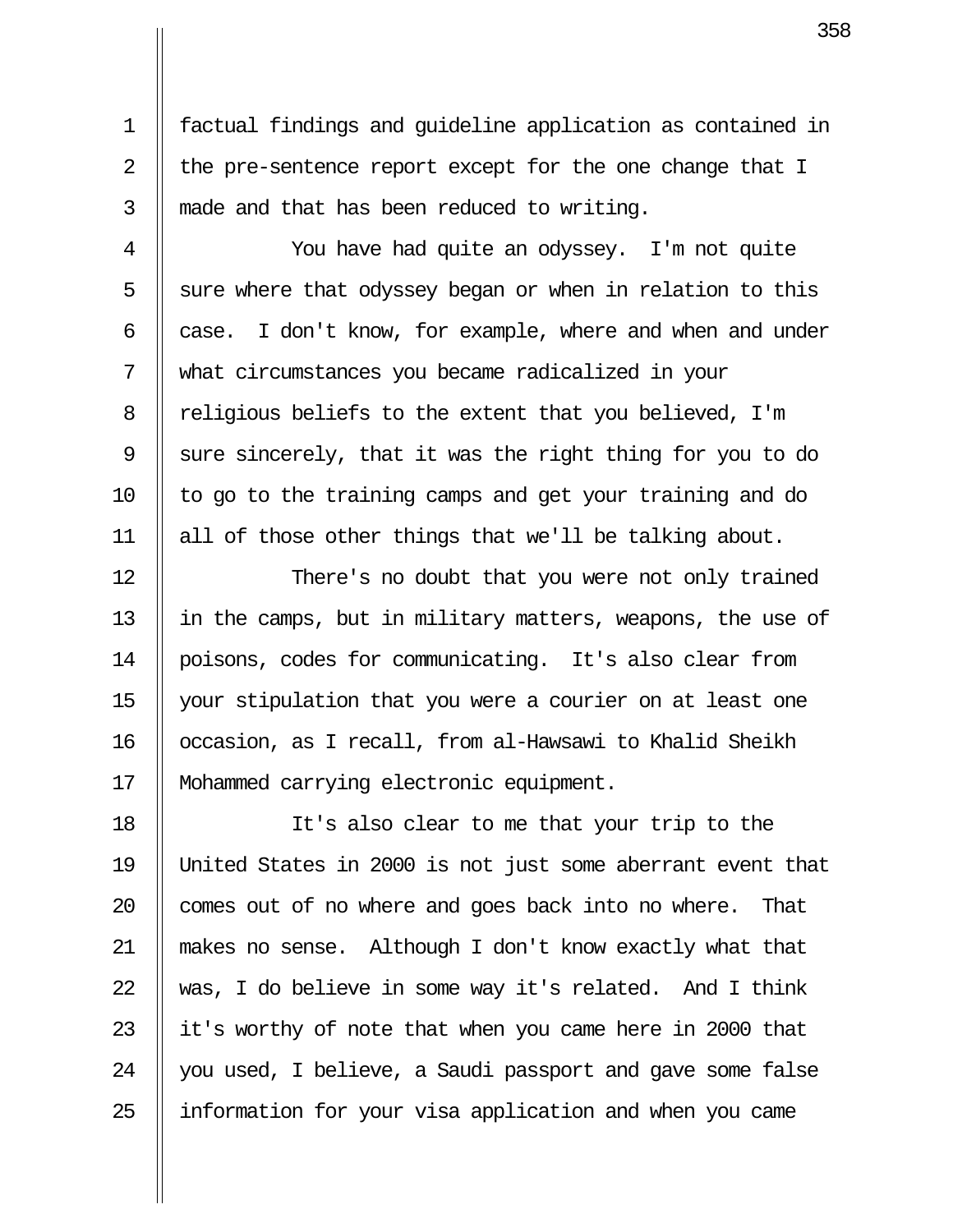factual findings and guideline application as contained in the pre-sentence report except for the one change that I made and that has been reduced to writing.

You have had quite an odyssey. I'm not quite sure where that odyssey began or when in relation to this case. I don't know, for example, where and when and under what circumstances you became radicalized in your religious beliefs to the extent that you believed, I'm sure sincerely, that it was the right thing for you to do to go to the training camps and get your training and do all of those other things that we'll be talking about.

There's no doubt that you were not only trained in the camps, but in military matters, weapons, the use of poisons, codes for communicating. It's also clear from your stipulation that you were a courier on at least one occasion, as I recall, from al-Hawsawi to Khalid Sheikh Mohammed carrying electronic equipment.

It's also clear to me that your trip to the United States in 2000 is not just some aberrant event that comes out of no where and goes back into no where. That makes no sense. Although I don't know exactly what that was, I do believe in some way it's related. And I think it's worthy of note that when you came here in 2000 that you used, I believe, a Saudi passport and gave some false information for your visa application and when you came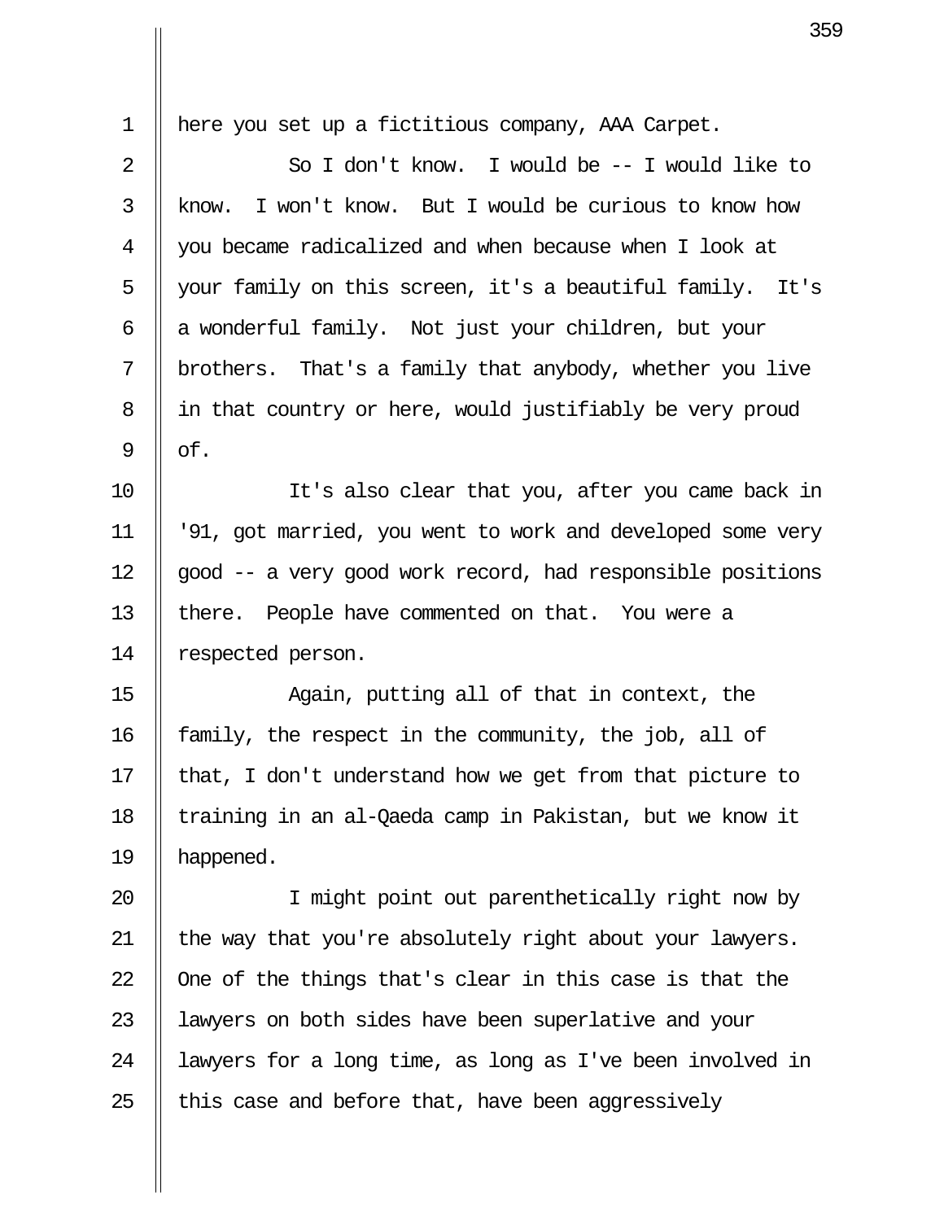here you set up a fictitious company, AAA Carpet.

So I don't know. I would be -- I would like to know. I won't know. But I would be curious to know how you became radicalized and when because when I look at your family on this screen, it's a beautiful family. It's a wonderful family. Not just your children, but your brothers. That's a family that anybody, whether you live in that country or here, would justifiably be very proud of.

It's also clear that you, after you came back in '91, got married, you went to work and developed some very good -- a very good work record, had responsible positions there. People have commented on that. You were a respected person.

Again, putting all of that in context, the family, the respect in the community, the job, all of that, I don't understand how we get from that picture to training in an al-Qaeda camp in Pakistan, but we know it happened.

I might point out parenthetically right now by the way that you're absolutely right about your lawyers. One of the things that's clear in this case is that the lawyers on both sides have been superlative and your lawyers for a long time, as long as I've been involved in this case and before that, have been aggressively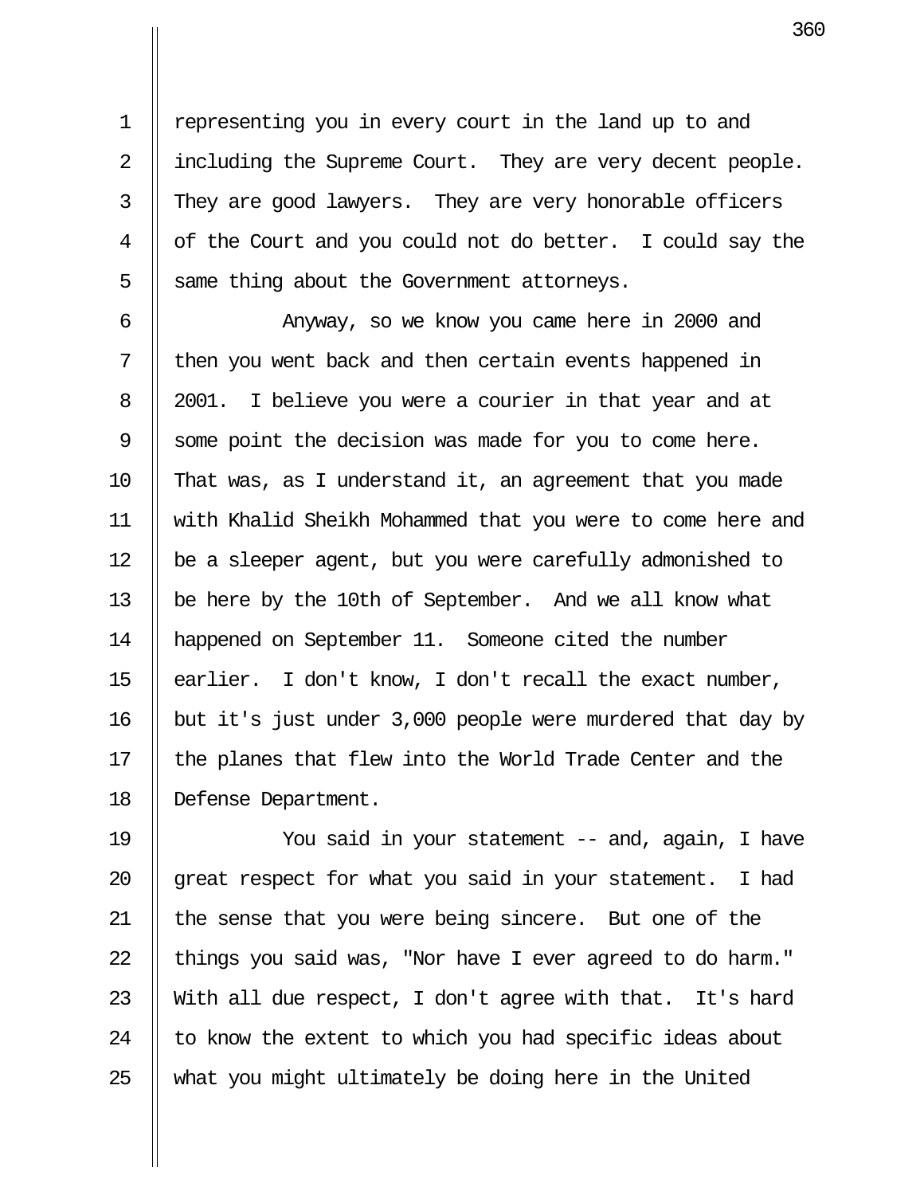representing you in every court in the land up to and including the Supreme Court. They are very decent people. They are good lawyers. They are very honorable officers of the Court and you could not do better. I could say the same thing about the Government attorneys.

Anyway, so we know you came here in 2000 and then you went back and then certain events happened in 2001. I believe you were a courier in that year and at some point the decision was made for you to come here. That was, as I understand it, an agreement that you made with Khalid Sheikh Mohammed that you were to come here and be a sleeper agent, but you were carefully admonished to be here by the 10th of September. And we all know what happened on September 11. Someone cited the number earlier. I don't know, I don't recall the exact number, but it's just under 3,000 people were murdered that day by the planes that flew into the World Trade Center and the Defense Department.

You said in your statement -- and, again, I have great respect for what you said in your statement. I had the sense that you were being sincere. But one of the things you said was, "Nor have I ever agreed to do harm." With all due respect, I don't agree with that. It's hard to know the extent to which you had specific ideas about what you might ultimately be doing here in the United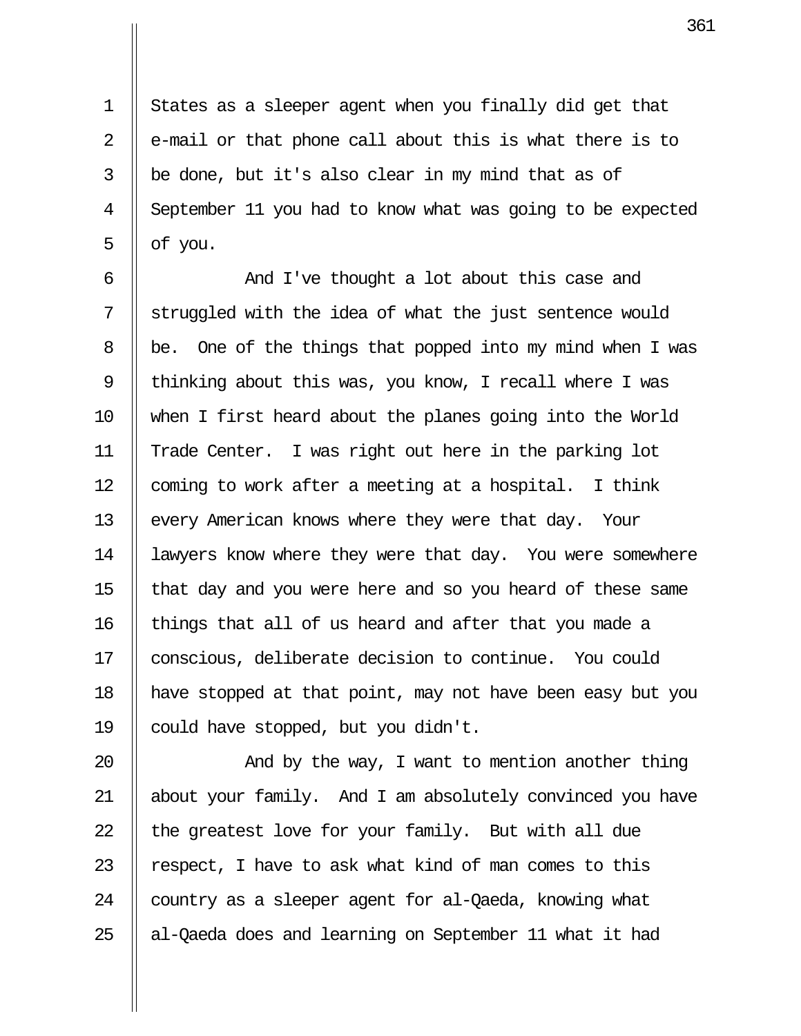States as a sleeper agent when you finally did get that e-mail or that phone call about this is what there is to be done, but it's also clear in my mind that as of September 11 you had to know what was going to be expected of you.

And I've thought a lot about this case and struggled with the idea of what the just sentence would be. One of the things that popped into my mind when I was thinking about this was, you know, I recall where I was when I first heard about the planes going into the World Trade Center. I was right out here in the parking lot coming to work after a meeting at a hospital. I think every American knows where they were that day. Your lawyers know where they were that day. You were somewhere that day and you were here and so you heard of these same things that all of us heard and after that you made a conscious, deliberate decision to continue. You could have stopped at that point, may not have been easy but you could have stopped, but you didn't.

And by the way, I want to mention another thing about your family. And I am absolutely convinced you have the greatest love for your family. But with all due respect, I have to ask what kind of man comes to this country as a sleeper agent for al-Qaeda, knowing what al-Qaeda does and learning on September 11 what it had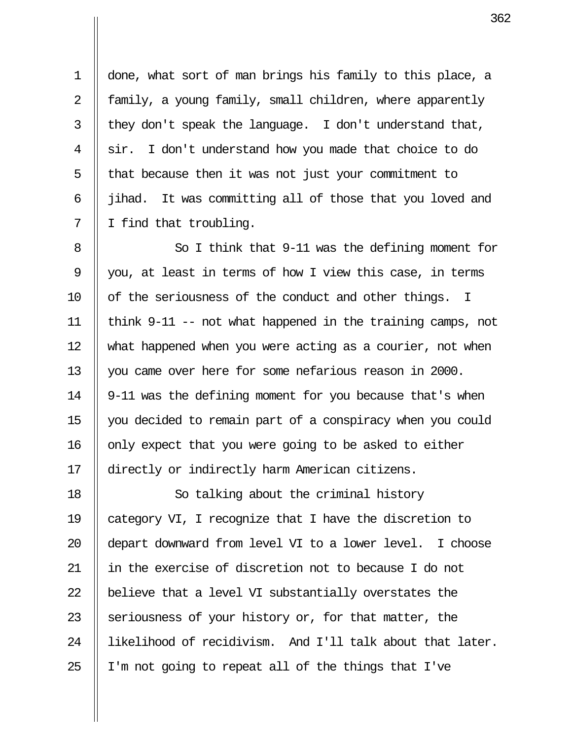done, what sort of man brings his family to this place, a family, a young family, small children, where apparently they don't speak the language. I don't understand that, sir. I don't understand how you made that choice to do that because then it was not just your commitment to jihad. It was committing all of those that you loved and I find that troubling.

So I think that 9-11 was the defining moment for you, at least in terms of how I view this case, in terms of the seriousness of the conduct and other things. I think 9-11 -- not what happened in the training camps, not what happened when you were acting as a courier, not when you came over here for some nefarious reason in 2000. 9-11 was the defining moment for you because that's when you decided to remain part of a conspiracy when you could only expect that you were going to be asked to either directly or indirectly harm American citizens.

So talking about the criminal history category VI, I recognize that I have the discretion to depart downward from level VI to a lower level. I choose in the exercise of discretion not to because I do not believe that a level VI substantially overstates the seriousness of your history or, for that matter, the likelihood of recidivism. And I'll talk about that later. I'm not going to repeat all of the things that I've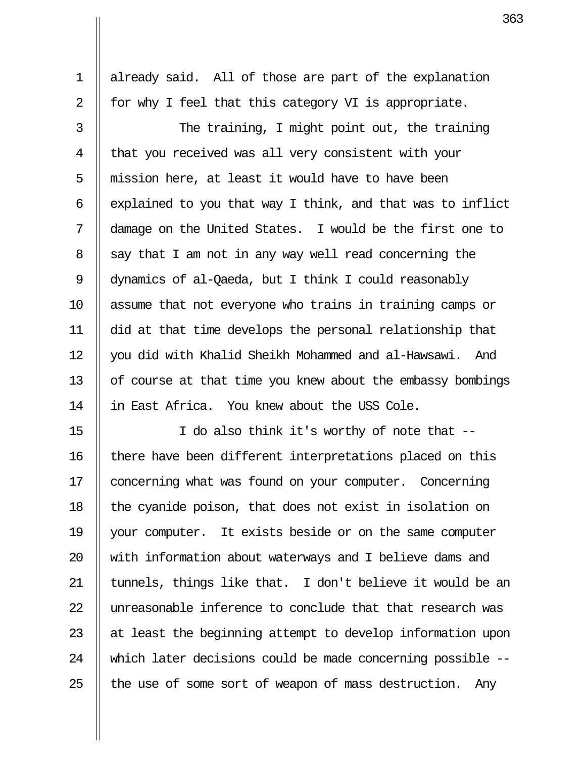already said. All of those are part of the explanation for why I feel that this category VI is appropriate.

The training, I might point out, the training that you received was all very consistent with your mission here, at least it would have to have been explained to you that way I think, and that was to inflict damage on the United States. I would be the first one to say that I am not in any way well read concerning the dynamics of al-Qaeda, but I think I could reasonably assume that not everyone who trains in training camps or did at that time develops the personal relationship that you did with Khalid Sheikh Mohammed and al-Hawsawi. And of course at that time you knew about the embassy bombings in East Africa. You knew about the USS Cole.

I do also think it's worthy of note that -- there have been different interpretations placed on this concerning what was found on your computer. Concerning the cyanide poison, that does not exist in isolation on your computer. It exists beside or on the same computer with information about waterways and I believe dams and tunnels, things like that. I don't believe it would be an unreasonable inference to conclude that that research was at least the beginning attempt to develop information upon which later decisions could be made concerning possible -- the use of some sort of weapon of mass destruction. Any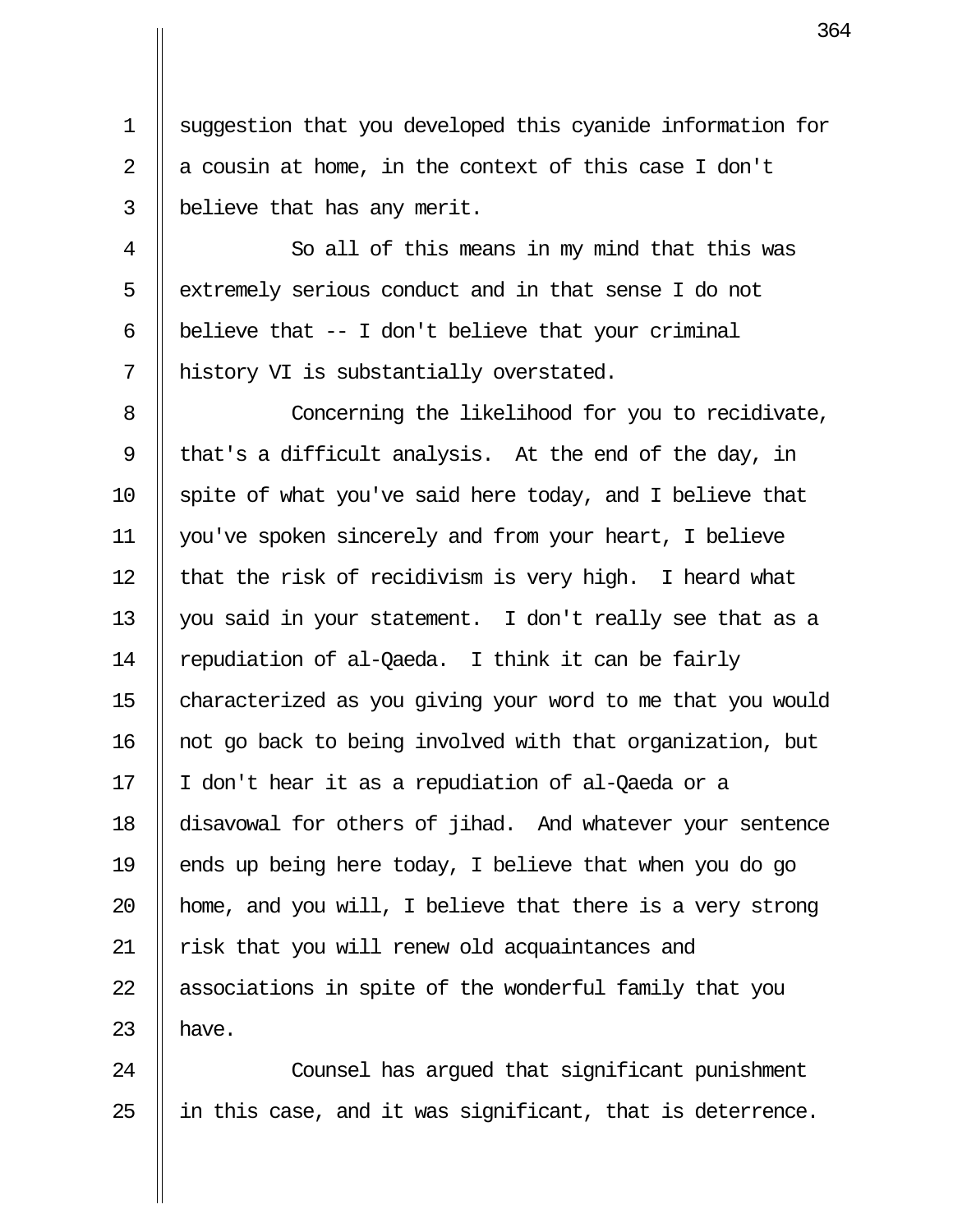suggestion that you developed this cyanide information for a cousin at home, in the context of this case I don't believe that has any merit.

So all of this means in my mind that this was extremely serious conduct and in that sense I do not believe that -- I don't believe that your criminal history VI is substantially overstated.

Concerning the likelihood for you to recidivate, that's a difficult analysis. At the end of the day, in spite of what you've said here today, and I believe that you've spoken sincerely and from your heart, I believe that the risk of recidivism is very high. I heard what you said in your statement. I don't really see that as a repudiation of al-Qaeda. I think it can be fairly characterized as you giving your word to me that you would not go back to being involved with that organization, but I don't hear it as a repudiation of al-Qaeda or a disavowal for others of jihad. And whatever your sentence ends up being here today, I believe that when you do go home, and you will, I believe that there is a very strong risk that you will renew old acquaintances and associations in spite of the wonderful family that you have.

Counsel has argued that significant punishment in this case, and it was significant, that is deterrence.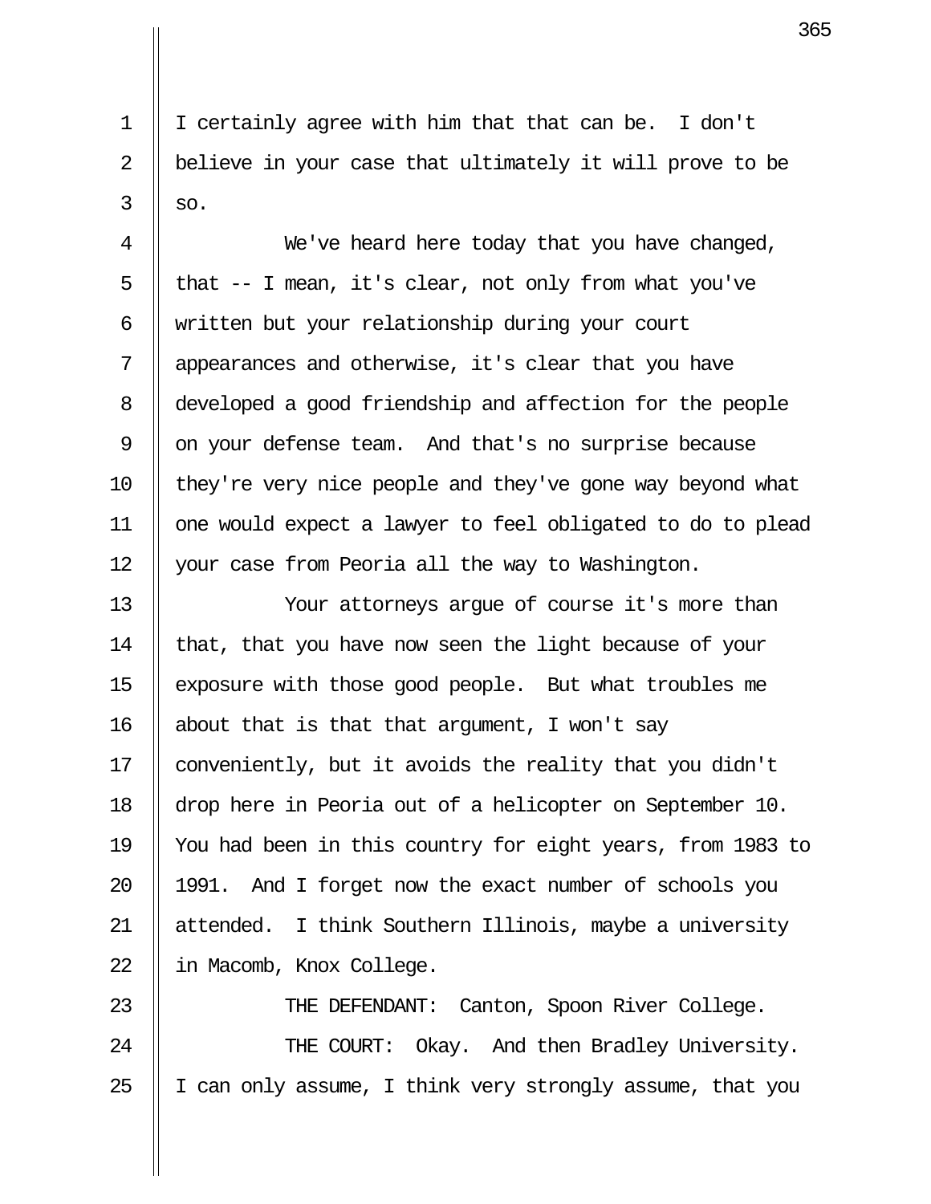I certainly agree with him that that can be. I don't believe in your case that ultimately it will prove to be so.

We've heard here today that you have changed, that -- I mean, it's clear, not only from what you've written but your relationship during your court appearances and otherwise, it's clear that you have developed a good friendship and affection for the people on your defense team. And that's no surprise because they're very nice people and they've gone way beyond what one would expect a lawyer to feel obligated to do to plead your case from Peoria all the way to Washington.

Your attorneys argue of course it's more than that, that you have now seen the light because of your exposure with those good people. But what troubles me about that is that that argument, I won't say conveniently, but it avoids the reality that you didn't drop here in Peoria out of a helicopter on September 10. You had been in this country for eight years, from 1983 to 1991. And I forget now the exact number of schools you attended. I think Southern Illinois, maybe a university in Macomb, Knox College.

THE DEFENDANT: Canton, Spoon River College.

THE COURT: Okay. And then Bradley University. I can only assume, I think very strongly assume, that you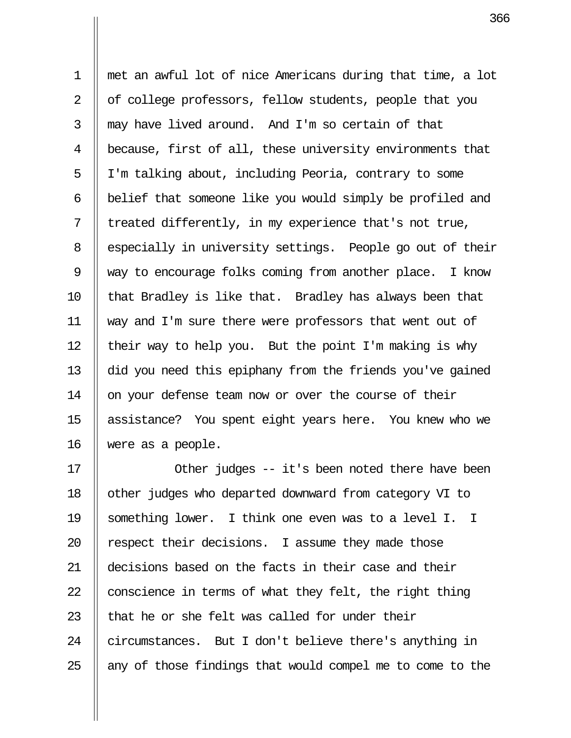met an awful lot of nice Americans during that time, a lot of college professors, fellow students, people that you may have lived around. And I'm so certain of that because, first of all, these university environments that I'm talking about, including Peoria, contrary to some belief that someone like you would simply be profiled and treated differently, in my experience that's not true, especially in university settings. People go out of their way to encourage folks coming from another place. I know that Bradley is like that. Bradley has always been that way and I'm sure there were professors that went out of their way to help you. But the point I'm making is why did you need this epiphany from the friends you've gained on your defense team now or over the course of their assistance? You spent eight years here. You knew who we were as a people.

Other judges -- it's been noted there have been other judges who departed downward from category VI to something lower. I think one even was to a level I. I respect their decisions. I assume they made those decisions based on the facts in their case and their conscience in terms of what they felt, the right thing that he or she felt was called for under their circumstances. But I don't believe there's anything in any of those findings that would compel me to come to the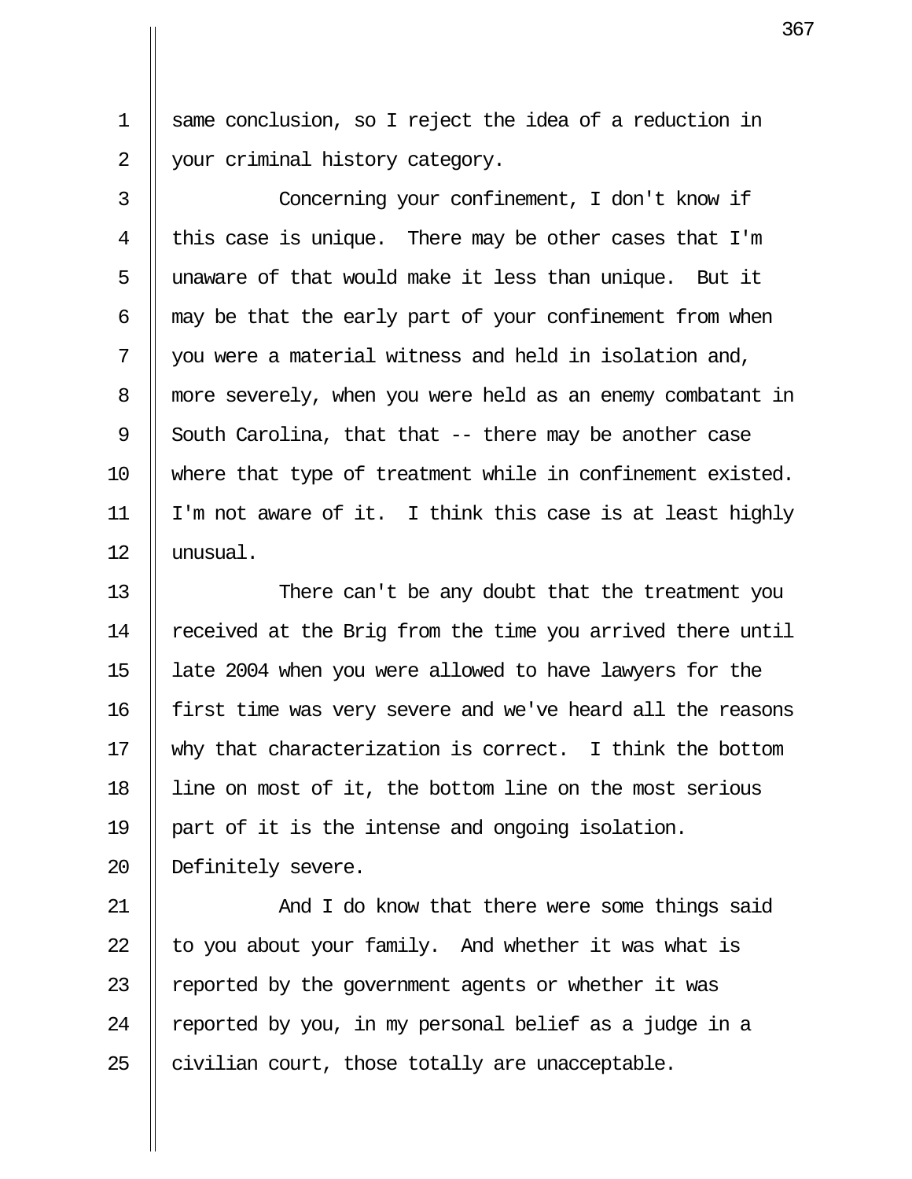same conclusion, so I reject the idea of a reduction in your criminal history category.

Concerning your confinement, I don't know if this case is unique. There may be other cases that I'm unaware of that would make it less than unique. But it may be that the early part of your confinement from when you were a material witness and held in isolation and, more severely, when you were held as an enemy combatant in South Carolina, that that -- there may be another case where that type of treatment while in confinement existed. I'm not aware of it. I think this case is at least highly unusual.

There can't be any doubt that the treatment you received at the Brig from the time you arrived there until late 2004 when you were allowed to have lawyers for the first time was very severe and we've heard all the reasons why that characterization is correct. I think the bottom line on most of it, the bottom line on the most serious part of it is the intense and ongoing isolation. Definitely severe.

And I do know that there were some things said to you about your family. And whether it was what is reported by the government agents or whether it was reported by you, in my personal belief as a judge in a civilian court, those totally are unacceptable.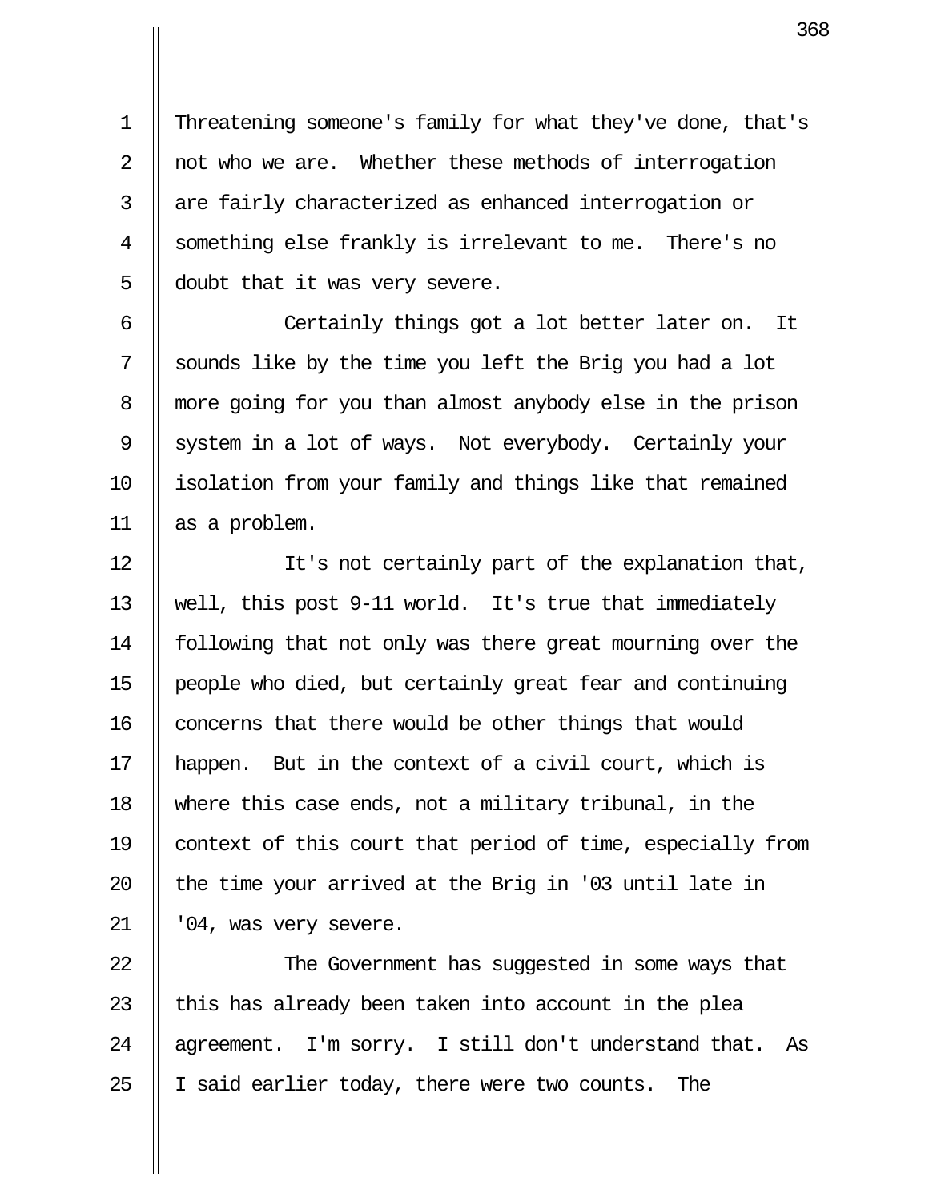Threatening someone's family for what they've done, that's not who we are. Whether these methods of interrogation are fairly characterized as enhanced interrogation or something else frankly is irrelevant to me. There's no doubt that it was very severe.

Certainly things got a lot better later on. It sounds like by the time you left the Brig you had a lot more going for you than almost anybody else in the prison system in a lot of ways. Not everybody. Certainly your isolation from your family and things like that remained as a problem.

It's not certainly part of the explanation that, well, this post 9-11 world. It's true that immediately following that not only was there great mourning over the people who died, but certainly great fear and continuing concerns that there would be other things that would happen. But in the context of a civil court, which is where this case ends, not a military tribunal, in the context of this court that period of time, especially from the time your arrived at the Brig in '03 until late in '04, was very severe.

The Government has suggested in some ways that this has already been taken into account in the plea agreement. I'm sorry. I still don't understand that. As I said earlier today, there were two counts. The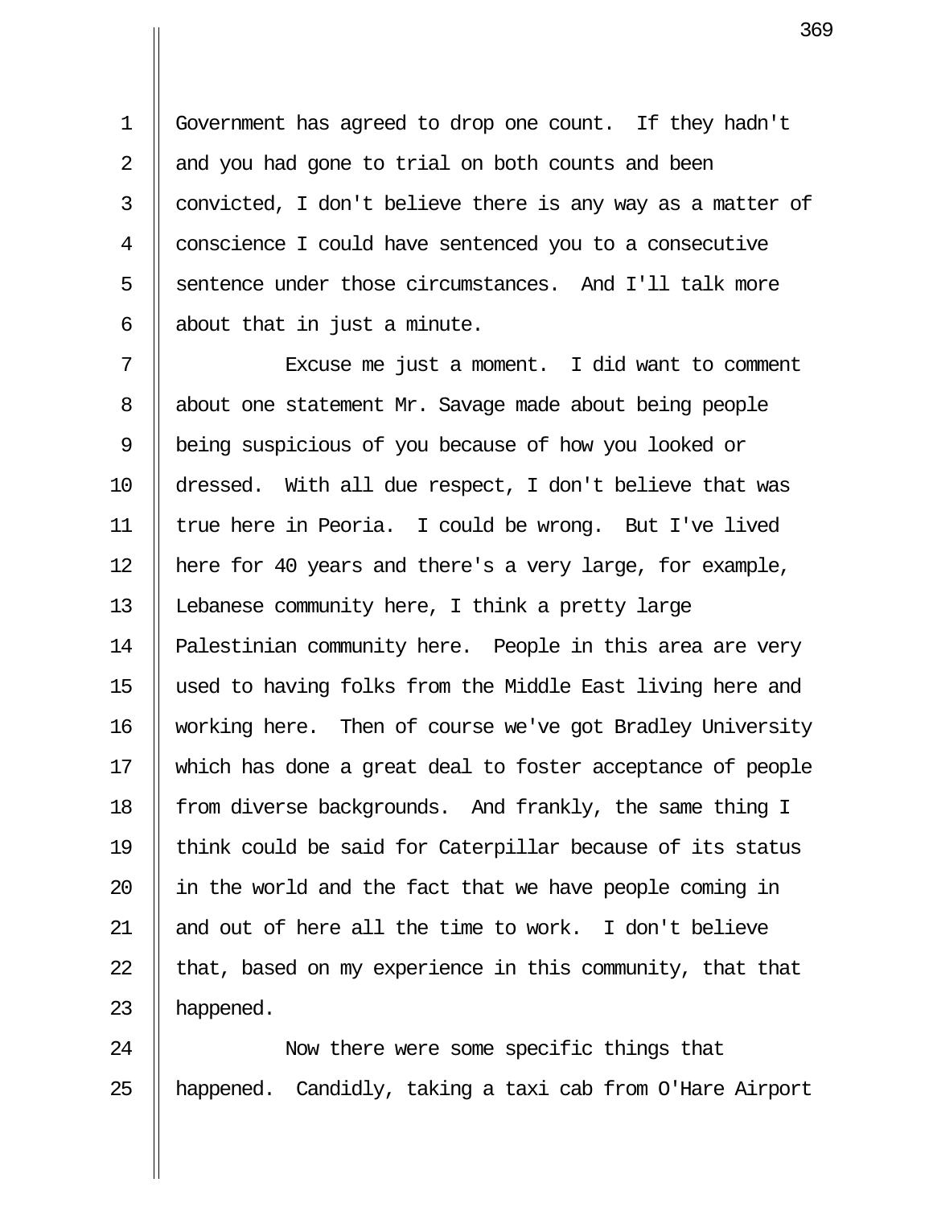Government has agreed to drop one count. If they hadn't and you had gone to trial on both counts and been convicted, I don't believe there is any way as a matter of conscience I could have sentenced you to a consecutive sentence under those circumstances. And I'll talk more about that in just a minute.

Excuse me just a moment. I did want to comment about one statement Mr. Savage made about being people being suspicious of you because of how you looked or dressed. With all due respect, I don't believe that was true here in Peoria. I could be wrong. But I've lived here for 40 years and there's a very large, for example, Lebanese community here, I think a pretty large Palestinian community here. People in this area are very used to having folks from the Middle East living here and working here. Then of course we've got Bradley University which has done a great deal to foster acceptance of people from diverse backgrounds. And frankly, the same thing I think could be said for Caterpillar because of its status in the world and the fact that we have people coming in and out of here all the time to work. I don't believe that, based on my experience in this community, that that happened.

Now there were some specific things that happened. Candidly, taking a taxi cab from O'Hare Airport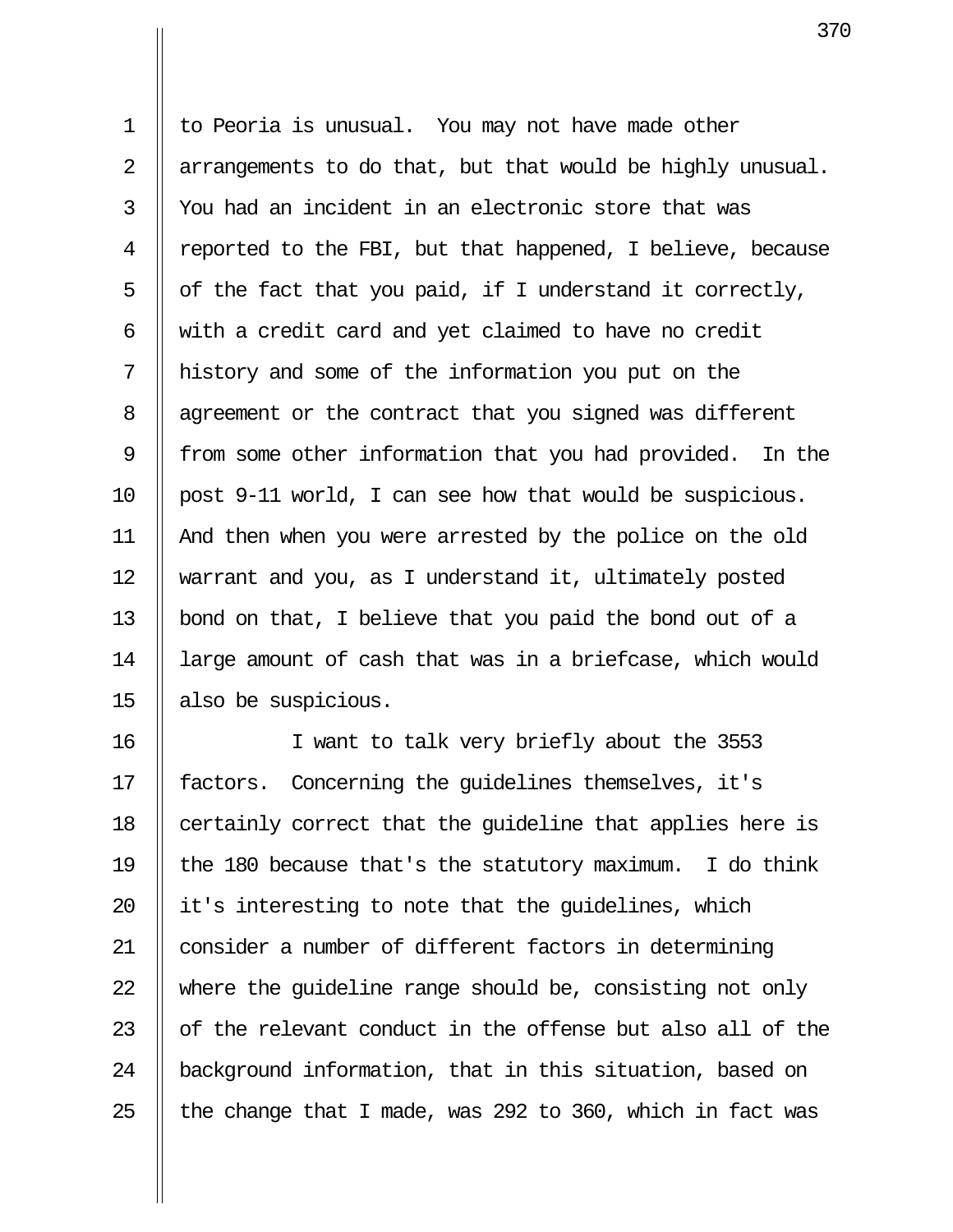to Peoria is unusual. You may not have made other arrangements to do that, but that would be highly unusual. You had an incident in an electronic store that was reported to the FBI, but that happened, I believe, because of the fact that you paid, if I understand it correctly, with a credit card and yet claimed to have no credit history and some of the information you put on the agreement or the contract that you signed was different from some other information that you had provided. In the post 9-11 world, I can see how that would be suspicious. And then when you were arrested by the police on the old warrant and you, as I understand it, ultimately posted bond on that, I believe that you paid the bond out of a large amount of cash that was in a briefcase, which would also be suspicious.

I want to talk very briefly about the 3553 factors. Concerning the guidelines themselves, it's certainly correct that the guideline that applies here is the 180 because that's the statutory maximum. I do think it's interesting to note that the guidelines, which consider a number of different factors in determining where the guideline range should be, consisting not only of the relevant conduct in the offense but also all of the background information, that in this situation, based on the change that I made, was 292 to 360, which in fact was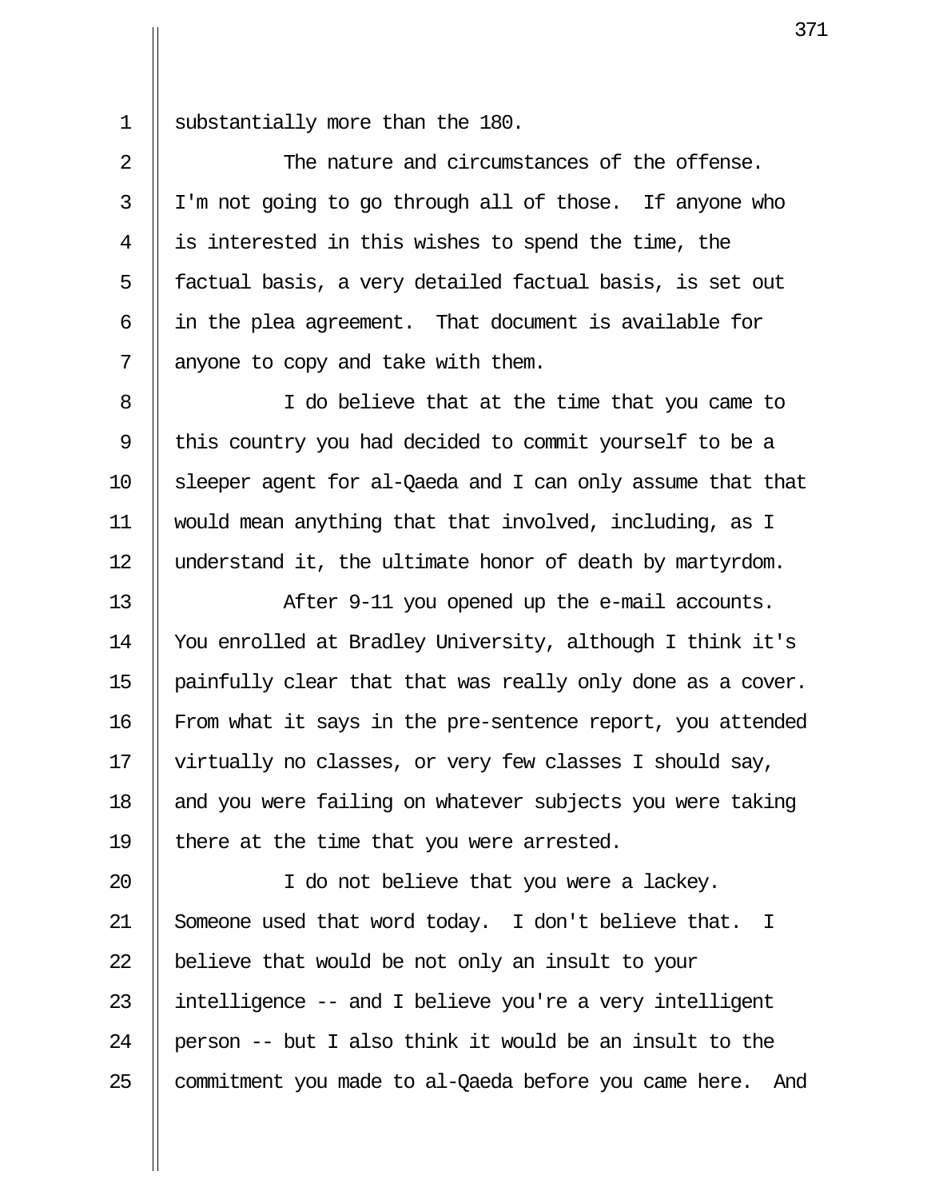substantially more than the 180.

The nature and circumstances of the offense. I'm not going to go through all of those. If anyone who is interested in this wishes to spend the time, the factual basis, a very detailed factual basis, is set out in the plea agreement. That document is available for anyone to copy and take with them.

I do believe that at the time that you came to this country you had decided to commit yourself to be a sleeper agent for al-Qaeda and I can only assume that that would mean anything that that involved, including, as I understand it, the ultimate honor of death by martyrdom.

After 9-11 you opened up the e-mail accounts. You enrolled at Bradley University, although I think it's painfully clear that that was really only done as a cover. From what it says in the pre-sentence report, you attended virtually no classes, or very few classes I should say, and you were failing on whatever subjects you were taking there at the time that you were arrested.

I do not believe that you were a lackey. Someone used that word today. I don't believe that. I believe that would be not only an insult to your intelligence -- and I believe you're a very intelligent person -- but I also think it would be an insult to the commitment you made to al-Qaeda before you came here. And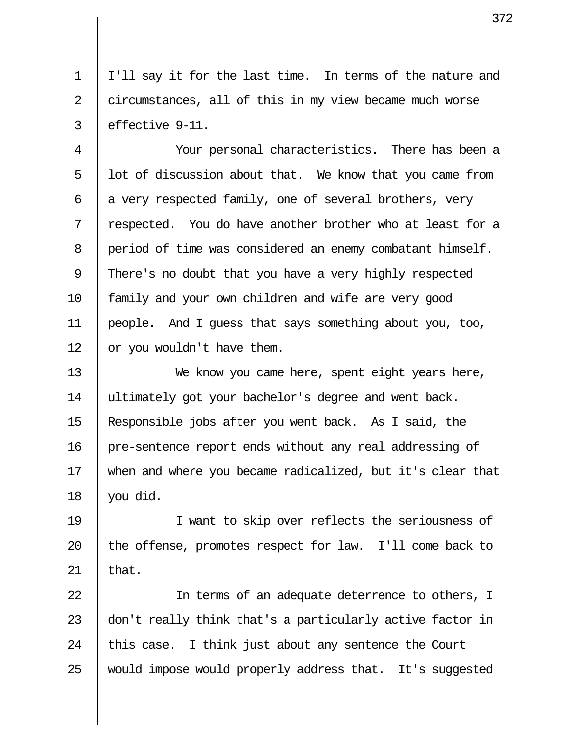I'll say it for the last time. In terms of the nature and circumstances, all of this in my view became much worse effective 9-11.

Your personal characteristics. There has been a lot of discussion about that. We know that you came from a very respected family, one of several brothers, very respected. You do have another brother who at least for a period of time was considered an enemy combatant himself. There's no doubt that you have a very highly respected family and your own children and wife are very good people. And I guess that says something about you, too, or you wouldn't have them.

We know you came here, spent eight years here, ultimately got your bachelor's degree and went back. Responsible jobs after you went back. As I said, the pre-sentence report ends without any real addressing of when and where you became radicalized, but it's clear that you did.

I want to skip over reflects the seriousness of the offense, promotes respect for law. I'll come back to that.

In terms of an adequate deterrence to others, I don't really think that's a particularly active factor in this case. I think just about any sentence the Court would impose would properly address that. It's suggested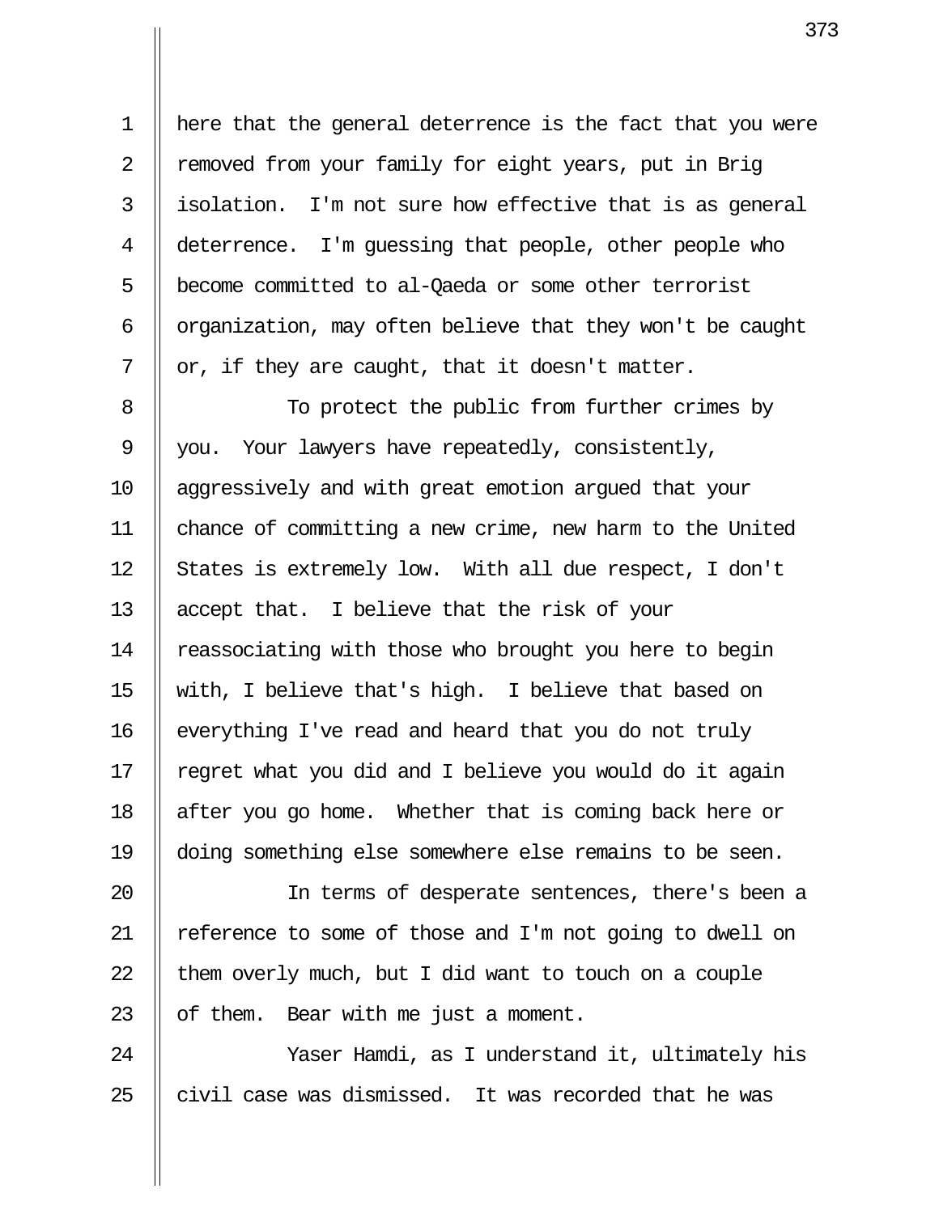here that the general deterrence is the fact that you were removed from your family for eight years, put in Brig isolation. I'm not sure how effective that is as general deterrence. I'm guessing that people, other people who become committed to al-Qaeda or some other terrorist organization, may often believe that they won't be caught or, if they are caught, that it doesn't matter.

To protect the public from further crimes by you. Your lawyers have repeatedly, consistently, aggressively and with great emotion argued that your chance of committing a new crime, new harm to the United States is extremely low. With all due respect, I don't accept that. I believe that the risk of your reassociating with those who brought you here to begin with, I believe that's high. I believe that based on everything I've read and heard that you do not truly regret what you did and I believe you would do it again after you go home. Whether that is coming back here or doing something else somewhere else remains to be seen.

In terms of desperate sentences, there's been a reference to some of those and I'm not going to dwell on them overly much, but I did want to touch on a couple of them. Bear with me just a moment.

Yaser Hamdi, as I understand it, ultimately his civil case was dismissed. It was recorded that he was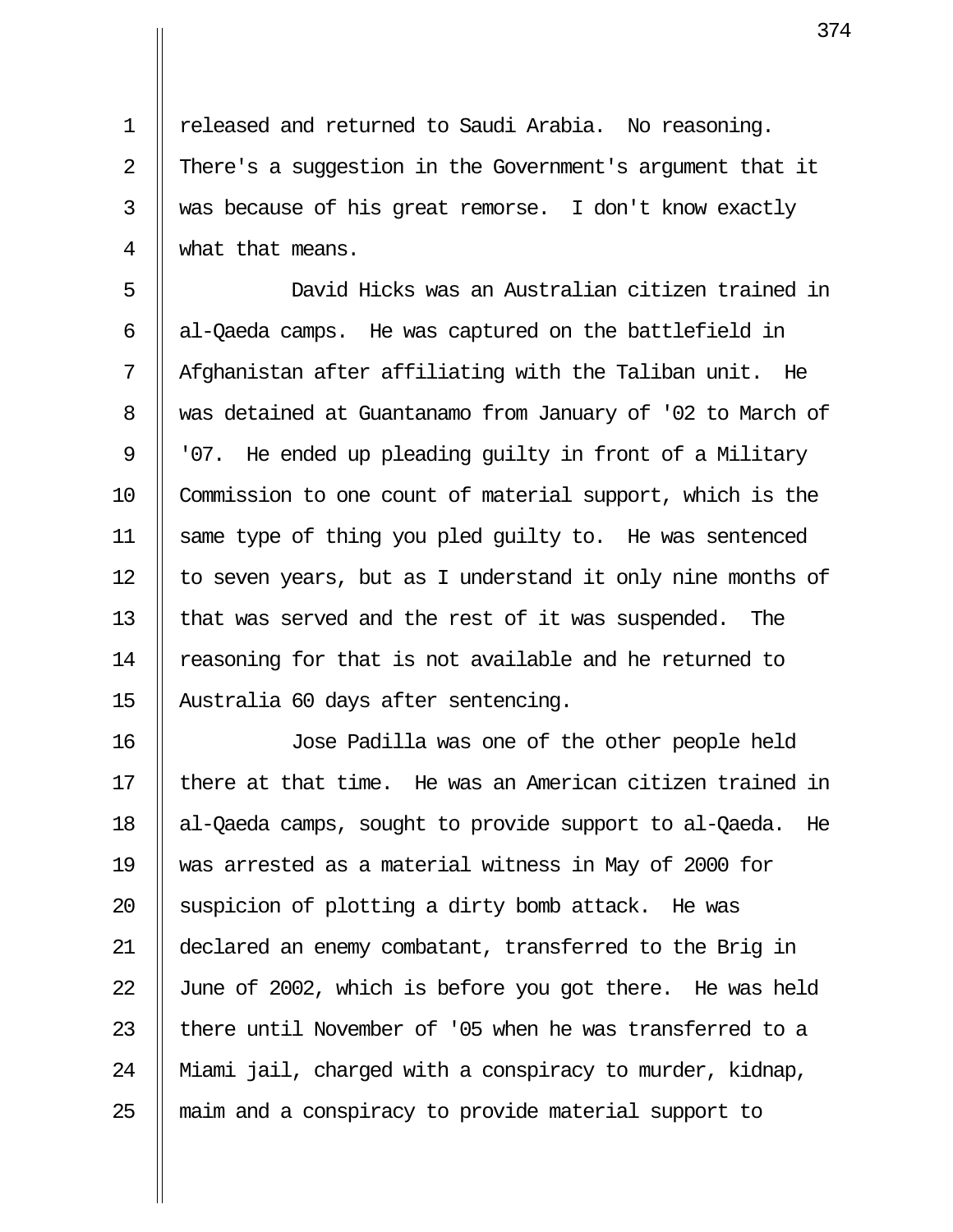released and returned to Saudi Arabia. No reasoning. There's a suggestion in the Government's argument that it was because of his great remorse. I don't know exactly what that means.

David Hicks was an Australian citizen trained in al-Qaeda camps. He was captured on the battlefield in Afghanistan after affiliating with the Taliban unit. He was detained at Guantanamo from January of '02 to March of '07. He ended up pleading guilty in front of a Military Commission to one count of material support, which is the same type of thing you pled guilty to. He was sentenced to seven years, but as I understand it only nine months of that was served and the rest of it was suspended. The reasoning for that is not available and he returned to Australia 60 days after sentencing.

Jose Padilla was one of the other people held there at that time. He was an American citizen trained in al-Qaeda camps, sought to provide support to al-Qaeda. He was arrested as a material witness in May of 2000 for suspicion of plotting a dirty bomb attack. He was declared an enemy combatant, transferred to the Brig in June of 2002, which is before you got there. He was held there until November of '05 when he was transferred to a Miami jail, charged with a conspiracy to murder, kidnap, maim and a conspiracy to provide material support to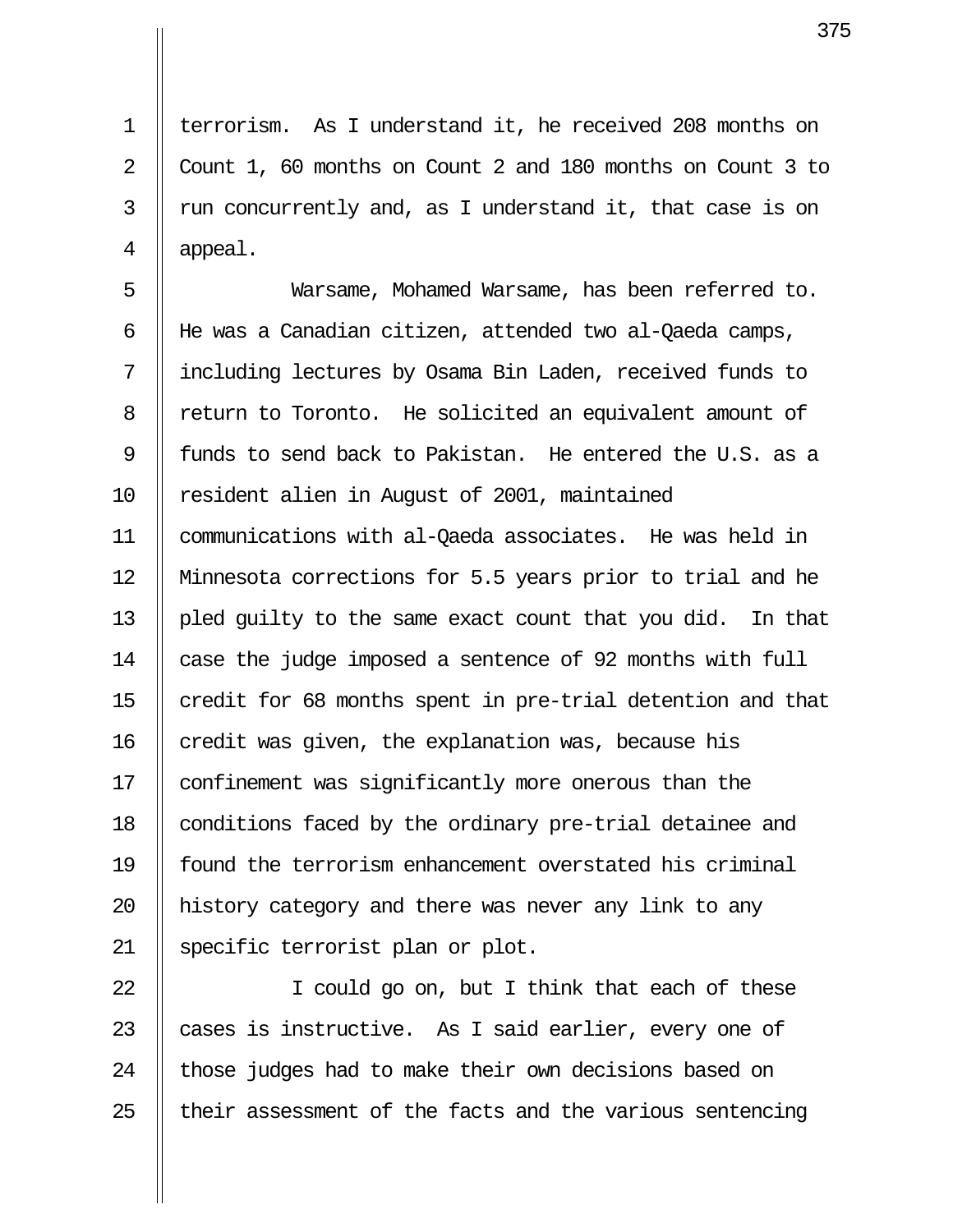terrorism. As I understand it, he received 208 months on Count 1, 60 months on Count 2 and 180 months on Count 3 to run concurrently and, as I understand it, that case is on appeal.

Warsame, Mohamed Warsame, has been referred to. He was a Canadian citizen, attended two al-Qaeda camps, including lectures by Osama Bin Laden, received funds to return to Toronto. He solicited an equivalent amount of funds to send back to Pakistan. He entered the U.S. as a resident alien in August of 2001, maintained communications with al-Qaeda associates. He was held in Minnesota corrections for 5.5 years prior to trial and he pled guilty to the same exact count that you did. In that case the judge imposed a sentence of 92 months with full credit for 68 months spent in pre-trial detention and that credit was given, the explanation was, because his confinement was significantly more onerous than the conditions faced by the ordinary pre-trial detainee and found the terrorism enhancement overstated his criminal history category and there was never any link to any specific terrorist plan or plot.

I could go on, but I think that each of these cases is instructive. As I said earlier, every one of those judges had to make their own decisions based on their assessment of the facts and the various sentencing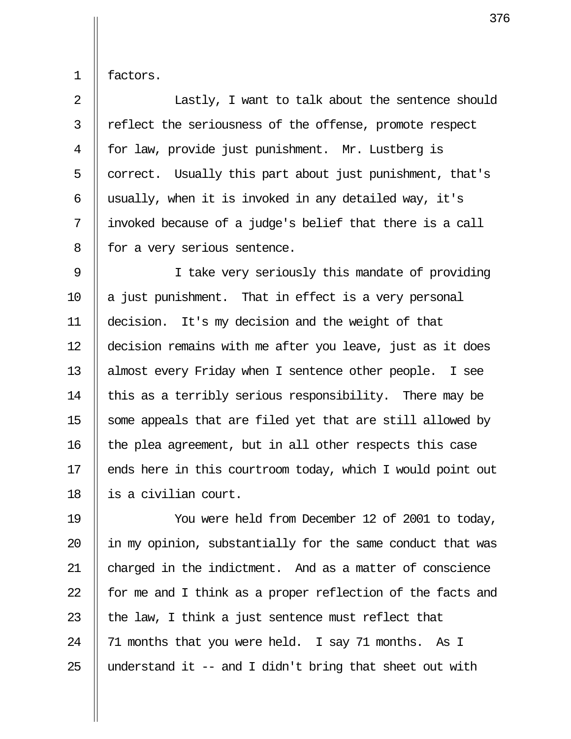factors.

Lastly, I want to talk about the sentence should reflect the seriousness of the offense, promote respect for law, provide just punishment. Mr. Lustberg is correct. Usually this part about just punishment, that's usually, when it is invoked in any detailed way, it's invoked because of a judge's belief that there is a call for a very serious sentence.

I take very seriously this mandate of providing a just punishment. That in effect is a very personal decision. It's my decision and the weight of that decision remains with me after you leave, just as it does almost every Friday when I sentence other people. I see this as a terribly serious responsibility. There may be some appeals that are filed yet that are still allowed by the plea agreement, but in all other respects this case ends here in this courtroom today, which I would point out is a civilian court.

You were held from December 12 of 2001 to today, in my opinion, substantially for the same conduct that was charged in the indictment. And as a matter of conscience for me and I think as a proper reflection of the facts and the law, I think a just sentence must reflect that 71 months that you were held. I say 71 months. As I understand it -- and I didn't bring that sheet out with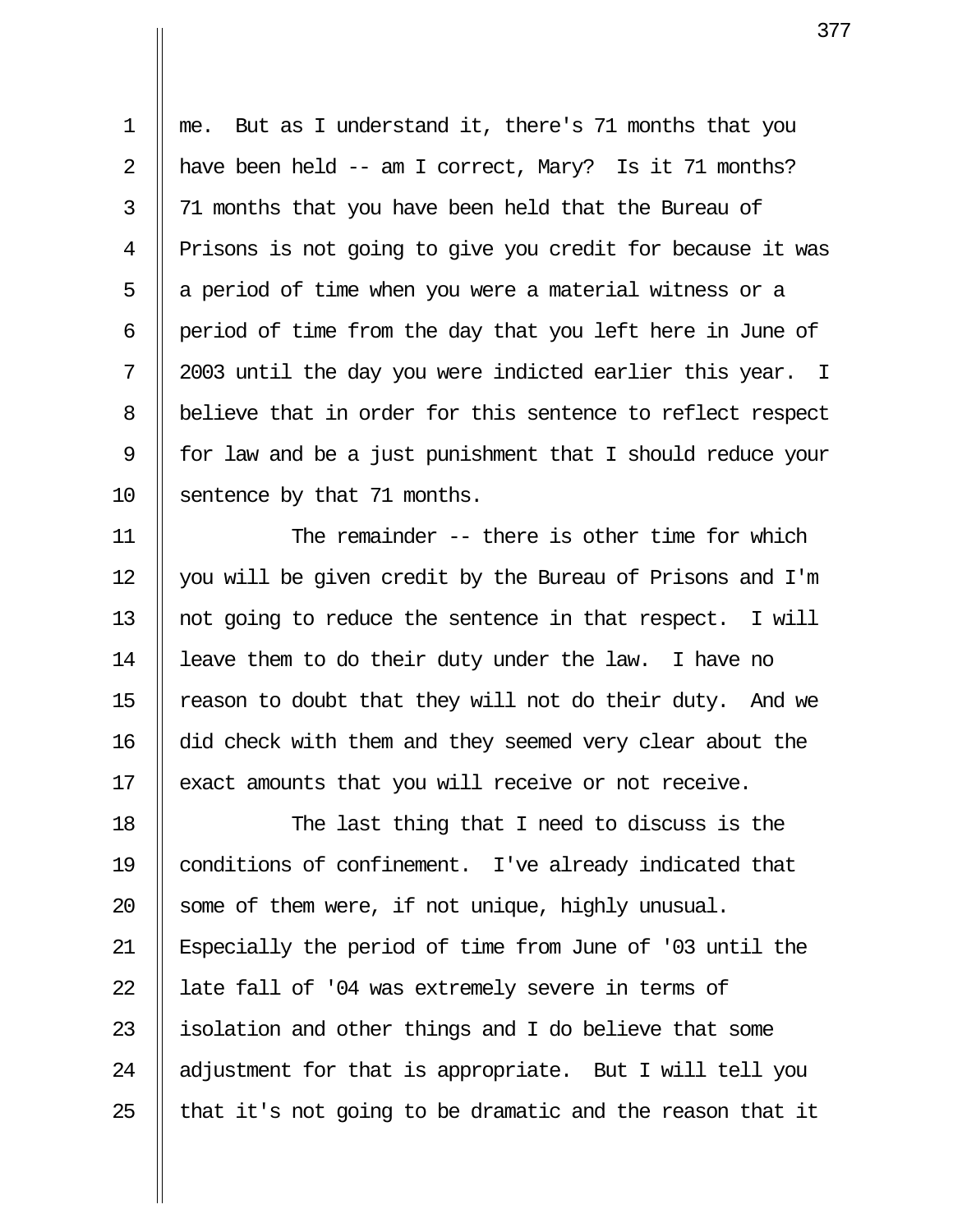me. But as I understand it, there's 71 months that you have been held -- am I correct, Mary? Is it 71 months? 71 months that you have been held that the Bureau of Prisons is not going to give you credit for because it was a period of time when you were a material witness or a period of time from the day that you left here in June of 2003 until the day you were indicted earlier this year. I believe that in order for this sentence to reflect respect for law and be a just punishment that I should reduce your sentence by that 71 months.

The remainder -- there is other time for which you will be given credit by the Bureau of Prisons and I'm not going to reduce the sentence in that respect. I will leave them to do their duty under the law. I have no reason to doubt that they will not do their duty. And we did check with them and they seemed very clear about the exact amounts that you will receive or not receive.

The last thing that I need to discuss is the conditions of confinement. I've already indicated that some of them were, if not unique, highly unusual. Especially the period of time from June of '03 until the late fall of '04 was extremely severe in terms of isolation and other things and I do believe that some adjustment for that is appropriate. But I will tell you that it's not going to be dramatic and the reason that it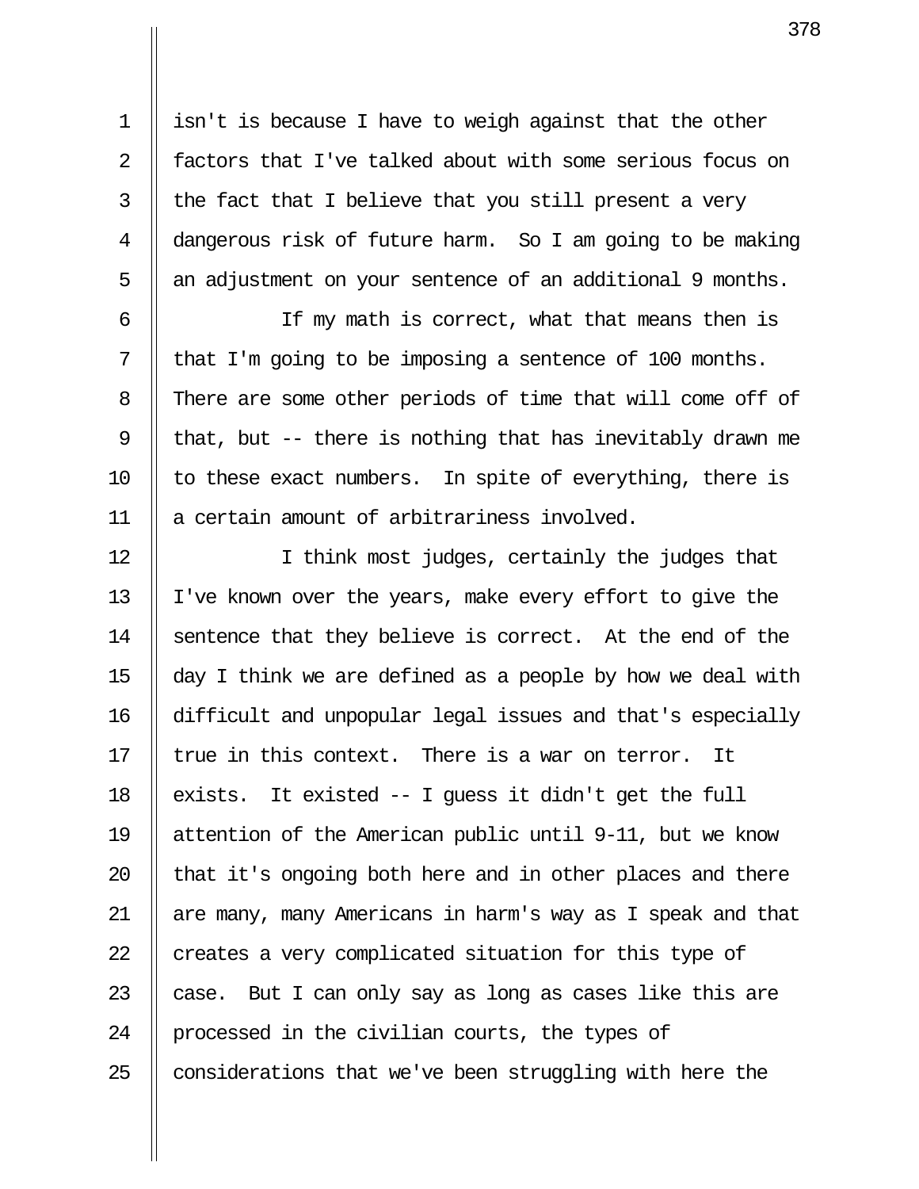isn't is because I have to weigh against that the other factors that I've talked about with some serious focus on the fact that I believe that you still present a very dangerous risk of future harm. So I am going to be making an adjustment on your sentence of an additional 9 months.

If my math is correct, what that means then is that I'm going to be imposing a sentence of 100 months. There are some other periods of time that will come off of that, but -- there is nothing that has inevitably drawn me to these exact numbers. In spite of everything, there is a certain amount of arbitrariness involved.

I think most judges, certainly the judges that I've known over the years, make every effort to give the sentence that they believe is correct. At the end of the day I think we are defined as a people by how we deal with difficult and unpopular legal issues and that's especially true in this context. There is a war on terror. It exists. It existed -- I guess it didn't get the full attention of the American public until 9-11, but we know that it's ongoing both here and in other places and there are many, many Americans in harm's way as I speak and that creates a very complicated situation for this type of case. But I can only say as long as cases like this are processed in the civilian courts, the types of considerations that we've been struggling with here the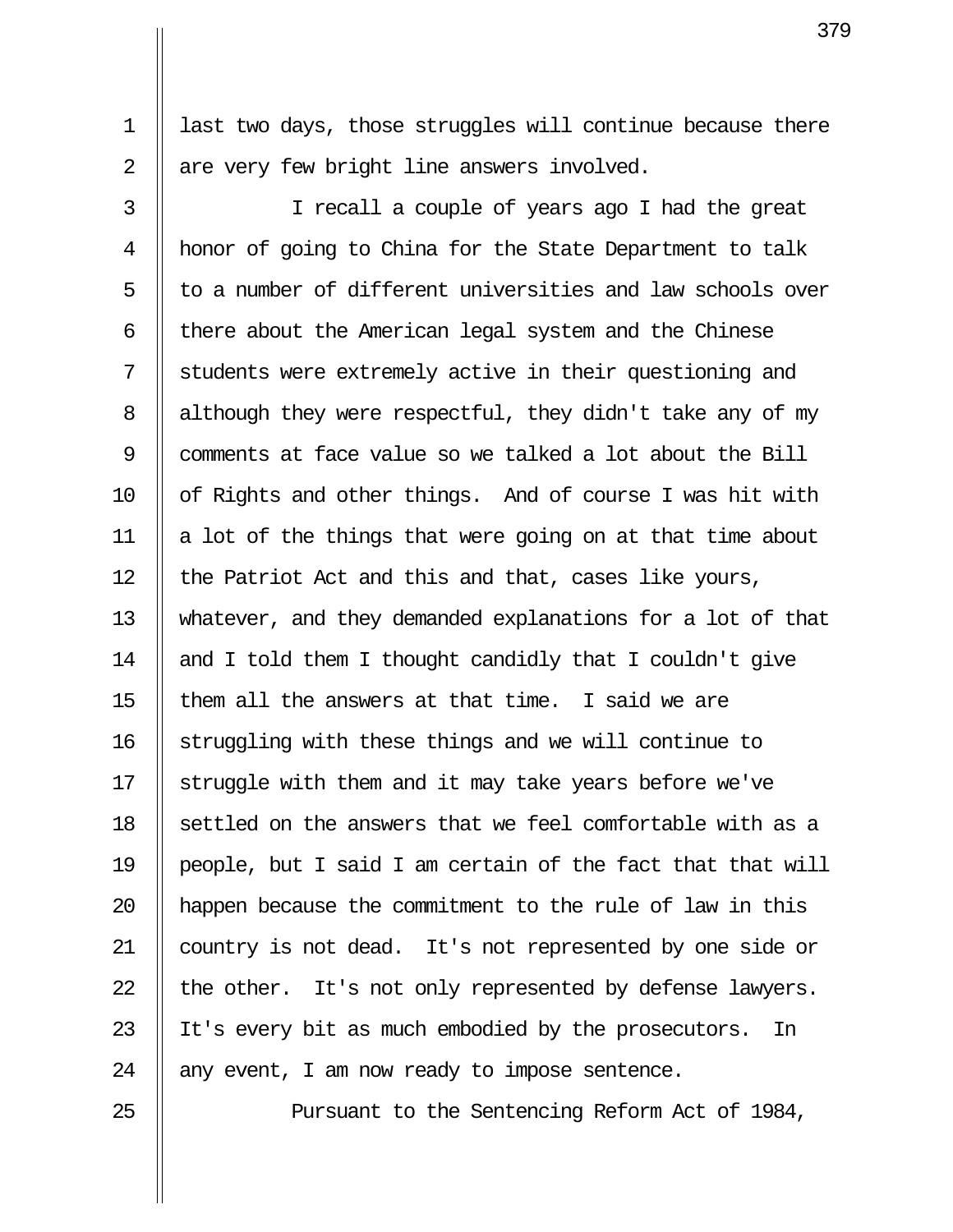last two days, those struggles will continue because there are very few bright line answers involved.

I recall a couple of years ago I had the great honor of going to China for the State Department to talk to a number of different universities and law schools over there about the American legal system and the Chinese students were extremely active in their questioning and although they were respectful, they didn't take any of my comments at face value so we talked a lot about the Bill of Rights and other things. And of course I was hit with a lot of the things that were going on at that time about the Patriot Act and this and that, cases like yours, whatever, and they demanded explanations for a lot of that and I told them I thought candidly that I couldn't give them all the answers at that time. I said we are struggling with these things and we will continue to struggle with them and it may take years before we've settled on the answers that we feel comfortable with as a people, but I said I am certain of the fact that that will happen because the commitment to the rule of law in this country is not dead. It's not represented by one side or the other. It's not only represented by defense lawyers. It's every bit as much embodied by the prosecutors. In any event, I am now ready to impose sentence.

Pursuant to the Sentencing Reform Act of 1984,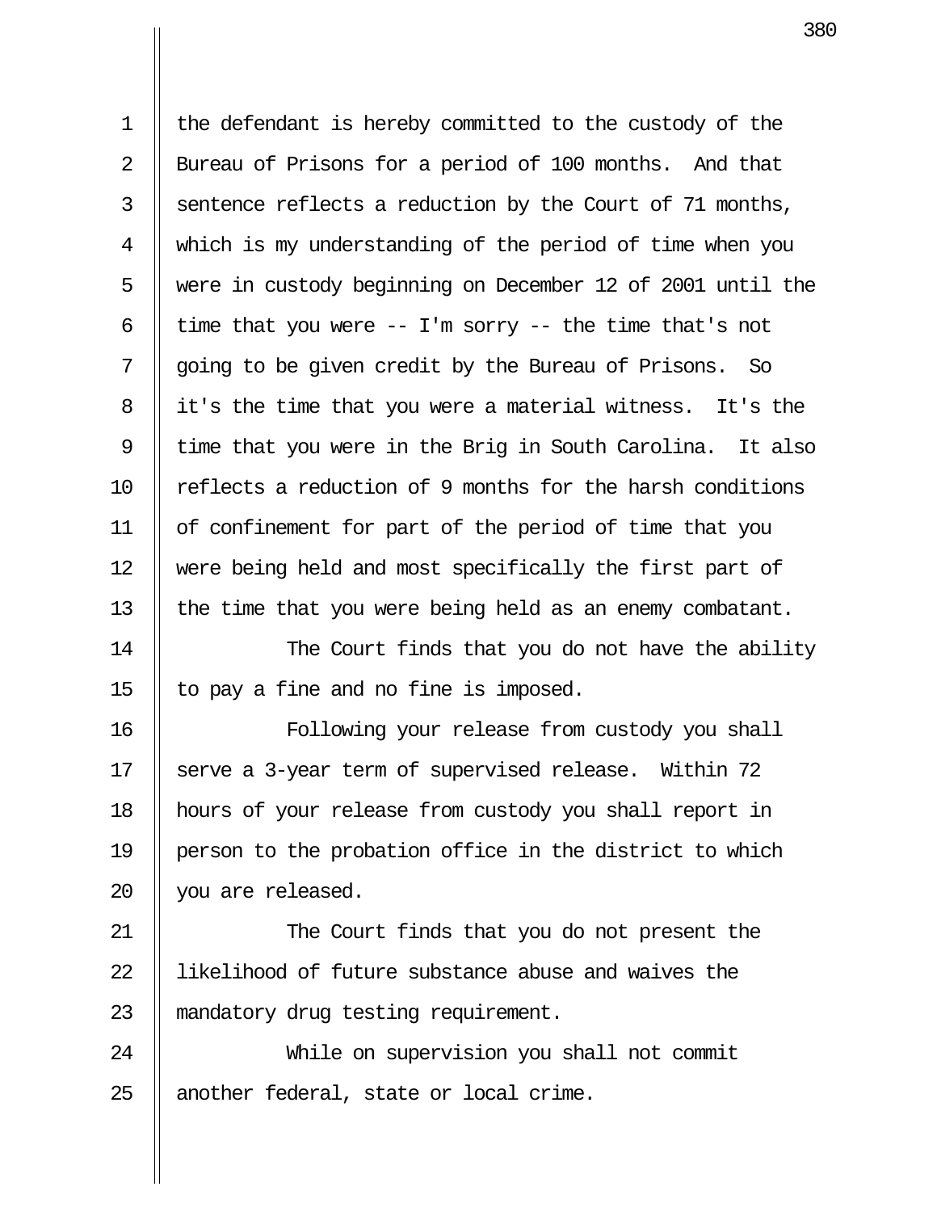the defendant is hereby committed to the custody of the Bureau of Prisons for a period of 100 months. And that sentence reflects a reduction by the Court of 71 months, which is my understanding of the period of time when you were in custody beginning on December 12 of 2001 until the time that you were -- I'm sorry -- the time that's not going to be given credit by the Bureau of Prisons. So it's the time that you were a material witness. It's the time that you were in the Brig in South Carolina. It also reflects a reduction of 9 months for the harsh conditions of confinement for part of the period of time that you were being held and most specifically the first part of the time that you were being held as an enemy combatant.

The Court finds that you do not have the ability to pay a fine and no fine is imposed.

Following your release from custody you shall serve a 3-year term of supervised release. Within 72 hours of your release from custody you shall report in person to the probation office in the district to which you are released.

The Court finds that you do not present the likelihood of future substance abuse and waives the mandatory drug testing requirement.

While on supervision you shall not commit another federal, state or local crime.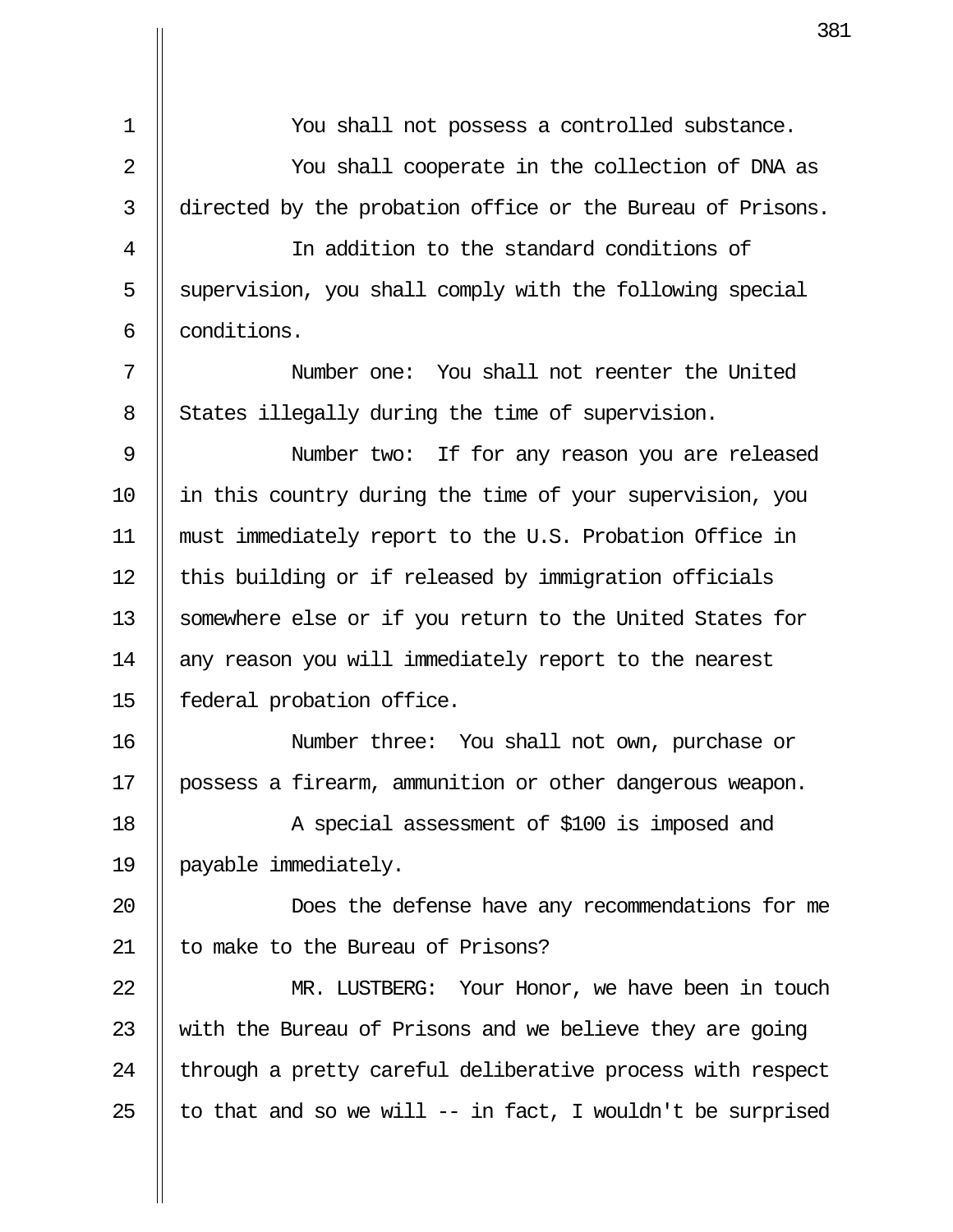You shall not possess a controlled substance.

You shall cooperate in the collection of DNA as directed by the probation office or the Bureau of Prisons.

In addition to the standard conditions of supervision, you shall comply with the following special conditions.

Number one: You shall not reenter the United States illegally during the time of supervision.

Number two: If for any reason you are released in this country during the time of your supervision, you must immediately report to the U.S. Probation Office in this building or if released by immigration officials somewhere else or if you return to the United States for any reason you will immediately report to the nearest federal probation office.

Number three: You shall not own, purchase or possess a firearm, ammunition or other dangerous weapon.

A special assessment of $100 is imposed and payable immediately.

Does the defense have any recommendations for me to make to the Bureau of Prisons?

MR. LUSTBERG: Your Honor, we have been in touch with the Bureau of Prisons and we believe they are going through a pretty careful deliberative process with respect to that and so we will -- in fact, I wouldn't be surprised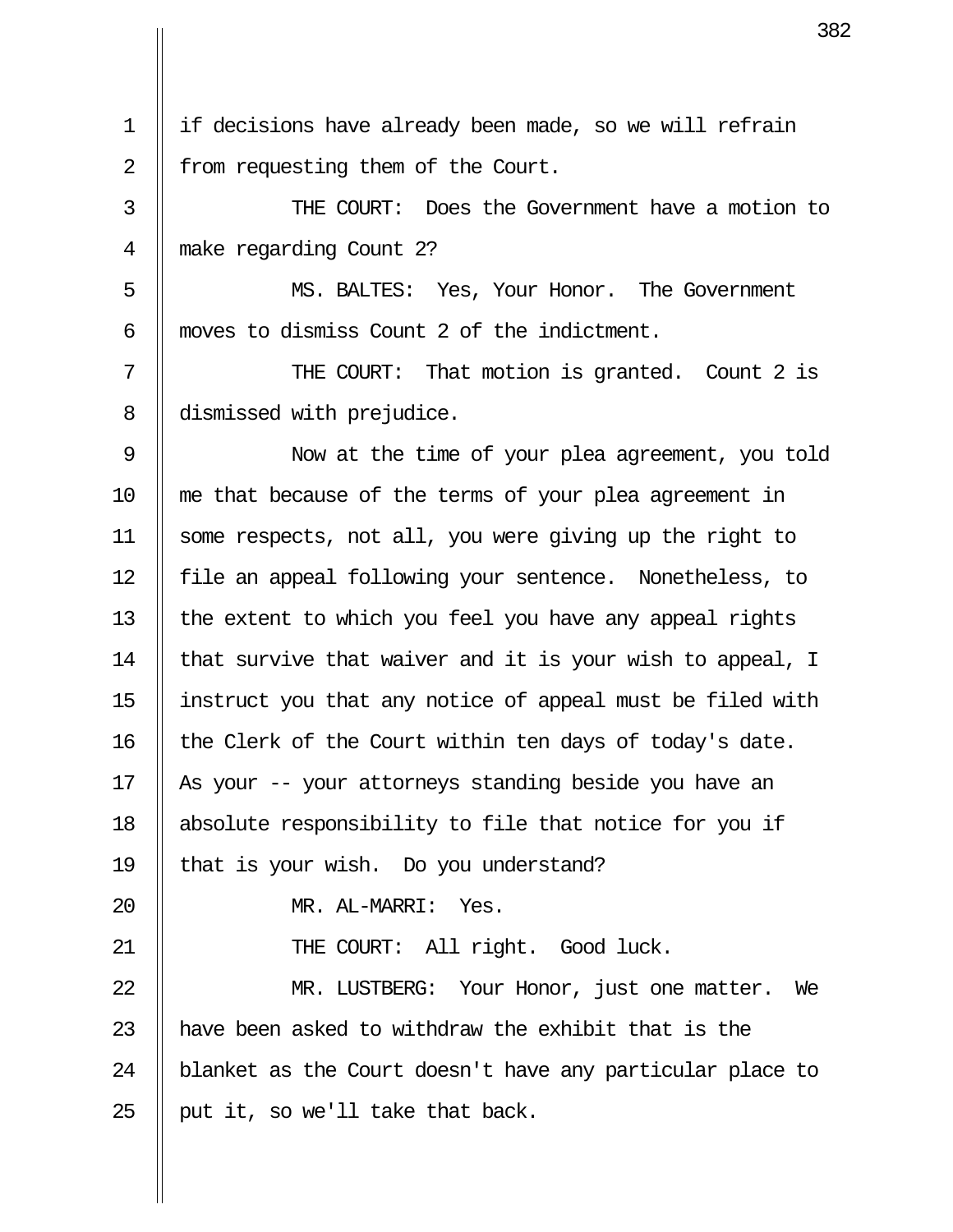if decisions have already been made, so we will refrain from requesting them of the Court.

THE COURT: Does the Government have a motion to make regarding Count 2?

MS. BALTES: Yes, Your Honor. The Government moves to dismiss Count 2 of the indictment.

THE COURT: That motion is granted. Count 2 is dismissed with prejudice.

Now at the time of your plea agreement, you told me that because of the terms of your plea agreement in some respects, not all, you were giving up the right to file an appeal following your sentence. Nonetheless, to the extent to which you feel you have any appeal rights that survive that waiver and it is your wish to appeal, I instruct you that any notice of appeal must be filed with the Clerk of the Court within ten days of today's date. As your -- your attorneys standing beside you have an absolute responsibility to file that notice for you if that is your wish. Do you understand?

MR. AL-MARRI: Yes.

THE COURT: All right. Good luck.

MR. LUSTBERG: Your Honor, just one matter. We have been asked to withdraw the exhibit that is the blanket as the Court doesn't have any particular place to put it, so we'll take that back.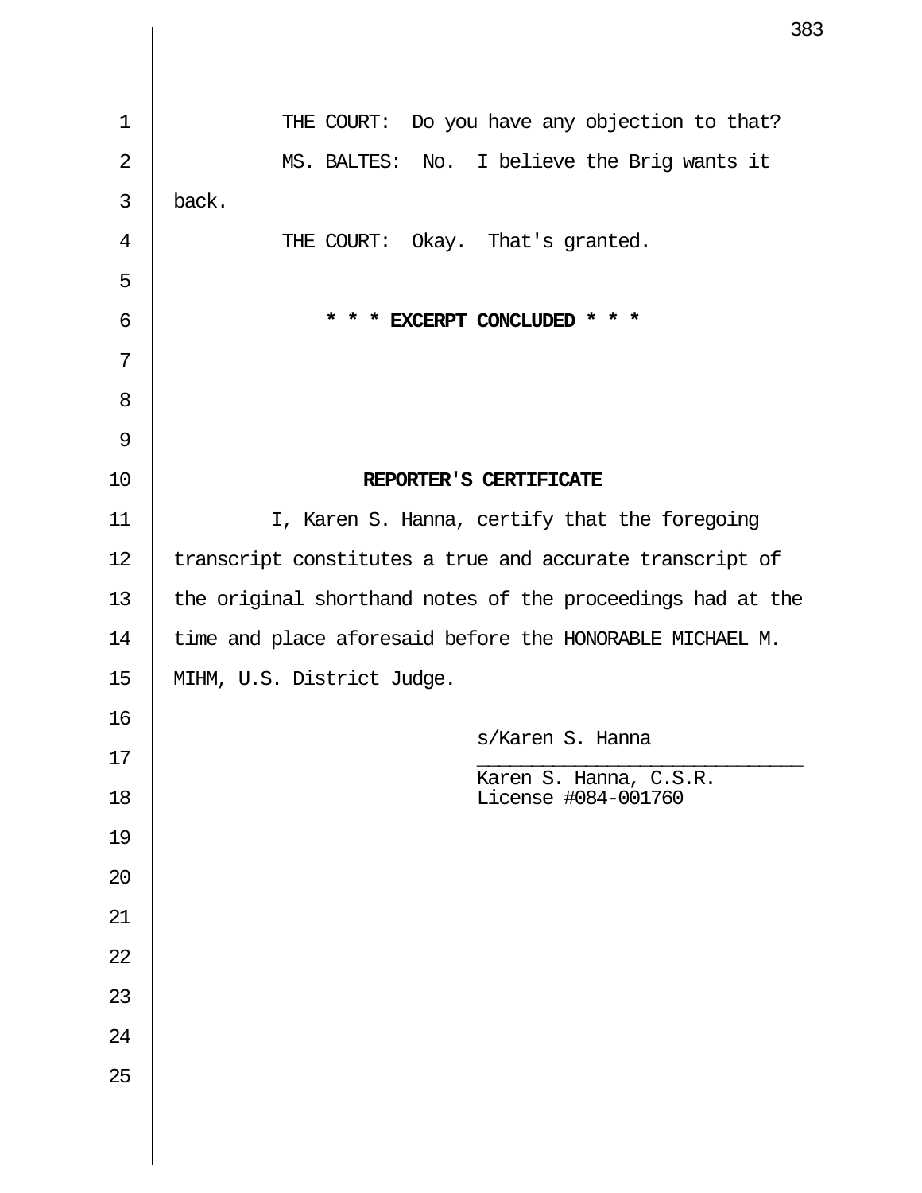THE COURT: Do you have any objection to that?

MS. BALTES: No. I believe the Brig wants it back.

THE COURT: Okay. That's granted.

**\* \* \* EXCERPT CONCLUDED \* \* \***

**REPORTER'S CERTIFICATE**

I, Karen S. Hanna, certify that the foregoing transcript constitutes a true and accurate transcript of the original shorthand notes of the proceedings had at the time and place aforesaid before the HONORABLE MICHAEL M. MIHM, U.S. District Judge.

s/Karen S. Hanna

Karen S. Hanna, C.S.R.
License #084-001760